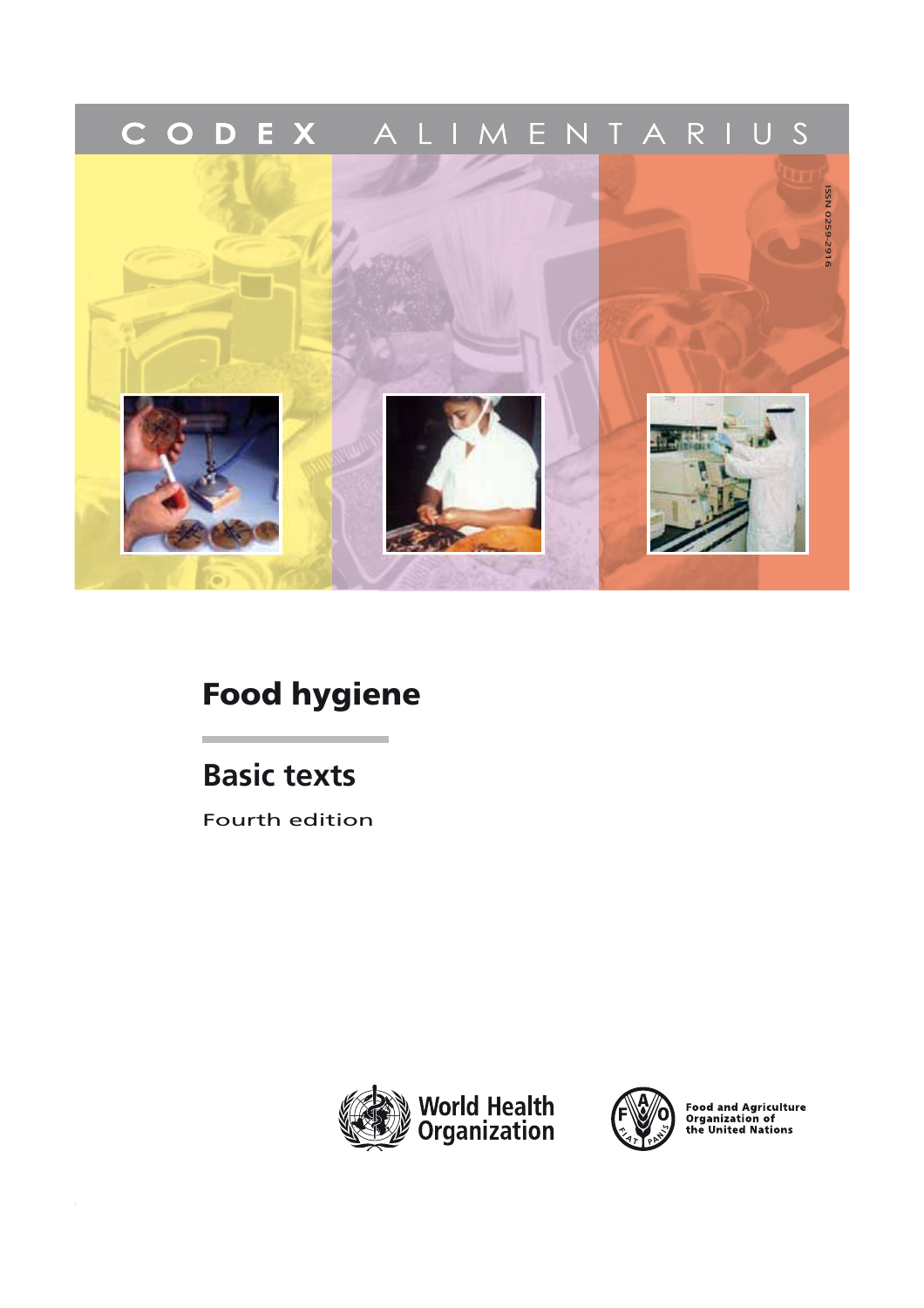CODEX ALIMENTARIUS

ISSN 0259-2916

# Food hygiene

## Basic texts

Fourth edition

World Health Organization

Food and Agriculture Organization of the United Nations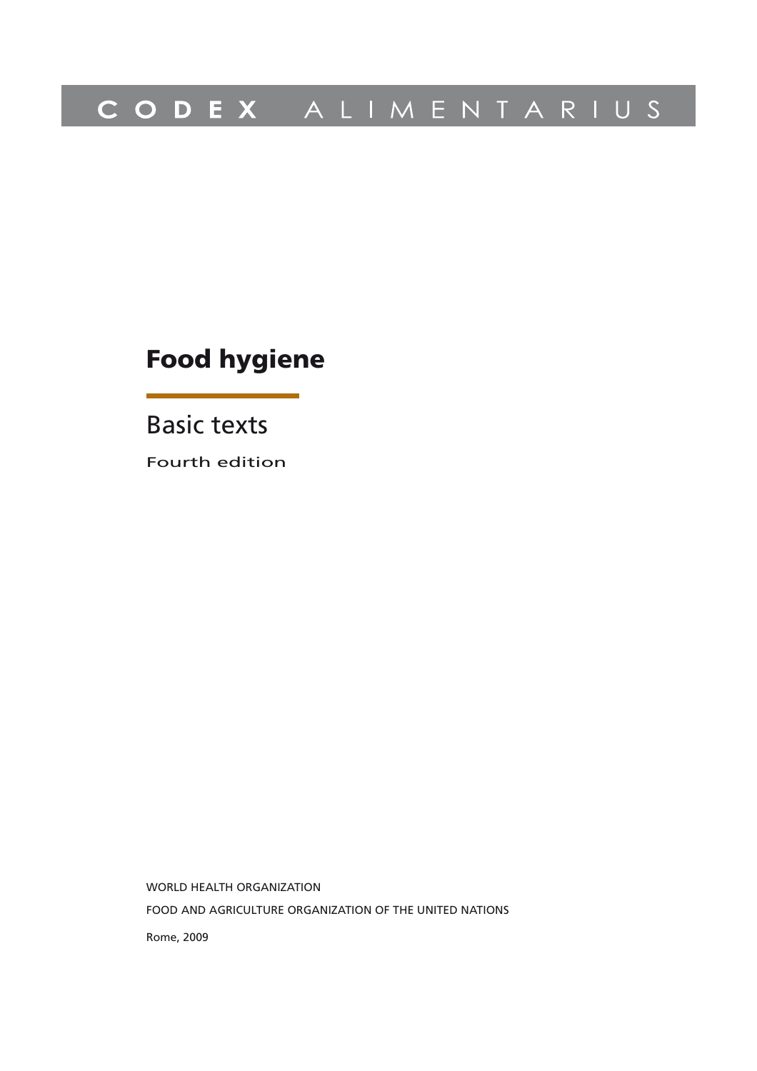CODEX ALIMENTARIUS

# Food hygiene

## Basic texts

Fourth edition

WORLD HEALTH ORGANIZATION

FOOD AND AGRICULTURE ORGANIZATION OF THE UNITED NATIONS

Rome, 2009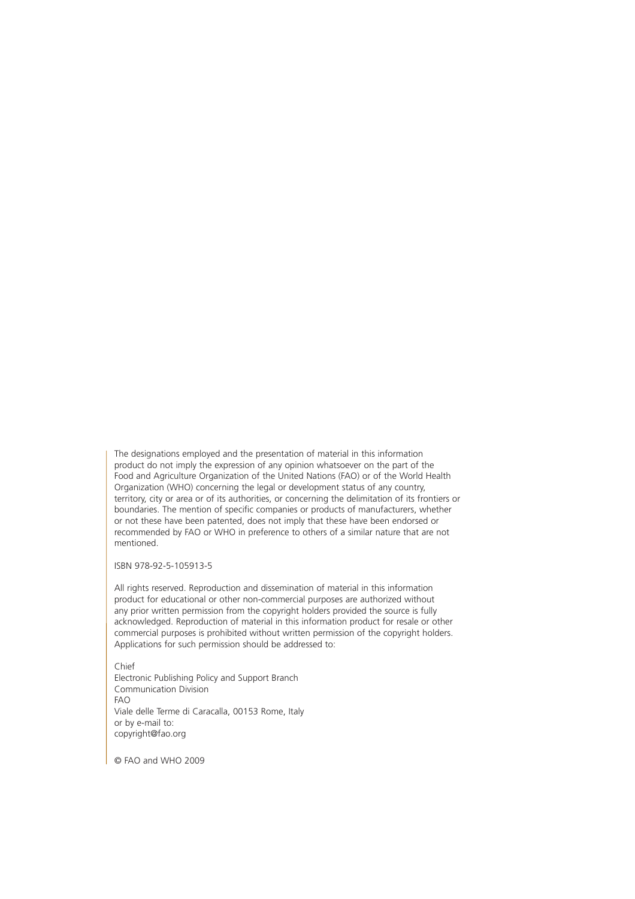The designations employed and the presentation of material in this information product do not imply the expression of any opinion whatsoever on the part of the Food and Agriculture Organization of the United Nations (FAO) or of the World Health Organization (WHO) concerning the legal or development status of any country, territory, city or area or of its authorities, or concerning the delimitation of its frontiers or boundaries. The mention of specific companies or products of manufacturers, whether or not these have been patented, does not imply that these have been endorsed or recommended by FAO or WHO in preference to others of a similar nature that are not mentioned.

ISBN 978-92-5-105913-5

All rights reserved. Reproduction and dissemination of material in this information product for educational or other non-commercial purposes are authorized without any prior written permission from the copyright holders provided the source is fully acknowledged. Reproduction of material in this information product for resale or other commercial purposes is prohibited without written permission of the copyright holders. Applications for such permission should be addressed to:

Chief
Electronic Publishing Policy and Support Branch
Communication Division
FAO
Viale delle Terme di Caracalla, 00153 Rome, Italy
or by e-mail to:
copyright@fao.org

© FAO and WHO 2009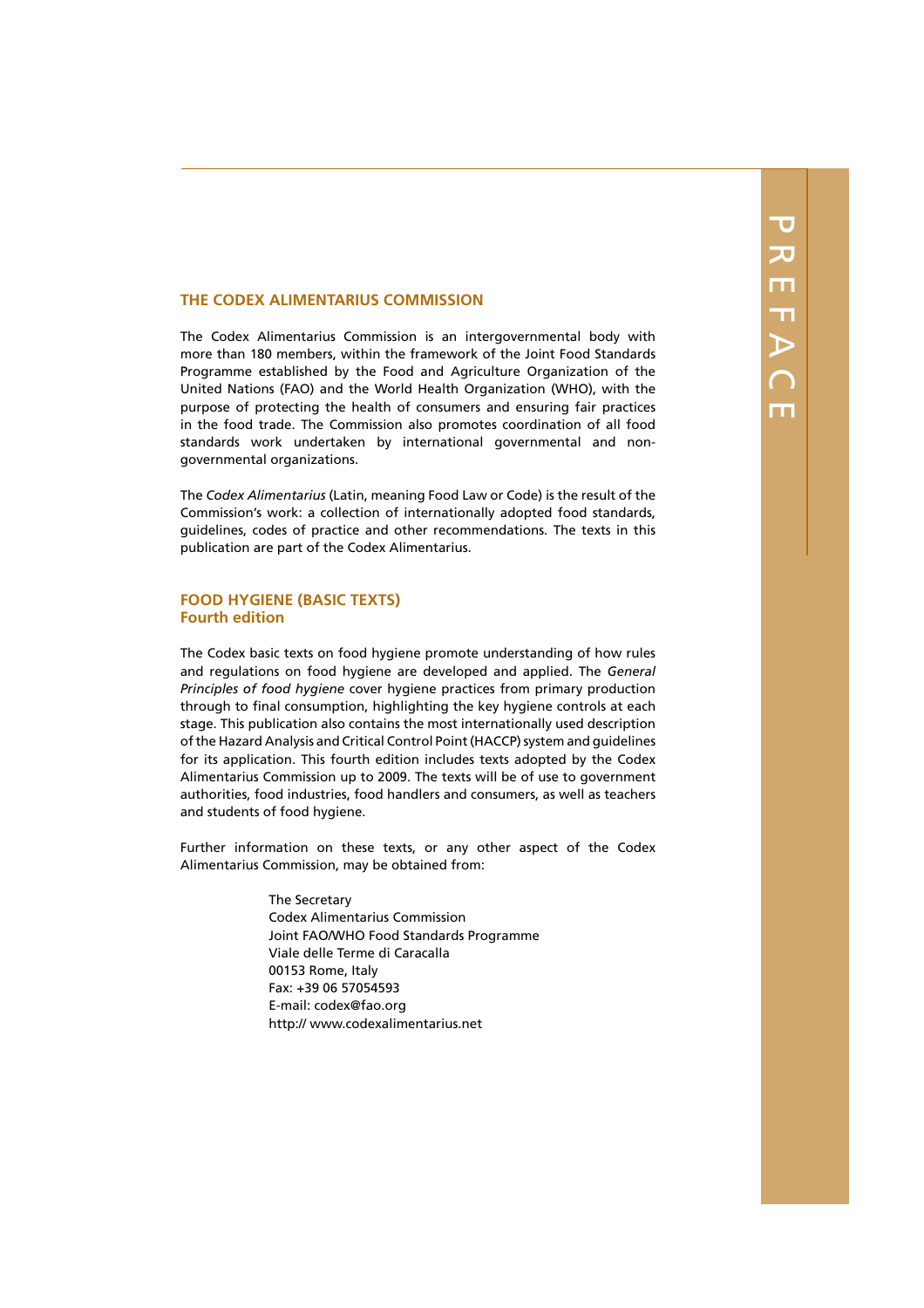## THE CODEX ALIMENTARIUS COMMISSION

The Codex Alimentarius Commission is an intergovernmental body with more than 180 members, within the framework of the Joint Food Standards Programme established by the Food and Agriculture Organization of the United Nations (FAO) and the World Health Organization (WHO), with the purpose of protecting the health of consumers and ensuring fair practices in the food trade. The Commission also promotes coordination of all food standards work undertaken by international governmental and non-governmental organizations.

The *Codex Alimentarius* (Latin, meaning Food Law or Code) is the result of the Commission's work: a collection of internationally adopted food standards, guidelines, codes of practice and other recommendations. The texts in this publication are part of the Codex Alimentarius.

## FOOD HYGIENE (BASIC TEXTS)
### Fourth edition

The Codex basic texts on food hygiene promote understanding of how rules and regulations on food hygiene are developed and applied. The *General Principles of food hygiene* cover hygiene practices from primary production through to final consumption, highlighting the key hygiene controls at each stage. This publication also contains the most internationally used description of the Hazard Analysis and Critical Control Point (HACCP) system and guidelines for its application. This fourth edition includes texts adopted by the Codex Alimentarius Commission up to 2009. The texts will be of use to government authorities, food industries, food handlers and consumers, as well as teachers and students of food hygiene.

Further information on these texts, or any other aspect of the Codex Alimentarius Commission, may be obtained from:

The Secretary  
Codex Alimentarius Commission  
Joint FAO/WHO Food Standards Programme  
Viale delle Terme di Caracalla  
00153 Rome, Italy  
Fax: +39 06 57054593  
E-mail: codex@fao.org  
http:// www.codexalimentarius.net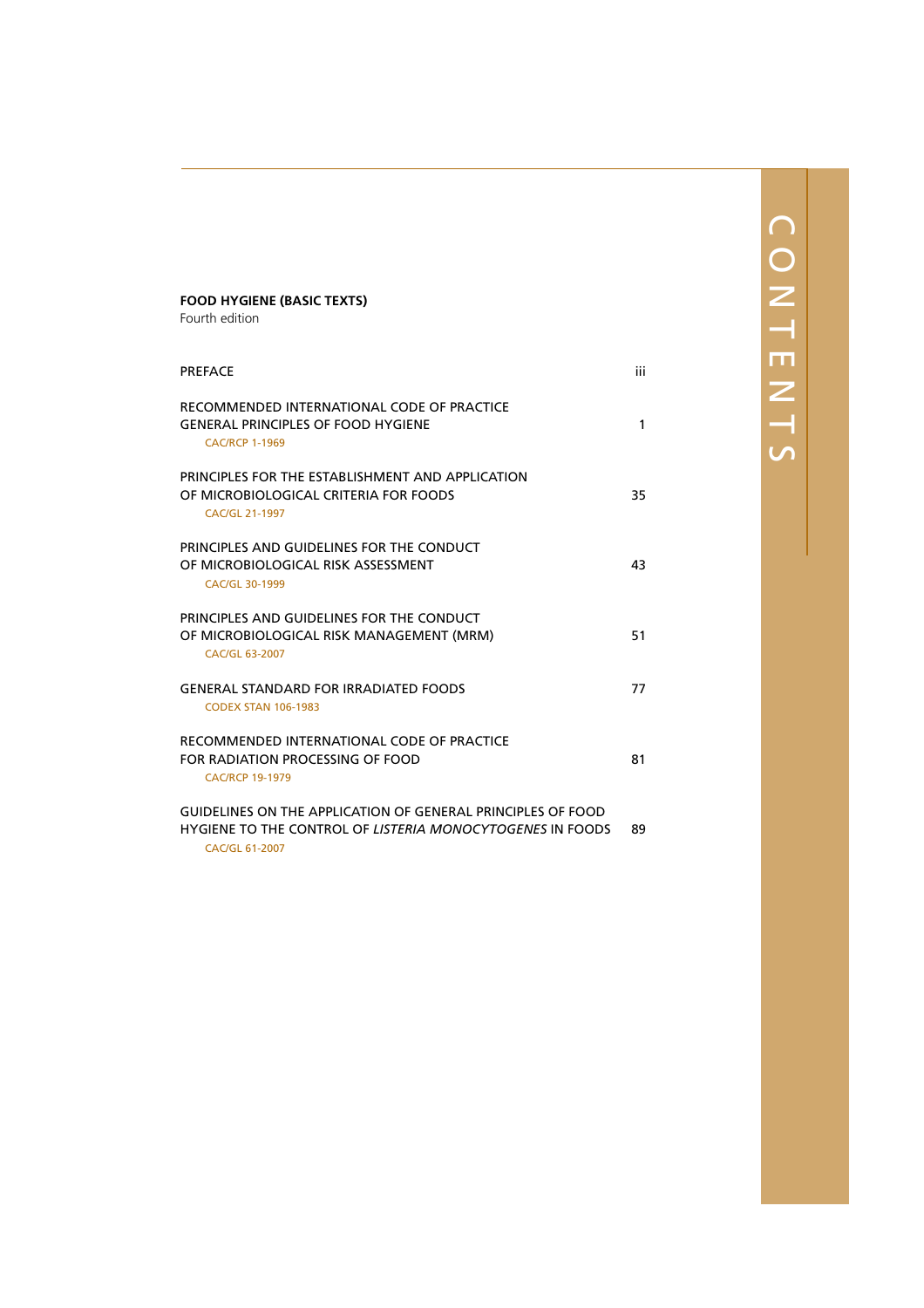# CONTENTS

**FOOD HYGIENE (BASIC TEXTS)**
Fourth edition

| | |
|---|---|
| PREFACE | iii |
| RECOMMENDED INTERNATIONAL CODE OF PRACTICE GENERAL PRINCIPLES OF FOOD HYGIENE<br>CAC/RCP 1-1969 | 1 |
| PRINCIPLES FOR THE ESTABLISHMENT AND APPLICATION OF MICROBIOLOGICAL CRITERIA FOR FOODS<br>CAC/GL 21-1997 | 35 |
| PRINCIPLES AND GUIDELINES FOR THE CONDUCT OF MICROBIOLOGICAL RISK ASSESSMENT<br>CAC/GL 30-1999 | 43 |
| PRINCIPLES AND GUIDELINES FOR THE CONDUCT OF MICROBIOLOGICAL RISK MANAGEMENT (MRM)<br>CAC/GL 63-2007 | 51 |
| GENERAL STANDARD FOR IRRADIATED FOODS<br>CODEX STAN 106-1983 | 77 |
| RECOMMENDED INTERNATIONAL CODE OF PRACTICE FOR RADIATION PROCESSING OF FOOD<br>CAC/RCP 19-1979 | 81 |
| GUIDELINES ON THE APPLICATION OF GENERAL PRINCIPLES OF FOOD HYGIENE TO THE CONTROL OF *LISTERIA MONOCYTOGENES* IN FOODS<br>CAC/GL 61-2007 | 89 |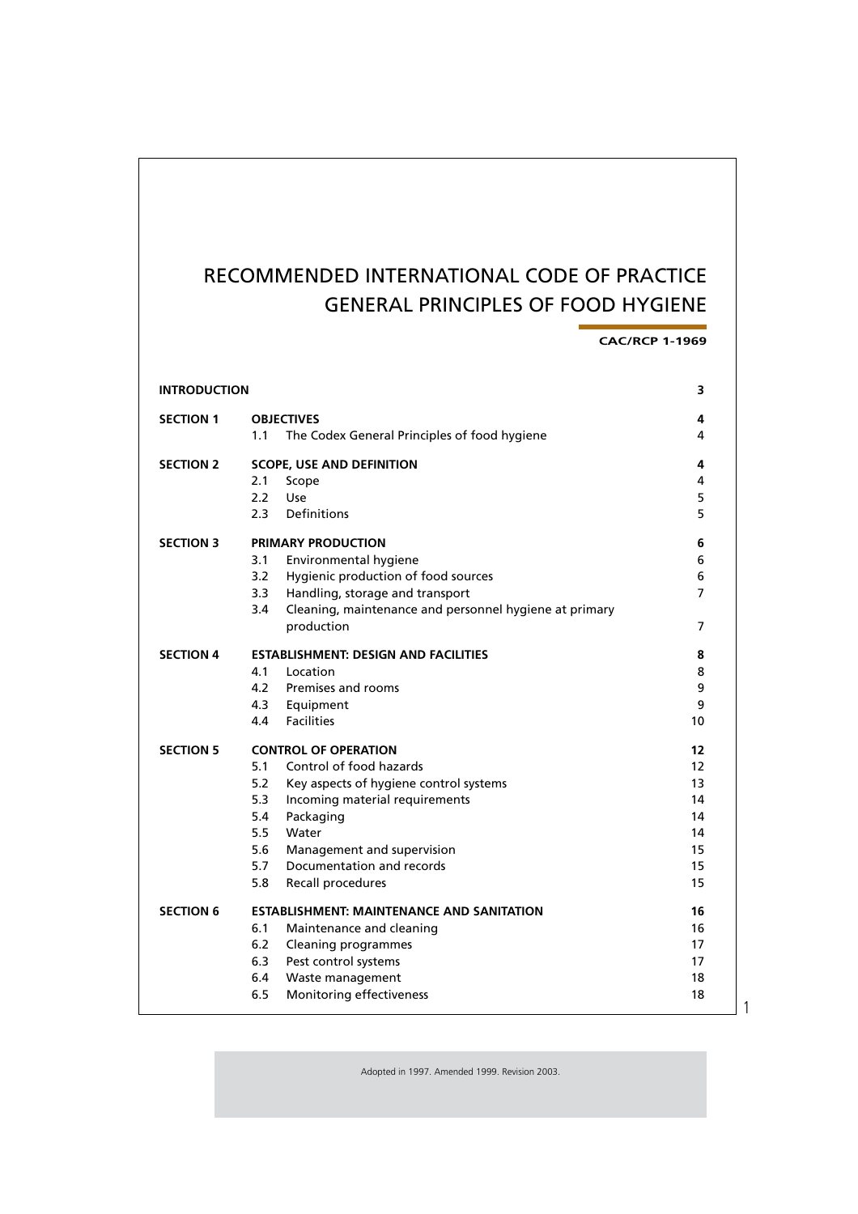# RECOMMENDED INTERNATIONAL CODE OF PRACTICE GENERAL PRINCIPLES OF FOOD HYGIENE

**CAC/RCP 1-1969**

| | | | |
|---|---|---|---|
| **INTRODUCTION** | | | **3** |
| **SECTION 1** | **OBJECTIVES** | | **4** |
| | 1.1 | The Codex General Principles of food hygiene | 4 |
| **SECTION 2** | **SCOPE, USE AND DEFINITION** | | **4** |
| | 2.1 | Scope | 4 |
| | 2.2 | Use | 5 |
| | 2.3 | Definitions | 5 |
| **SECTION 3** | **PRIMARY PRODUCTION** | | **6** |
| | 3.1 | Environmental hygiene | 6 |
| | 3.2 | Hygienic production of food sources | 6 |
| | 3.3 | Handling, storage and transport | 7 |
| | 3.4 | Cleaning, maintenance and personnel hygiene at primary production | 7 |
| **SECTION 4** | **ESTABLISHMENT: DESIGN AND FACILITIES** | | **8** |
| | 4.1 | Location | 8 |
| | 4.2 | Premises and rooms | 9 |
| | 4.3 | Equipment | 9 |
| | 4.4 | Facilities | 10 |
| **SECTION 5** | **CONTROL OF OPERATION** | | **12** |
| | 5.1 | Control of food hazards | 12 |
| | 5.2 | Key aspects of hygiene control systems | 13 |
| | 5.3 | Incoming material requirements | 14 |
| | 5.4 | Packaging | 14 |
| | 5.5 | Water | 14 |
| | 5.6 | Management and supervision | 15 |
| | 5.7 | Documentation and records | 15 |
| | 5.8 | Recall procedures | 15 |
| **SECTION 6** | **ESTABLISHMENT: MAINTENANCE AND SANITATION** | | **16** |
| | 6.1 | Maintenance and cleaning | 16 |
| | 6.2 | Cleaning programmes | 17 |
| | 6.3 | Pest control systems | 17 |
| | 6.4 | Waste management | 18 |
| | 6.5 | Monitoring effectiveness | 18 |

Adopted in 1997. Amended 1999. Revision 2003.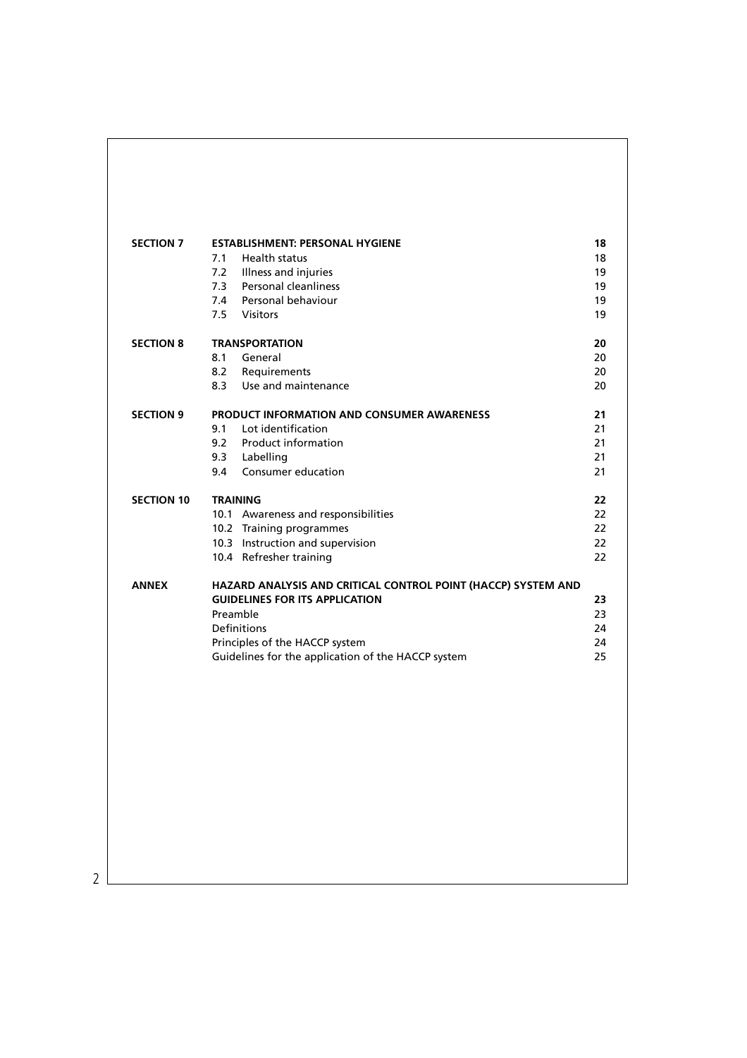| | | |
|---|---|---|
| **SECTION 7** | **ESTABLISHMENT: PERSONAL HYGIENE** | **18** |
| | 7.1 Health status | 18 |
| | 7.2 Illness and injuries | 19 |
| | 7.3 Personal cleanliness | 19 |
| | 7.4 Personal behaviour | 19 |
| | 7.5 Visitors | 19 |
| **SECTION 8** | **TRANSPORTATION** | **20** |
| | 8.1 General | 20 |
| | 8.2 Requirements | 20 |
| | 8.3 Use and maintenance | 20 |
| **SECTION 9** | **PRODUCT INFORMATION AND CONSUMER AWARENESS** | **21** |
| | 9.1 Lot identification | 21 |
| | 9.2 Product information | 21 |
| | 9.3 Labelling | 21 |
| | 9.4 Consumer education | 21 |
| **SECTION 10** | **TRAINING** | **22** |
| | 10.1 Awareness and responsibilities | 22 |
| | 10.2 Training programmes | 22 |
| | 10.3 Instruction and supervision | 22 |
| | 10.4 Refresher training | 22 |
| **ANNEX** | **HAZARD ANALYSIS AND CRITICAL CONTROL POINT (HACCP) SYSTEM AND GUIDELINES FOR ITS APPLICATION** | **23** |
| | Preamble | 23 |
| | Definitions | 24 |
| | Principles of the HACCP system | 24 |
| | Guidelines for the application of the HACCP system | 25 |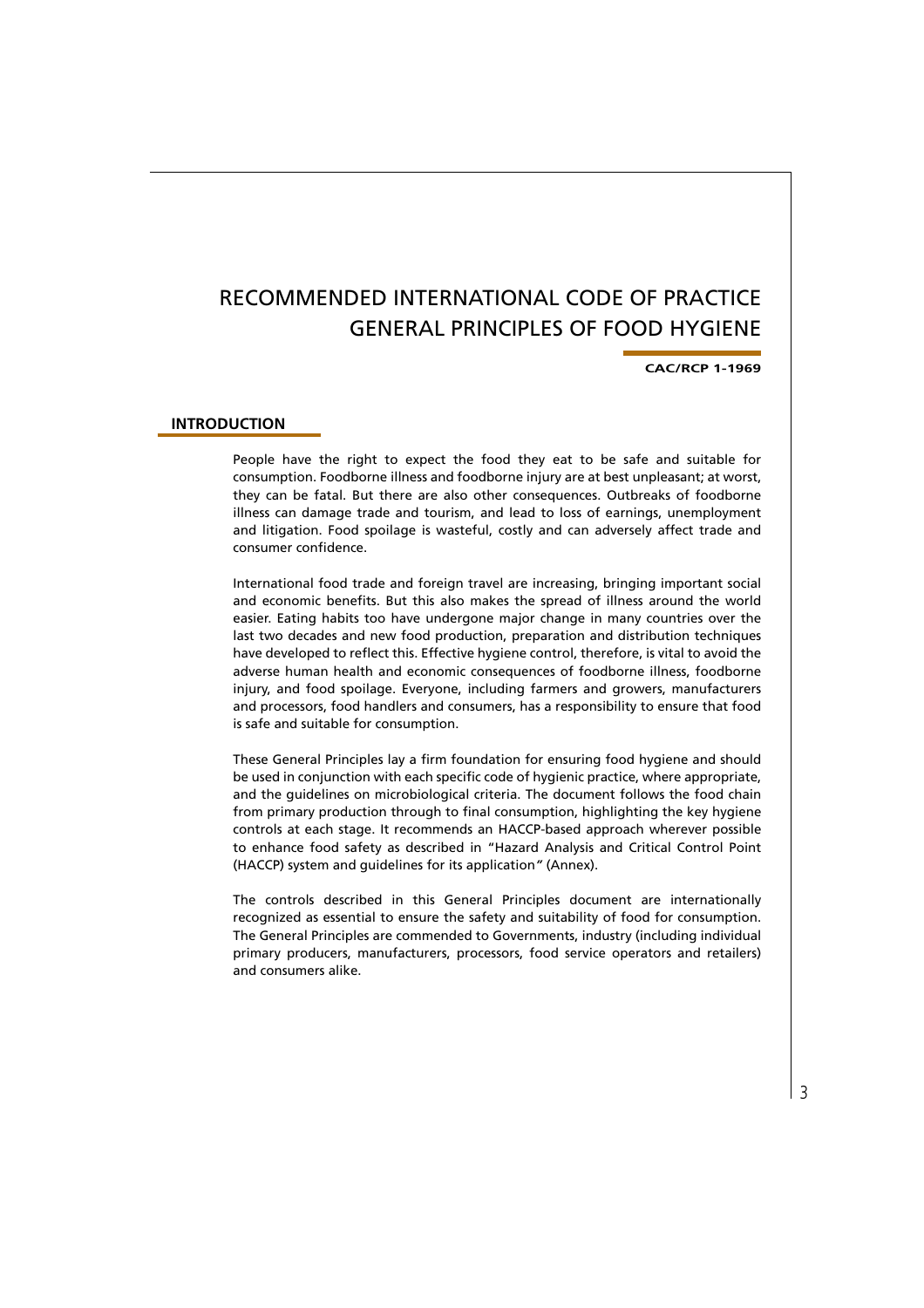# RECOMMENDED INTERNATIONAL CODE OF PRACTICE GENERAL PRINCIPLES OF FOOD HYGIENE

**CAC/RCP 1-1969**

## INTRODUCTION

People have the right to expect the food they eat to be safe and suitable for consumption. Foodborne illness and foodborne injury are at best unpleasant; at worst, they can be fatal. But there are also other consequences. Outbreaks of foodborne illness can damage trade and tourism, and lead to loss of earnings, unemployment and litigation. Food spoilage is wasteful, costly and can adversely affect trade and consumer confidence.

International food trade and foreign travel are increasing, bringing important social and economic benefits. But this also makes the spread of illness around the world easier. Eating habits too have undergone major change in many countries over the last two decades and new food production, preparation and distribution techniques have developed to reflect this. Effective hygiene control, therefore, is vital to avoid the adverse human health and economic consequences of foodborne illness, foodborne injury, and food spoilage. Everyone, including farmers and growers, manufacturers and processors, food handlers and consumers, has a responsibility to ensure that food is safe and suitable for consumption.

These General Principles lay a firm foundation for ensuring food hygiene and should be used in conjunction with each specific code of hygienic practice, where appropriate, and the guidelines on microbiological criteria. The document follows the food chain from primary production through to final consumption, highlighting the key hygiene controls at each stage. It recommends an HACCP-based approach wherever possible to enhance food safety as described in "Hazard Analysis and Critical Control Point (HACCP) system and guidelines for its application" (Annex).

The controls described in this General Principles document are internationally recognized as essential to ensure the safety and suitability of food for consumption. The General Principles are commended to Governments, industry (including individual primary producers, manufacturers, processors, food service operators and retailers) and consumers alike.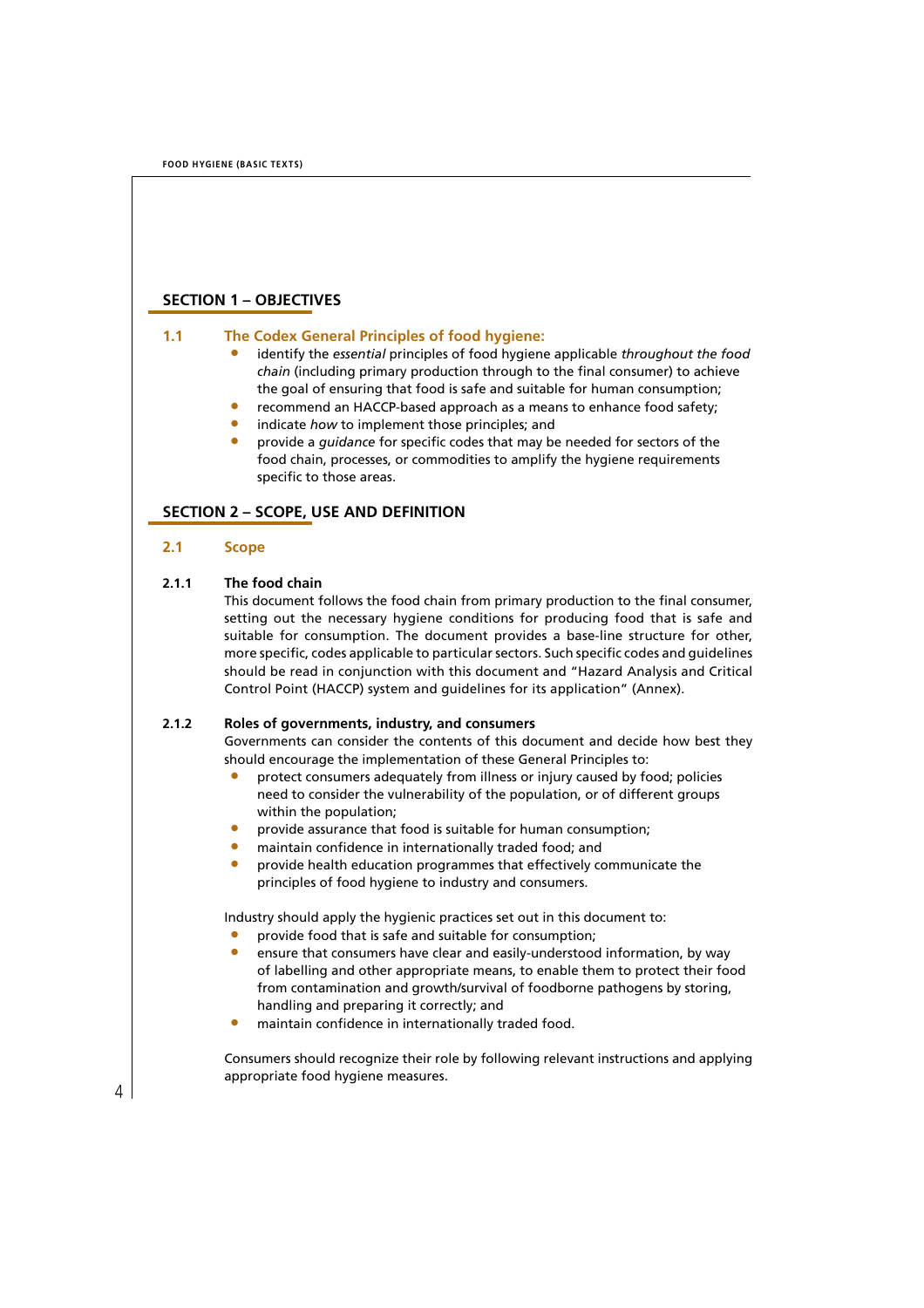## SECTION 1 – OBJECTIVES

### 1.1 The Codex General Principles of food hygiene:

- identify the *essential* principles of food hygiene applicable *throughout the food chain* (including primary production through to the final consumer) to achieve the goal of ensuring that food is safe and suitable for human consumption;
- recommend an HACCP-based approach as a means to enhance food safety;
- indicate *how* to implement those principles; and
- provide a *guidance* for specific codes that may be needed for sectors of the food chain, processes, or commodities to amplify the hygiene requirements specific to those areas.

## SECTION 2 – SCOPE, USE AND DEFINITION

### 2.1 Scope

#### 2.1.1 The food chain

This document follows the food chain from primary production to the final consumer, setting out the necessary hygiene conditions for producing food that is safe and suitable for consumption. The document provides a base-line structure for other, more specific, codes applicable to particular sectors. Such specific codes and guidelines should be read in conjunction with this document and "Hazard Analysis and Critical Control Point (HACCP) system and guidelines for its application" (Annex).

#### 2.1.2 Roles of governments, industry, and consumers

Governments can consider the contents of this document and decide how best they should encourage the implementation of these General Principles to:

- protect consumers adequately from illness or injury caused by food; policies need to consider the vulnerability of the population, or of different groups within the population;
- provide assurance that food is suitable for human consumption;
- maintain confidence in internationally traded food; and
- provide health education programmes that effectively communicate the principles of food hygiene to industry and consumers.

Industry should apply the hygienic practices set out in this document to:

- provide food that is safe and suitable for consumption;
- ensure that consumers have clear and easily-understood information, by way of labelling and other appropriate means, to enable them to protect their food from contamination and growth/survival of foodborne pathogens by storing, handling and preparing it correctly; and
- maintain confidence in internationally traded food.

Consumers should recognize their role by following relevant instructions and applying appropriate food hygiene measures.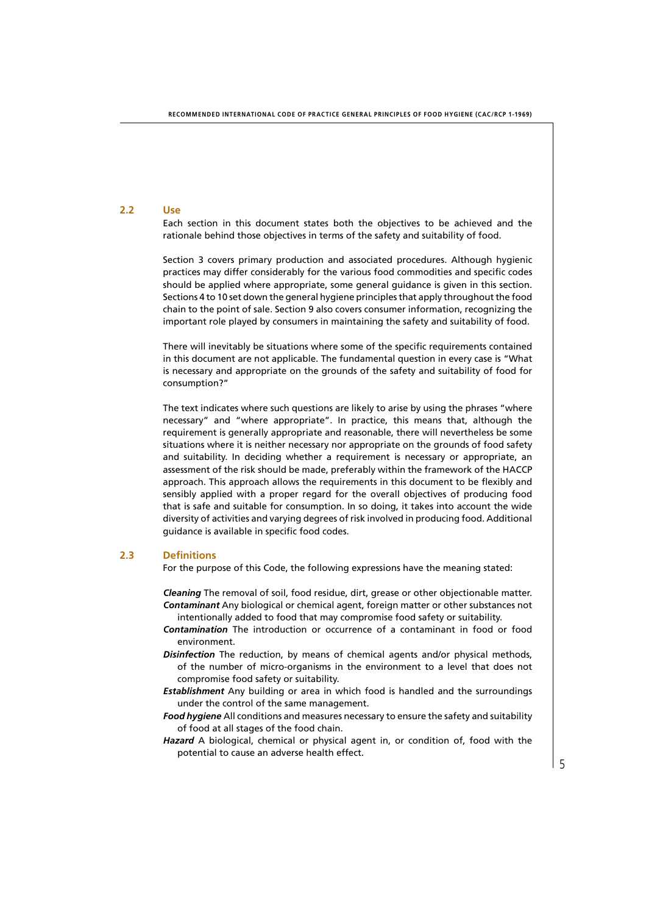## 2.2 Use

Each section in this document states both the objectives to be achieved and the rationale behind those objectives in terms of the safety and suitability of food.

Section 3 covers primary production and associated procedures. Although hygienic practices may differ considerably for the various food commodities and specific codes should be applied where appropriate, some general guidance is given in this section. Sections 4 to 10 set down the general hygiene principles that apply throughout the food chain to the point of sale. Section 9 also covers consumer information, recognizing the important role played by consumers in maintaining the safety and suitability of food.

There will inevitably be situations where some of the specific requirements contained in this document are not applicable. The fundamental question in every case is "What is necessary and appropriate on the grounds of the safety and suitability of food for consumption?"

The text indicates where such questions are likely to arise by using the phrases "where necessary" and "where appropriate". In practice, this means that, although the requirement is generally appropriate and reasonable, there will nevertheless be some situations where it is neither necessary nor appropriate on the grounds of food safety and suitability. In deciding whether a requirement is necessary or appropriate, an assessment of the risk should be made, preferably within the framework of the HACCP approach. This approach allows the requirements in this document to be flexibly and sensibly applied with a proper regard for the overall objectives of producing food that is safe and suitable for consumption. In so doing, it takes into account the wide diversity of activities and varying degrees of risk involved in producing food. Additional guidance is available in specific food codes.

## 2.3 Definitions

For the purpose of this Code, the following expressions have the meaning stated:

***Cleaning*** The removal of soil, food residue, dirt, grease or other objectionable matter.

***Contaminant*** Any biological or chemical agent, foreign matter or other substances not intentionally added to food that may compromise food safety or suitability.

***Contamination*** The introduction or occurrence of a contaminant in food or food environment.

***Disinfection*** The reduction, by means of chemical agents and/or physical methods, of the number of micro-organisms in the environment to a level that does not compromise food safety or suitability.

***Establishment*** Any building or area in which food is handled and the surroundings under the control of the same management.

***Food hygiene*** All conditions and measures necessary to ensure the safety and suitability of food at all stages of the food chain.

***Hazard*** A biological, chemical or physical agent in, or condition of, food with the potential to cause an adverse health effect.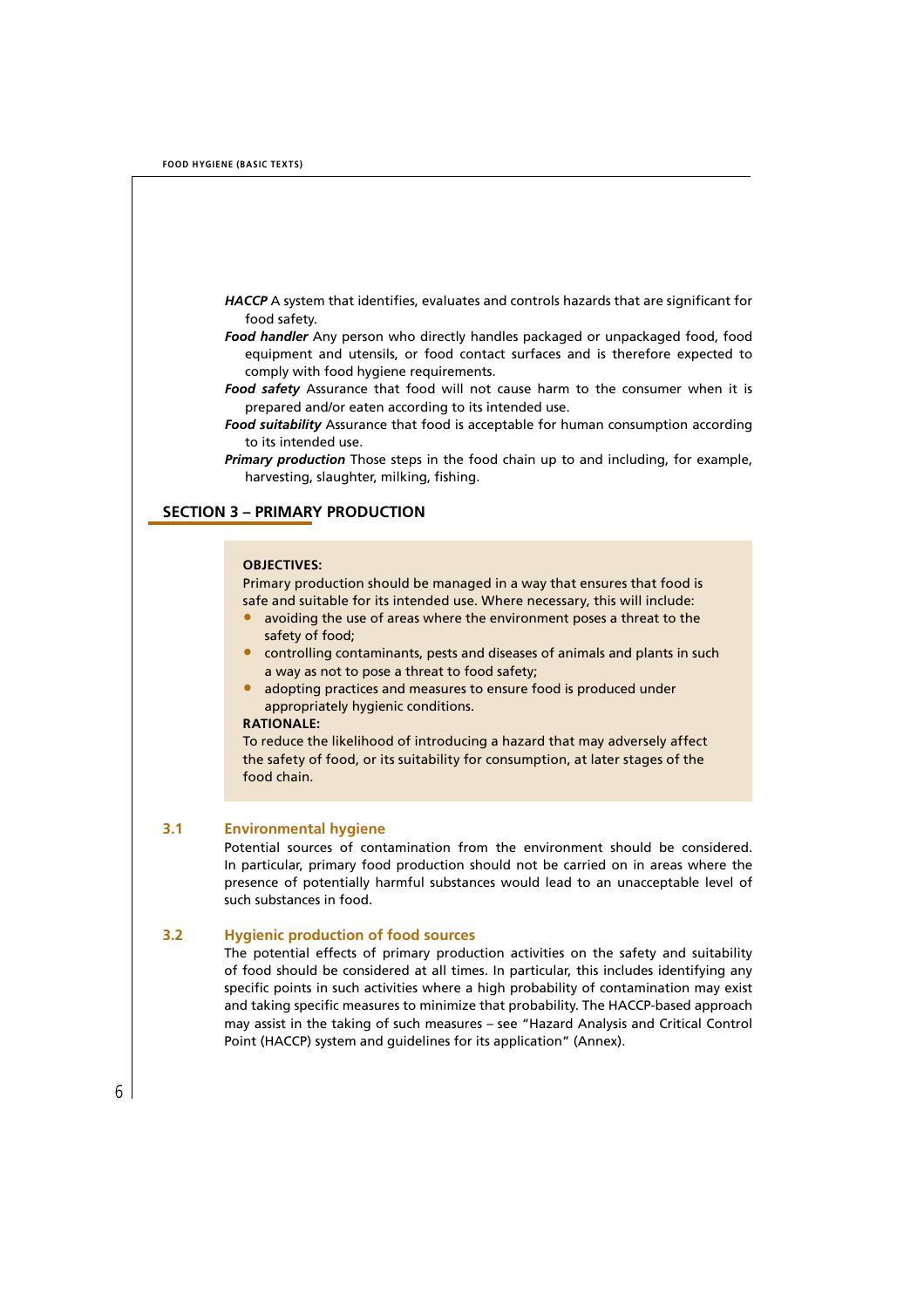***HACCP*** A system that identifies, evaluates and controls hazards that are significant for food safety.

***Food handler*** Any person who directly handles packaged or unpackaged food, food equipment and utensils, or food contact surfaces and is therefore expected to comply with food hygiene requirements.

***Food safety*** Assurance that food will not cause harm to the consumer when it is prepared and/or eaten according to its intended use.

***Food suitability*** Assurance that food is acceptable for human consumption according to its intended use.

***Primary production*** Those steps in the food chain up to and including, for example, harvesting, slaughter, milking, fishing.

## SECTION 3 – PRIMARY PRODUCTION

**OBJECTIVES:**

Primary production should be managed in a way that ensures that food is safe and suitable for its intended use. Where necessary, this will include:

- avoiding the use of areas where the environment poses a threat to the safety of food;
- controlling contaminants, pests and diseases of animals and plants in such a way as not to pose a threat to food safety;
- adopting practices and measures to ensure food is produced under appropriately hygienic conditions.

**RATIONALE:**

To reduce the likelihood of introducing a hazard that may adversely affect the safety of food, or its suitability for consumption, at later stages of the food chain.

### 3.1 Environmental hygiene

Potential sources of contamination from the environment should be considered. In particular, primary food production should not be carried on in areas where the presence of potentially harmful substances would lead to an unacceptable level of such substances in food.

### 3.2 Hygienic production of food sources

The potential effects of primary production activities on the safety and suitability of food should be considered at all times. In particular, this includes identifying any specific points in such activities where a high probability of contamination may exist and taking specific measures to minimize that probability. The HACCP-based approach may assist in the taking of such measures – see "Hazard Analysis and Critical Control Point (HACCP) system and guidelines for its application" (Annex).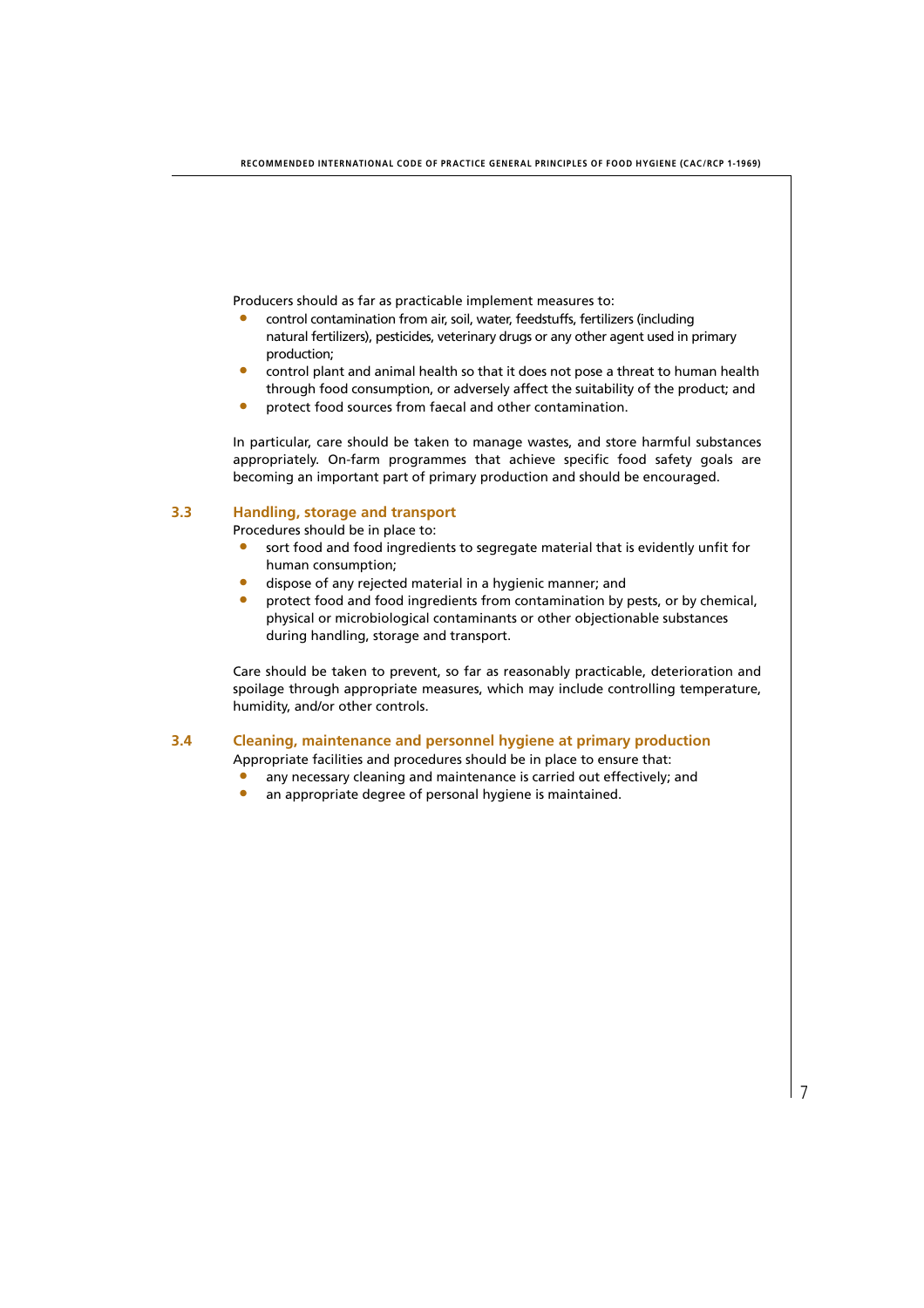Producers should as far as practicable implement measures to:

- control contamination from air, soil, water, feedstuffs, fertilizers (including natural fertilizers), pesticides, veterinary drugs or any other agent used in primary production;
- control plant and animal health so that it does not pose a threat to human health through food consumption, or adversely affect the suitability of the product; and
- protect food sources from faecal and other contamination.

In particular, care should be taken to manage wastes, and store harmful substances appropriately. On-farm programmes that achieve specific food safety goals are becoming an important part of primary production and should be encouraged.

## 3.3 Handling, storage and transport

Procedures should be in place to:

- sort food and food ingredients to segregate material that is evidently unfit for human consumption;
- dispose of any rejected material in a hygienic manner; and
- protect food and food ingredients from contamination by pests, or by chemical, physical or microbiological contaminants or other objectionable substances during handling, storage and transport.

Care should be taken to prevent, so far as reasonably practicable, deterioration and spoilage through appropriate measures, which may include controlling temperature, humidity, and/or other controls.

## 3.4 Cleaning, maintenance and personnel hygiene at primary production

Appropriate facilities and procedures should be in place to ensure that:

- any necessary cleaning and maintenance is carried out effectively; and
- an appropriate degree of personal hygiene is maintained.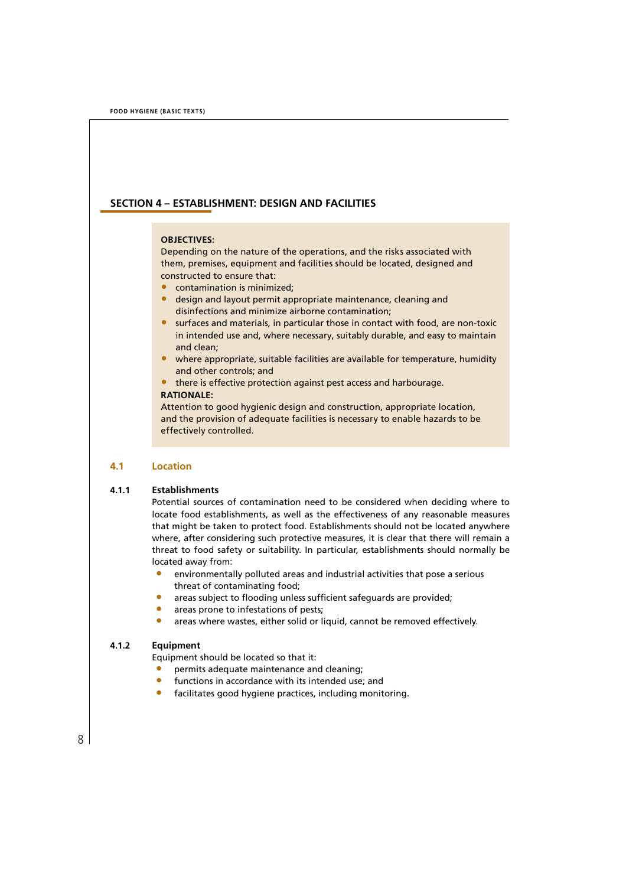## SECTION 4 – ESTABLISHMENT: DESIGN AND FACILITIES

**OBJECTIVES:**

Depending on the nature of the operations, and the risks associated with them, premises, equipment and facilities should be located, designed and constructed to ensure that:

- contamination is minimized;
- design and layout permit appropriate maintenance, cleaning and disinfections and minimize airborne contamination;
- surfaces and materials, in particular those in contact with food, are non-toxic in intended use and, where necessary, suitably durable, and easy to maintain and clean;
- where appropriate, suitable facilities are available for temperature, humidity and other controls; and
- there is effective protection against pest access and harbourage.

**RATIONALE:**

Attention to good hygienic design and construction, appropriate location, and the provision of adequate facilities is necessary to enable hazards to be effectively controlled.

### 4.1 Location

#### 4.1.1 Establishments

Potential sources of contamination need to be considered when deciding where to locate food establishments, as well as the effectiveness of any reasonable measures that might be taken to protect food. Establishments should not be located anywhere where, after considering such protective measures, it is clear that there will remain a threat to food safety or suitability. In particular, establishments should normally be located away from:

- environmentally polluted areas and industrial activities that pose a serious threat of contaminating food;
- areas subject to flooding unless sufficient safeguards are provided;
- areas prone to infestations of pests;
- areas where wastes, either solid or liquid, cannot be removed effectively.

#### 4.1.2 Equipment

Equipment should be located so that it:

- permits adequate maintenance and cleaning;
- functions in accordance with its intended use; and
- facilitates good hygiene practices, including monitoring.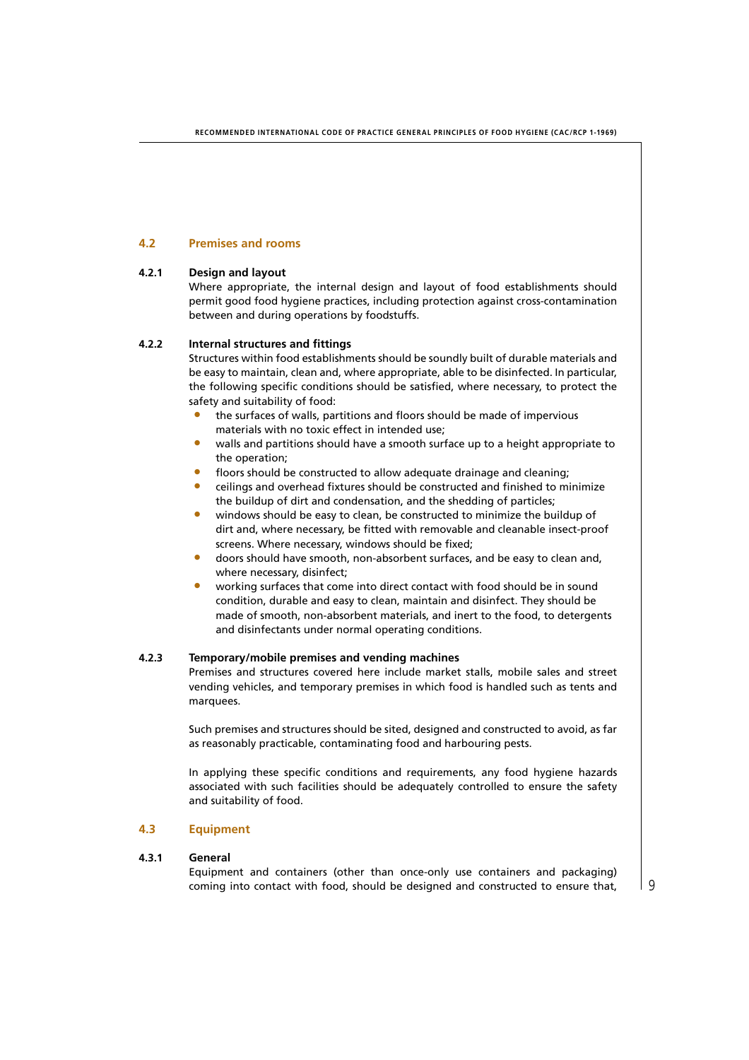## 4.2 Premises and rooms

### 4.2.1 Design and layout

Where appropriate, the internal design and layout of food establishments should permit good food hygiene practices, including protection against cross-contamination between and during operations by foodstuffs.

### 4.2.2 Internal structures and fittings

Structures within food establishments should be soundly built of durable materials and be easy to maintain, clean and, where appropriate, able to be disinfected. In particular, the following specific conditions should be satisfied, where necessary, to protect the safety and suitability of food:

- the surfaces of walls, partitions and floors should be made of impervious materials with no toxic effect in intended use;
- walls and partitions should have a smooth surface up to a height appropriate to the operation;
- floors should be constructed to allow adequate drainage and cleaning;
- ceilings and overhead fixtures should be constructed and finished to minimize the buildup of dirt and condensation, and the shedding of particles;
- windows should be easy to clean, be constructed to minimize the buildup of dirt and, where necessary, be fitted with removable and cleanable insect-proof screens. Where necessary, windows should be fixed;
- doors should have smooth, non-absorbent surfaces, and be easy to clean and, where necessary, disinfect;
- working surfaces that come into direct contact with food should be in sound condition, durable and easy to clean, maintain and disinfect. They should be made of smooth, non-absorbent materials, and inert to the food, to detergents and disinfectants under normal operating conditions.

### 4.2.3 Temporary/mobile premises and vending machines

Premises and structures covered here include market stalls, mobile sales and street vending vehicles, and temporary premises in which food is handled such as tents and marquees.

Such premises and structures should be sited, designed and constructed to avoid, as far as reasonably practicable, contaminating food and harbouring pests.

In applying these specific conditions and requirements, any food hygiene hazards associated with such facilities should be adequately controlled to ensure the safety and suitability of food.

## 4.3 Equipment

### 4.3.1 General

Equipment and containers (other than once-only use containers and packaging) coming into contact with food, should be designed and constructed to ensure that,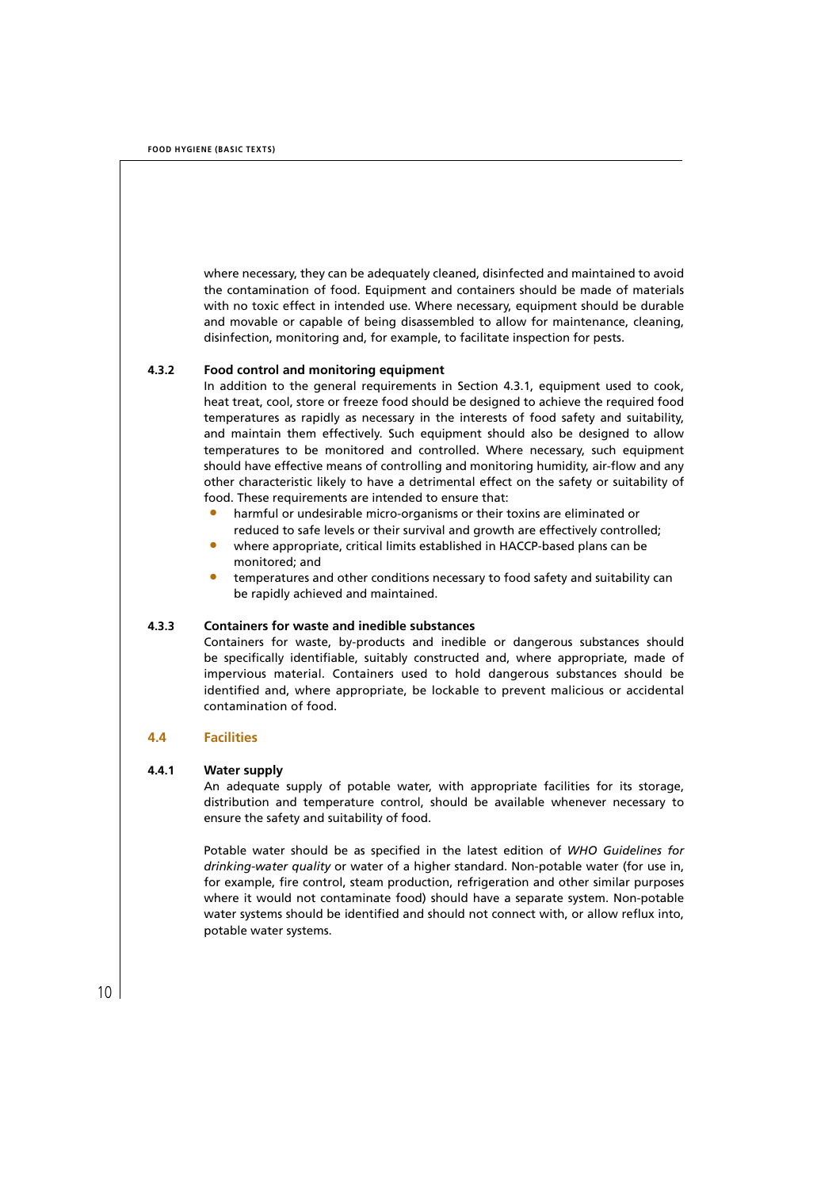where necessary, they can be adequately cleaned, disinfected and maintained to avoid the contamination of food. Equipment and containers should be made of materials with no toxic effect in intended use. Where necessary, equipment should be durable and movable or capable of being disassembled to allow for maintenance, cleaning, disinfection, monitoring and, for example, to facilitate inspection for pests.

#### 4.3.2 Food control and monitoring equipment

In addition to the general requirements in Section 4.3.1, equipment used to cook, heat treat, cool, store or freeze food should be designed to achieve the required food temperatures as rapidly as necessary in the interests of food safety and suitability, and maintain them effectively. Such equipment should also be designed to allow temperatures to be monitored and controlled. Where necessary, such equipment should have effective means of controlling and monitoring humidity, air-flow and any other characteristic likely to have a detrimental effect on the safety or suitability of food. These requirements are intended to ensure that:

- harmful or undesirable micro-organisms or their toxins are eliminated or reduced to safe levels or their survival and growth are effectively controlled;
- where appropriate, critical limits established in HACCP-based plans can be monitored; and
- temperatures and other conditions necessary to food safety and suitability can be rapidly achieved and maintained.

#### 4.3.3 Containers for waste and inedible substances

Containers for waste, by-products and inedible or dangerous substances should be specifically identifiable, suitably constructed and, where appropriate, made of impervious material. Containers used to hold dangerous substances should be identified and, where appropriate, be lockable to prevent malicious or accidental contamination of food.

### 4.4 Facilities

#### 4.4.1 Water supply

An adequate supply of potable water, with appropriate facilities for its storage, distribution and temperature control, should be available whenever necessary to ensure the safety and suitability of food.

Potable water should be as specified in the latest edition of *WHO Guidelines for drinking-water quality* or water of a higher standard. Non-potable water (for use in, for example, fire control, steam production, refrigeration and other similar purposes where it would not contaminate food) should have a separate system. Non-potable water systems should be identified and should not connect with, or allow reflux into, potable water systems.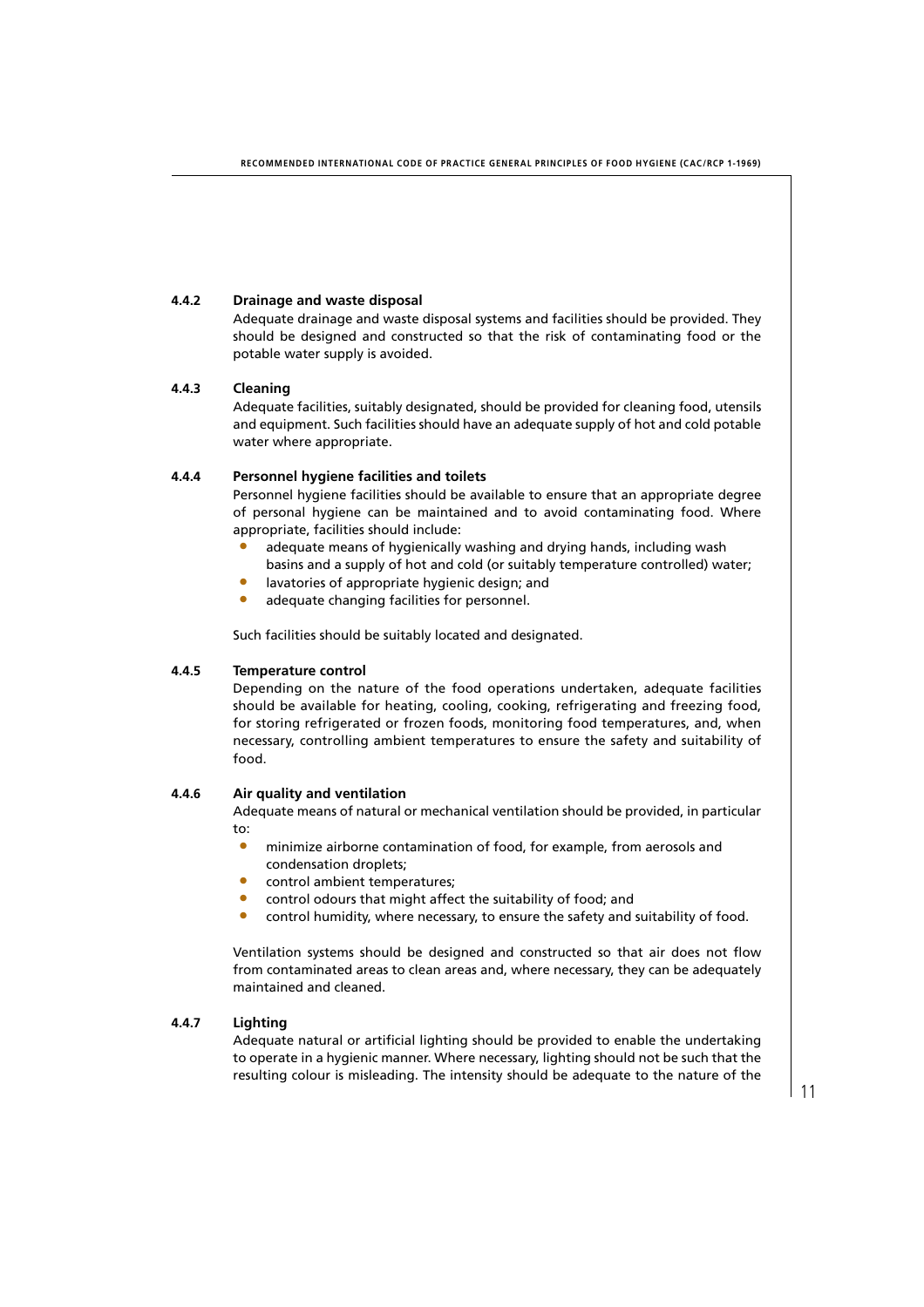#### 4.4.2 Drainage and waste disposal

Adequate drainage and waste disposal systems and facilities should be provided. They should be designed and constructed so that the risk of contaminating food or the potable water supply is avoided.

#### 4.4.3 Cleaning

Adequate facilities, suitably designated, should be provided for cleaning food, utensils and equipment. Such facilities should have an adequate supply of hot and cold potable water where appropriate.

#### 4.4.4 Personnel hygiene facilities and toilets

Personnel hygiene facilities should be available to ensure that an appropriate degree of personal hygiene can be maintained and to avoid contaminating food. Where appropriate, facilities should include:

- adequate means of hygienically washing and drying hands, including wash basins and a supply of hot and cold (or suitably temperature controlled) water;
- lavatories of appropriate hygienic design; and
- adequate changing facilities for personnel.

Such facilities should be suitably located and designated.

#### 4.4.5 Temperature control

Depending on the nature of the food operations undertaken, adequate facilities should be available for heating, cooling, cooking, refrigerating and freezing food, for storing refrigerated or frozen foods, monitoring food temperatures, and, when necessary, controlling ambient temperatures to ensure the safety and suitability of food.

#### 4.4.6 Air quality and ventilation

Adequate means of natural or mechanical ventilation should be provided, in particular to:

- minimize airborne contamination of food, for example, from aerosols and condensation droplets;
- control ambient temperatures;
- control odours that might affect the suitability of food; and
- control humidity, where necessary, to ensure the safety and suitability of food.

Ventilation systems should be designed and constructed so that air does not flow from contaminated areas to clean areas and, where necessary, they can be adequately maintained and cleaned.

#### 4.4.7 Lighting

Adequate natural or artificial lighting should be provided to enable the undertaking to operate in a hygienic manner. Where necessary, lighting should not be such that the resulting colour is misleading. The intensity should be adequate to the nature of the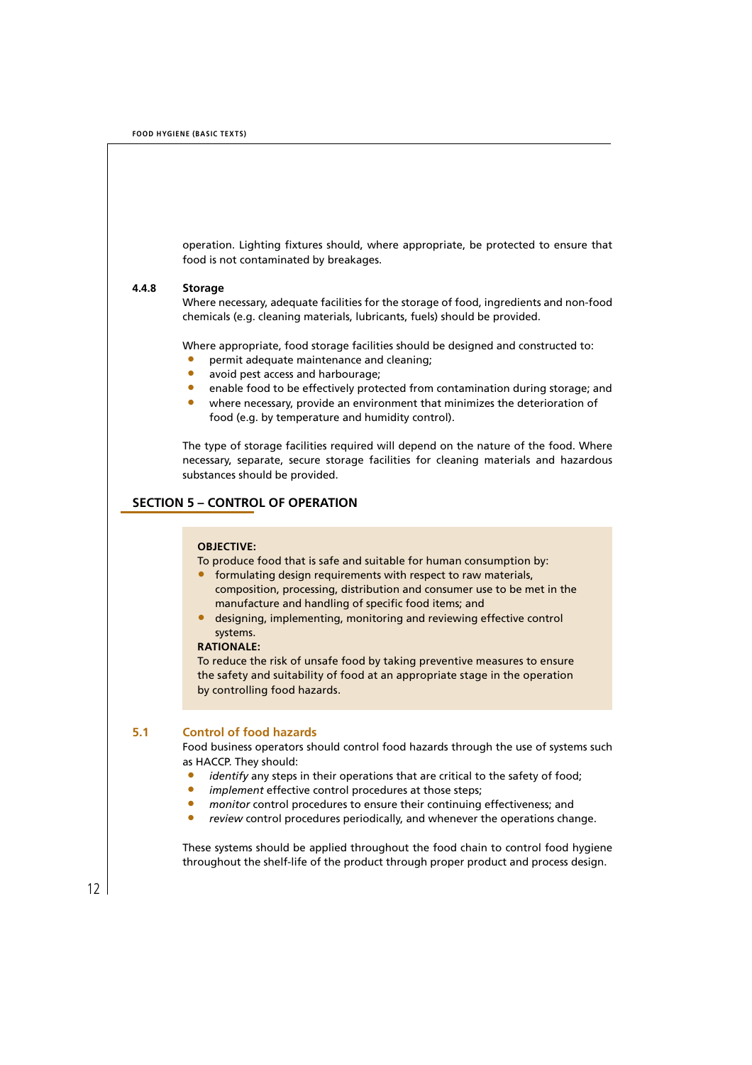operation. Lighting fixtures should, where appropriate, be protected to ensure that food is not contaminated by breakages.

#### 4.4.8 Storage

Where necessary, adequate facilities for the storage of food, ingredients and non-food chemicals (e.g. cleaning materials, lubricants, fuels) should be provided.

Where appropriate, food storage facilities should be designed and constructed to:

- permit adequate maintenance and cleaning;
- avoid pest access and harbourage;
- enable food to be effectively protected from contamination during storage; and
- where necessary, provide an environment that minimizes the deterioration of food (e.g. by temperature and humidity control).

The type of storage facilities required will depend on the nature of the food. Where necessary, separate, secure storage facilities for cleaning materials and hazardous substances should be provided.

## SECTION 5 – CONTROL OF OPERATION

**OBJECTIVE:**

To produce food that is safe and suitable for human consumption by:

- formulating design requirements with respect to raw materials, composition, processing, distribution and consumer use to be met in the manufacture and handling of specific food items; and
- designing, implementing, monitoring and reviewing effective control systems.

**RATIONALE:**

To reduce the risk of unsafe food by taking preventive measures to ensure the safety and suitability of food at an appropriate stage in the operation by controlling food hazards.

### 5.1 Control of food hazards

Food business operators should control food hazards through the use of systems such as HACCP. They should:

- *identify* any steps in their operations that are critical to the safety of food;
- *implement* effective control procedures at those steps;
- *monitor* control procedures to ensure their continuing effectiveness; and
- *review* control procedures periodically, and whenever the operations change.

These systems should be applied throughout the food chain to control food hygiene throughout the shelf-life of the product through proper product and process design.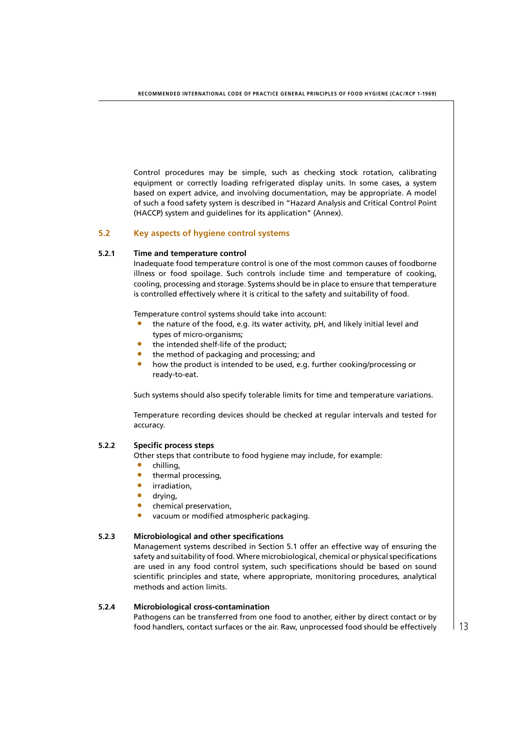Control procedures may be simple, such as checking stock rotation, calibrating equipment or correctly loading refrigerated display units. In some cases, a system based on expert advice, and involving documentation, may be appropriate. A model of such a food safety system is described in "Hazard Analysis and Critical Control Point (HACCP) system and guidelines for its application" (Annex).

## 5.2 Key aspects of hygiene control systems

### 5.2.1 Time and temperature control

Inadequate food temperature control is one of the most common causes of foodborne illness or food spoilage. Such controls include time and temperature of cooking, cooling, processing and storage. Systems should be in place to ensure that temperature is controlled effectively where it is critical to the safety and suitability of food.

Temperature control systems should take into account:

- the nature of the food, e.g. its water activity, pH, and likely initial level and types of micro-organisms;
- the intended shelf-life of the product;
- the method of packaging and processing; and
- how the product is intended to be used, e.g. further cooking/processing or ready-to-eat.

Such systems should also specify tolerable limits for time and temperature variations.

Temperature recording devices should be checked at regular intervals and tested for accuracy.

### 5.2.2 Specific process steps

Other steps that contribute to food hygiene may include, for example:

- chilling,
- thermal processing,
- irradiation,
- drying,
- chemical preservation,
- vacuum or modified atmospheric packaging.

### 5.2.3 Microbiological and other specifications

Management systems described in Section 5.1 offer an effective way of ensuring the safety and suitability of food. Where microbiological, chemical or physical specifications are used in any food control system, such specifications should be based on sound scientific principles and state, where appropriate, monitoring procedures, analytical methods and action limits.

### 5.2.4 Microbiological cross-contamination

Pathogens can be transferred from one food to another, either by direct contact or by food handlers, contact surfaces or the air. Raw, unprocessed food should be effectively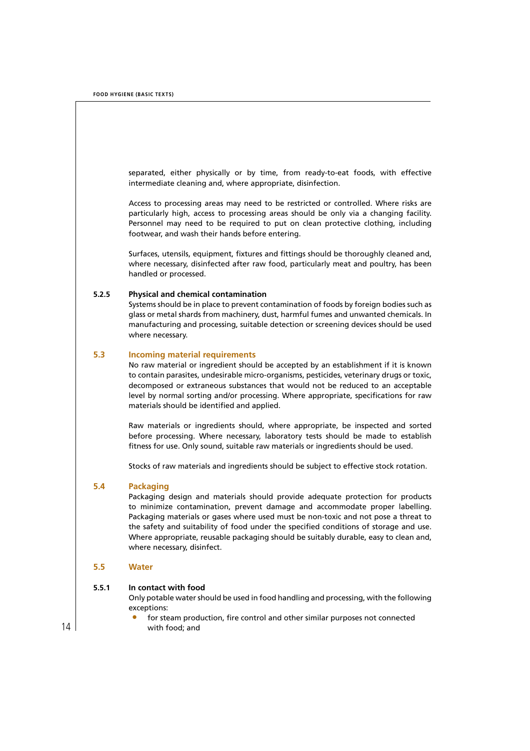separated, either physically or by time, from ready-to-eat foods, with effective intermediate cleaning and, where appropriate, disinfection.

Access to processing areas may need to be restricted or controlled. Where risks are particularly high, access to processing areas should be only via a changing facility. Personnel may need to be required to put on clean protective clothing, including footwear, and wash their hands before entering.

Surfaces, utensils, equipment, fixtures and fittings should be thoroughly cleaned and, where necessary, disinfected after raw food, particularly meat and poultry, has been handled or processed.

#### 5.2.5 Physical and chemical contamination

Systems should be in place to prevent contamination of foods by foreign bodies such as glass or metal shards from machinery, dust, harmful fumes and unwanted chemicals. In manufacturing and processing, suitable detection or screening devices should be used where necessary.

### 5.3 Incoming material requirements

No raw material or ingredient should be accepted by an establishment if it is known to contain parasites, undesirable micro-organisms, pesticides, veterinary drugs or toxic, decomposed or extraneous substances that would not be reduced to an acceptable level by normal sorting and/or processing. Where appropriate, specifications for raw materials should be identified and applied.

Raw materials or ingredients should, where appropriate, be inspected and sorted before processing. Where necessary, laboratory tests should be made to establish fitness for use. Only sound, suitable raw materials or ingredients should be used.

Stocks of raw materials and ingredients should be subject to effective stock rotation.

### 5.4 Packaging

Packaging design and materials should provide adequate protection for products to minimize contamination, prevent damage and accommodate proper labelling. Packaging materials or gases where used must be non-toxic and not pose a threat to the safety and suitability of food under the specified conditions of storage and use. Where appropriate, reusable packaging should be suitably durable, easy to clean and, where necessary, disinfect.

### 5.5 Water

#### 5.5.1 In contact with food

Only potable water should be used in food handling and processing, with the following exceptions:

- for steam production, fire control and other similar purposes not connected with food; and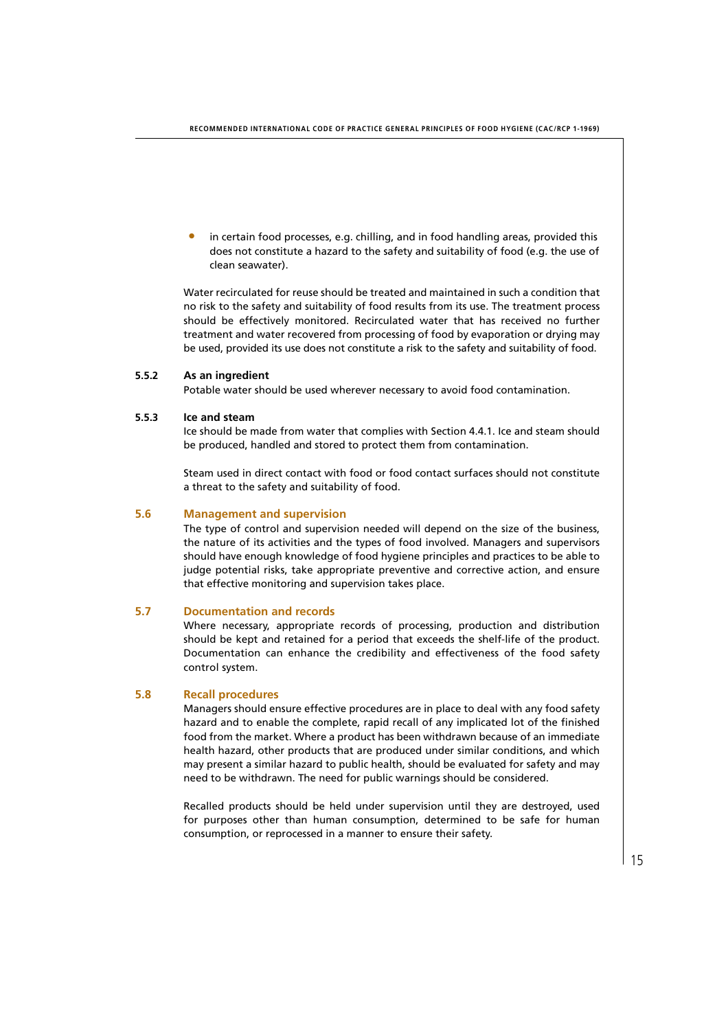- in certain food processes, e.g. chilling, and in food handling areas, provided this does not constitute a hazard to the safety and suitability of food (e.g. the use of clean seawater).

Water recirculated for reuse should be treated and maintained in such a condition that no risk to the safety and suitability of food results from its use. The treatment process should be effectively monitored. Recirculated water that has received no further treatment and water recovered from processing of food by evaporation or drying may be used, provided its use does not constitute a risk to the safety and suitability of food.

#### 5.5.2 As an ingredient

Potable water should be used wherever necessary to avoid food contamination.

#### 5.5.3 Ice and steam

Ice should be made from water that complies with Section 4.4.1. Ice and steam should be produced, handled and stored to protect them from contamination.

Steam used in direct contact with food or food contact surfaces should not constitute a threat to the safety and suitability of food.

### 5.6 Management and supervision

The type of control and supervision needed will depend on the size of the business, the nature of its activities and the types of food involved. Managers and supervisors should have enough knowledge of food hygiene principles and practices to be able to judge potential risks, take appropriate preventive and corrective action, and ensure that effective monitoring and supervision takes place.

### 5.7 Documentation and records

Where necessary, appropriate records of processing, production and distribution should be kept and retained for a period that exceeds the shelf-life of the product. Documentation can enhance the credibility and effectiveness of the food safety control system.

### 5.8 Recall procedures

Managers should ensure effective procedures are in place to deal with any food safety hazard and to enable the complete, rapid recall of any implicated lot of the finished food from the market. Where a product has been withdrawn because of an immediate health hazard, other products that are produced under similar conditions, and which may present a similar hazard to public health, should be evaluated for safety and may need to be withdrawn. The need for public warnings should be considered.

Recalled products should be held under supervision until they are destroyed, used for purposes other than human consumption, determined to be safe for human consumption, or reprocessed in a manner to ensure their safety.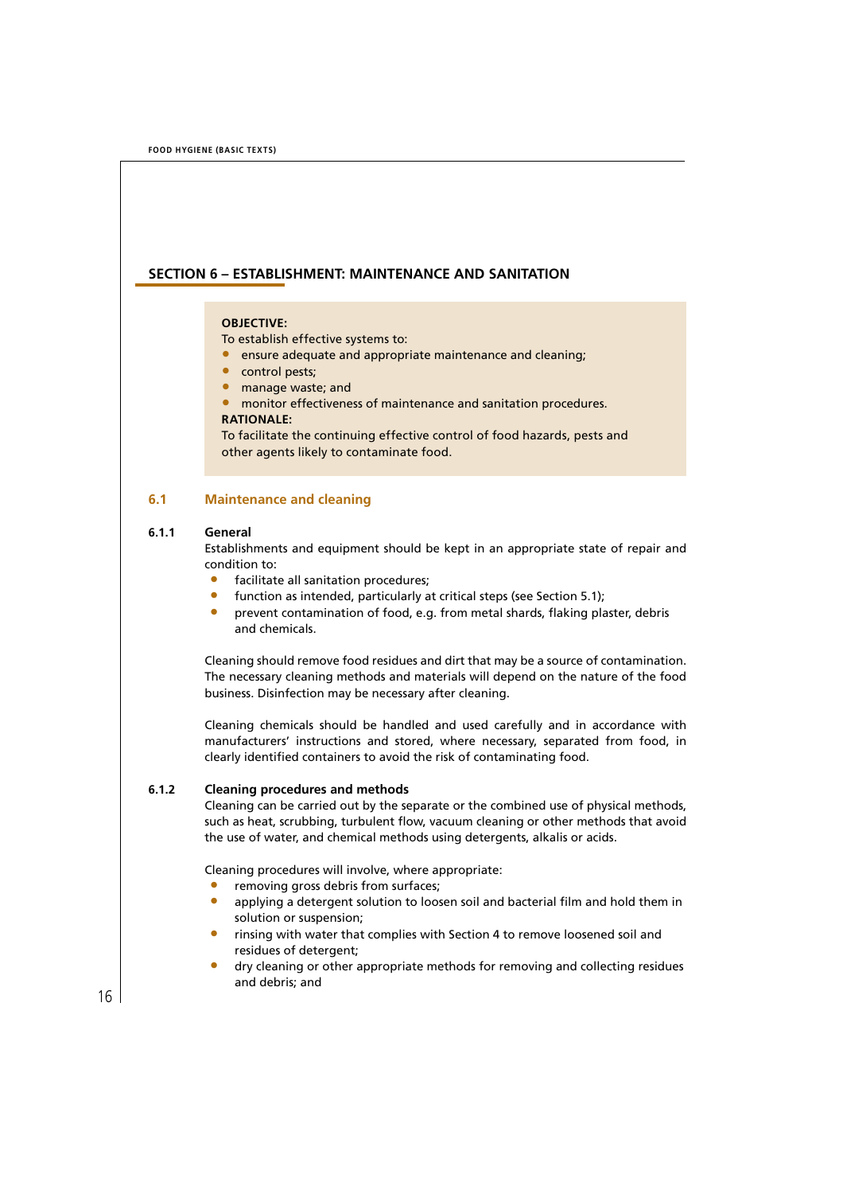## SECTION 6 – ESTABLISHMENT: MAINTENANCE AND SANITATION

**OBJECTIVE:**

To establish effective systems to:

- ensure adequate and appropriate maintenance and cleaning;
- control pests;
- manage waste; and
- monitor effectiveness of maintenance and sanitation procedures.

**RATIONALE:**

To facilitate the continuing effective control of food hazards, pests and other agents likely to contaminate food.

### 6.1 Maintenance and cleaning

#### 6.1.1 General

Establishments and equipment should be kept in an appropriate state of repair and condition to:

- facilitate all sanitation procedures;
- function as intended, particularly at critical steps (see Section 5.1);
- prevent contamination of food, e.g. from metal shards, flaking plaster, debris and chemicals.

Cleaning should remove food residues and dirt that may be a source of contamination. The necessary cleaning methods and materials will depend on the nature of the food business. Disinfection may be necessary after cleaning.

Cleaning chemicals should be handled and used carefully and in accordance with manufacturers' instructions and stored, where necessary, separated from food, in clearly identified containers to avoid the risk of contaminating food.

#### 6.1.2 Cleaning procedures and methods

Cleaning can be carried out by the separate or the combined use of physical methods, such as heat, scrubbing, turbulent flow, vacuum cleaning or other methods that avoid the use of water, and chemical methods using detergents, alkalis or acids.

Cleaning procedures will involve, where appropriate:

- removing gross debris from surfaces;
- applying a detergent solution to loosen soil and bacterial film and hold them in solution or suspension;
- rinsing with water that complies with Section 4 to remove loosened soil and residues of detergent;
- dry cleaning or other appropriate methods for removing and collecting residues and debris; and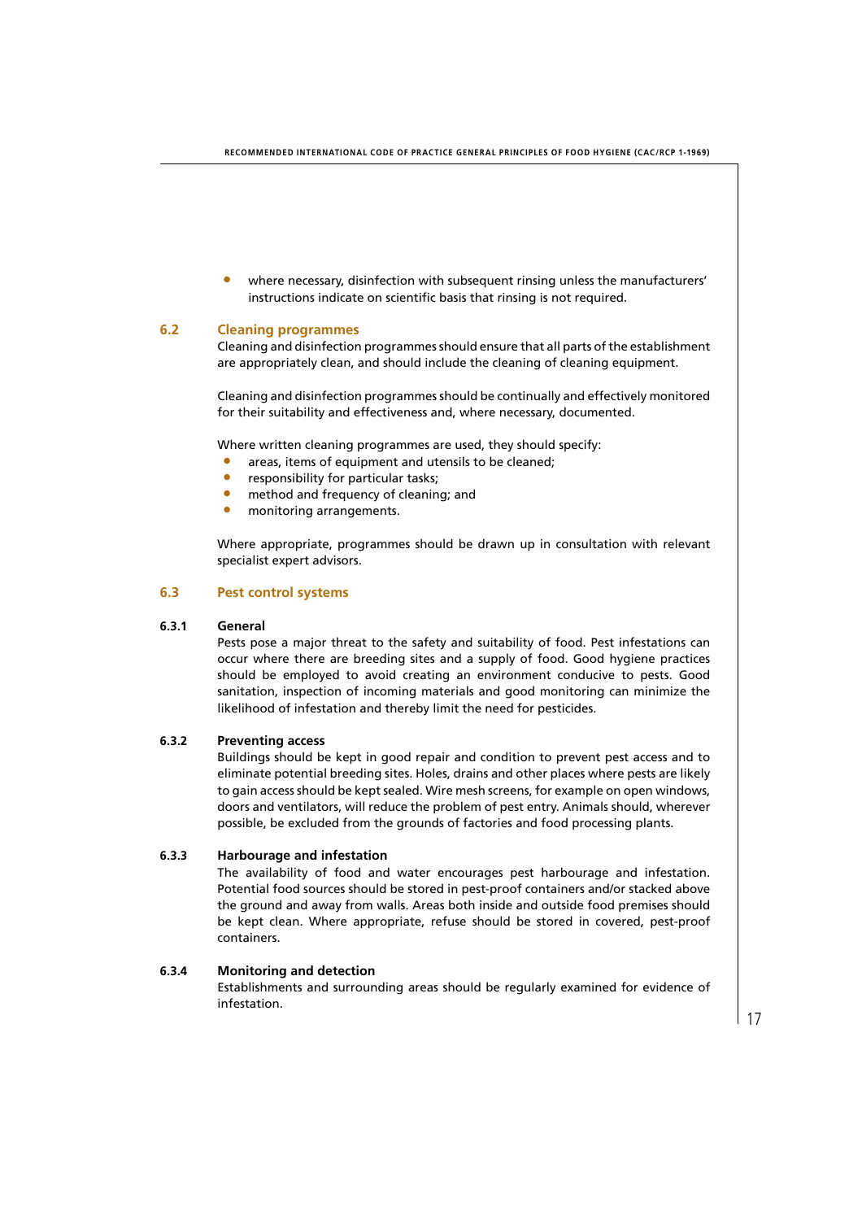- where necessary, disinfection with subsequent rinsing unless the manufacturers' instructions indicate on scientific basis that rinsing is not required.

## 6.2 Cleaning programmes

Cleaning and disinfection programmes should ensure that all parts of the establishment are appropriately clean, and should include the cleaning of cleaning equipment.

Cleaning and disinfection programmes should be continually and effectively monitored for their suitability and effectiveness and, where necessary, documented.

Where written cleaning programmes are used, they should specify:

- areas, items of equipment and utensils to be cleaned;
- responsibility for particular tasks;
- method and frequency of cleaning; and
- monitoring arrangements.

Where appropriate, programmes should be drawn up in consultation with relevant specialist expert advisors.

## 6.3 Pest control systems

### 6.3.1 General

Pests pose a major threat to the safety and suitability of food. Pest infestations can occur where there are breeding sites and a supply of food. Good hygiene practices should be employed to avoid creating an environment conducive to pests. Good sanitation, inspection of incoming materials and good monitoring can minimize the likelihood of infestation and thereby limit the need for pesticides.

### 6.3.2 Preventing access

Buildings should be kept in good repair and condition to prevent pest access and to eliminate potential breeding sites. Holes, drains and other places where pests are likely to gain access should be kept sealed. Wire mesh screens, for example on open windows, doors and ventilators, will reduce the problem of pest entry. Animals should, wherever possible, be excluded from the grounds of factories and food processing plants.

### 6.3.3 Harbourage and infestation

The availability of food and water encourages pest harbourage and infestation. Potential food sources should be stored in pest-proof containers and/or stacked above the ground and away from walls. Areas both inside and outside food premises should be kept clean. Where appropriate, refuse should be stored in covered, pest-proof containers.

### 6.3.4 Monitoring and detection

Establishments and surrounding areas should be regularly examined for evidence of infestation.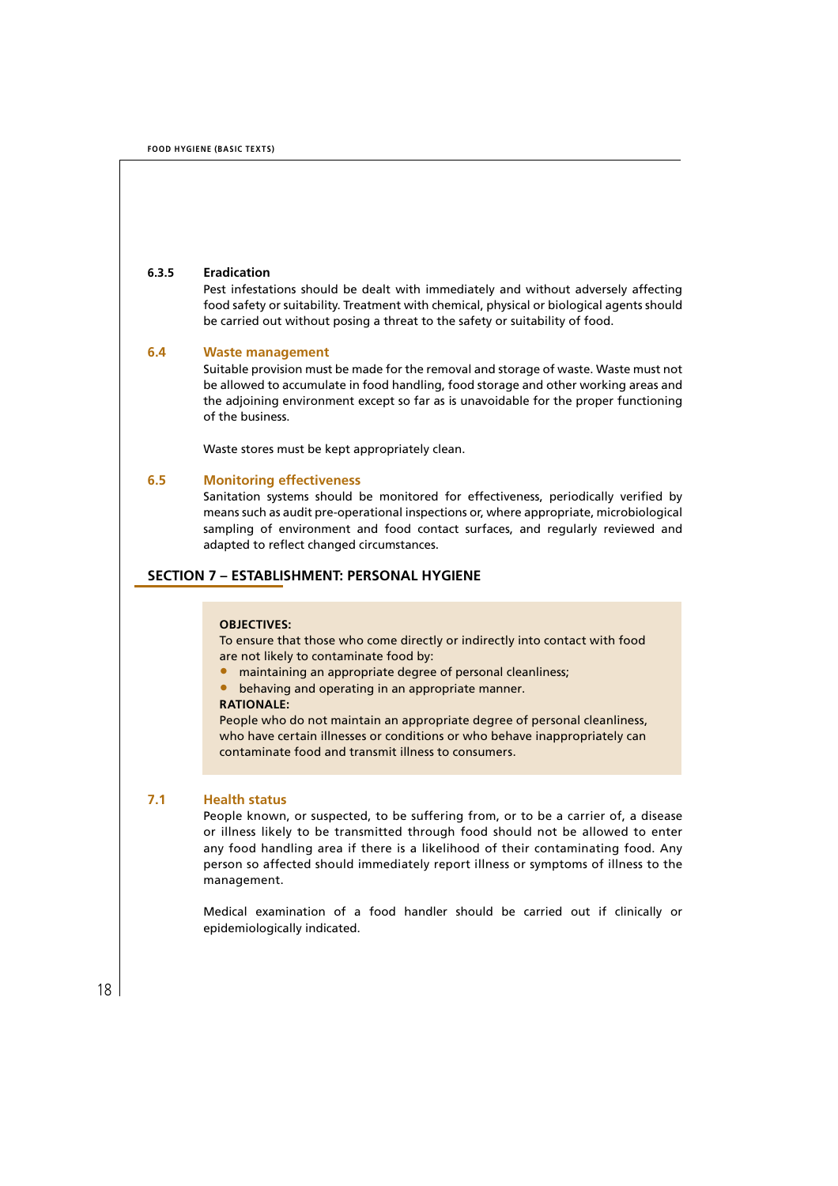#### 6.3.5 Eradication

Pest infestations should be dealt with immediately and without adversely affecting food safety or suitability. Treatment with chemical, physical or biological agents should be carried out without posing a threat to the safety or suitability of food.

### 6.4 Waste management

Suitable provision must be made for the removal and storage of waste. Waste must not be allowed to accumulate in food handling, food storage and other working areas and the adjoining environment except so far as is unavoidable for the proper functioning of the business.

Waste stores must be kept appropriately clean.

### 6.5 Monitoring effectiveness

Sanitation systems should be monitored for effectiveness, periodically verified by means such as audit pre-operational inspections or, where appropriate, microbiological sampling of environment and food contact surfaces, and regularly reviewed and adapted to reflect changed circumstances.

## SECTION 7 – ESTABLISHMENT: PERSONAL HYGIENE

**OBJECTIVES:**

To ensure that those who come directly or indirectly into contact with food are not likely to contaminate food by:

- maintaining an appropriate degree of personal cleanliness;
- behaving and operating in an appropriate manner.

**RATIONALE:**

People who do not maintain an appropriate degree of personal cleanliness, who have certain illnesses or conditions or who behave inappropriately can contaminate food and transmit illness to consumers.

### 7.1 Health status

People known, or suspected, to be suffering from, or to be a carrier of, a disease or illness likely to be transmitted through food should not be allowed to enter any food handling area if there is a likelihood of their contaminating food. Any person so affected should immediately report illness or symptoms of illness to the management.

Medical examination of a food handler should be carried out if clinically or epidemiologically indicated.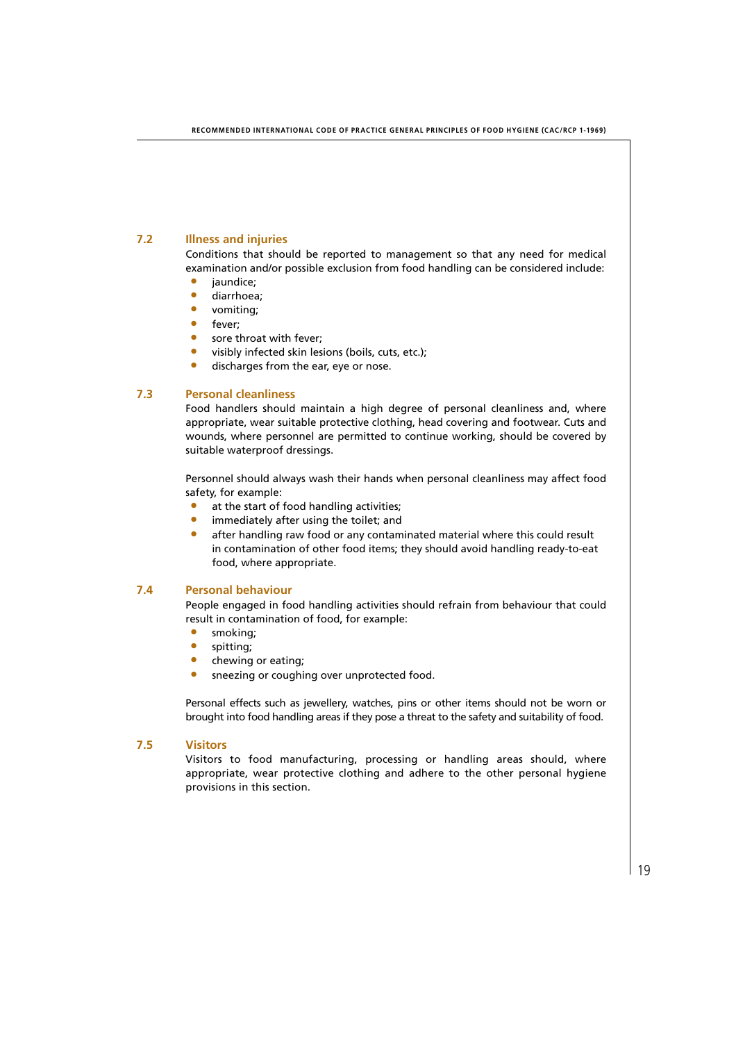## 7.2 Illness and injuries

Conditions that should be reported to management so that any need for medical examination and/or possible exclusion from food handling can be considered include:

- jaundice;
- diarrhoea;
- vomiting;
- fever;
- sore throat with fever;
- visibly infected skin lesions (boils, cuts, etc.);
- discharges from the ear, eye or nose.

## 7.3 Personal cleanliness

Food handlers should maintain a high degree of personal cleanliness and, where appropriate, wear suitable protective clothing, head covering and footwear. Cuts and wounds, where personnel are permitted to continue working, should be covered by suitable waterproof dressings.

Personnel should always wash their hands when personal cleanliness may affect food safety, for example:

- at the start of food handling activities;
- immediately after using the toilet; and
- after handling raw food or any contaminated material where this could result in contamination of other food items; they should avoid handling ready-to-eat food, where appropriate.

## 7.4 Personal behaviour

People engaged in food handling activities should refrain from behaviour that could result in contamination of food, for example:

- smoking;
- spitting;
- chewing or eating;
- sneezing or coughing over unprotected food.

Personal effects such as jewellery, watches, pins or other items should not be worn or brought into food handling areas if they pose a threat to the safety and suitability of food.

## 7.5 Visitors

Visitors to food manufacturing, processing or handling areas should, where appropriate, wear protective clothing and adhere to the other personal hygiene provisions in this section.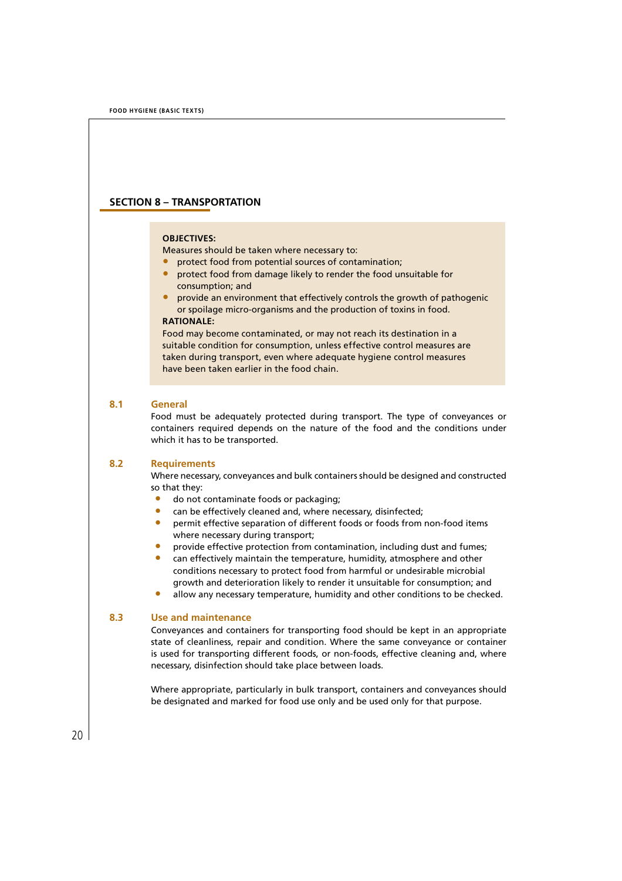## SECTION 8 – TRANSPORTATION

**OBJECTIVES:**

Measures should be taken where necessary to:

- protect food from potential sources of contamination;
- protect food from damage likely to render the food unsuitable for consumption; and
- provide an environment that effectively controls the growth of pathogenic or spoilage micro-organisms and the production of toxins in food.

**RATIONALE:**

Food may become contaminated, or may not reach its destination in a suitable condition for consumption, unless effective control measures are taken during transport, even where adequate hygiene control measures have been taken earlier in the food chain.

### 8.1 General

Food must be adequately protected during transport. The type of conveyances or containers required depends on the nature of the food and the conditions under which it has to be transported.

### 8.2 Requirements

Where necessary, conveyances and bulk containers should be designed and constructed so that they:

- do not contaminate foods or packaging;
- can be effectively cleaned and, where necessary, disinfected;
- permit effective separation of different foods or foods from non-food items where necessary during transport;
- provide effective protection from contamination, including dust and fumes;
- can effectively maintain the temperature, humidity, atmosphere and other conditions necessary to protect food from harmful or undesirable microbial growth and deterioration likely to render it unsuitable for consumption; and
- allow any necessary temperature, humidity and other conditions to be checked.

### 8.3 Use and maintenance

Conveyances and containers for transporting food should be kept in an appropriate state of cleanliness, repair and condition. Where the same conveyance or container is used for transporting different foods, or non-foods, effective cleaning and, where necessary, disinfection should take place between loads.

Where appropriate, particularly in bulk transport, containers and conveyances should be designated and marked for food use only and be used only for that purpose.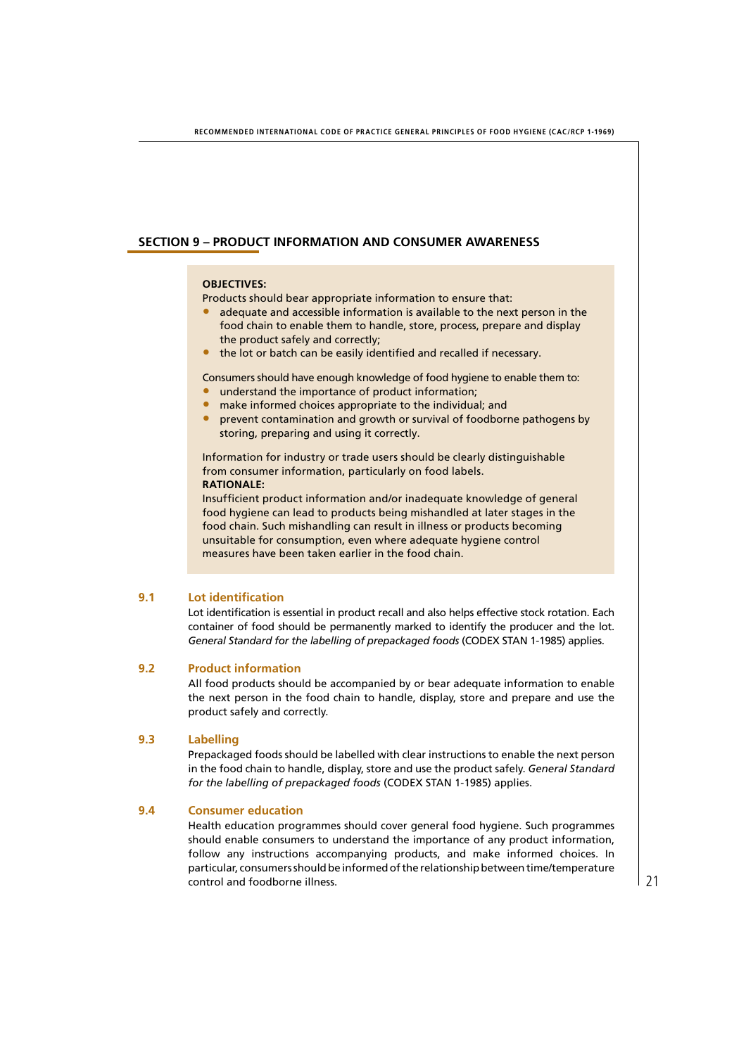## SECTION 9 – PRODUCT INFORMATION AND CONSUMER AWARENESS

**OBJECTIVES:**

Products should bear appropriate information to ensure that:

- adequate and accessible information is available to the next person in the food chain to enable them to handle, store, process, prepare and display the product safely and correctly;
- the lot or batch can be easily identified and recalled if necessary.

Consumers should have enough knowledge of food hygiene to enable them to:

- understand the importance of product information;
- make informed choices appropriate to the individual; and
- prevent contamination and growth or survival of foodborne pathogens by storing, preparing and using it correctly.

Information for industry or trade users should be clearly distinguishable from consumer information, particularly on food labels.

**RATIONALE:**

Insufficient product information and/or inadequate knowledge of general food hygiene can lead to products being mishandled at later stages in the food chain. Such mishandling can result in illness or products becoming unsuitable for consumption, even where adequate hygiene control measures have been taken earlier in the food chain.

### 9.1 Lot identification

Lot identification is essential in product recall and also helps effective stock rotation. Each container of food should be permanently marked to identify the producer and the lot. *General Standard for the labelling of prepackaged foods* (CODEX STAN 1-1985) applies.

### 9.2 Product information

All food products should be accompanied by or bear adequate information to enable the next person in the food chain to handle, display, store and prepare and use the product safely and correctly.

### 9.3 Labelling

Prepackaged foods should be labelled with clear instructions to enable the next person in the food chain to handle, display, store and use the product safely. *General Standard for the labelling of prepackaged foods* (CODEX STAN 1-1985) applies.

### 9.4 Consumer education

Health education programmes should cover general food hygiene. Such programmes should enable consumers to understand the importance of any product information, follow any instructions accompanying products, and make informed choices. In particular, consumers should be informed of the relationship between time/temperature control and foodborne illness.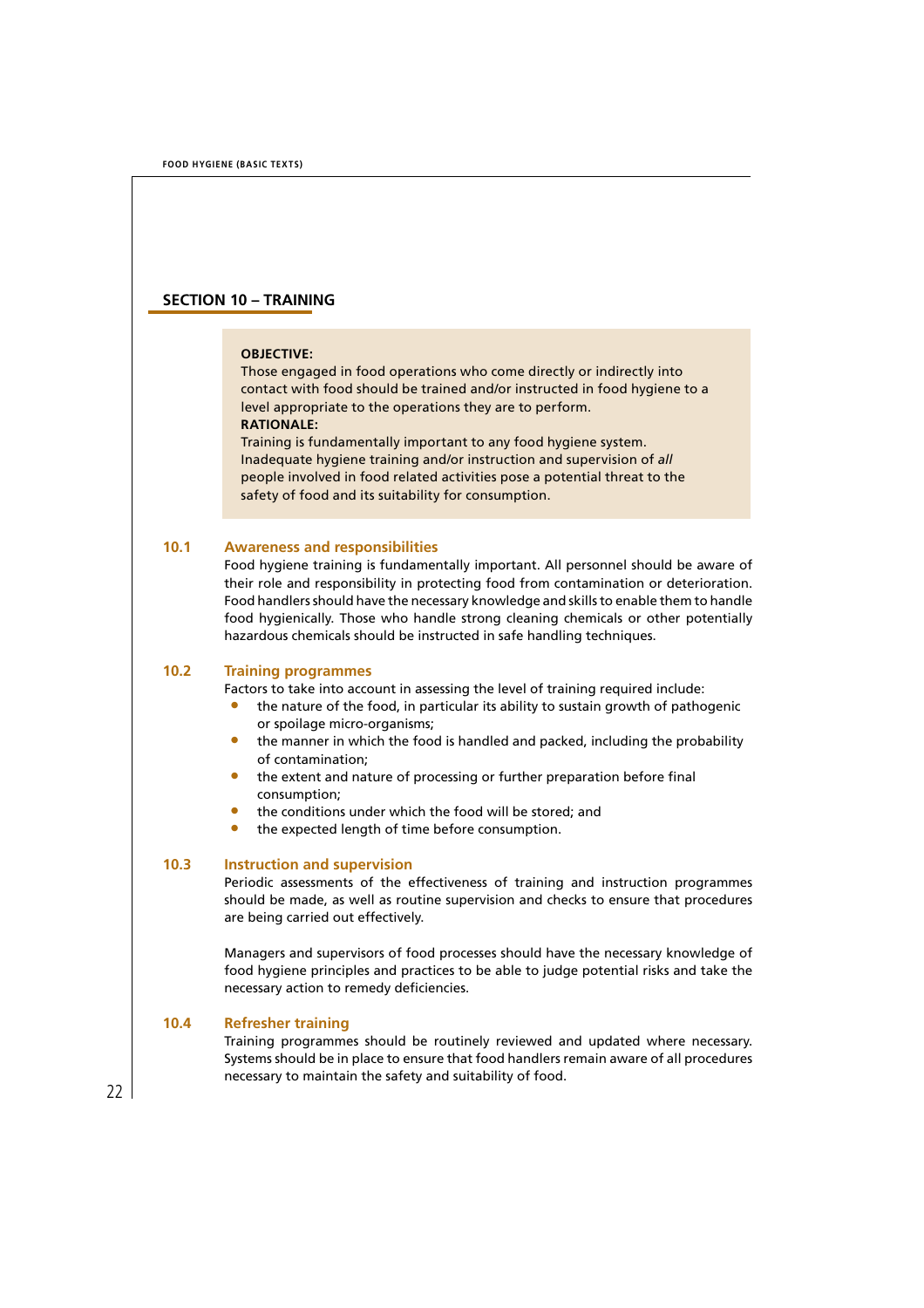## SECTION 10 – TRAINING

**OBJECTIVE:**
Those engaged in food operations who come directly or indirectly into contact with food should be trained and/or instructed in food hygiene to a level appropriate to the operations they are to perform.
**RATIONALE:**
Training is fundamentally important to any food hygiene system. Inadequate hygiene training and/or instruction and supervision of *all* people involved in food related activities pose a potential threat to the safety of food and its suitability for consumption.

### 10.1 Awareness and responsibilities

Food hygiene training is fundamentally important. All personnel should be aware of their role and responsibility in protecting food from contamination or deterioration. Food handlers should have the necessary knowledge and skills to enable them to handle food hygienically. Those who handle strong cleaning chemicals or other potentially hazardous chemicals should be instructed in safe handling techniques.

### 10.2 Training programmes

Factors to take into account in assessing the level of training required include:

- the nature of the food, in particular its ability to sustain growth of pathogenic or spoilage micro-organisms;
- the manner in which the food is handled and packed, including the probability of contamination;
- the extent and nature of processing or further preparation before final consumption;
- the conditions under which the food will be stored; and
- the expected length of time before consumption.

### 10.3 Instruction and supervision

Periodic assessments of the effectiveness of training and instruction programmes should be made, as well as routine supervision and checks to ensure that procedures are being carried out effectively.

Managers and supervisors of food processes should have the necessary knowledge of food hygiene principles and practices to be able to judge potential risks and take the necessary action to remedy deficiencies.

### 10.4 Refresher training

Training programmes should be routinely reviewed and updated where necessary. Systems should be in place to ensure that food handlers remain aware of all procedures necessary to maintain the safety and suitability of food.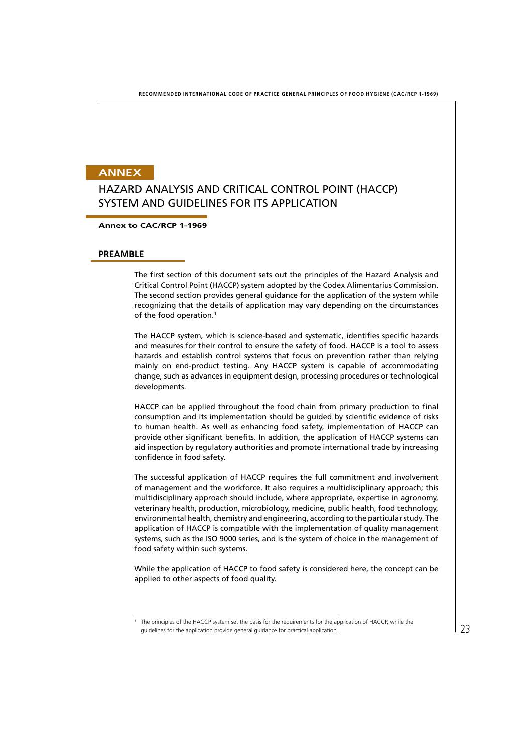# ANNEX

## HAZARD ANALYSIS AND CRITICAL CONTROL POINT (HACCP) SYSTEM AND GUIDELINES FOR ITS APPLICATION

**Annex to CAC/RCP 1-1969**

### PREAMBLE

The first section of this document sets out the principles of the Hazard Analysis and Critical Control Point (HACCP) system adopted by the Codex Alimentarius Commission. The second section provides general guidance for the application of the system while recognizing that the details of application may vary depending on the circumstances of the food operation.[1]

The HACCP system, which is science-based and systematic, identifies specific hazards and measures for their control to ensure the safety of food. HACCP is a tool to assess hazards and establish control systems that focus on prevention rather than relying mainly on end-product testing. Any HACCP system is capable of accommodating change, such as advances in equipment design, processing procedures or technological developments.

HACCP can be applied throughout the food chain from primary production to final consumption and its implementation should be guided by scientific evidence of risks to human health. As well as enhancing food safety, implementation of HACCP can provide other significant benefits. In addition, the application of HACCP systems can aid inspection by regulatory authorities and promote international trade by increasing confidence in food safety.

The successful application of HACCP requires the full commitment and involvement of management and the workforce. It also requires a multidisciplinary approach; this multidisciplinary approach should include, where appropriate, expertise in agronomy, veterinary health, production, microbiology, medicine, public health, food technology, environmental health, chemistry and engineering, according to the particular study. The application of HACCP is compatible with the implementation of quality management systems, such as the ISO 9000 series, and is the system of choice in the management of food safety within such systems.

While the application of HACCP to food safety is considered here, the concept can be applied to other aspects of food quality.

---

[1] The principles of the HACCP system set the basis for the requirements for the application of HACCP, while the guidelines for the application provide general guidance for practical application.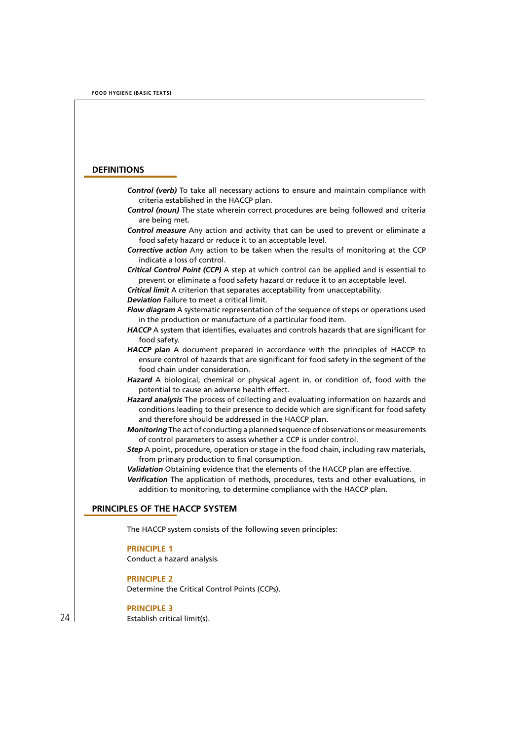## DEFINITIONS

***Control (verb)*** To take all necessary actions to ensure and maintain compliance with criteria established in the HACCP plan.

***Control (noun)*** The state wherein correct procedures are being followed and criteria are being met.

***Control measure*** Any action and activity that can be used to prevent or eliminate a food safety hazard or reduce it to an acceptable level.

***Corrective action*** Any action to be taken when the results of monitoring at the CCP indicate a loss of control.

***Critical Control Point (CCP)*** A step at which control can be applied and is essential to prevent or eliminate a food safety hazard or reduce it to an acceptable level.

***Critical limit*** A criterion that separates acceptability from unacceptability.

***Deviation*** Failure to meet a critical limit.

***Flow diagram*** A systematic representation of the sequence of steps or operations used in the production or manufacture of a particular food item.

***HACCP*** A system that identifies, evaluates and controls hazards that are significant for food safety.

***HACCP plan*** A document prepared in accordance with the principles of HACCP to ensure control of hazards that are significant for food safety in the segment of the food chain under consideration.

***Hazard*** A biological, chemical or physical agent in, or condition of, food with the potential to cause an adverse health effect.

***Hazard analysis*** The process of collecting and evaluating information on hazards and conditions leading to their presence to decide which are significant for food safety and therefore should be addressed in the HACCP plan.

***Monitoring*** The act of conducting a planned sequence of observations or measurements of control parameters to assess whether a CCP is under control.

***Step*** A point, procedure, operation or stage in the food chain, including raw materials, from primary production to final consumption.

***Validation*** Obtaining evidence that the elements of the HACCP plan are effective.

***Verification*** The application of methods, procedures, tests and other evaluations, in addition to monitoring, to determine compliance with the HACCP plan.

## PRINCIPLES OF THE HACCP SYSTEM

The HACCP system consists of the following seven principles:

### PRINCIPLE 1
Conduct a hazard analysis.

### PRINCIPLE 2
Determine the Critical Control Points (CCPs).

### PRINCIPLE 3
Establish critical limit(s).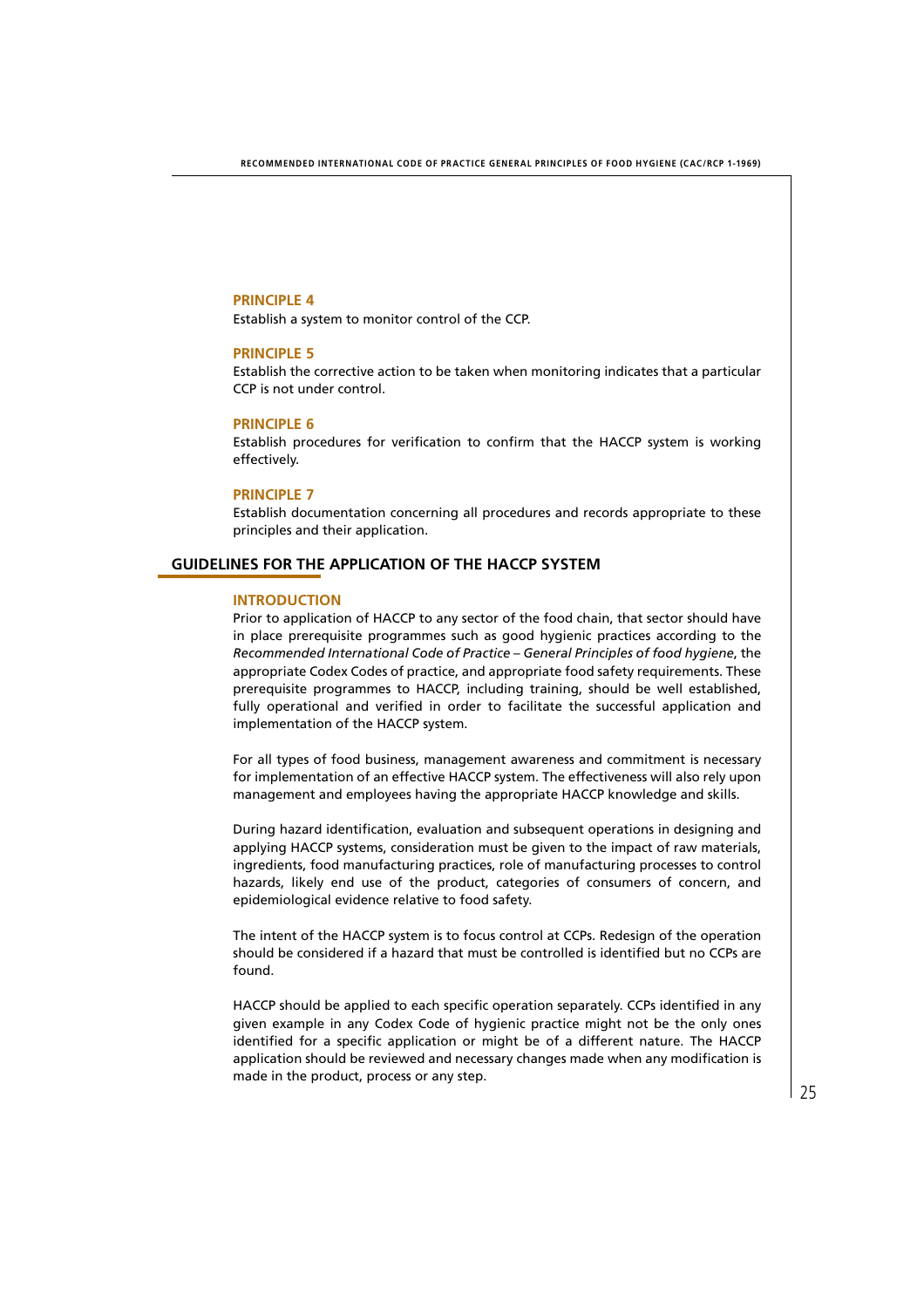### PRINCIPLE 4
Establish a system to monitor control of the CCP.

### PRINCIPLE 5
Establish the corrective action to be taken when monitoring indicates that a particular CCP is not under control.

### PRINCIPLE 6
Establish procedures for verification to confirm that the HACCP system is working effectively.

### PRINCIPLE 7
Establish documentation concerning all procedures and records appropriate to these principles and their application.

## GUIDELINES FOR THE APPLICATION OF THE HACCP SYSTEM

### INTRODUCTION
Prior to application of HACCP to any sector of the food chain, that sector should have in place prerequisite programmes such as good hygienic practices according to the *Recommended International Code of Practice – General Principles of food hygiene*, the appropriate Codex Codes of practice, and appropriate food safety requirements. These prerequisite programmes to HACCP, including training, should be well established, fully operational and verified in order to facilitate the successful application and implementation of the HACCP system.

For all types of food business, management awareness and commitment is necessary for implementation of an effective HACCP system. The effectiveness will also rely upon management and employees having the appropriate HACCP knowledge and skills.

During hazard identification, evaluation and subsequent operations in designing and applying HACCP systems, consideration must be given to the impact of raw materials, ingredients, food manufacturing practices, role of manufacturing processes to control hazards, likely end use of the product, categories of consumers of concern, and epidemiological evidence relative to food safety.

The intent of the HACCP system is to focus control at CCPs. Redesign of the operation should be considered if a hazard that must be controlled is identified but no CCPs are found.

HACCP should be applied to each specific operation separately. CCPs identified in any given example in any Codex Code of hygienic practice might not be the only ones identified for a specific application or might be of a different nature. The HACCP application should be reviewed and necessary changes made when any modification is made in the product, process or any step.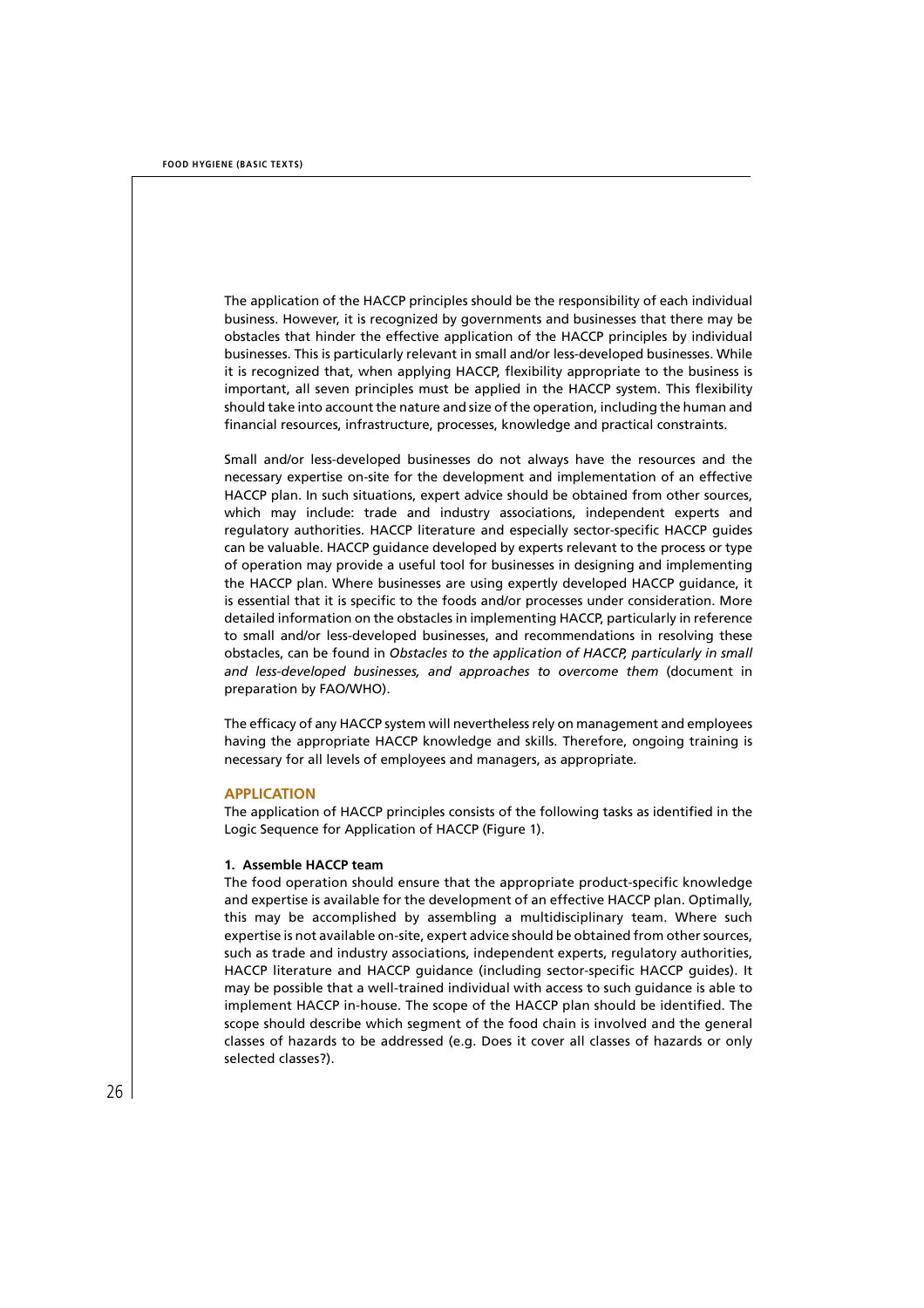The application of the HACCP principles should be the responsibility of each individual business. However, it is recognized by governments and businesses that there may be obstacles that hinder the effective application of the HACCP principles by individual businesses. This is particularly relevant in small and/or less-developed businesses. While it is recognized that, when applying HACCP, flexibility appropriate to the business is important, all seven principles must be applied in the HACCP system. This flexibility should take into account the nature and size of the operation, including the human and financial resources, infrastructure, processes, knowledge and practical constraints.

Small and/or less-developed businesses do not always have the resources and the necessary expertise on-site for the development and implementation of an effective HACCP plan. In such situations, expert advice should be obtained from other sources, which may include: trade and industry associations, independent experts and regulatory authorities. HACCP literature and especially sector-specific HACCP guides can be valuable. HACCP guidance developed by experts relevant to the process or type of operation may provide a useful tool for businesses in designing and implementing the HACCP plan. Where businesses are using expertly developed HACCP guidance, it is essential that it is specific to the foods and/or processes under consideration. More detailed information on the obstacles in implementing HACCP, particularly in reference to small and/or less-developed businesses, and recommendations in resolving these obstacles, can be found in *Obstacles to the application of HACCP, particularly in small and less-developed businesses, and approaches to overcome them* (document in preparation by FAO/WHO).

The efficacy of any HACCP system will nevertheless rely on management and employees having the appropriate HACCP knowledge and skills. Therefore, ongoing training is necessary for all levels of employees and managers, as appropriate.

## APPLICATION

The application of HACCP principles consists of the following tasks as identified in the Logic Sequence for Application of HACCP (Figure 1).

### 1. Assemble HACCP team

The food operation should ensure that the appropriate product-specific knowledge and expertise is available for the development of an effective HACCP plan. Optimally, this may be accomplished by assembling a multidisciplinary team. Where such expertise is not available on-site, expert advice should be obtained from other sources, such as trade and industry associations, independent experts, regulatory authorities, HACCP literature and HACCP guidance (including sector-specific HACCP guides). It may be possible that a well-trained individual with access to such guidance is able to implement HACCP in-house. The scope of the HACCP plan should be identified. The scope should describe which segment of the food chain is involved and the general classes of hazards to be addressed (e.g. Does it cover all classes of hazards or only selected classes?).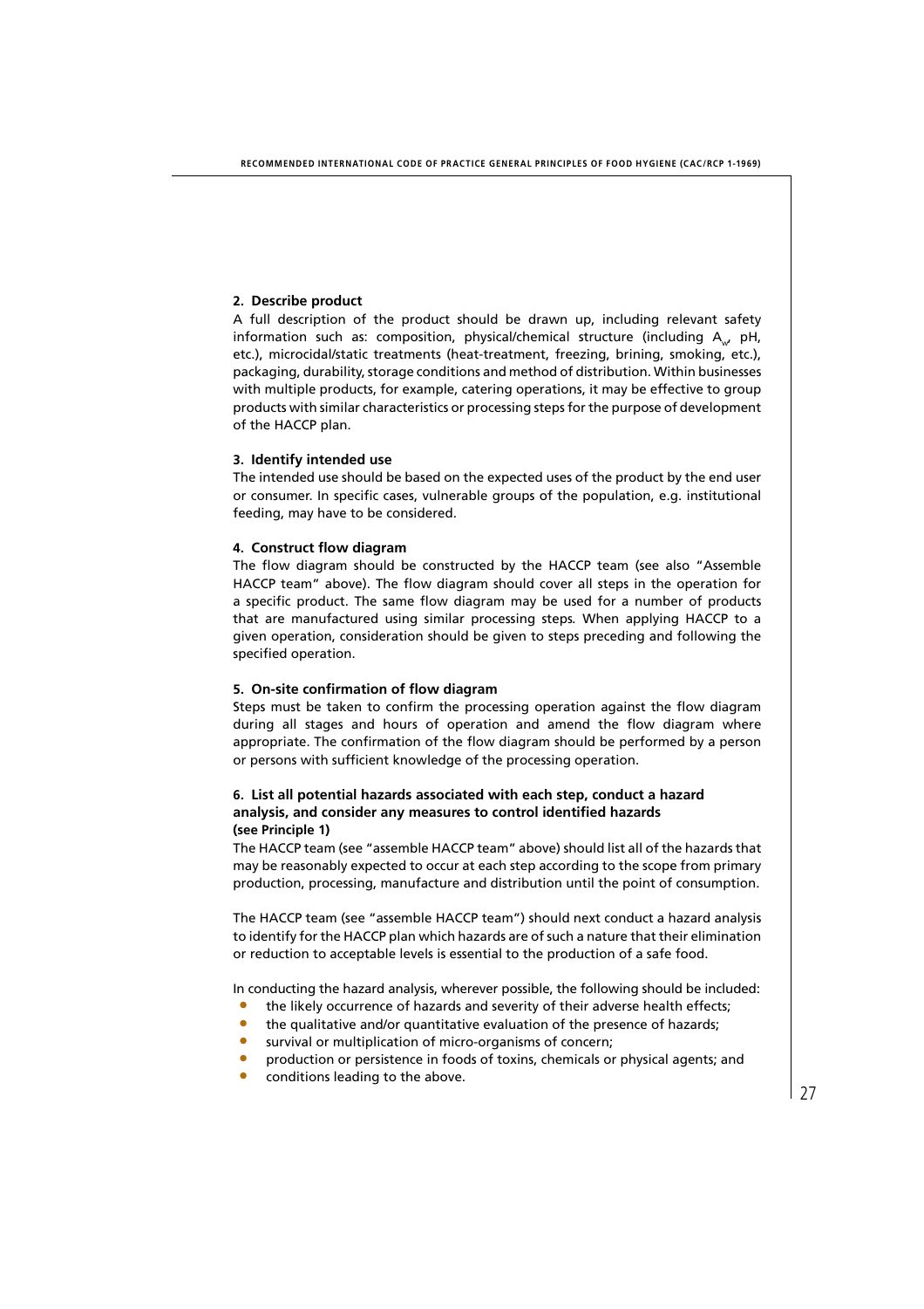#### 2. Describe product

A full description of the product should be drawn up, including relevant safety information such as: composition, physical/chemical structure (including $A_w$, pH, etc.), microcidal/static treatments (heat-treatment, freezing, brining, smoking, etc.), packaging, durability, storage conditions and method of distribution. Within businesses with multiple products, for example, catering operations, it may be effective to group products with similar characteristics or processing steps for the purpose of development of the HACCP plan.

#### 3. Identify intended use

The intended use should be based on the expected uses of the product by the end user or consumer. In specific cases, vulnerable groups of the population, e.g. institutional feeding, may have to be considered.

#### 4. Construct flow diagram

The flow diagram should be constructed by the HACCP team (see also "Assemble HACCP team" above). The flow diagram should cover all steps in the operation for a specific product. The same flow diagram may be used for a number of products that are manufactured using similar processing steps. When applying HACCP to a given operation, consideration should be given to steps preceding and following the specified operation.

#### 5. On-site confirmation of flow diagram

Steps must be taken to confirm the processing operation against the flow diagram during all stages and hours of operation and amend the flow diagram where appropriate. The confirmation of the flow diagram should be performed by a person or persons with sufficient knowledge of the processing operation.

#### 6. List all potential hazards associated with each step, conduct a hazard analysis, and consider any measures to control identified hazards (see Principle 1)

The HACCP team (see "assemble HACCP team" above) should list all of the hazards that may be reasonably expected to occur at each step according to the scope from primary production, processing, manufacture and distribution until the point of consumption.

The HACCP team (see "assemble HACCP team") should next conduct a hazard analysis to identify for the HACCP plan which hazards are of such a nature that their elimination or reduction to acceptable levels is essential to the production of a safe food.

In conducting the hazard analysis, wherever possible, the following should be included:

- the likely occurrence of hazards and severity of their adverse health effects;
- the qualitative and/or quantitative evaluation of the presence of hazards;
- survival or multiplication of micro-organisms of concern;
- production or persistence in foods of toxins, chemicals or physical agents; and
- conditions leading to the above.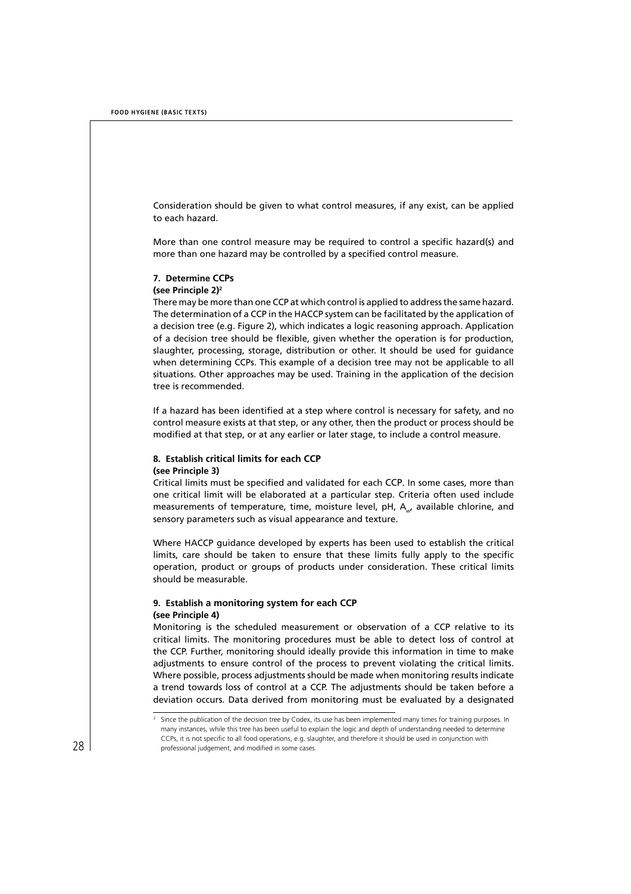Consideration should be given to what control measures, if any exist, can be applied to each hazard.

More than one control measure may be required to control a specific hazard(s) and more than one hazard may be controlled by a specified control measure.

**7. Determine CCPs**
**(see Principle 2)**[2]

There may be more than one CCP at which control is applied to address the same hazard. The determination of a CCP in the HACCP system can be facilitated by the application of a decision tree (e.g. Figure 2), which indicates a logic reasoning approach. Application of a decision tree should be flexible, given whether the operation is for production, slaughter, processing, storage, distribution or other. It should be used for guidance when determining CCPs. This example of a decision tree may not be applicable to all situations. Other approaches may be used. Training in the application of the decision tree is recommended.

If a hazard has been identified at a step where control is necessary for safety, and no control measure exists at that step, or any other, then the product or process should be modified at that step, or at any earlier or later stage, to include a control measure.

**8. Establish critical limits for each CCP**
**(see Principle 3)**

Critical limits must be specified and validated for each CCP. In some cases, more than one critical limit will be elaborated at a particular step. Criteria often used include measurements of temperature, time, moisture level, pH, $A_w$, available chlorine, and sensory parameters such as visual appearance and texture.

Where HACCP guidance developed by experts has been used to establish the critical limits, care should be taken to ensure that these limits fully apply to the specific operation, product or groups of products under consideration. These critical limits should be measurable.

**9. Establish a monitoring system for each CCP**
**(see Principle 4)**

Monitoring is the scheduled measurement or observation of a CCP relative to its critical limits. The monitoring procedures must be able to detect loss of control at the CCP. Further, monitoring should ideally provide this information in time to make adjustments to ensure control of the process to prevent violating the critical limits. Where possible, process adjustments should be made when monitoring results indicate a trend towards loss of control at a CCP. The adjustments should be taken before a deviation occurs. Data derived from monitoring must be evaluated by a designated

[2] Since the publication of the decision tree by Codex, its use has been implemented many times for training purposes. In many instances, while this tree has been useful to explain the logic and depth of understanding needed to determine CCPs, it is not specific to all food operations, e.g. slaughter, and therefore it should be used in conjunction with professional judgement, and modified in some cases.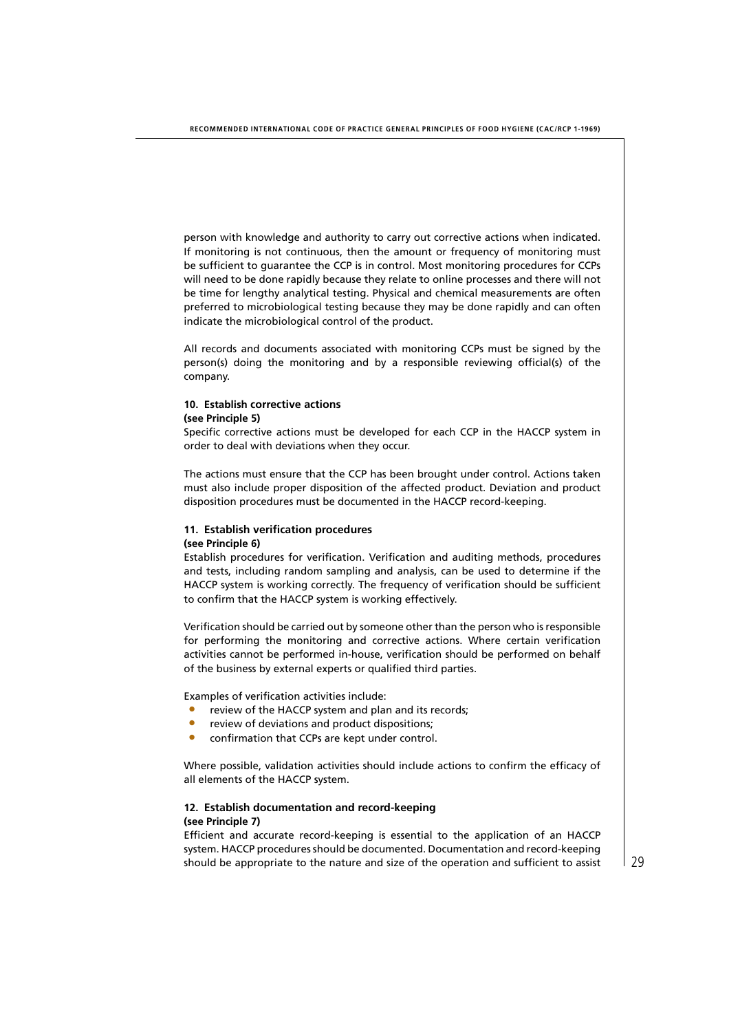person with knowledge and authority to carry out corrective actions when indicated. If monitoring is not continuous, then the amount or frequency of monitoring must be sufficient to guarantee the CCP is in control. Most monitoring procedures for CCPs will need to be done rapidly because they relate to online processes and there will not be time for lengthy analytical testing. Physical and chemical measurements are often preferred to microbiological testing because they may be done rapidly and can often indicate the microbiological control of the product.

All records and documents associated with monitoring CCPs must be signed by the person(s) doing the monitoring and by a responsible reviewing official(s) of the company.

#### 10. Establish corrective actions

**(see Principle 5)**

Specific corrective actions must be developed for each CCP in the HACCP system in order to deal with deviations when they occur.

The actions must ensure that the CCP has been brought under control. Actions taken must also include proper disposition of the affected product. Deviation and product disposition procedures must be documented in the HACCP record-keeping.

#### 11. Establish verification procedures

**(see Principle 6)**

Establish procedures for verification. Verification and auditing methods, procedures and tests, including random sampling and analysis, can be used to determine if the HACCP system is working correctly. The frequency of verification should be sufficient to confirm that the HACCP system is working effectively.

Verification should be carried out by someone other than the person who is responsible for performing the monitoring and corrective actions. Where certain verification activities cannot be performed in-house, verification should be performed on behalf of the business by external experts or qualified third parties.

Examples of verification activities include:

- review of the HACCP system and plan and its records;
- review of deviations and product dispositions;
- confirmation that CCPs are kept under control.

Where possible, validation activities should include actions to confirm the efficacy of all elements of the HACCP system.

#### 12. Establish documentation and record-keeping

**(see Principle 7)**

Efficient and accurate record-keeping is essential to the application of an HACCP system. HACCP procedures should be documented. Documentation and record-keeping should be appropriate to the nature and size of the operation and sufficient to assist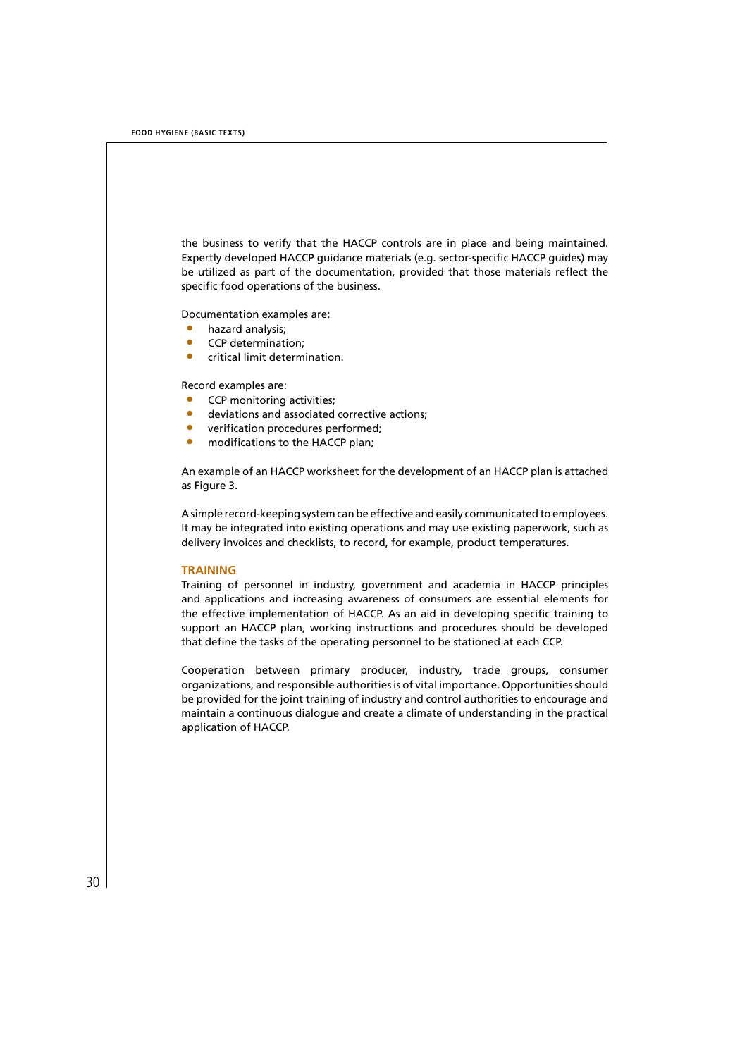the business to verify that the HACCP controls are in place and being maintained. Expertly developed HACCP guidance materials (e.g. sector-specific HACCP guides) may be utilized as part of the documentation, provided that those materials reflect the specific food operations of the business.

Documentation examples are:

- hazard analysis;
- CCP determination;
- critical limit determination.

Record examples are:

- CCP monitoring activities;
- deviations and associated corrective actions;
- verification procedures performed;
- modifications to the HACCP plan;

An example of an HACCP worksheet for the development of an HACCP plan is attached as Figure 3.

A simple record-keeping system can be effective and easily communicated to employees. It may be integrated into existing operations and may use existing paperwork, such as delivery invoices and checklists, to record, for example, product temperatures.

## TRAINING

Training of personnel in industry, government and academia in HACCP principles and applications and increasing awareness of consumers are essential elements for the effective implementation of HACCP. As an aid in developing specific training to support an HACCP plan, working instructions and procedures should be developed that define the tasks of the operating personnel to be stationed at each CCP.

Cooperation between primary producer, industry, trade groups, consumer organizations, and responsible authorities is of vital importance. Opportunities should be provided for the joint training of industry and control authorities to encourage and maintain a continuous dialogue and create a climate of understanding in the practical application of HACCP.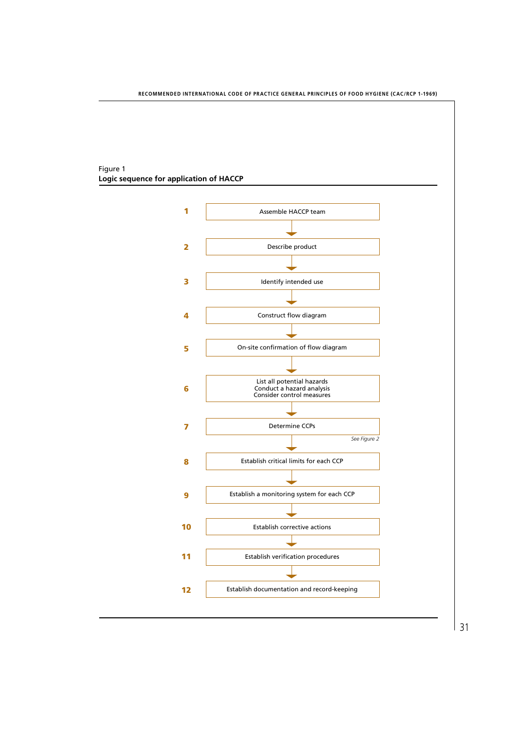Figure 1
**Logic sequence for application of HACCP**

1. Assemble HACCP team
2. Describe product
3. Identify intended use
4. Construct flow diagram
5. On-site confirmation of flow diagram
6. List all potential hazards
   Conduct a hazard analysis
   Consider control measures
7. Determine CCPs
   *See Figure 2*
8. Establish critical limits for each CCP
9. Establish a monitoring system for each CCP
10. Establish corrective actions
11. Establish verification procedures
12. Establish documentation and record-keeping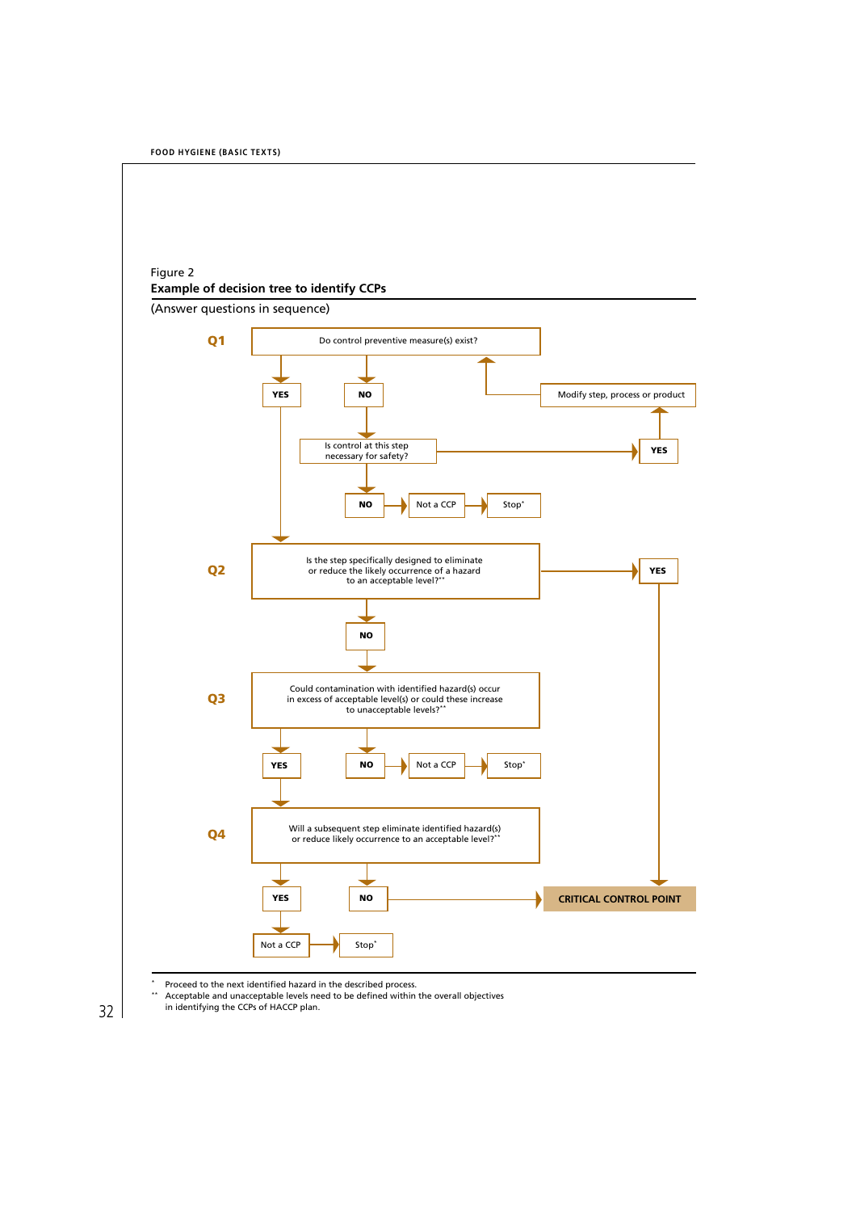Figure 2

**Example of decision tree to identify CCPs**

(Answer questions in sequence)

**Q1** Do control preventive measure(s) exist?

- YES → go to Q2
- NO → Is control at this step necessary for safety?
  - YES → Modify step, process or product → return to Q1
  - NO → Not a CCP → Stop*

**Q2** Is the step specifically designed to eliminate or reduce the likely occurrence of a hazard to an acceptable level?**

- YES → CRITICAL CONTROL POINT
- NO → go to Q3

**Q3** Could contamination with identified hazard(s) occur in excess of acceptable level(s) or could these increase to unacceptable levels?**

- YES → go to Q4
- NO → Not a CCP → Stop*

**Q4** Will a subsequent step eliminate identified hazard(s) or reduce likely occurrence to an acceptable level?**

- YES → Not a CCP → Stop*
- NO → CRITICAL CONTROL POINT

---

\* Proceed to the next identified hazard in the described process.

\*\* Acceptable and unacceptable levels need to be defined within the overall objectives in identifying the CCPs of HACCP plan.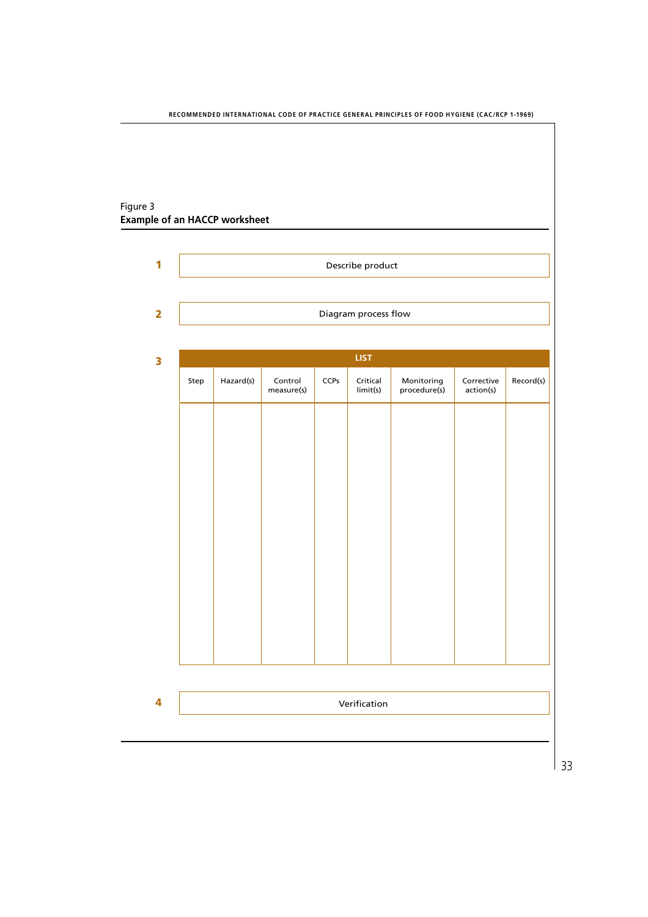Figure 3
**Example of an HACCP worksheet**

**1** Describe product

**2** Diagram process flow

**3** LIST

| Step | Hazard(s) | Control measure(s) | CCPs | Critical limit(s) | Monitoring procedure(s) | Corrective action(s) | Record(s) |
|---|---|---|---|---|---|---|---|
| | | | | | | | |

**4** Verification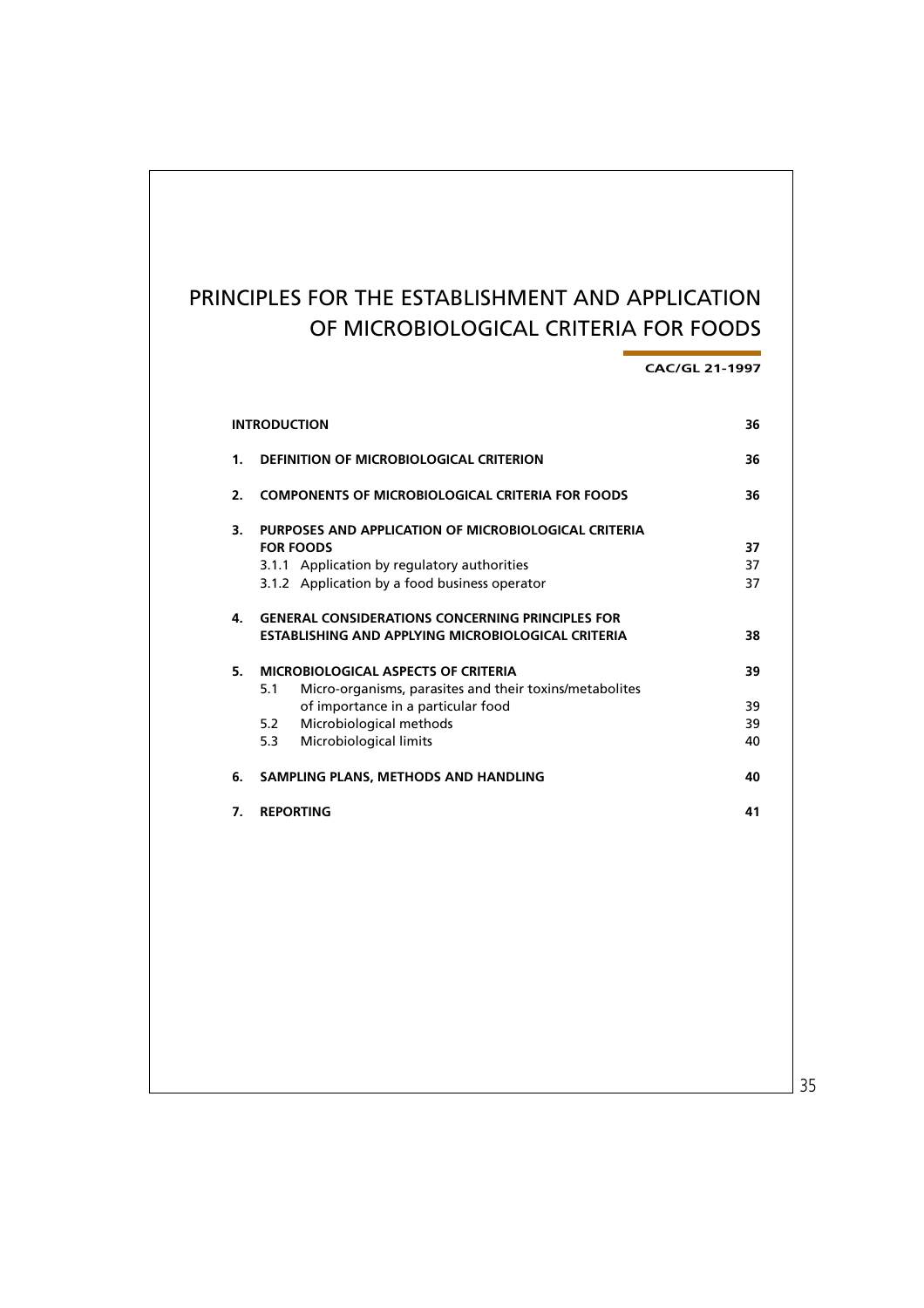# PRINCIPLES FOR THE ESTABLISHMENT AND APPLICATION OF MICROBIOLOGICAL CRITERIA FOR FOODS

**CAC/GL 21-1997**

| | | |
|---|---|---|
| **INTRODUCTION** | | **36** |
| **1.** | **DEFINITION OF MICROBIOLOGICAL CRITERION** | **36** |
| **2.** | **COMPONENTS OF MICROBIOLOGICAL CRITERIA FOR FOODS** | **36** |
| **3.** | **PURPOSES AND APPLICATION OF MICROBIOLOGICAL CRITERIA FOR FOODS** | **37** |
| | 3.1.1 Application by regulatory authorities | 37 |
| | 3.1.2 Application by a food business operator | 37 |
| **4.** | **GENERAL CONSIDERATIONS CONCERNING PRINCIPLES FOR ESTABLISHING AND APPLYING MICROBIOLOGICAL CRITERIA** | **38** |
| **5.** | **MICROBIOLOGICAL ASPECTS OF CRITERIA** | **39** |
| | 5.1 Micro-organisms, parasites and their toxins/metabolites of importance in a particular food | 39 |
| | 5.2 Microbiological methods | 39 |
| | 5.3 Microbiological limits | 40 |
| **6.** | **SAMPLING PLANS, METHODS AND HANDLING** | **40** |
| **7.** | **REPORTING** | **41** |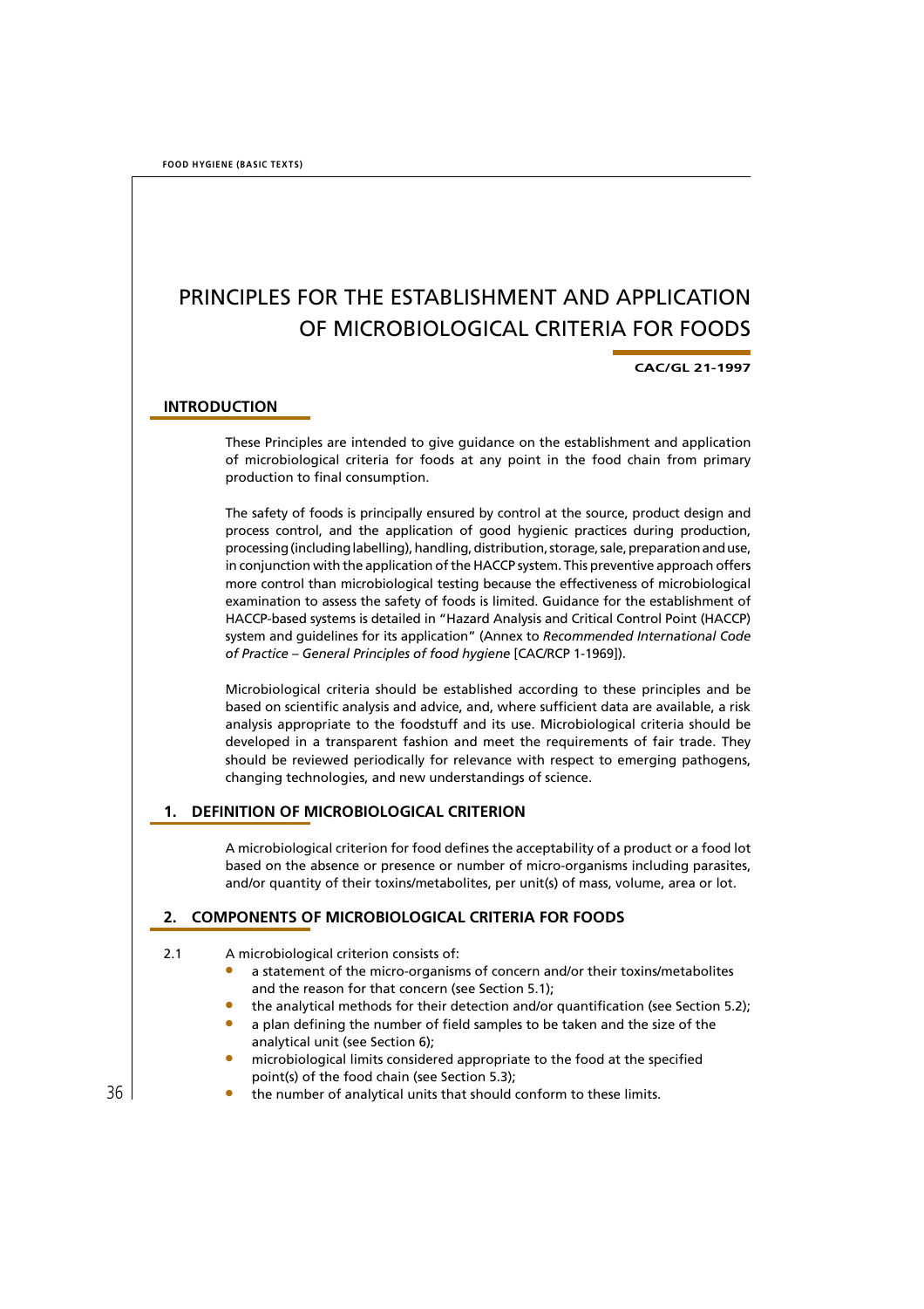# PRINCIPLES FOR THE ESTABLISHMENT AND APPLICATION OF MICROBIOLOGICAL CRITERIA FOR FOODS

**CAC/GL 21-1997**

## INTRODUCTION

These Principles are intended to give guidance on the establishment and application of microbiological criteria for foods at any point in the food chain from primary production to final consumption.

The safety of foods is principally ensured by control at the source, product design and process control, and the application of good hygienic practices during production, processing (including labelling), handling, distribution, storage, sale, preparation and use, in conjunction with the application of the HACCP system. This preventive approach offers more control than microbiological testing because the effectiveness of microbiological examination to assess the safety of foods is limited. Guidance for the establishment of HACCP-based systems is detailed in "Hazard Analysis and Critical Control Point (HACCP) system and guidelines for its application" (Annex to *Recommended International Code of Practice – General Principles of food hygiene* [CAC/RCP 1-1969]).

Microbiological criteria should be established according to these principles and be based on scientific analysis and advice, and, where sufficient data are available, a risk analysis appropriate to the foodstuff and its use. Microbiological criteria should be developed in a transparent fashion and meet the requirements of fair trade. They should be reviewed periodically for relevance with respect to emerging pathogens, changing technologies, and new understandings of science.

## 1. DEFINITION OF MICROBIOLOGICAL CRITERION

A microbiological criterion for food defines the acceptability of a product or a food lot based on the absence or presence or number of micro-organisms including parasites, and/or quantity of their toxins/metabolites, per unit(s) of mass, volume, area or lot.

## 2. COMPONENTS OF MICROBIOLOGICAL CRITERIA FOR FOODS

2.1 A microbiological criterion consists of:

- a statement of the micro-organisms of concern and/or their toxins/metabolites and the reason for that concern (see Section 5.1);
- the analytical methods for their detection and/or quantification (see Section 5.2);
- a plan defining the number of field samples to be taken and the size of the analytical unit (see Section 6);
- microbiological limits considered appropriate to the food at the specified point(s) of the food chain (see Section 5.3);
- the number of analytical units that should conform to these limits.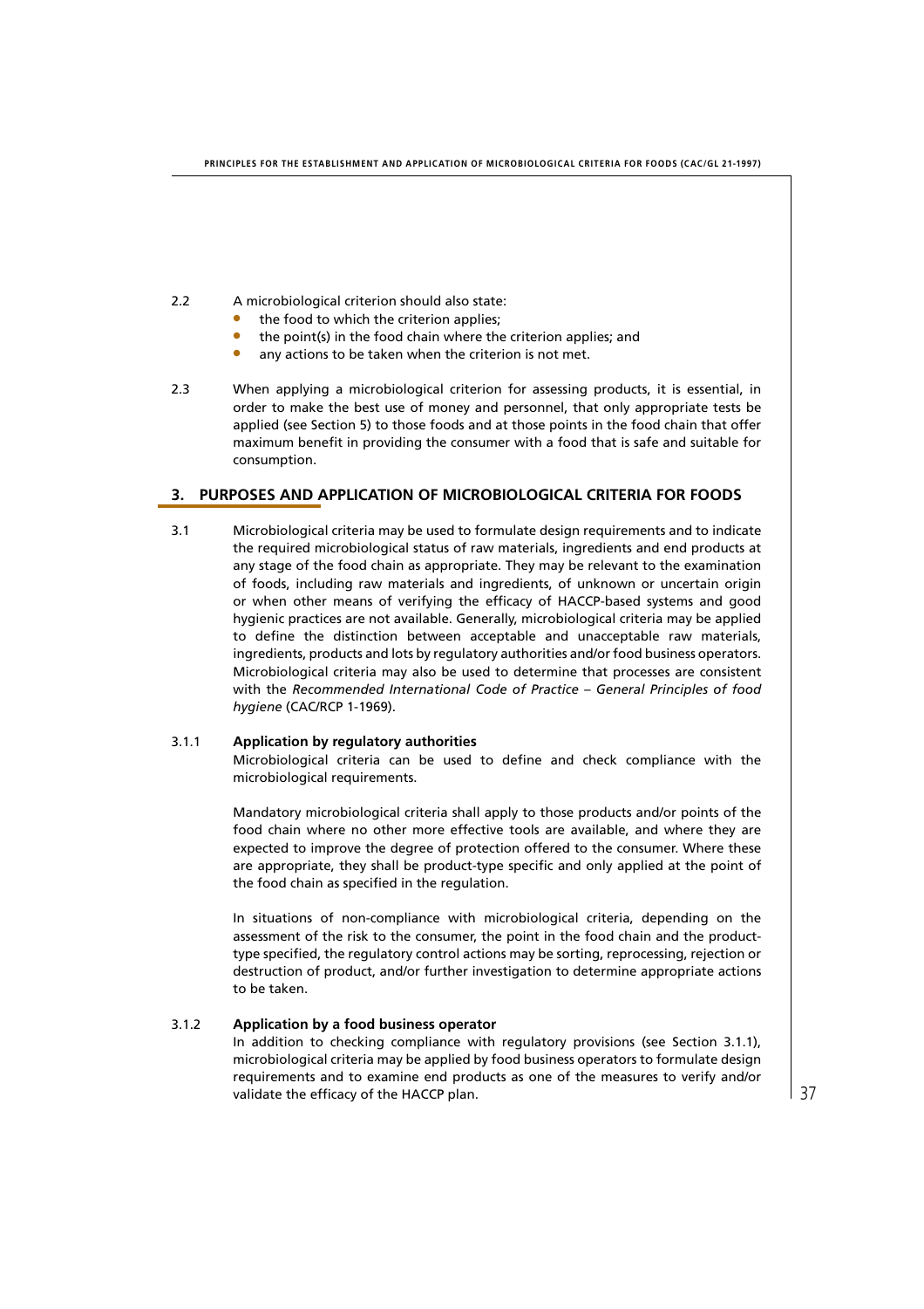2.2 A microbiological criterion should also state:

- the food to which the criterion applies;
- the point(s) in the food chain where the criterion applies; and
- any actions to be taken when the criterion is not met.

2.3 When applying a microbiological criterion for assessing products, it is essential, in order to make the best use of money and personnel, that only appropriate tests be applied (see Section 5) to those foods and at those points in the food chain that offer maximum benefit in providing the consumer with a food that is safe and suitable for consumption.

## 3. PURPOSES AND APPLICATION OF MICROBIOLOGICAL CRITERIA FOR FOODS

3.1 Microbiological criteria may be used to formulate design requirements and to indicate the required microbiological status of raw materials, ingredients and end products at any stage of the food chain as appropriate. They may be relevant to the examination of foods, including raw materials and ingredients, of unknown or uncertain origin or when other means of verifying the efficacy of HACCP-based systems and good hygienic practices are not available. Generally, microbiological criteria may be applied to define the distinction between acceptable and unacceptable raw materials, ingredients, products and lots by regulatory authorities and/or food business operators. Microbiological criteria may also be used to determine that processes are consistent with the *Recommended International Code of Practice – General Principles of food hygiene* (CAC/RCP 1-1969).

### 3.1.1 Application by regulatory authorities

Microbiological criteria can be used to define and check compliance with the microbiological requirements.

Mandatory microbiological criteria shall apply to those products and/or points of the food chain where no other more effective tools are available, and where they are expected to improve the degree of protection offered to the consumer. Where these are appropriate, they shall be product-type specific and only applied at the point of the food chain as specified in the regulation.

In situations of non-compliance with microbiological criteria, depending on the assessment of the risk to the consumer, the point in the food chain and the product-type specified, the regulatory control actions may be sorting, reprocessing, rejection or destruction of product, and/or further investigation to determine appropriate actions to be taken.

### 3.1.2 Application by a food business operator

In addition to checking compliance with regulatory provisions (see Section 3.1.1), microbiological criteria may be applied by food business operators to formulate design requirements and to examine end products as one of the measures to verify and/or validate the efficacy of the HACCP plan.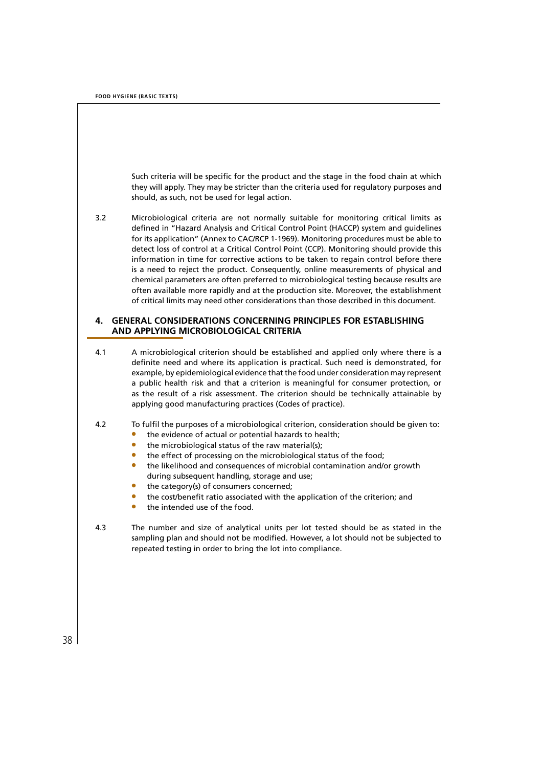Such criteria will be specific for the product and the stage in the food chain at which they will apply. They may be stricter than the criteria used for regulatory purposes and should, as such, not be used for legal action.

3.2 Microbiological criteria are not normally suitable for monitoring critical limits as defined in "Hazard Analysis and Critical Control Point (HACCP) system and guidelines for its application" (Annex to CAC/RCP 1-1969). Monitoring procedures must be able to detect loss of control at a Critical Control Point (CCP). Monitoring should provide this information in time for corrective actions to be taken to regain control before there is a need to reject the product. Consequently, online measurements of physical and chemical parameters are often preferred to microbiological testing because results are often available more rapidly and at the production site. Moreover, the establishment of critical limits may need other considerations than those described in this document.

## 4. GENERAL CONSIDERATIONS CONCERNING PRINCIPLES FOR ESTABLISHING AND APPLYING MICROBIOLOGICAL CRITERIA

4.1 A microbiological criterion should be established and applied only where there is a definite need and where its application is practical. Such need is demonstrated, for example, by epidemiological evidence that the food under consideration may represent a public health risk and that a criterion is meaningful for consumer protection, or as the result of a risk assessment. The criterion should be technically attainable by applying good manufacturing practices (Codes of practice).

4.2 To fulfil the purposes of a microbiological criterion, consideration should be given to:

- the evidence of actual or potential hazards to health;
- the microbiological status of the raw material(s);
- the effect of processing on the microbiological status of the food;
- the likelihood and consequences of microbial contamination and/or growth during subsequent handling, storage and use;
- the category(s) of consumers concerned;
- the cost/benefit ratio associated with the application of the criterion; and
- the intended use of the food.

4.3 The number and size of analytical units per lot tested should be as stated in the sampling plan and should not be modified. However, a lot should not be subjected to repeated testing in order to bring the lot into compliance.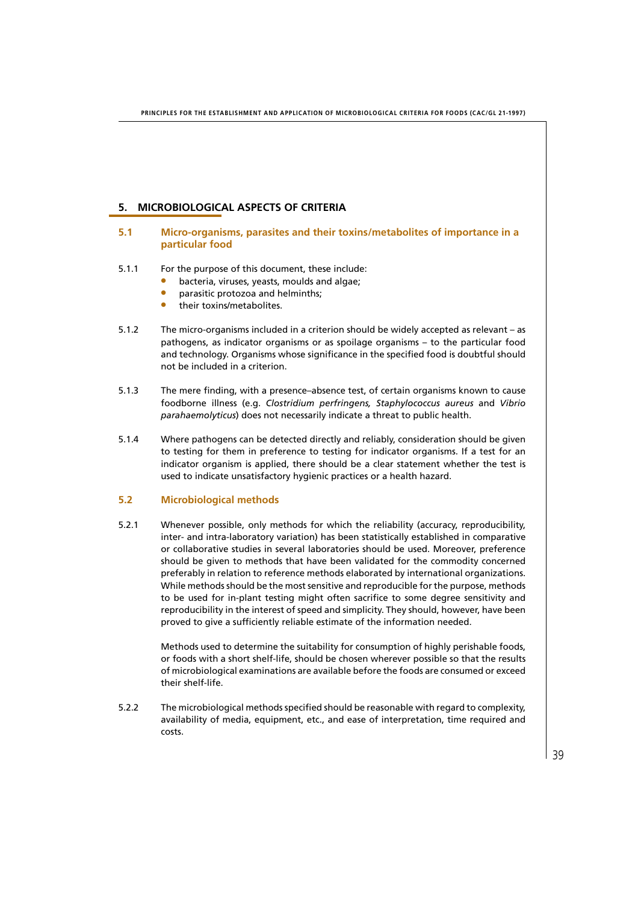## 5. MICROBIOLOGICAL ASPECTS OF CRITERIA

### 5.1 Micro-organisms, parasites and their toxins/metabolites of importance in a particular food

5.1.1 For the purpose of this document, these include:

- bacteria, viruses, yeasts, moulds and algae;
- parasitic protozoa and helminths;
- their toxins/metabolites.

5.1.2 The micro-organisms included in a criterion should be widely accepted as relevant – as pathogens, as indicator organisms or as spoilage organisms – to the particular food and technology. Organisms whose significance in the specified food is doubtful should not be included in a criterion.

5.1.3 The mere finding, with a presence–absence test, of certain organisms known to cause foodborne illness (e.g. *Clostridium perfringens, Staphylococcus aureus* and *Vibrio parahaemolyticus*) does not necessarily indicate a threat to public health.

5.1.4 Where pathogens can be detected directly and reliably, consideration should be given to testing for them in preference to testing for indicator organisms. If a test for an indicator organism is applied, there should be a clear statement whether the test is used to indicate unsatisfactory hygienic practices or a health hazard.

### 5.2 Microbiological methods

5.2.1 Whenever possible, only methods for which the reliability (accuracy, reproducibility, inter- and intra-laboratory variation) has been statistically established in comparative or collaborative studies in several laboratories should be used. Moreover, preference should be given to methods that have been validated for the commodity concerned preferably in relation to reference methods elaborated by international organizations. While methods should be the most sensitive and reproducible for the purpose, methods to be used for in-plant testing might often sacrifice to some degree sensitivity and reproducibility in the interest of speed and simplicity. They should, however, have been proved to give a sufficiently reliable estimate of the information needed.

Methods used to determine the suitability for consumption of highly perishable foods, or foods with a short shelf-life, should be chosen wherever possible so that the results of microbiological examinations are available before the foods are consumed or exceed their shelf-life.

5.2.2 The microbiological methods specified should be reasonable with regard to complexity, availability of media, equipment, etc., and ease of interpretation, time required and costs.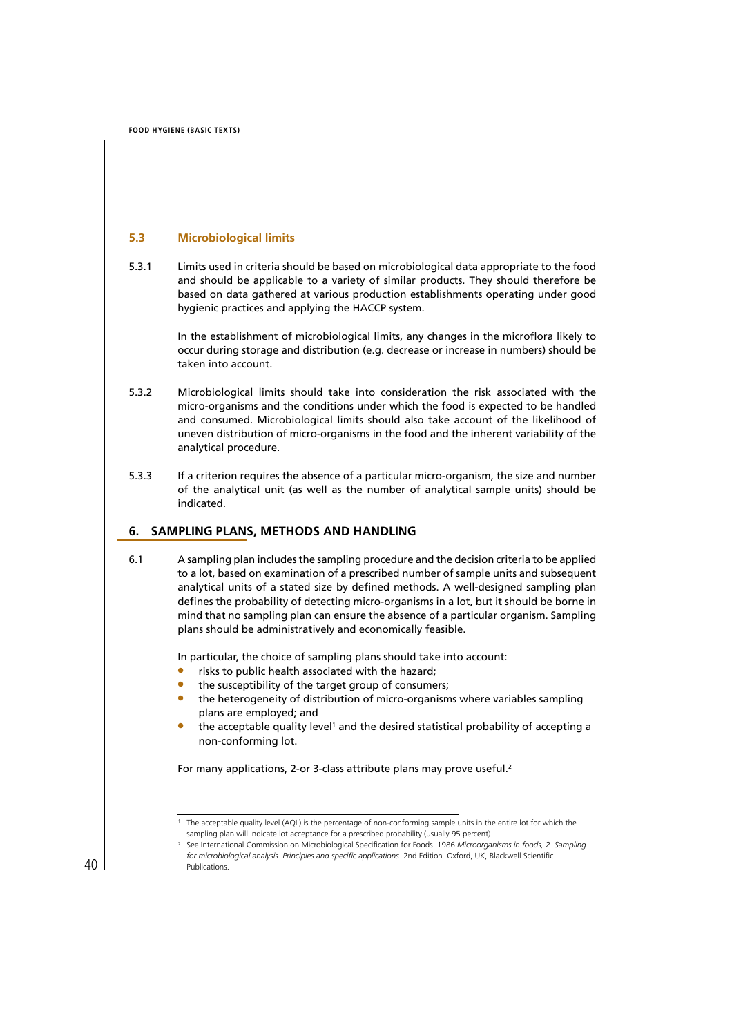### 5.3 Microbiological limits

5.3.1 Limits used in criteria should be based on microbiological data appropriate to the food and should be applicable to a variety of similar products. They should therefore be based on data gathered at various production establishments operating under good hygienic practices and applying the HACCP system.

In the establishment of microbiological limits, any changes in the microflora likely to occur during storage and distribution (e.g. decrease or increase in numbers) should be taken into account.

5.3.2 Microbiological limits should take into consideration the risk associated with the micro-organisms and the conditions under which the food is expected to be handled and consumed. Microbiological limits should also take account of the likelihood of uneven distribution of micro-organisms in the food and the inherent variability of the analytical procedure.

5.3.3 If a criterion requires the absence of a particular micro-organism, the size and number of the analytical unit (as well as the number of analytical sample units) should be indicated.

## 6. SAMPLING PLANS, METHODS AND HANDLING

6.1 A sampling plan includes the sampling procedure and the decision criteria to be applied to a lot, based on examination of a prescribed number of sample units and subsequent analytical units of a stated size by defined methods. A well-designed sampling plan defines the probability of detecting micro-organisms in a lot, but it should be borne in mind that no sampling plan can ensure the absence of a particular organism. Sampling plans should be administratively and economically feasible.

In particular, the choice of sampling plans should take into account:

- risks to public health associated with the hazard;
- the susceptibility of the target group of consumers;
- the heterogeneity of distribution of micro-organisms where variables sampling plans are employed; and
- the acceptable quality level[1] and the desired statistical probability of accepting a non-conforming lot.

For many applications, 2-or 3-class attribute plans may prove useful.[2]

---

[1] The acceptable quality level (AQL) is the percentage of non-conforming sample units in the entire lot for which the sampling plan will indicate lot acceptance for a prescribed probability (usually 95 percent).

[2] See International Commission on Microbiological Specification for Foods. 1986 *Microorganisms in foods, 2. Sampling for microbiological analysis. Principles and specific applications*. 2nd Edition. Oxford, UK, Blackwell Scientific Publications.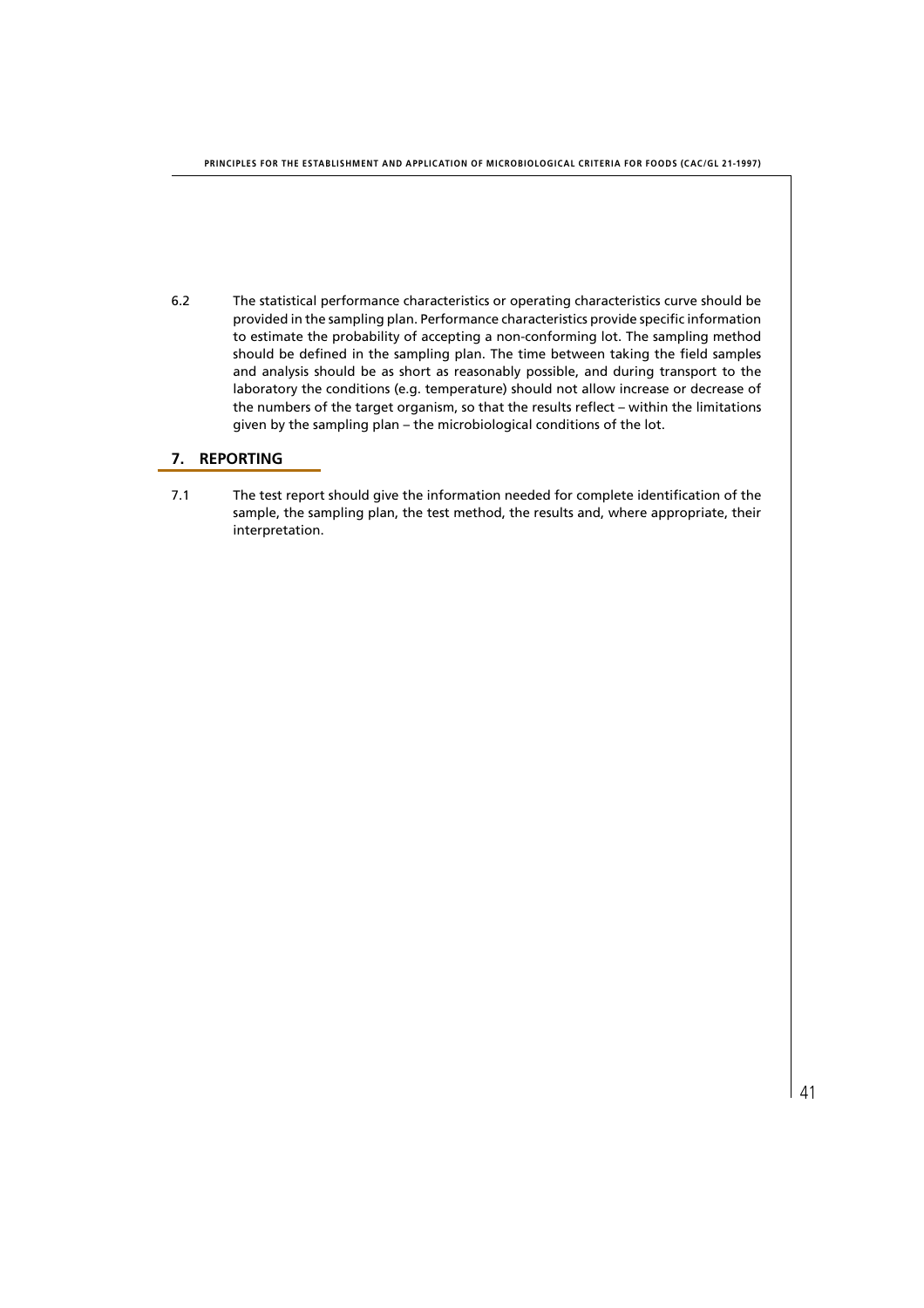6.2 The statistical performance characteristics or operating characteristics curve should be provided in the sampling plan. Performance characteristics provide specific information to estimate the probability of accepting a non-conforming lot. The sampling method should be defined in the sampling plan. The time between taking the field samples and analysis should be as short as reasonably possible, and during transport to the laboratory the conditions (e.g. temperature) should not allow increase or decrease of the numbers of the target organism, so that the results reflect – within the limitations given by the sampling plan – the microbiological conditions of the lot.

## 7. REPORTING

7.1 The test report should give the information needed for complete identification of the sample, the sampling plan, the test method, the results and, where appropriate, their interpretation.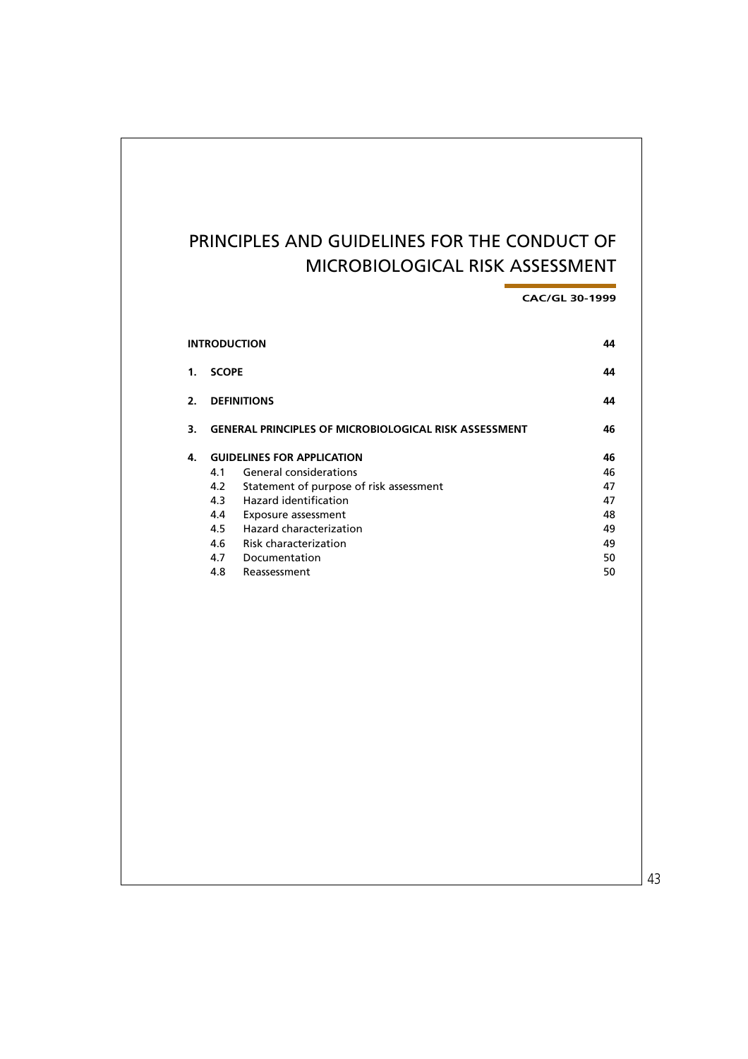# PRINCIPLES AND GUIDELINES FOR THE CONDUCT OF MICROBIOLOGICAL RISK ASSESSMENT

**CAC/GL 30-1999**

| | | |
|---|---|---|
| **INTRODUCTION** | | **44** |
| **1.** | **SCOPE** | **44** |
| **2.** | **DEFINITIONS** | **44** |
| **3.** | **GENERAL PRINCIPLES OF MICROBIOLOGICAL RISK ASSESSMENT** | **46** |
| **4.** | **GUIDELINES FOR APPLICATION** | **46** |
| 4.1 | General considerations | 46 |
| 4.2 | Statement of purpose of risk assessment | 47 |
| 4.3 | Hazard identification | 47 |
| 4.4 | Exposure assessment | 48 |
| 4.5 | Hazard characterization | 49 |
| 4.6 | Risk characterization | 49 |
| 4.7 | Documentation | 50 |
| 4.8 | Reassessment | 50 |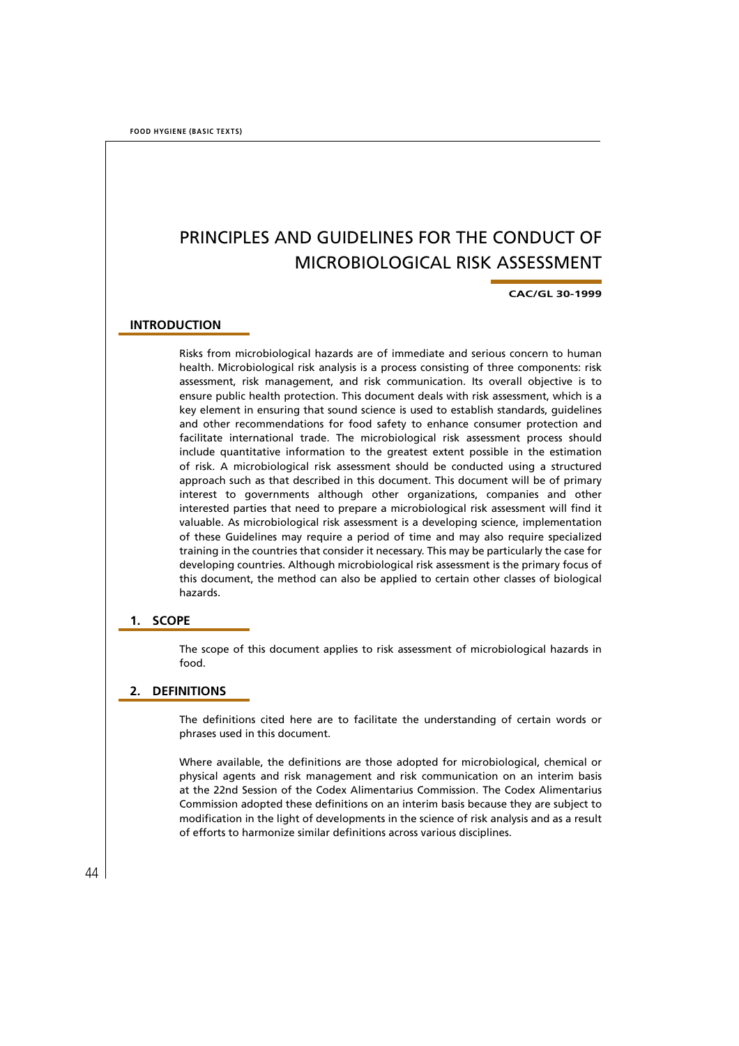# PRINCIPLES AND GUIDELINES FOR THE CONDUCT OF MICROBIOLOGICAL RISK ASSESSMENT

**CAC/GL 30-1999**

## INTRODUCTION

Risks from microbiological hazards are of immediate and serious concern to human health. Microbiological risk analysis is a process consisting of three components: risk assessment, risk management, and risk communication. Its overall objective is to ensure public health protection. This document deals with risk assessment, which is a key element in ensuring that sound science is used to establish standards, guidelines and other recommendations for food safety to enhance consumer protection and facilitate international trade. The microbiological risk assessment process should include quantitative information to the greatest extent possible in the estimation of risk. A microbiological risk assessment should be conducted using a structured approach such as that described in this document. This document will be of primary interest to governments although other organizations, companies and other interested parties that need to prepare a microbiological risk assessment will find it valuable. As microbiological risk assessment is a developing science, implementation of these Guidelines may require a period of time and may also require specialized training in the countries that consider it necessary. This may be particularly the case for developing countries. Although microbiological risk assessment is the primary focus of this document, the method can also be applied to certain other classes of biological hazards.

## 1. SCOPE

The scope of this document applies to risk assessment of microbiological hazards in food.

## 2. DEFINITIONS

The definitions cited here are to facilitate the understanding of certain words or phrases used in this document.

Where available, the definitions are those adopted for microbiological, chemical or physical agents and risk management and risk communication on an interim basis at the 22nd Session of the Codex Alimentarius Commission. The Codex Alimentarius Commission adopted these definitions on an interim basis because they are subject to modification in the light of developments in the science of risk analysis and as a result of efforts to harmonize similar definitions across various disciplines.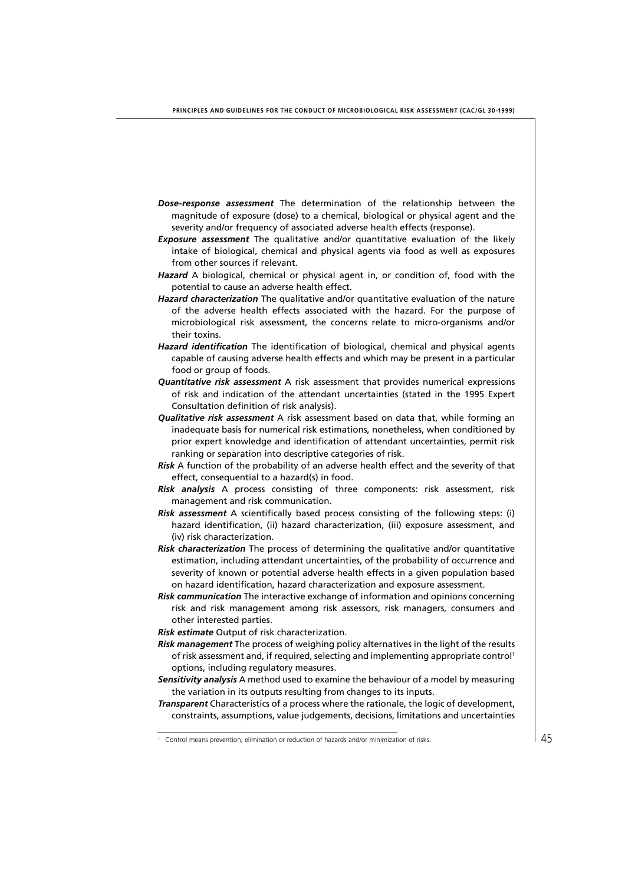***Dose-response assessment*** The determination of the relationship between the magnitude of exposure (dose) to a chemical, biological or physical agent and the severity and/or frequency of associated adverse health effects (response).

***Exposure assessment*** The qualitative and/or quantitative evaluation of the likely intake of biological, chemical and physical agents via food as well as exposures from other sources if relevant.

***Hazard*** A biological, chemical or physical agent in, or condition of, food with the potential to cause an adverse health effect.

***Hazard characterization*** The qualitative and/or quantitative evaluation of the nature of the adverse health effects associated with the hazard. For the purpose of microbiological risk assessment, the concerns relate to micro-organisms and/or their toxins.

***Hazard identification*** The identification of biological, chemical and physical agents capable of causing adverse health effects and which may be present in a particular food or group of foods.

***Quantitative risk assessment*** A risk assessment that provides numerical expressions of risk and indication of the attendant uncertainties (stated in the 1995 Expert Consultation definition of risk analysis).

***Qualitative risk assessment*** A risk assessment based on data that, while forming an inadequate basis for numerical risk estimations, nonetheless, when conditioned by prior expert knowledge and identification of attendant uncertainties, permit risk ranking or separation into descriptive categories of risk.

***Risk*** A function of the probability of an adverse health effect and the severity of that effect, consequential to a hazard(s) in food.

***Risk analysis*** A process consisting of three components: risk assessment, risk management and risk communication.

***Risk assessment*** A scientifically based process consisting of the following steps: (i) hazard identification, (ii) hazard characterization, (iii) exposure assessment, and (iv) risk characterization.

***Risk characterization*** The process of determining the qualitative and/or quantitative estimation, including attendant uncertainties, of the probability of occurrence and severity of known or potential adverse health effects in a given population based on hazard identification, hazard characterization and exposure assessment.

***Risk communication*** The interactive exchange of information and opinions concerning risk and risk management among risk assessors, risk managers, consumers and other interested parties.

***Risk estimate*** Output of risk characterization.

***Risk management*** The process of weighing policy alternatives in the light of the results of risk assessment and, if required, selecting and implementing appropriate control[1] options, including regulatory measures.

***Sensitivity analysis*** A method used to examine the behaviour of a model by measuring the variation in its outputs resulting from changes to its inputs.

***Transparent*** Characteristics of a process where the rationale, the logic of development, constraints, assumptions, value judgements, decisions, limitations and uncertainties

---

[1] Control means prevention, elimination or reduction of hazards and/or minimization of risks.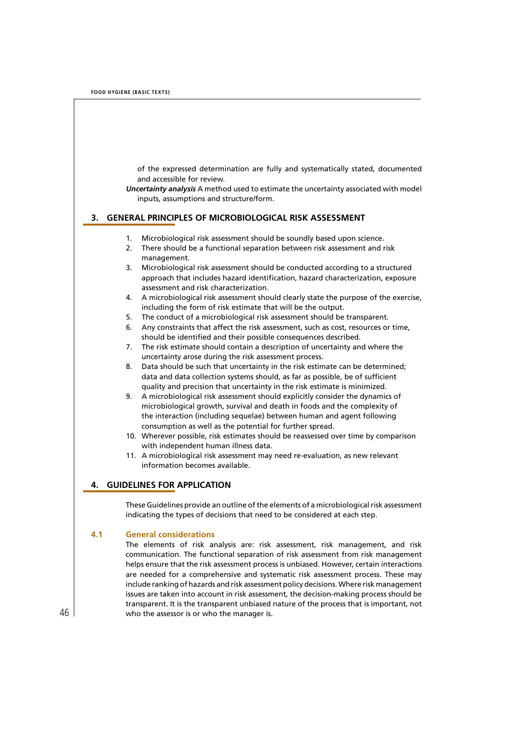of the expressed determination are fully and systematically stated, documented and accessible for review.

***Uncertainty analysis*** A method used to estimate the uncertainty associated with model inputs, assumptions and structure/form.

## 3. GENERAL PRINCIPLES OF MICROBIOLOGICAL RISK ASSESSMENT

1. Microbiological risk assessment should be soundly based upon science.
2. There should be a functional separation between risk assessment and risk management.
3. Microbiological risk assessment should be conducted according to a structured approach that includes hazard identification, hazard characterization, exposure assessment and risk characterization.
4. A microbiological risk assessment should clearly state the purpose of the exercise, including the form of risk estimate that will be the output.
5. The conduct of a microbiological risk assessment should be transparent.
6. Any constraints that affect the risk assessment, such as cost, resources or time, should be identified and their possible consequences described.
7. The risk estimate should contain a description of uncertainty and where the uncertainty arose during the risk assessment process.
8. Data should be such that uncertainty in the risk estimate can be determined; data and data collection systems should, as far as possible, be of sufficient quality and precision that uncertainty in the risk estimate is minimized.
9. A microbiological risk assessment should explicitly consider the dynamics of microbiological growth, survival and death in foods and the complexity of the interaction (including sequelae) between human and agent following consumption as well as the potential for further spread.
10. Wherever possible, risk estimates should be reassessed over time by comparison with independent human illness data.
11. A microbiological risk assessment may need re-evaluation, as new relevant information becomes available.

## 4. GUIDELINES FOR APPLICATION

These Guidelines provide an outline of the elements of a microbiological risk assessment indicating the types of decisions that need to be considered at each step.

### 4.1 General considerations

The elements of risk analysis are: risk assessment, risk management, and risk communication. The functional separation of risk assessment from risk management helps ensure that the risk assessment process is unbiased. However, certain interactions are needed for a comprehensive and systematic risk assessment process. These may include ranking of hazards and risk assessment policy decisions. Where risk management issues are taken into account in risk assessment, the decision-making process should be transparent. It is the transparent unbiased nature of the process that is important, not who the assessor is or who the manager is.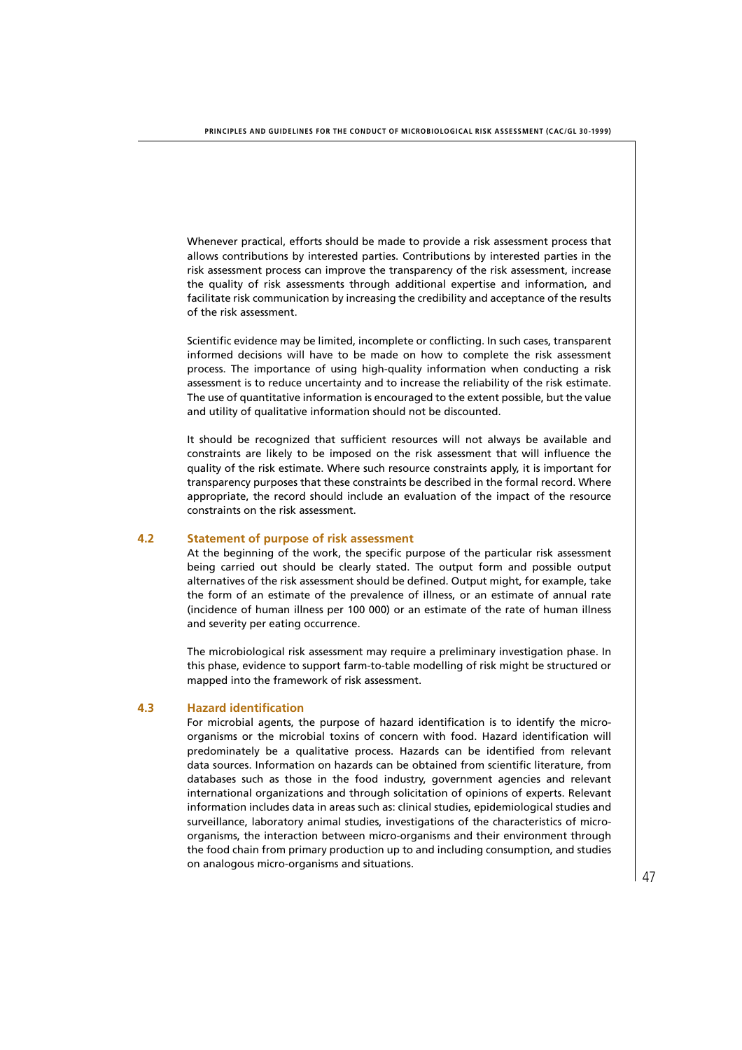Whenever practical, efforts should be made to provide a risk assessment process that allows contributions by interested parties. Contributions by interested parties in the risk assessment process can improve the transparency of the risk assessment, increase the quality of risk assessments through additional expertise and information, and facilitate risk communication by increasing the credibility and acceptance of the results of the risk assessment.

Scientific evidence may be limited, incomplete or conflicting. In such cases, transparent informed decisions will have to be made on how to complete the risk assessment process. The importance of using high-quality information when conducting a risk assessment is to reduce uncertainty and to increase the reliability of the risk estimate. The use of quantitative information is encouraged to the extent possible, but the value and utility of qualitative information should not be discounted.

It should be recognized that sufficient resources will not always be available and constraints are likely to be imposed on the risk assessment that will influence the quality of the risk estimate. Where such resource constraints apply, it is important for transparency purposes that these constraints be described in the formal record. Where appropriate, the record should include an evaluation of the impact of the resource constraints on the risk assessment.

## 4.2 Statement of purpose of risk assessment

At the beginning of the work, the specific purpose of the particular risk assessment being carried out should be clearly stated. The output form and possible output alternatives of the risk assessment should be defined. Output might, for example, take the form of an estimate of the prevalence of illness, or an estimate of annual rate (incidence of human illness per 100 000) or an estimate of the rate of human illness and severity per eating occurrence.

The microbiological risk assessment may require a preliminary investigation phase. In this phase, evidence to support farm-to-table modelling of risk might be structured or mapped into the framework of risk assessment.

## 4.3 Hazard identification

For microbial agents, the purpose of hazard identification is to identify the micro-organisms or the microbial toxins of concern with food. Hazard identification will predominately be a qualitative process. Hazards can be identified from relevant data sources. Information on hazards can be obtained from scientific literature, from databases such as those in the food industry, government agencies and relevant international organizations and through solicitation of opinions of experts. Relevant information includes data in areas such as: clinical studies, epidemiological studies and surveillance, laboratory animal studies, investigations of the characteristics of micro-organisms, the interaction between micro-organisms and their environment through the food chain from primary production up to and including consumption, and studies on analogous micro-organisms and situations.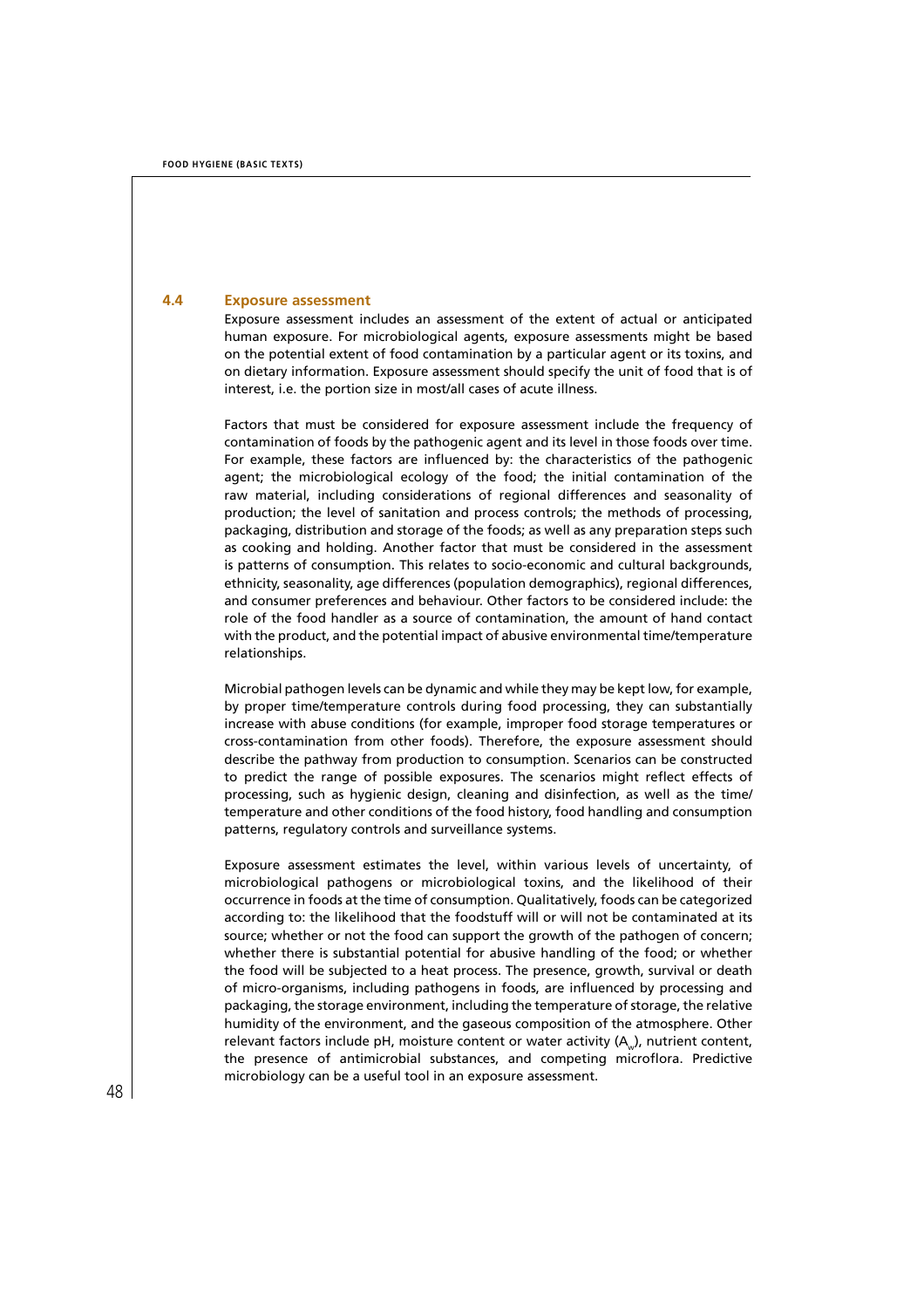## 4.4 Exposure assessment

Exposure assessment includes an assessment of the extent of actual or anticipated human exposure. For microbiological agents, exposure assessments might be based on the potential extent of food contamination by a particular agent or its toxins, and on dietary information. Exposure assessment should specify the unit of food that is of interest, i.e. the portion size in most/all cases of acute illness.

Factors that must be considered for exposure assessment include the frequency of contamination of foods by the pathogenic agent and its level in those foods over time. For example, these factors are influenced by: the characteristics of the pathogenic agent; the microbiological ecology of the food; the initial contamination of the raw material, including considerations of regional differences and seasonality of production; the level of sanitation and process controls; the methods of processing, packaging, distribution and storage of the foods; as well as any preparation steps such as cooking and holding. Another factor that must be considered in the assessment is patterns of consumption. This relates to socio-economic and cultural backgrounds, ethnicity, seasonality, age differences (population demographics), regional differences, and consumer preferences and behaviour. Other factors to be considered include: the role of the food handler as a source of contamination, the amount of hand contact with the product, and the potential impact of abusive environmental time/temperature relationships.

Microbial pathogen levels can be dynamic and while they may be kept low, for example, by proper time/temperature controls during food processing, they can substantially increase with abuse conditions (for example, improper food storage temperatures or cross-contamination from other foods). Therefore, the exposure assessment should describe the pathway from production to consumption. Scenarios can be constructed to predict the range of possible exposures. The scenarios might reflect effects of processing, such as hygienic design, cleaning and disinfection, as well as the time/temperature and other conditions of the food history, food handling and consumption patterns, regulatory controls and surveillance systems.

Exposure assessment estimates the level, within various levels of uncertainty, of microbiological pathogens or microbiological toxins, and the likelihood of their occurrence in foods at the time of consumption. Qualitatively, foods can be categorized according to: the likelihood that the foodstuff will or will not be contaminated at its source; whether or not the food can support the growth of the pathogen of concern; whether there is substantial potential for abusive handling of the food; or whether the food will be subjected to a heat process. The presence, growth, survival or death of micro-organisms, including pathogens in foods, are influenced by processing and packaging, the storage environment, including the temperature of storage, the relative humidity of the environment, and the gaseous composition of the atmosphere. Other relevant factors include pH, moisture content or water activity ($A_w$), nutrient content, the presence of antimicrobial substances, and competing microflora. Predictive microbiology can be a useful tool in an exposure assessment.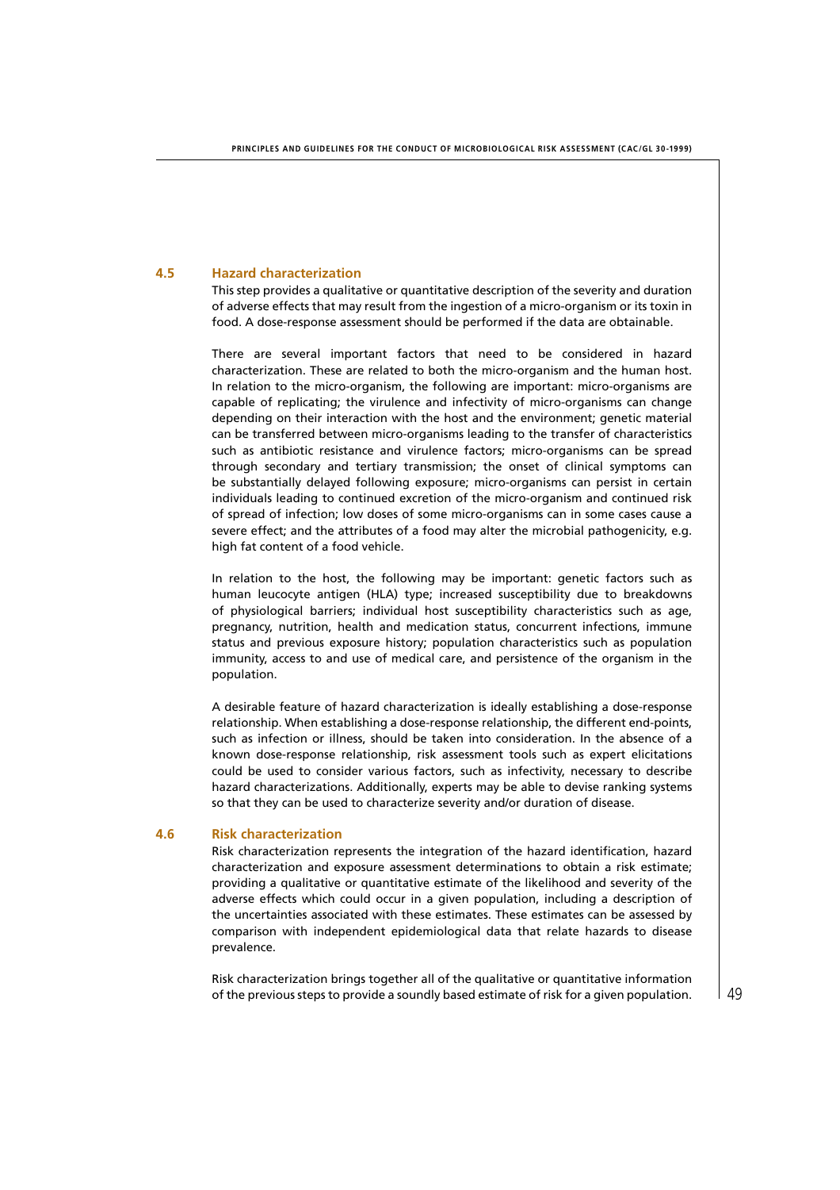## 4.5 Hazard characterization

This step provides a qualitative or quantitative description of the severity and duration of adverse effects that may result from the ingestion of a micro-organism or its toxin in food. A dose-response assessment should be performed if the data are obtainable.

There are several important factors that need to be considered in hazard characterization. These are related to both the micro-organism and the human host. In relation to the micro-organism, the following are important: micro-organisms are capable of replicating; the virulence and infectivity of micro-organisms can change depending on their interaction with the host and the environment; genetic material can be transferred between micro-organisms leading to the transfer of characteristics such as antibiotic resistance and virulence factors; micro-organisms can be spread through secondary and tertiary transmission; the onset of clinical symptoms can be substantially delayed following exposure; micro-organisms can persist in certain individuals leading to continued excretion of the micro-organism and continued risk of spread of infection; low doses of some micro-organisms can in some cases cause a severe effect; and the attributes of a food may alter the microbial pathogenicity, e.g. high fat content of a food vehicle.

In relation to the host, the following may be important: genetic factors such as human leucocyte antigen (HLA) type; increased susceptibility due to breakdowns of physiological barriers; individual host susceptibility characteristics such as age, pregnancy, nutrition, health and medication status, concurrent infections, immune status and previous exposure history; population characteristics such as population immunity, access to and use of medical care, and persistence of the organism in the population.

A desirable feature of hazard characterization is ideally establishing a dose-response relationship. When establishing a dose-response relationship, the different end-points, such as infection or illness, should be taken into consideration. In the absence of a known dose-response relationship, risk assessment tools such as expert elicitations could be used to consider various factors, such as infectivity, necessary to describe hazard characterizations. Additionally, experts may be able to devise ranking systems so that they can be used to characterize severity and/or duration of disease.

## 4.6 Risk characterization

Risk characterization represents the integration of the hazard identification, hazard characterization and exposure assessment determinations to obtain a risk estimate; providing a qualitative or quantitative estimate of the likelihood and severity of the adverse effects which could occur in a given population, including a description of the uncertainties associated with these estimates. These estimates can be assessed by comparison with independent epidemiological data that relate hazards to disease prevalence.

Risk characterization brings together all of the qualitative or quantitative information of the previous steps to provide a soundly based estimate of risk for a given population.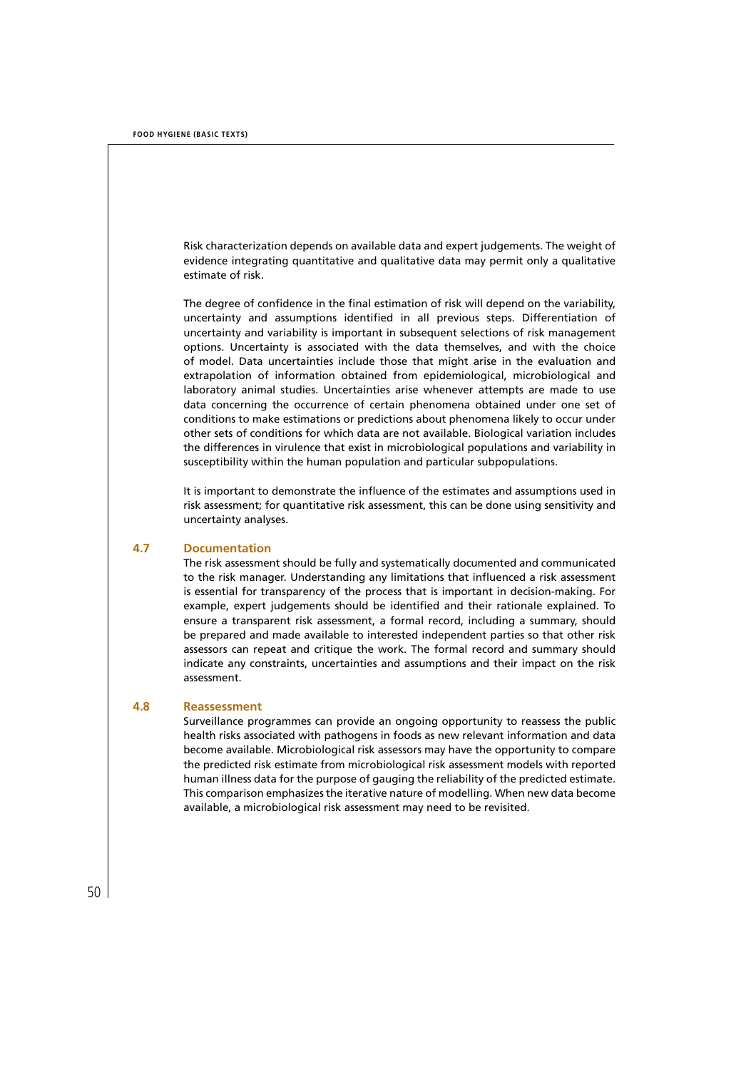Risk characterization depends on available data and expert judgements. The weight of evidence integrating quantitative and qualitative data may permit only a qualitative estimate of risk.

The degree of confidence in the final estimation of risk will depend on the variability, uncertainty and assumptions identified in all previous steps. Differentiation of uncertainty and variability is important in subsequent selections of risk management options. Uncertainty is associated with the data themselves, and with the choice of model. Data uncertainties include those that might arise in the evaluation and extrapolation of information obtained from epidemiological, microbiological and laboratory animal studies. Uncertainties arise whenever attempts are made to use data concerning the occurrence of certain phenomena obtained under one set of conditions to make estimations or predictions about phenomena likely to occur under other sets of conditions for which data are not available. Biological variation includes the differences in virulence that exist in microbiological populations and variability in susceptibility within the human population and particular subpopulations.

It is important to demonstrate the influence of the estimates and assumptions used in risk assessment; for quantitative risk assessment, this can be done using sensitivity and uncertainty analyses.

### 4.7 Documentation

The risk assessment should be fully and systematically documented and communicated to the risk manager. Understanding any limitations that influenced a risk assessment is essential for transparency of the process that is important in decision-making. For example, expert judgements should be identified and their rationale explained. To ensure a transparent risk assessment, a formal record, including a summary, should be prepared and made available to interested independent parties so that other risk assessors can repeat and critique the work. The formal record and summary should indicate any constraints, uncertainties and assumptions and their impact on the risk assessment.

### 4.8 Reassessment

Surveillance programmes can provide an ongoing opportunity to reassess the public health risks associated with pathogens in foods as new relevant information and data become available. Microbiological risk assessors may have the opportunity to compare the predicted risk estimate from microbiological risk assessment models with reported human illness data for the purpose of gauging the reliability of the predicted estimate. This comparison emphasizes the iterative nature of modelling. When new data become available, a microbiological risk assessment may need to be revisited.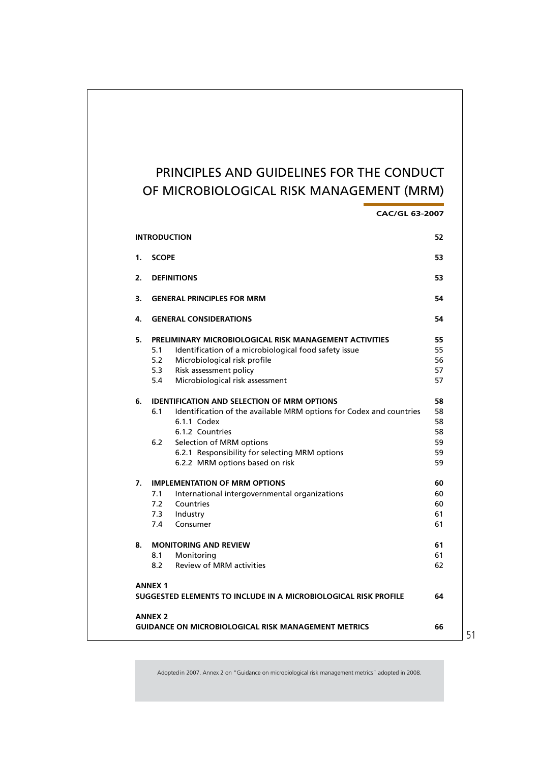# PRINCIPLES AND GUIDELINES FOR THE CONDUCT OF MICROBIOLOGICAL RISK MANAGEMENT (MRM)

**CAC/GL 63-2007**

| | | |
|---|---|---|
| **INTRODUCTION** | | **52** |
| **1.** | **SCOPE** | **53** |
| **2.** | **DEFINITIONS** | **53** |
| **3.** | **GENERAL PRINCIPLES FOR MRM** | **54** |
| **4.** | **GENERAL CONSIDERATIONS** | **54** |
| **5.** | **PRELIMINARY MICROBIOLOGICAL RISK MANAGEMENT ACTIVITIES** | **55** |
| | 5.1 Identification of a microbiological food safety issue | 55 |
| | 5.2 Microbiological risk profile | 56 |
| | 5.3 Risk assessment policy | 57 |
| | 5.4 Microbiological risk assessment | 57 |
| **6.** | **IDENTIFICATION AND SELECTION OF MRM OPTIONS** | **58** |
| | 6.1 Identification of the available MRM options for Codex and countries | 58 |
| | 6.1.1 Codex | 58 |
| | 6.1.2 Countries | 58 |
| | 6.2 Selection of MRM options | 59 |
| | 6.2.1 Responsibility for selecting MRM options | 59 |
| | 6.2.2 MRM options based on risk | 59 |
| **7.** | **IMPLEMENTATION OF MRM OPTIONS** | **60** |
| | 7.1 International intergovernmental organizations | 60 |
| | 7.2 Countries | 60 |
| | 7.3 Industry | 61 |
| | 7.4 Consumer | 61 |
| **8.** | **MONITORING AND REVIEW** | **61** |
| | 8.1 Monitoring | 61 |
| | 8.2 Review of MRM activities | 62 |
| **ANNEX 1** | **SUGGESTED ELEMENTS TO INCLUDE IN A MICROBIOLOGICAL RISK PROFILE** | **64** |
| **ANNEX 2** | **GUIDANCE ON MICROBIOLOGICAL RISK MANAGEMENT METRICS** | **66** |

Adopted in 2007. Annex 2 on "Guidance on microbiological risk management metrics" adopted in 2008.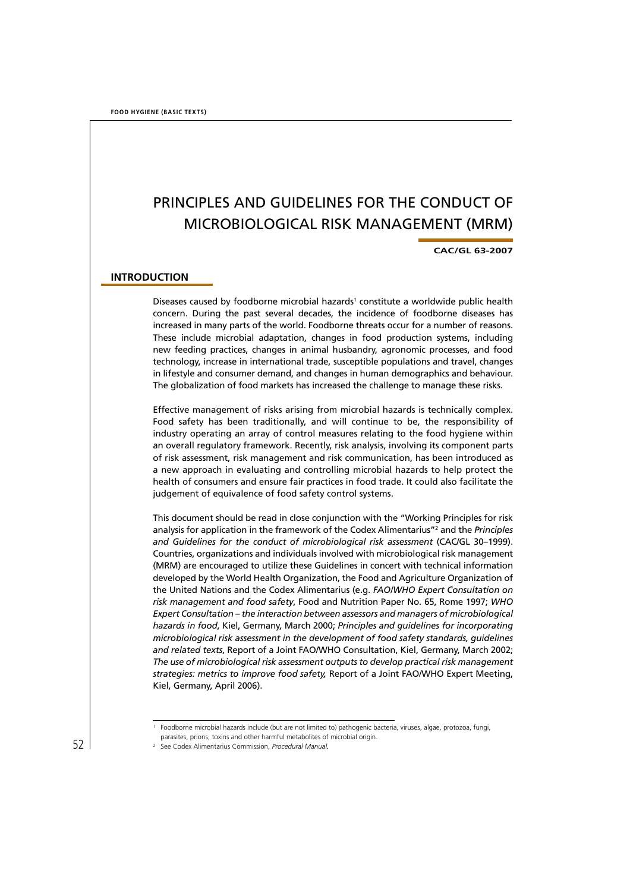# PRINCIPLES AND GUIDELINES FOR THE CONDUCT OF MICROBIOLOGICAL RISK MANAGEMENT (MRM)

**CAC/GL 63-2007**

## INTRODUCTION

Diseases caused by foodborne microbial hazards[1] constitute a worldwide public health concern. During the past several decades, the incidence of foodborne diseases has increased in many parts of the world. Foodborne threats occur for a number of reasons. These include microbial adaptation, changes in food production systems, including new feeding practices, changes in animal husbandry, agronomic processes, and food technology, increase in international trade, susceptible populations and travel, changes in lifestyle and consumer demand, and changes in human demographics and behaviour. The globalization of food markets has increased the challenge to manage these risks.

Effective management of risks arising from microbial hazards is technically complex. Food safety has been traditionally, and will continue to be, the responsibility of industry operating an array of control measures relating to the food hygiene within an overall regulatory framework. Recently, risk analysis, involving its component parts of risk assessment, risk management and risk communication, has been introduced as a new approach in evaluating and controlling microbial hazards to help protect the health of consumers and ensure fair practices in food trade. It could also facilitate the judgement of equivalence of food safety control systems.

This document should be read in close conjunction with the "Working Principles for risk analysis for application in the framework of the Codex Alimentarius"[2] and the *Principles and Guidelines for the conduct of microbiological risk assessment* (CAC/GL 30–1999). Countries, organizations and individuals involved with microbiological risk management (MRM) are encouraged to utilize these Guidelines in concert with technical information developed by the World Health Organization, the Food and Agriculture Organization of the United Nations and the Codex Alimentarius (e.g. *FAO/WHO Expert Consultation on risk management and food safety*, Food and Nutrition Paper No. 65, Rome 1997; *WHO Expert Consultation – the interaction between assessors and managers of microbiological hazards in food*, Kiel, Germany, March 2000; *Principles and guidelines for incorporating microbiological risk assessment in the development of food safety standards, guidelines and related texts*, Report of a Joint FAO/WHO Consultation, Kiel, Germany, March 2002; *The use of microbiological risk assessment outputs to develop practical risk management strategies: metrics to improve food safety,* Report of a Joint FAO/WHO Expert Meeting, Kiel, Germany, April 2006).

---

[1] Foodborne microbial hazards include (but are not limited to) pathogenic bacteria, viruses, algae, protozoa, fungi, parasites, prions, toxins and other harmful metabolites of microbial origin.

[2] See Codex Alimentarius Commission, *Procedural Manual*.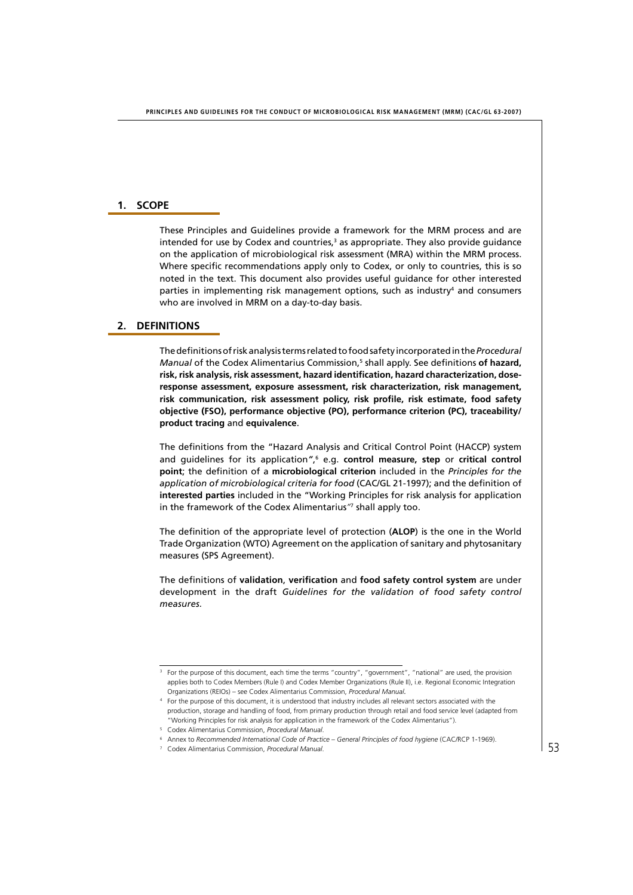## 1. SCOPE

These Principles and Guidelines provide a framework for the MRM process and are intended for use by Codex and countries,[3] as appropriate. They also provide guidance on the application of microbiological risk assessment (MRA) within the MRM process. Where specific recommendations apply only to Codex, or only to countries, this is so noted in the text. This document also provides useful guidance for other interested parties in implementing risk management options, such as industry[4] and consumers who are involved in MRM on a day-to-day basis.

## 2. DEFINITIONS

The definitions of risk analysis terms related to food safety incorporated in the *Procedural Manual* of the Codex Alimentarius Commission,[5] shall apply. See definitions **of hazard, risk, risk analysis, risk assessment, hazard identification, hazard characterization, dose-response assessment, exposure assessment, risk characterization, risk management, risk communication, risk assessment policy, risk profile, risk estimate, food safety objective (FSO), performance objective (PO), performance criterion (PC), traceability/ product tracing** and **equivalence**.

The definitions from the "Hazard Analysis and Critical Control Point (HACCP) system and guidelines for its application",[6] e.g. **control measure, step** or **critical control point**; the definition of a **microbiological criterion** included in the *Principles for the application of microbiological criteria for food* (CAC/GL 21-1997); and the definition of **interested parties** included in the "Working Principles for risk analysis for application in the framework of the Codex Alimentarius"[7] shall apply too.

The definition of the appropriate level of protection (**ALOP**) is the one in the World Trade Organization (WTO) Agreement on the application of sanitary and phytosanitary measures (SPS Agreement).

The definitions of **validation**, **verification** and **food safety control system** are under development in the draft *Guidelines for the validation of food safety control measures.*

---

[3] For the purpose of this document, each time the terms "country", "government", "national" are used, the provision applies both to Codex Members (Rule I) and Codex Member Organizations (Rule II), i.e. Regional Economic Integration Organizations (REIOs) – see Codex Alimentarius Commission, *Procedural Manual*.

[4] For the purpose of this document, it is understood that industry includes all relevant sectors associated with the production, storage and handling of food, from primary production through retail and food service level (adapted from "Working Principles for risk analysis for application in the framework of the Codex Alimentarius").

[5] Codex Alimentarius Commission, *Procedural Manual*.

[6] Annex to *Recommended International Code of Practice – General Principles of food hygiene* (CAC/RCP 1-1969).

[7] Codex Alimentarius Commission, *Procedural Manual*.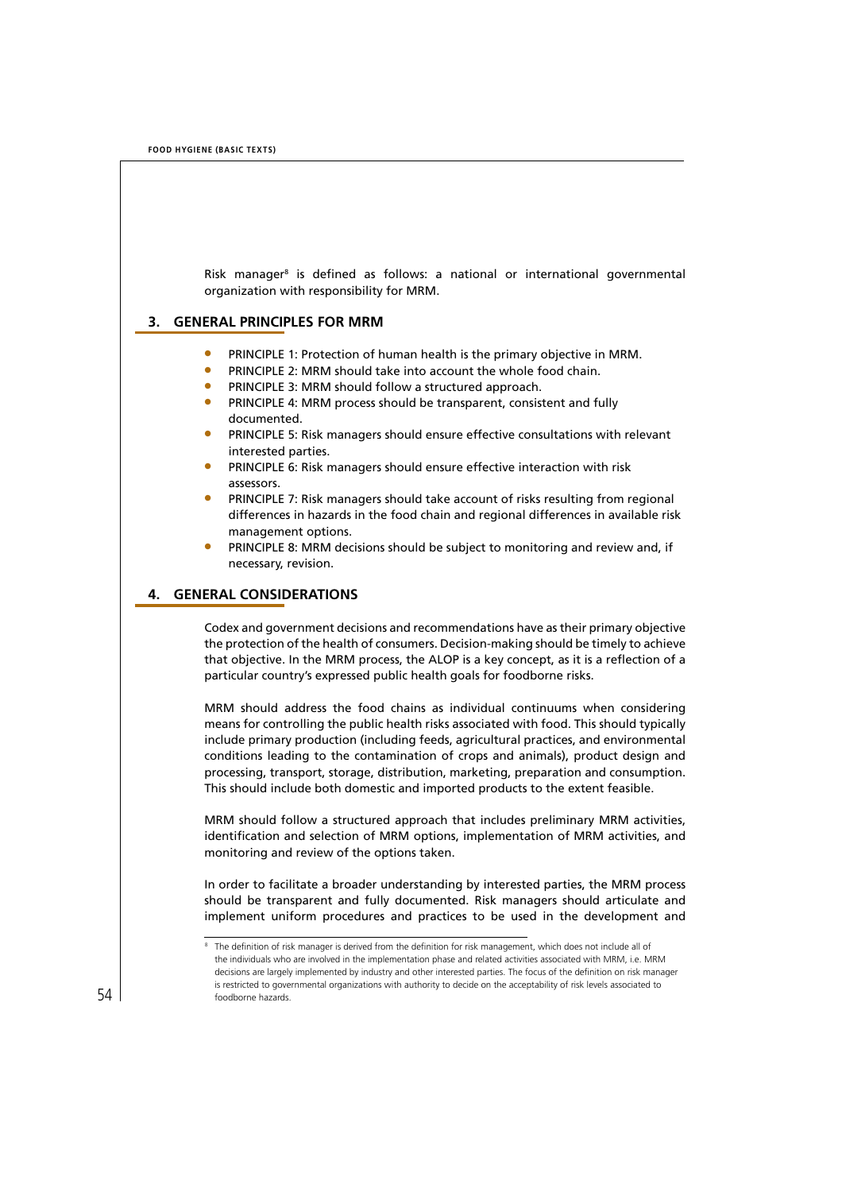Risk manager[8] is defined as follows: a national or international governmental organization with responsibility for MRM.

## 3. GENERAL PRINCIPLES FOR MRM

- PRINCIPLE 1: Protection of human health is the primary objective in MRM.
- PRINCIPLE 2: MRM should take into account the whole food chain.
- PRINCIPLE 3: MRM should follow a structured approach.
- PRINCIPLE 4: MRM process should be transparent, consistent and fully documented.
- PRINCIPLE 5: Risk managers should ensure effective consultations with relevant interested parties.
- PRINCIPLE 6: Risk managers should ensure effective interaction with risk assessors.
- PRINCIPLE 7: Risk managers should take account of risks resulting from regional differences in hazards in the food chain and regional differences in available risk management options.
- PRINCIPLE 8: MRM decisions should be subject to monitoring and review and, if necessary, revision.

## 4. GENERAL CONSIDERATIONS

Codex and government decisions and recommendations have as their primary objective the protection of the health of consumers. Decision-making should be timely to achieve that objective. In the MRM process, the ALOP is a key concept, as it is a reflection of a particular country's expressed public health goals for foodborne risks.

MRM should address the food chains as individual continuums when considering means for controlling the public health risks associated with food. This should typically include primary production (including feeds, agricultural practices, and environmental conditions leading to the contamination of crops and animals), product design and processing, transport, storage, distribution, marketing, preparation and consumption. This should include both domestic and imported products to the extent feasible.

MRM should follow a structured approach that includes preliminary MRM activities, identification and selection of MRM options, implementation of MRM activities, and monitoring and review of the options taken.

In order to facilitate a broader understanding by interested parties, the MRM process should be transparent and fully documented. Risk managers should articulate and implement uniform procedures and practices to be used in the development and

[8] The definition of risk manager is derived from the definition for risk management, which does not include all of the individuals who are involved in the implementation phase and related activities associated with MRM, i.e. MRM decisions are largely implemented by industry and other interested parties. The focus of the definition on risk manager is restricted to governmental organizations with authority to decide on the acceptability of risk levels associated to foodborne hazards.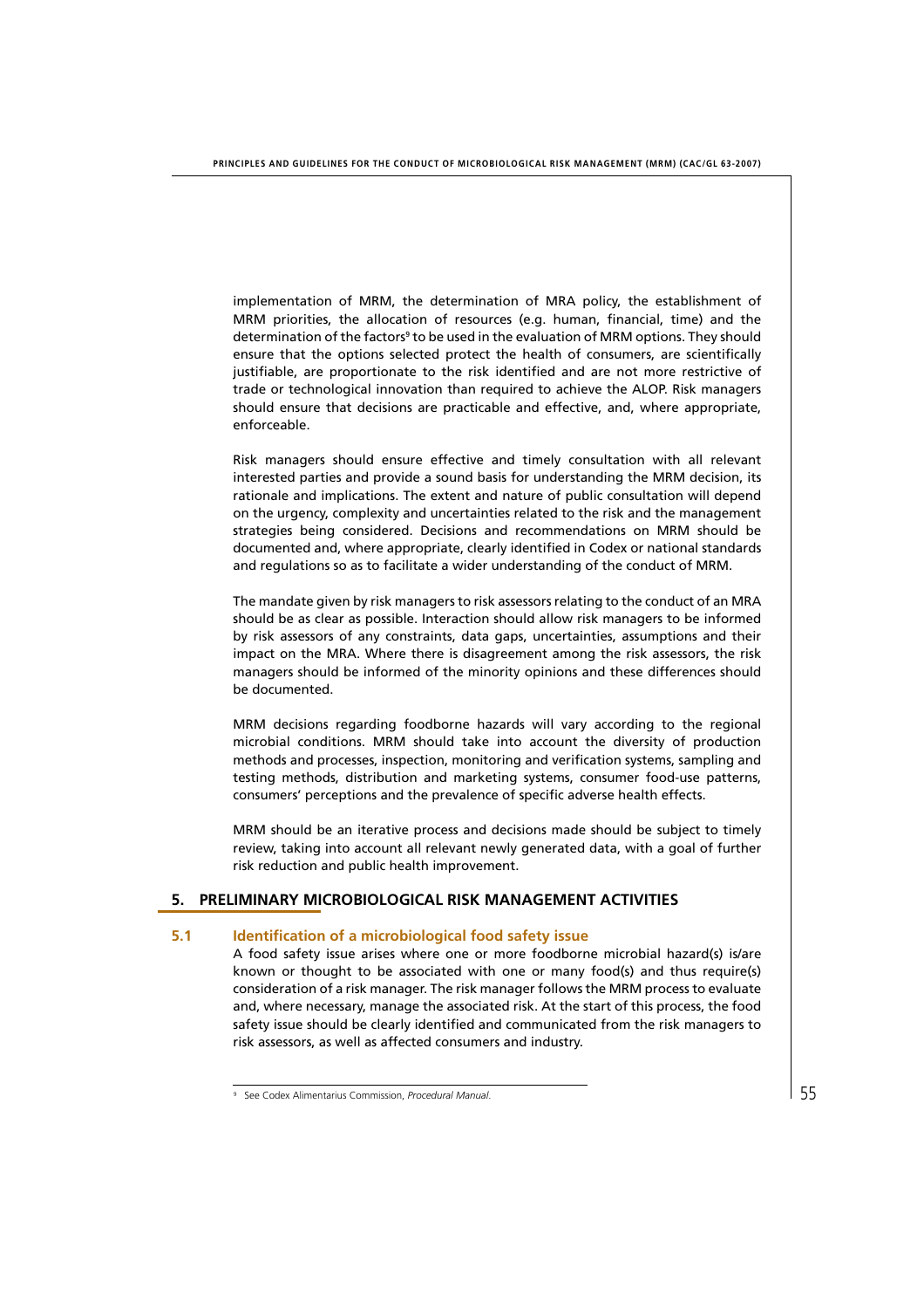implementation of MRM, the determination of MRA policy, the establishment of MRM priorities, the allocation of resources (e.g. human, financial, time) and the determination of the factors[9] to be used in the evaluation of MRM options. They should ensure that the options selected protect the health of consumers, are scientifically justifiable, are proportionate to the risk identified and are not more restrictive of trade or technological innovation than required to achieve the ALOP. Risk managers should ensure that decisions are practicable and effective, and, where appropriate, enforceable.

Risk managers should ensure effective and timely consultation with all relevant interested parties and provide a sound basis for understanding the MRM decision, its rationale and implications. The extent and nature of public consultation will depend on the urgency, complexity and uncertainties related to the risk and the management strategies being considered. Decisions and recommendations on MRM should be documented and, where appropriate, clearly identified in Codex or national standards and regulations so as to facilitate a wider understanding of the conduct of MRM.

The mandate given by risk managers to risk assessors relating to the conduct of an MRA should be as clear as possible. Interaction should allow risk managers to be informed by risk assessors of any constraints, data gaps, uncertainties, assumptions and their impact on the MRA. Where there is disagreement among the risk assessors, the risk managers should be informed of the minority opinions and these differences should be documented.

MRM decisions regarding foodborne hazards will vary according to the regional microbial conditions. MRM should take into account the diversity of production methods and processes, inspection, monitoring and verification systems, sampling and testing methods, distribution and marketing systems, consumer food-use patterns, consumers' perceptions and the prevalence of specific adverse health effects.

MRM should be an iterative process and decisions made should be subject to timely review, taking into account all relevant newly generated data, with a goal of further risk reduction and public health improvement.

## 5. PRELIMINARY MICROBIOLOGICAL RISK MANAGEMENT ACTIVITIES

### 5.1 Identification of a microbiological food safety issue

A food safety issue arises where one or more foodborne microbial hazard(s) is/are known or thought to be associated with one or many food(s) and thus require(s) consideration of a risk manager. The risk manager follows the MRM process to evaluate and, where necessary, manage the associated risk. At the start of this process, the food safety issue should be clearly identified and communicated from the risk managers to risk assessors, as well as affected consumers and industry.

---

[9] See Codex Alimentarius Commission, *Procedural Manual*.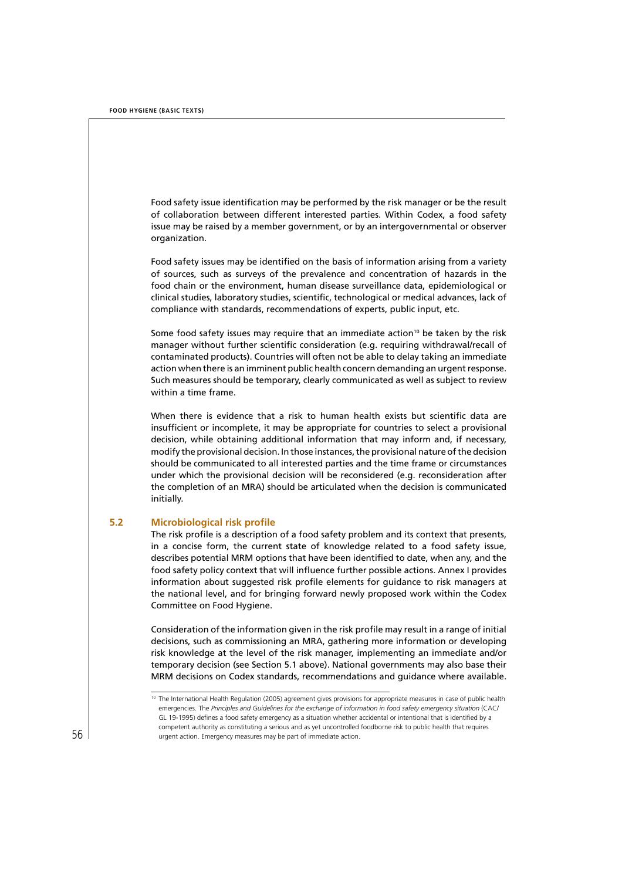Food safety issue identification may be performed by the risk manager or be the result of collaboration between different interested parties. Within Codex, a food safety issue may be raised by a member government, or by an intergovernmental or observer organization.

Food safety issues may be identified on the basis of information arising from a variety of sources, such as surveys of the prevalence and concentration of hazards in the food chain or the environment, human disease surveillance data, epidemiological or clinical studies, laboratory studies, scientific, technological or medical advances, lack of compliance with standards, recommendations of experts, public input, etc.

Some food safety issues may require that an immediate action[10] be taken by the risk manager without further scientific consideration (e.g. requiring withdrawal/recall of contaminated products). Countries will often not be able to delay taking an immediate action when there is an imminent public health concern demanding an urgent response. Such measures should be temporary, clearly communicated as well as subject to review within a time frame.

When there is evidence that a risk to human health exists but scientific data are insufficient or incomplete, it may be appropriate for countries to select a provisional decision, while obtaining additional information that may inform and, if necessary, modify the provisional decision. In those instances, the provisional nature of the decision should be communicated to all interested parties and the time frame or circumstances under which the provisional decision will be reconsidered (e.g. reconsideration after the completion of an MRA) should be articulated when the decision is communicated initially.

## 5.2 Microbiological risk profile

The risk profile is a description of a food safety problem and its context that presents, in a concise form, the current state of knowledge related to a food safety issue, describes potential MRM options that have been identified to date, when any, and the food safety policy context that will influence further possible actions. Annex I provides information about suggested risk profile elements for guidance to risk managers at the national level, and for bringing forward newly proposed work within the Codex Committee on Food Hygiene.

Consideration of the information given in the risk profile may result in a range of initial decisions, such as commissioning an MRA, gathering more information or developing risk knowledge at the level of the risk manager, implementing an immediate and/or temporary decision (see Section 5.1 above). National governments may also base their MRM decisions on Codex standards, recommendations and guidance where available.

---

[10] The International Health Regulation (2005) agreement gives provisions for appropriate measures in case of public health emergencies. The *Principles and Guidelines for the exchange of information in food safety emergency situation* (CAC/GL 19-1995) defines a food safety emergency as a situation whether accidental or intentional that is identified by a competent authority as constituting a serious and as yet uncontrolled foodborne risk to public health that requires urgent action. Emergency measures may be part of immediate action.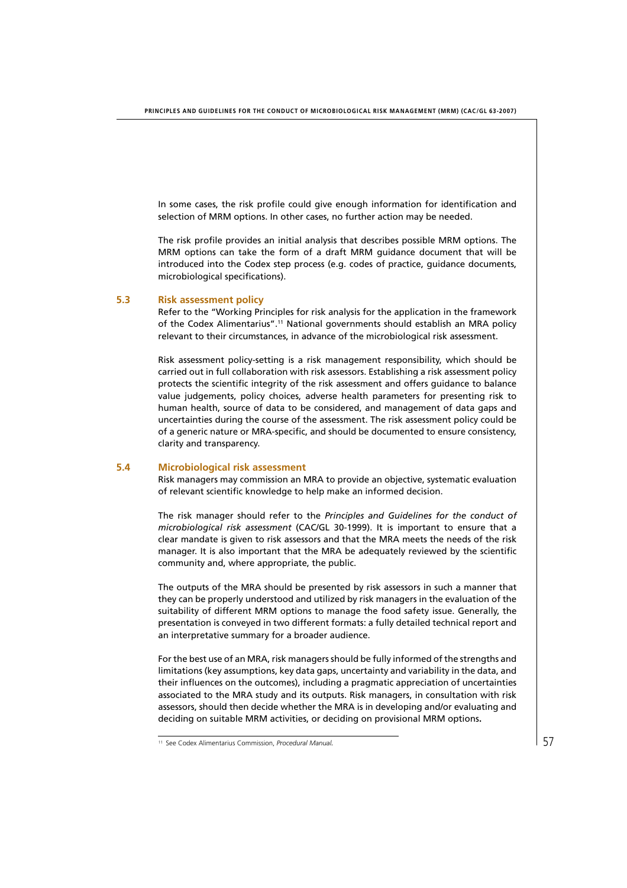In some cases, the risk profile could give enough information for identification and selection of MRM options. In other cases, no further action may be needed.

The risk profile provides an initial analysis that describes possible MRM options. The MRM options can take the form of a draft MRM guidance document that will be introduced into the Codex step process (e.g. codes of practice, guidance documents, microbiological specifications).

### 5.3 Risk assessment policy

Refer to the "Working Principles for risk analysis for the application in the framework of the Codex Alimentarius".[11] National governments should establish an MRA policy relevant to their circumstances, in advance of the microbiological risk assessment.

Risk assessment policy-setting is a risk management responsibility, which should be carried out in full collaboration with risk assessors. Establishing a risk assessment policy protects the scientific integrity of the risk assessment and offers guidance to balance value judgements, policy choices, adverse health parameters for presenting risk to human health, source of data to be considered, and management of data gaps and uncertainties during the course of the assessment. The risk assessment policy could be of a generic nature or MRA-specific, and should be documented to ensure consistency, clarity and transparency.

### 5.4 Microbiological risk assessment

Risk managers may commission an MRA to provide an objective, systematic evaluation of relevant scientific knowledge to help make an informed decision.

The risk manager should refer to the *Principles and Guidelines for the conduct of microbiological risk assessment* (CAC/GL 30-1999). It is important to ensure that a clear mandate is given to risk assessors and that the MRA meets the needs of the risk manager. It is also important that the MRA be adequately reviewed by the scientific community and, where appropriate, the public.

The outputs of the MRA should be presented by risk assessors in such a manner that they can be properly understood and utilized by risk managers in the evaluation of the suitability of different MRM options to manage the food safety issue. Generally, the presentation is conveyed in two different formats: a fully detailed technical report and an interpretative summary for a broader audience.

For the best use of an MRA, risk managers should be fully informed of the strengths and limitations (key assumptions, key data gaps, uncertainty and variability in the data, and their influences on the outcomes), including a pragmatic appreciation of uncertainties associated to the MRA study and its outputs. Risk managers, in consultation with risk assessors, should then decide whether the MRA is in developing and/or evaluating and deciding on suitable MRM activities, or deciding on provisional MRM options.

---

[11] See Codex Alimentarius Commission, *Procedural Manual*.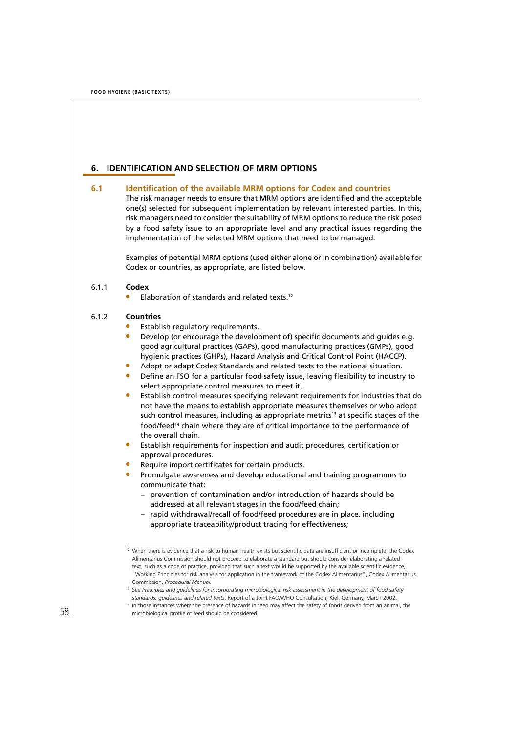## 6. IDENTIFICATION AND SELECTION OF MRM OPTIONS

### 6.1 Identification of the available MRM options for Codex and countries

The risk manager needs to ensure that MRM options are identified and the acceptable one(s) selected for subsequent implementation by relevant interested parties. In this, risk managers need to consider the suitability of MRM options to reduce the risk posed by a food safety issue to an appropriate level and any practical issues regarding the implementation of the selected MRM options that need to be managed.

Examples of potential MRM options (used either alone or in combination) available for Codex or countries, as appropriate, are listed below.

#### 6.1.1 Codex

- Elaboration of standards and related texts.[12]

#### 6.1.2 Countries

- Establish regulatory requirements.
- Develop (or encourage the development of) specific documents and guides e.g. good agricultural practices (GAPs), good manufacturing practices (GMPs), good hygienic practices (GHPs), Hazard Analysis and Critical Control Point (HACCP).
- Adopt or adapt Codex Standards and related texts to the national situation.
- Define an FSO for a particular food safety issue, leaving flexibility to industry to select appropriate control measures to meet it.
- Establish control measures specifying relevant requirements for industries that do not have the means to establish appropriate measures themselves or who adopt such control measures, including as appropriate metrics[13] at specific stages of the food/feed[14] chain where they are of critical importance to the performance of the overall chain.
- Establish requirements for inspection and audit procedures, certification or approval procedures.
- Require import certificates for certain products.
- Promulgate awareness and develop educational and training programmes to communicate that:
  - prevention of contamination and/or introduction of hazards should be addressed at all relevant stages in the food/feed chain;
  - rapid withdrawal/recall of food/feed procedures are in place, including appropriate traceability/product tracing for effectiveness;

---

[12] When there is evidence that a risk to human health exists but scientific data are insufficient or incomplete, the Codex Alimentarius Commission should not proceed to elaborate a standard but should consider elaborating a related text, such as a code of practice, provided that such a text would be supported by the available scientific evidence, "Working Principles for risk analysis for application in the framework of the Codex Alimentarius", Codex Alimentarius Commission, *Procedural Manual.*

[13] See *Principles and guidelines for incorporating microbiological risk assessment in the development of food safety standards, guidelines and related texts*, Report of a Joint FAO/WHO Consultation, Kiel, Germany, March 2002.

[14] In those instances where the presence of hazards in feed may affect the safety of foods derived from an animal, the microbiological profile of feed should be considered.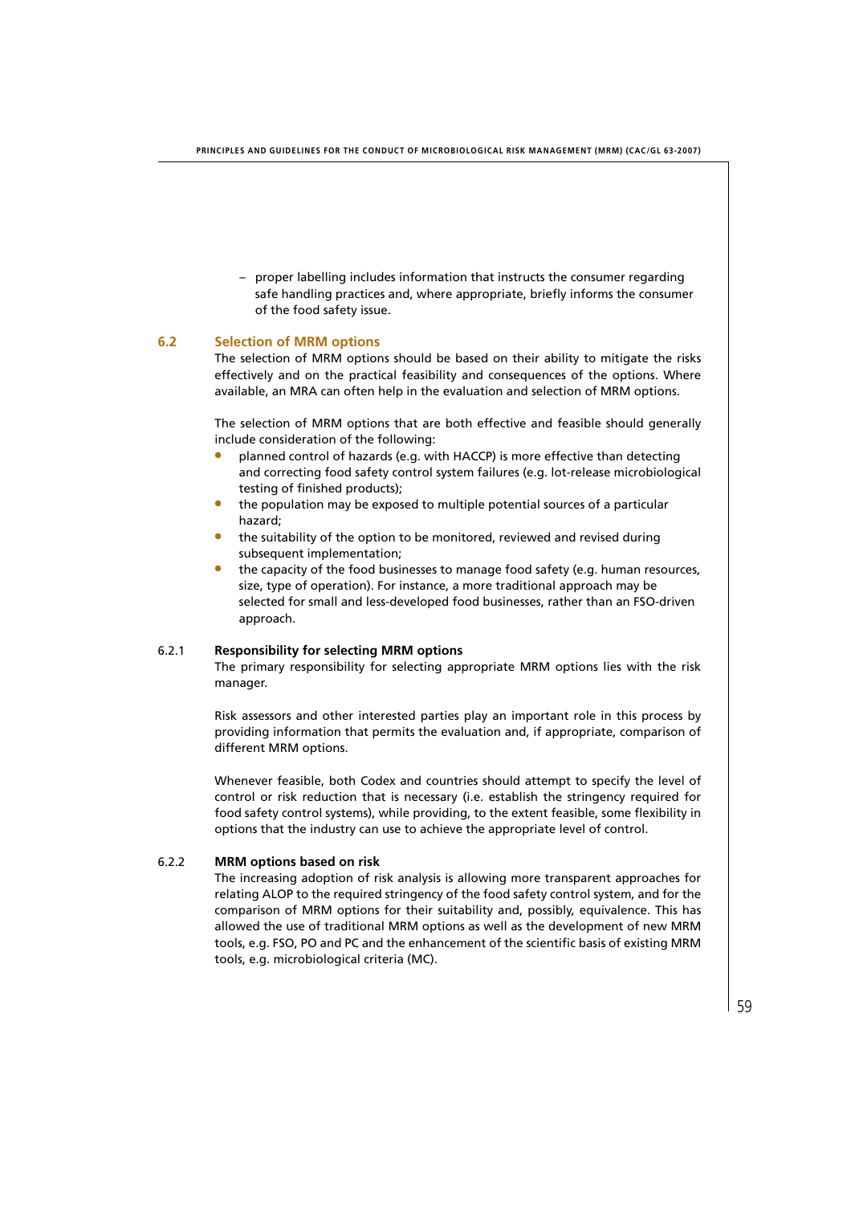– proper labelling includes information that instructs the consumer regarding safe handling practices and, where appropriate, briefly informs the consumer of the food safety issue.

## 6.2 Selection of MRM options

The selection of MRM options should be based on their ability to mitigate the risks effectively and on the practical feasibility and consequences of the options. Where available, an MRA can often help in the evaluation and selection of MRM options.

The selection of MRM options that are both effective and feasible should generally include consideration of the following:

- planned control of hazards (e.g. with HACCP) is more effective than detecting and correcting food safety control system failures (e.g. lot-release microbiological testing of finished products);
- the population may be exposed to multiple potential sources of a particular hazard;
- the suitability of the option to be monitored, reviewed and revised during subsequent implementation;
- the capacity of the food businesses to manage food safety (e.g. human resources, size, type of operation). For instance, a more traditional approach may be selected for small and less-developed food businesses, rather than an FSO-driven approach.

### 6.2.1 Responsibility for selecting MRM options

The primary responsibility for selecting appropriate MRM options lies with the risk manager.

Risk assessors and other interested parties play an important role in this process by providing information that permits the evaluation and, if appropriate, comparison of different MRM options.

Whenever feasible, both Codex and countries should attempt to specify the level of control or risk reduction that is necessary (i.e. establish the stringency required for food safety control systems), while providing, to the extent feasible, some flexibility in options that the industry can use to achieve the appropriate level of control.

### 6.2.2 MRM options based on risk

The increasing adoption of risk analysis is allowing more transparent approaches for relating ALOP to the required stringency of the food safety control system, and for the comparison of MRM options for their suitability and, possibly, equivalence. This has allowed the use of traditional MRM options as well as the development of new MRM tools, e.g. FSO, PO and PC and the enhancement of the scientific basis of existing MRM tools, e.g. microbiological criteria (MC).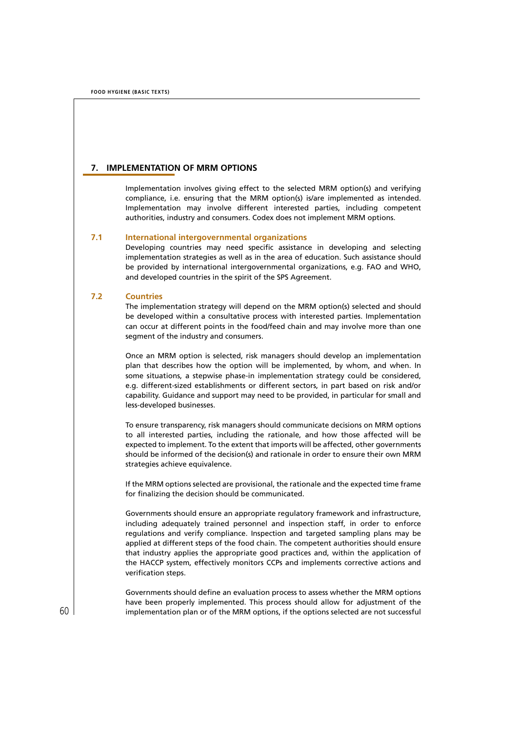## 7. IMPLEMENTATION OF MRM OPTIONS

Implementation involves giving effect to the selected MRM option(s) and verifying compliance, i.e. ensuring that the MRM option(s) is/are implemented as intended. Implementation may involve different interested parties, including competent authorities, industry and consumers. Codex does not implement MRM options.

### 7.1 International intergovernmental organizations

Developing countries may need specific assistance in developing and selecting implementation strategies as well as in the area of education. Such assistance should be provided by international intergovernmental organizations, e.g. FAO and WHO, and developed countries in the spirit of the SPS Agreement.

### 7.2 Countries

The implementation strategy will depend on the MRM option(s) selected and should be developed within a consultative process with interested parties. Implementation can occur at different points in the food/feed chain and may involve more than one segment of the industry and consumers.

Once an MRM option is selected, risk managers should develop an implementation plan that describes how the option will be implemented, by whom, and when. In some situations, a stepwise phase-in implementation strategy could be considered, e.g. different-sized establishments or different sectors, in part based on risk and/or capability. Guidance and support may need to be provided, in particular for small and less-developed businesses.

To ensure transparency, risk managers should communicate decisions on MRM options to all interested parties, including the rationale, and how those affected will be expected to implement. To the extent that imports will be affected, other governments should be informed of the decision(s) and rationale in order to ensure their own MRM strategies achieve equivalence.

If the MRM options selected are provisional, the rationale and the expected time frame for finalizing the decision should be communicated.

Governments should ensure an appropriate regulatory framework and infrastructure, including adequately trained personnel and inspection staff, in order to enforce regulations and verify compliance. Inspection and targeted sampling plans may be applied at different steps of the food chain. The competent authorities should ensure that industry applies the appropriate good practices and, within the application of the HACCP system, effectively monitors CCPs and implements corrective actions and verification steps.

Governments should define an evaluation process to assess whether the MRM options have been properly implemented. This process should allow for adjustment of the implementation plan or of the MRM options, if the options selected are not successful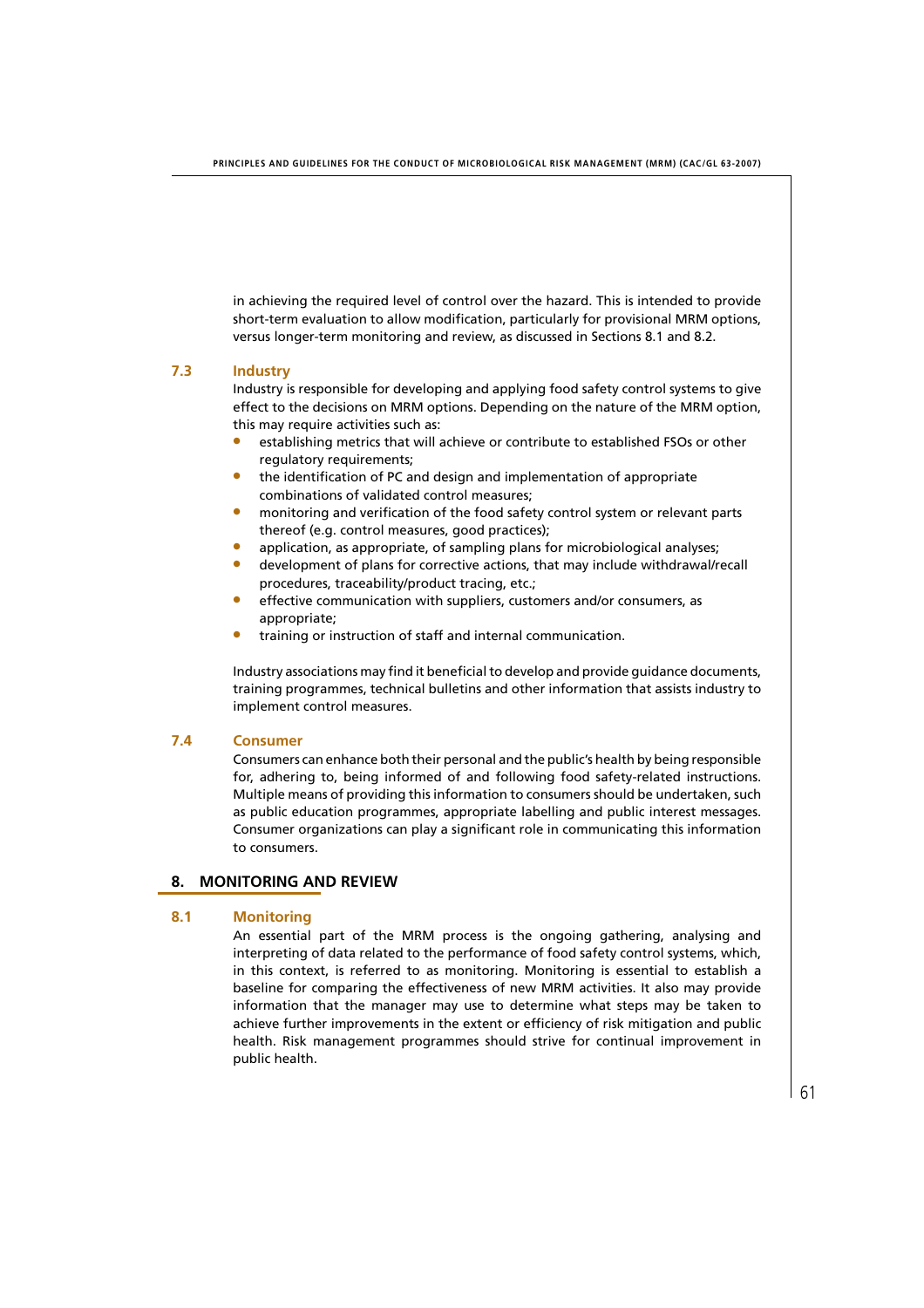in achieving the required level of control over the hazard. This is intended to provide short-term evaluation to allow modification, particularly for provisional MRM options, versus longer-term monitoring and review, as discussed in Sections 8.1 and 8.2.

### 7.3 Industry

Industry is responsible for developing and applying food safety control systems to give effect to the decisions on MRM options. Depending on the nature of the MRM option, this may require activities such as:

- establishing metrics that will achieve or contribute to established FSOs or other regulatory requirements;
- the identification of PC and design and implementation of appropriate combinations of validated control measures;
- monitoring and verification of the food safety control system or relevant parts thereof (e.g. control measures, good practices);
- application, as appropriate, of sampling plans for microbiological analyses;
- development of plans for corrective actions, that may include withdrawal/recall procedures, traceability/product tracing, etc.;
- effective communication with suppliers, customers and/or consumers, as appropriate;
- training or instruction of staff and internal communication.

Industry associations may find it beneficial to develop and provide guidance documents, training programmes, technical bulletins and other information that assists industry to implement control measures.

### 7.4 Consumer

Consumers can enhance both their personal and the public's health by being responsible for, adhering to, being informed of and following food safety-related instructions. Multiple means of providing this information to consumers should be undertaken, such as public education programmes, appropriate labelling and public interest messages. Consumer organizations can play a significant role in communicating this information to consumers.

## 8. MONITORING AND REVIEW

### 8.1 Monitoring

An essential part of the MRM process is the ongoing gathering, analysing and interpreting of data related to the performance of food safety control systems, which, in this context, is referred to as monitoring. Monitoring is essential to establish a baseline for comparing the effectiveness of new MRM activities. It also may provide information that the manager may use to determine what steps may be taken to achieve further improvements in the extent or efficiency of risk mitigation and public health. Risk management programmes should strive for continual improvement in public health.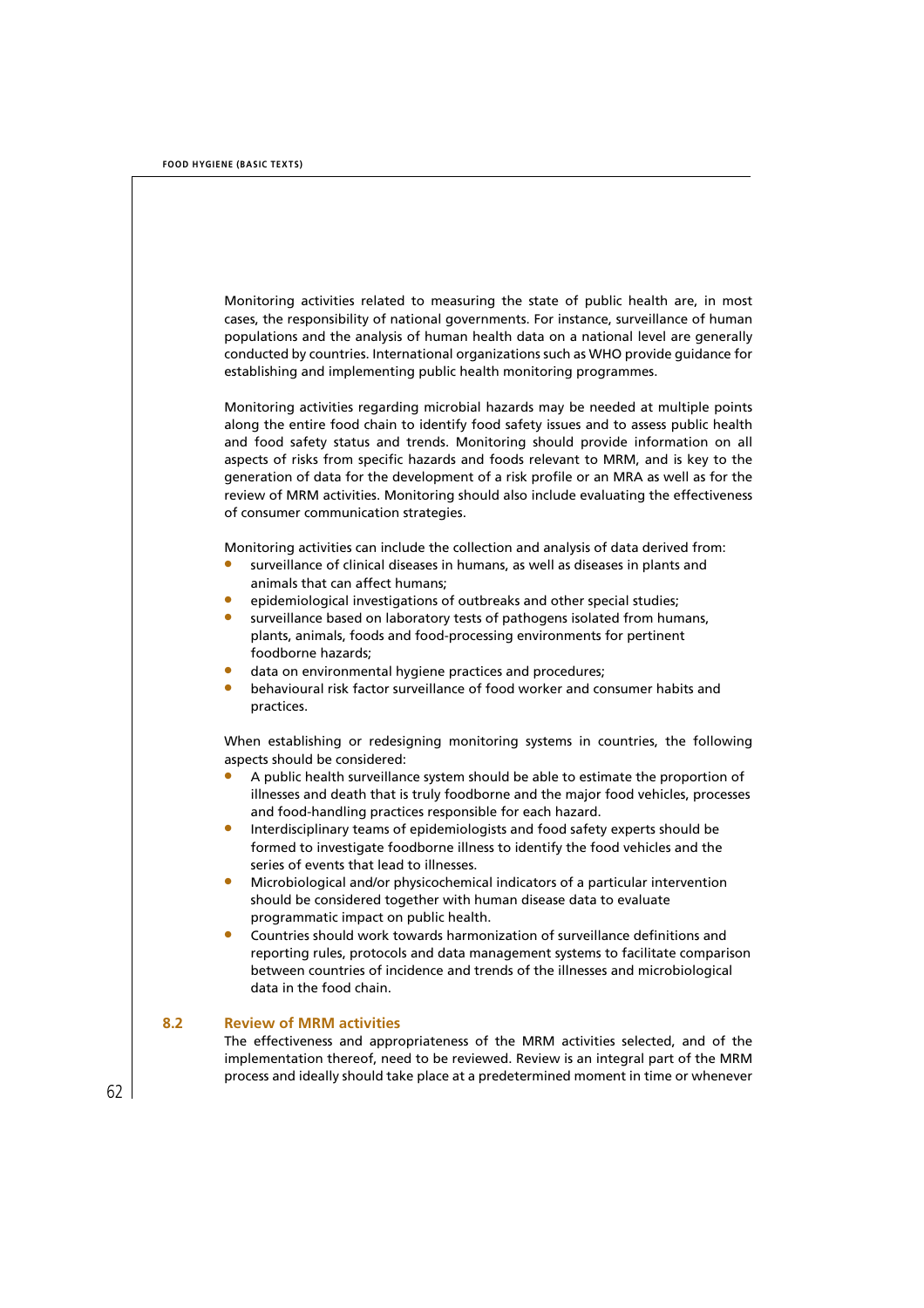Monitoring activities related to measuring the state of public health are, in most cases, the responsibility of national governments. For instance, surveillance of human populations and the analysis of human health data on a national level are generally conducted by countries. International organizations such as WHO provide guidance for establishing and implementing public health monitoring programmes.

Monitoring activities regarding microbial hazards may be needed at multiple points along the entire food chain to identify food safety issues and to assess public health and food safety status and trends. Monitoring should provide information on all aspects of risks from specific hazards and foods relevant to MRM, and is key to the generation of data for the development of a risk profile or an MRA as well as for the review of MRM activities. Monitoring should also include evaluating the effectiveness of consumer communication strategies.

Monitoring activities can include the collection and analysis of data derived from:

- surveillance of clinical diseases in humans, as well as diseases in plants and animals that can affect humans;
- epidemiological investigations of outbreaks and other special studies;
- surveillance based on laboratory tests of pathogens isolated from humans, plants, animals, foods and food-processing environments for pertinent foodborne hazards;
- data on environmental hygiene practices and procedures;
- behavioural risk factor surveillance of food worker and consumer habits and practices.

When establishing or redesigning monitoring systems in countries, the following aspects should be considered:

- A public health surveillance system should be able to estimate the proportion of illnesses and death that is truly foodborne and the major food vehicles, processes and food-handling practices responsible for each hazard.
- Interdisciplinary teams of epidemiologists and food safety experts should be formed to investigate foodborne illness to identify the food vehicles and the series of events that lead to illnesses.
- Microbiological and/or physicochemical indicators of a particular intervention should be considered together with human disease data to evaluate programmatic impact on public health.
- Countries should work towards harmonization of surveillance definitions and reporting rules, protocols and data management systems to facilitate comparison between countries of incidence and trends of the illnesses and microbiological data in the food chain.

### 8.2 Review of MRM activities

The effectiveness and appropriateness of the MRM activities selected, and of the implementation thereof, need to be reviewed. Review is an integral part of the MRM process and ideally should take place at a predetermined moment in time or whenever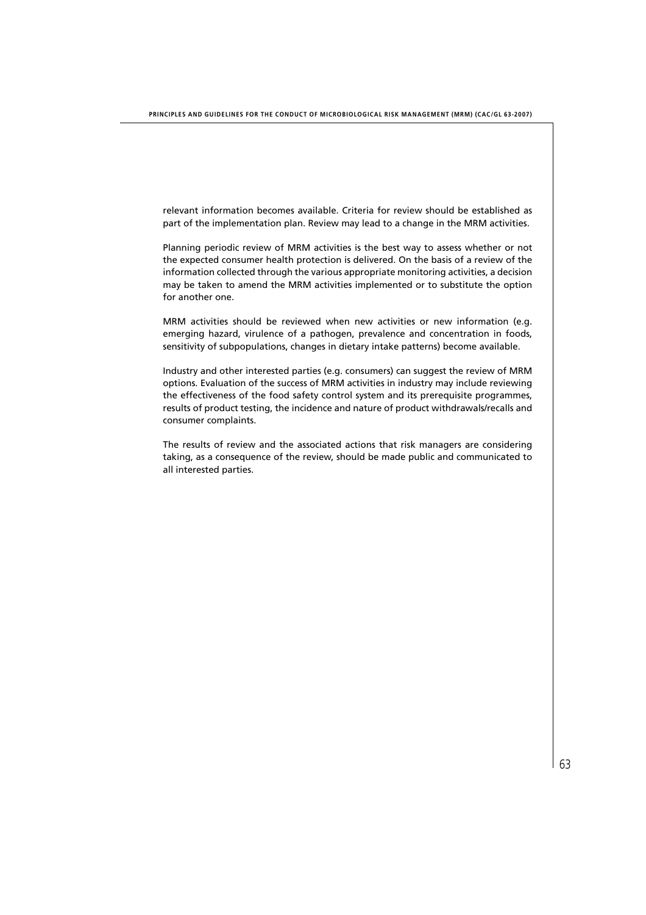relevant information becomes available. Criteria for review should be established as part of the implementation plan. Review may lead to a change in the MRM activities.

Planning periodic review of MRM activities is the best way to assess whether or not the expected consumer health protection is delivered. On the basis of a review of the information collected through the various appropriate monitoring activities, a decision may be taken to amend the MRM activities implemented or to substitute the option for another one.

MRM activities should be reviewed when new activities or new information (e.g. emerging hazard, virulence of a pathogen, prevalence and concentration in foods, sensitivity of subpopulations, changes in dietary intake patterns) become available.

Industry and other interested parties (e.g. consumers) can suggest the review of MRM options. Evaluation of the success of MRM activities in industry may include reviewing the effectiveness of the food safety control system and its prerequisite programmes, results of product testing, the incidence and nature of product withdrawals/recalls and consumer complaints.

The results of review and the associated actions that risk managers are considering taking, as a consequence of the review, should be made public and communicated to all interested parties.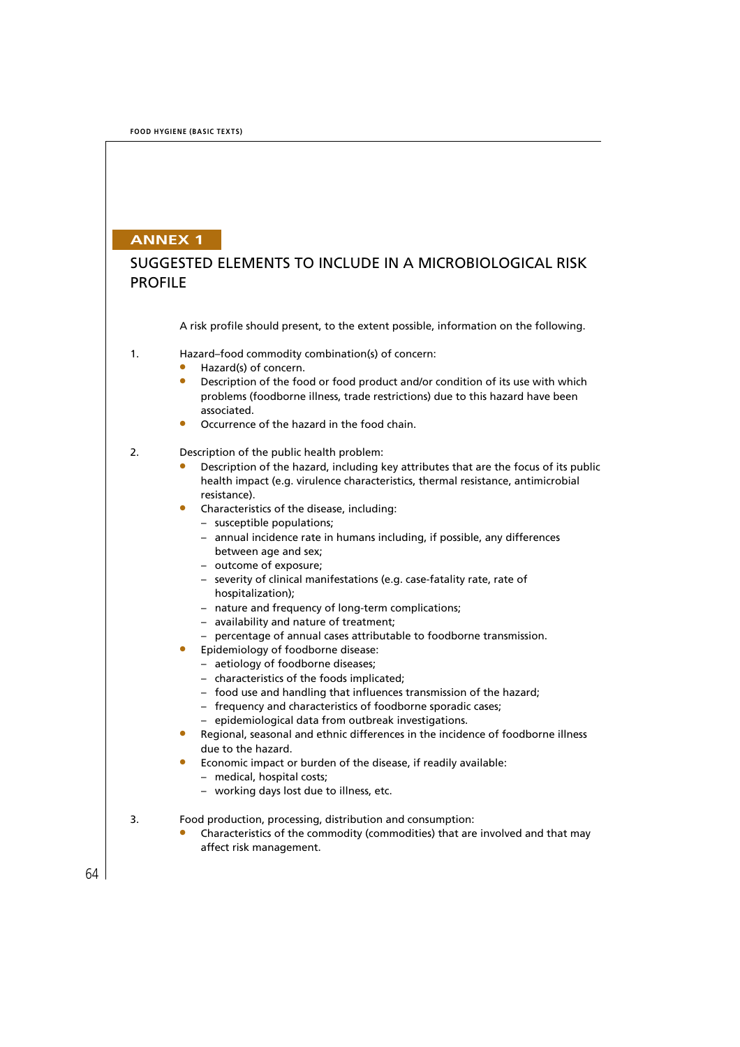# ANNEX 1

## SUGGESTED ELEMENTS TO INCLUDE IN A MICROBIOLOGICAL RISK PROFILE

A risk profile should present, to the extent possible, information on the following.

1. Hazard–food commodity combination(s) of concern:
   - Hazard(s) of concern.
   - Description of the food or food product and/or condition of its use with which problems (foodborne illness, trade restrictions) due to this hazard have been associated.
   - Occurrence of the hazard in the food chain.

2. Description of the public health problem:
   - Description of the hazard, including key attributes that are the focus of its public health impact (e.g. virulence characteristics, thermal resistance, antimicrobial resistance).
   - Characteristics of the disease, including:
     - susceptible populations;
     - annual incidence rate in humans including, if possible, any differences between age and sex;
     - outcome of exposure;
     - severity of clinical manifestations (e.g. case-fatality rate, rate of hospitalization);
     - nature and frequency of long-term complications;
     - availability and nature of treatment;
     - percentage of annual cases attributable to foodborne transmission.
   - Epidemiology of foodborne disease:
     - aetiology of foodborne diseases;
     - characteristics of the foods implicated;
     - food use and handling that influences transmission of the hazard;
     - frequency and characteristics of foodborne sporadic cases;
     - epidemiological data from outbreak investigations.
   - Regional, seasonal and ethnic differences in the incidence of foodborne illness due to the hazard.
   - Economic impact or burden of the disease, if readily available:
     - medical, hospital costs;
     - working days lost due to illness, etc.

3. Food production, processing, distribution and consumption:
   - Characteristics of the commodity (commodities) that are involved and that may affect risk management.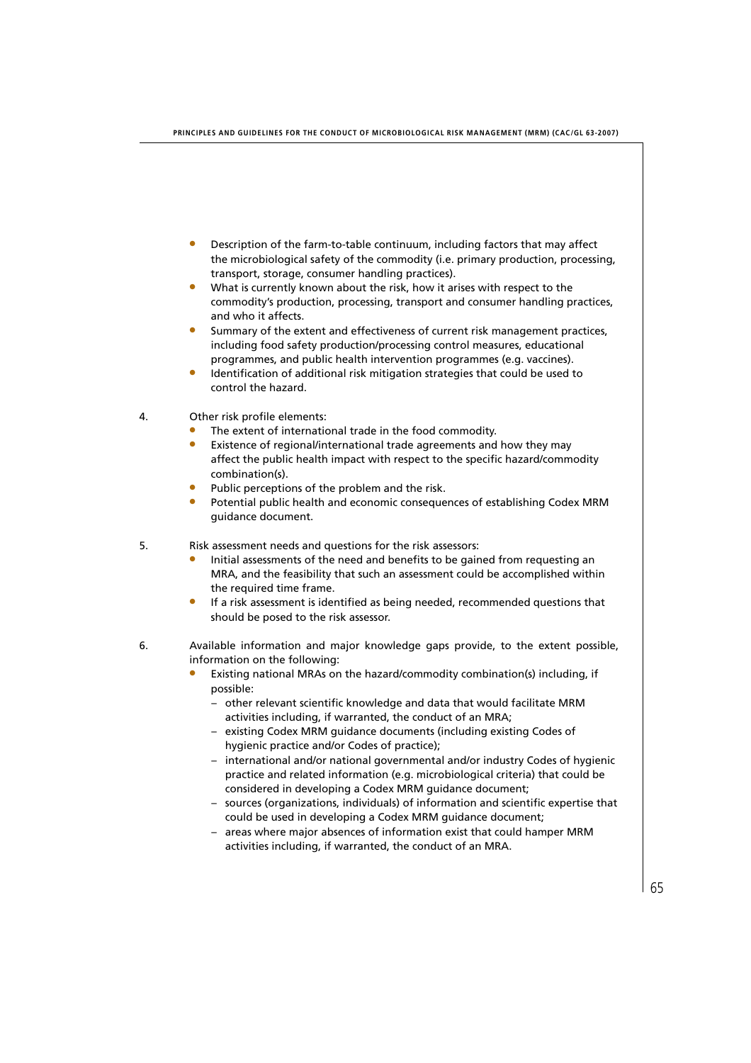- Description of the farm-to-table continuum, including factors that may affect the microbiological safety of the commodity (i.e. primary production, processing, transport, storage, consumer handling practices).
- What is currently known about the risk, how it arises with respect to the commodity's production, processing, transport and consumer handling practices, and who it affects.
- Summary of the extent and effectiveness of current risk management practices, including food safety production/processing control measures, educational programmes, and public health intervention programmes (e.g. vaccines).
- Identification of additional risk mitigation strategies that could be used to control the hazard.

4. Other risk profile elements:
   - The extent of international trade in the food commodity.
   - Existence of regional/international trade agreements and how they may affect the public health impact with respect to the specific hazard/commodity combination(s).
   - Public perceptions of the problem and the risk.
   - Potential public health and economic consequences of establishing Codex MRM guidance document.

5. Risk assessment needs and questions for the risk assessors:
   - Initial assessments of the need and benefits to be gained from requesting an MRA, and the feasibility that such an assessment could be accomplished within the required time frame.
   - If a risk assessment is identified as being needed, recommended questions that should be posed to the risk assessor.

6. Available information and major knowledge gaps provide, to the extent possible, information on the following:
   - Existing national MRAs on the hazard/commodity combination(s) including, if possible:
     - other relevant scientific knowledge and data that would facilitate MRM activities including, if warranted, the conduct of an MRA;
     - existing Codex MRM guidance documents (including existing Codes of hygienic practice and/or Codes of practice);
     - international and/or national governmental and/or industry Codes of hygienic practice and related information (e.g. microbiological criteria) that could be considered in developing a Codex MRM guidance document;
     - sources (organizations, individuals) of information and scientific expertise that could be used in developing a Codex MRM guidance document;
     - areas where major absences of information exist that could hamper MRM activities including, if warranted, the conduct of an MRA.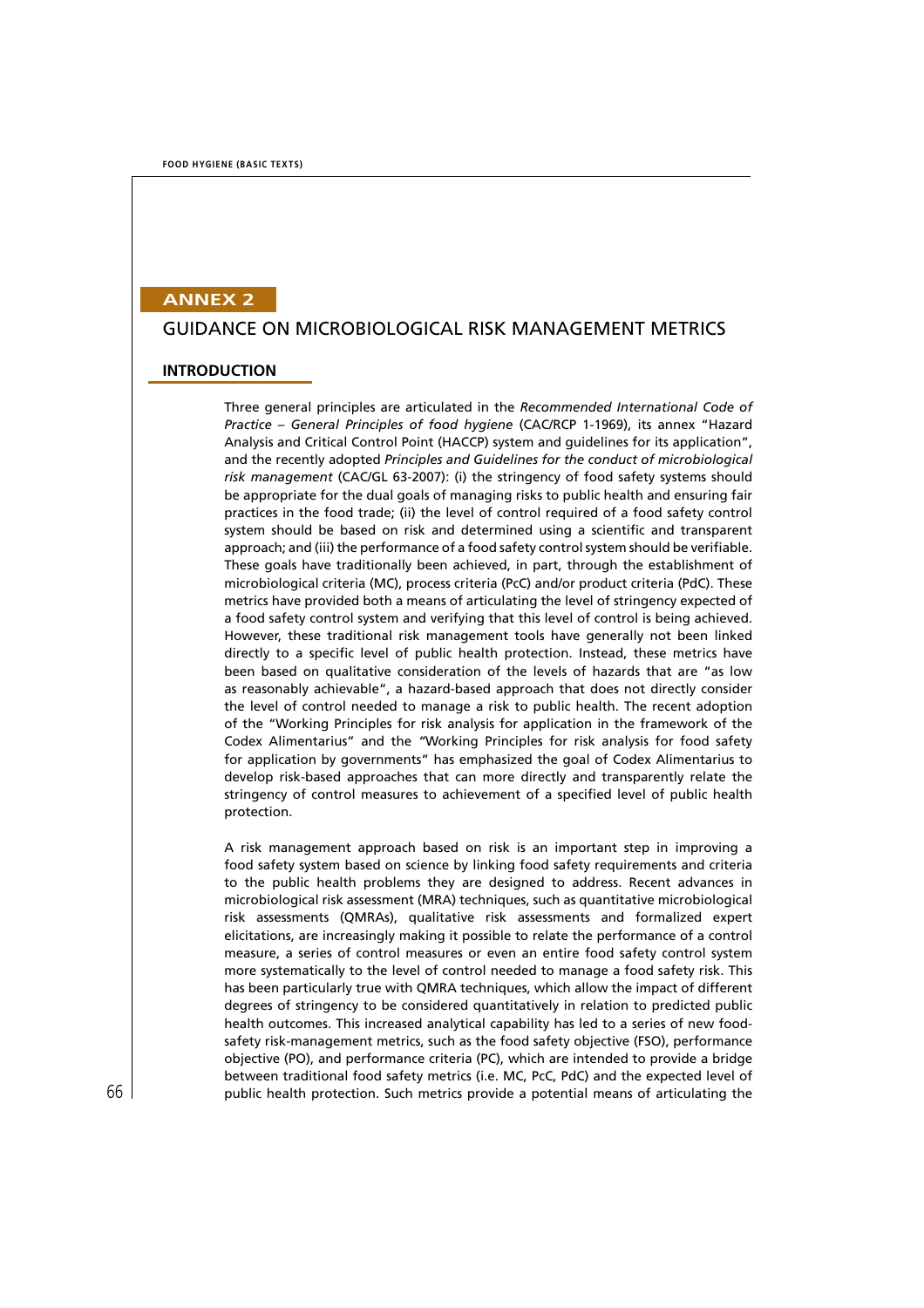## ANNEX 2

# GUIDANCE ON MICROBIOLOGICAL RISK MANAGEMENT METRICS

## INTRODUCTION

Three general principles are articulated in the *Recommended International Code of Practice – General Principles of food hygiene* (CAC/RCP 1-1969), its annex "Hazard Analysis and Critical Control Point (HACCP) system and guidelines for its application", and the recently adopted *Principles and Guidelines for the conduct of microbiological risk management* (CAC/GL 63-2007): (i) the stringency of food safety systems should be appropriate for the dual goals of managing risks to public health and ensuring fair practices in the food trade; (ii) the level of control required of a food safety control system should be based on risk and determined using a scientific and transparent approach; and (iii) the performance of a food safety control system should be verifiable. These goals have traditionally been achieved, in part, through the establishment of microbiological criteria (MC), process criteria (PcC) and/or product criteria (PdC). These metrics have provided both a means of articulating the level of stringency expected of a food safety control system and verifying that this level of control is being achieved. However, these traditional risk management tools have generally not been linked directly to a specific level of public health protection. Instead, these metrics have been based on qualitative consideration of the levels of hazards that are "as low as reasonably achievable", a hazard-based approach that does not directly consider the level of control needed to manage a risk to public health. The recent adoption of the "Working Principles for risk analysis for application in the framework of the Codex Alimentarius" and the "Working Principles for risk analysis for food safety for application by governments" has emphasized the goal of Codex Alimentarius to develop risk-based approaches that can more directly and transparently relate the stringency of control measures to achievement of a specified level of public health protection.

A risk management approach based on risk is an important step in improving a food safety system based on science by linking food safety requirements and criteria to the public health problems they are designed to address. Recent advances in microbiological risk assessment (MRA) techniques, such as quantitative microbiological risk assessments (QMRAs), qualitative risk assessments and formalized expert elicitations, are increasingly making it possible to relate the performance of a control measure, a series of control measures or even an entire food safety control system more systematically to the level of control needed to manage a food safety risk. This has been particularly true with QMRA techniques, which allow the impact of different degrees of stringency to be considered quantitatively in relation to predicted public health outcomes. This increased analytical capability has led to a series of new food-safety risk-management metrics, such as the food safety objective (FSO), performance objective (PO), and performance criteria (PC), which are intended to provide a bridge between traditional food safety metrics (i.e. MC, PcC, PdC) and the expected level of public health protection. Such metrics provide a potential means of articulating the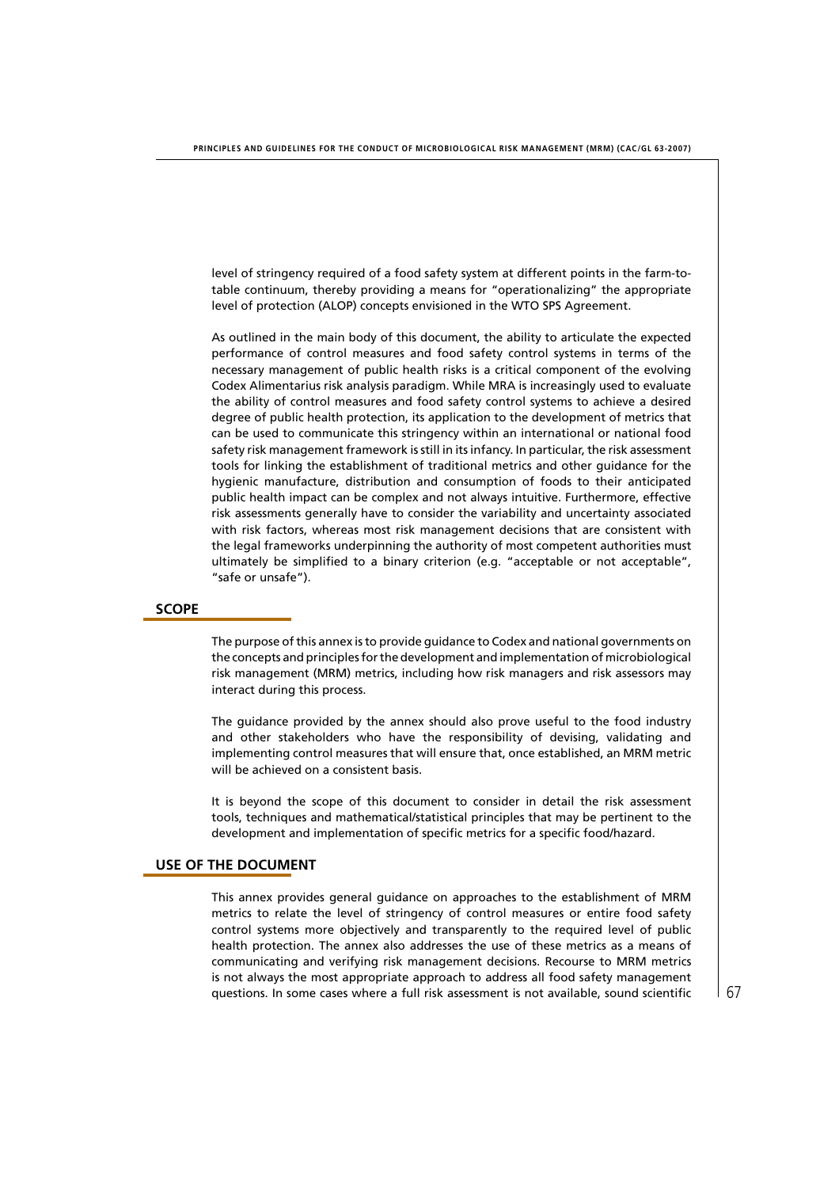level of stringency required of a food safety system at different points in the farm-to-table continuum, thereby providing a means for "operationalizing" the appropriate level of protection (ALOP) concepts envisioned in the WTO SPS Agreement.

As outlined in the main body of this document, the ability to articulate the expected performance of control measures and food safety control systems in terms of the necessary management of public health risks is a critical component of the evolving Codex Alimentarius risk analysis paradigm. While MRA is increasingly used to evaluate the ability of control measures and food safety control systems to achieve a desired degree of public health protection, its application to the development of metrics that can be used to communicate this stringency within an international or national food safety risk management framework is still in its infancy. In particular, the risk assessment tools for linking the establishment of traditional metrics and other guidance for the hygienic manufacture, distribution and consumption of foods to their anticipated public health impact can be complex and not always intuitive. Furthermore, effective risk assessments generally have to consider the variability and uncertainty associated with risk factors, whereas most risk management decisions that are consistent with the legal frameworks underpinning the authority of most competent authorities must ultimately be simplified to a binary criterion (e.g. "acceptable or not acceptable", "safe or unsafe").

## SCOPE

The purpose of this annex is to provide guidance to Codex and national governments on the concepts and principles for the development and implementation of microbiological risk management (MRM) metrics, including how risk managers and risk assessors may interact during this process.

The guidance provided by the annex should also prove useful to the food industry and other stakeholders who have the responsibility of devising, validating and implementing control measures that will ensure that, once established, an MRM metric will be achieved on a consistent basis.

It is beyond the scope of this document to consider in detail the risk assessment tools, techniques and mathematical/statistical principles that may be pertinent to the development and implementation of specific metrics for a specific food/hazard.

## USE OF THE DOCUMENT

This annex provides general guidance on approaches to the establishment of MRM metrics to relate the level of stringency of control measures or entire food safety control systems more objectively and transparently to the required level of public health protection. The annex also addresses the use of these metrics as a means of communicating and verifying risk management decisions. Recourse to MRM metrics is not always the most appropriate approach to address all food safety management questions. In some cases where a full risk assessment is not available, sound scientific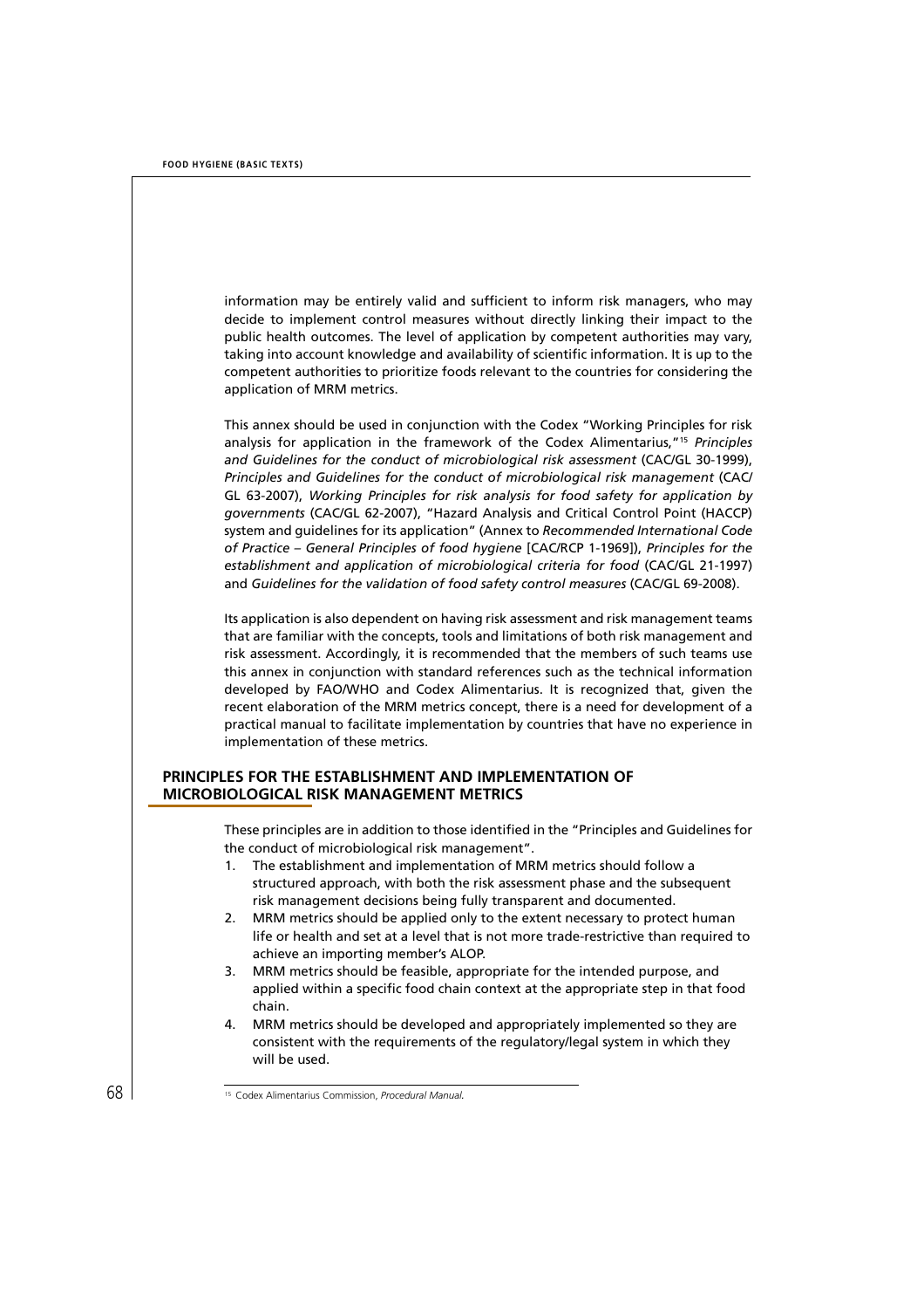information may be entirely valid and sufficient to inform risk managers, who may decide to implement control measures without directly linking their impact to the public health outcomes. The level of application by competent authorities may vary, taking into account knowledge and availability of scientific information. It is up to the competent authorities to prioritize foods relevant to the countries for considering the application of MRM metrics.

This annex should be used in conjunction with the Codex "Working Principles for risk analysis for application in the framework of the Codex Alimentarius,"[15] *Principles and Guidelines for the conduct of microbiological risk assessment* (CAC/GL 30-1999), *Principles and Guidelines for the conduct of microbiological risk management* (CAC/GL 63-2007), *Working Principles for risk analysis for food safety for application by governments* (CAC/GL 62-2007), "Hazard Analysis and Critical Control Point (HACCP) system and guidelines for its application" (Annex to *Recommended International Code of Practice – General Principles of food hygiene* [CAC/RCP 1-1969]), *Principles for the establishment and application of microbiological criteria for food* (CAC/GL 21-1997) and *Guidelines for the validation of food safety control measures* (CAC/GL 69-2008).

Its application is also dependent on having risk assessment and risk management teams that are familiar with the concepts, tools and limitations of both risk management and risk assessment. Accordingly, it is recommended that the members of such teams use this annex in conjunction with standard references such as the technical information developed by FAO/WHO and Codex Alimentarius. It is recognized that, given the recent elaboration of the MRM metrics concept, there is a need for development of a practical manual to facilitate implementation by countries that have no experience in implementation of these metrics.

## PRINCIPLES FOR THE ESTABLISHMENT AND IMPLEMENTATION OF MICROBIOLOGICAL RISK MANAGEMENT METRICS

These principles are in addition to those identified in the "Principles and Guidelines for the conduct of microbiological risk management".

1. The establishment and implementation of MRM metrics should follow a structured approach, with both the risk assessment phase and the subsequent risk management decisions being fully transparent and documented.
2. MRM metrics should be applied only to the extent necessary to protect human life or health and set at a level that is not more trade-restrictive than required to achieve an importing member's ALOP.
3. MRM metrics should be feasible, appropriate for the intended purpose, and applied within a specific food chain context at the appropriate step in that food chain.
4. MRM metrics should be developed and appropriately implemented so they are consistent with the requirements of the regulatory/legal system in which they will be used.

[15] Codex Alimentarius Commission, *Procedural Manual*.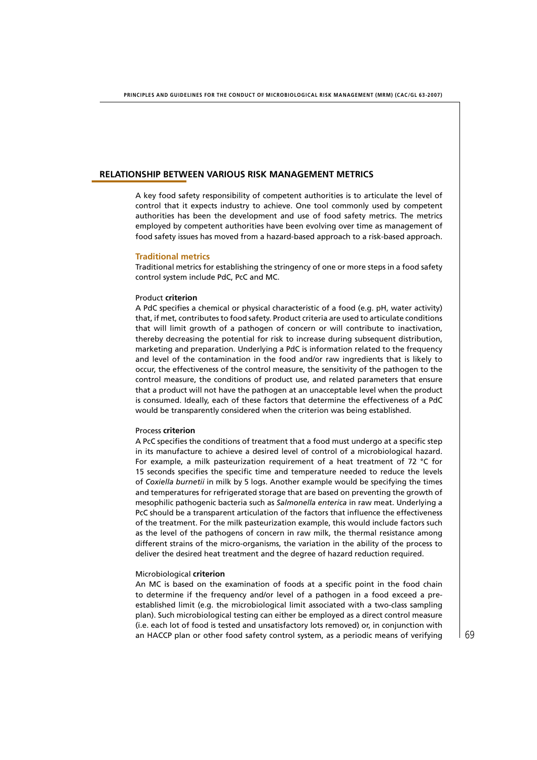## RELATIONSHIP BETWEEN VARIOUS RISK MANAGEMENT METRICS

A key food safety responsibility of competent authorities is to articulate the level of control that it expects industry to achieve. One tool commonly used by competent authorities has been the development and use of food safety metrics. The metrics employed by competent authorities have been evolving over time as management of food safety issues has moved from a hazard-based approach to a risk-based approach.

### Traditional metrics

Traditional metrics for establishing the stringency of one or more steps in a food safety control system include PdC, PcC and MC.

#### Product **criterion**

A PdC specifies a chemical or physical characteristic of a food (e.g. pH, water activity) that, if met, contributes to food safety. Product criteria are used to articulate conditions that will limit growth of a pathogen of concern or will contribute to inactivation, thereby decreasing the potential for risk to increase during subsequent distribution, marketing and preparation. Underlying a PdC is information related to the frequency and level of the contamination in the food and/or raw ingredients that is likely to occur, the effectiveness of the control measure, the sensitivity of the pathogen to the control measure, the conditions of product use, and related parameters that ensure that a product will not have the pathogen at an unacceptable level when the product is consumed. Ideally, each of these factors that determine the effectiveness of a PdC would be transparently considered when the criterion was being established.

#### Process **criterion**

A PcC specifies the conditions of treatment that a food must undergo at a specific step in its manufacture to achieve a desired level of control of a microbiological hazard. For example, a milk pasteurization requirement of a heat treatment of 72 °C for 15 seconds specifies the specific time and temperature needed to reduce the levels of *Coxiella burnetii* in milk by 5 logs. Another example would be specifying the times and temperatures for refrigerated storage that are based on preventing the growth of mesophilic pathogenic bacteria such as *Salmonella enterica* in raw meat. Underlying a PcC should be a transparent articulation of the factors that influence the effectiveness of the treatment. For the milk pasteurization example, this would include factors such as the level of the pathogens of concern in raw milk, the thermal resistance among different strains of the micro-organisms, the variation in the ability of the process to deliver the desired heat treatment and the degree of hazard reduction required.

#### Microbiological **criterion**

An MC is based on the examination of foods at a specific point in the food chain to determine if the frequency and/or level of a pathogen in a food exceed a pre-established limit (e.g. the microbiological limit associated with a two-class sampling plan). Such microbiological testing can either be employed as a direct control measure (i.e. each lot of food is tested and unsatisfactory lots removed) or, in conjunction with an HACCP plan or other food safety control system, as a periodic means of verifying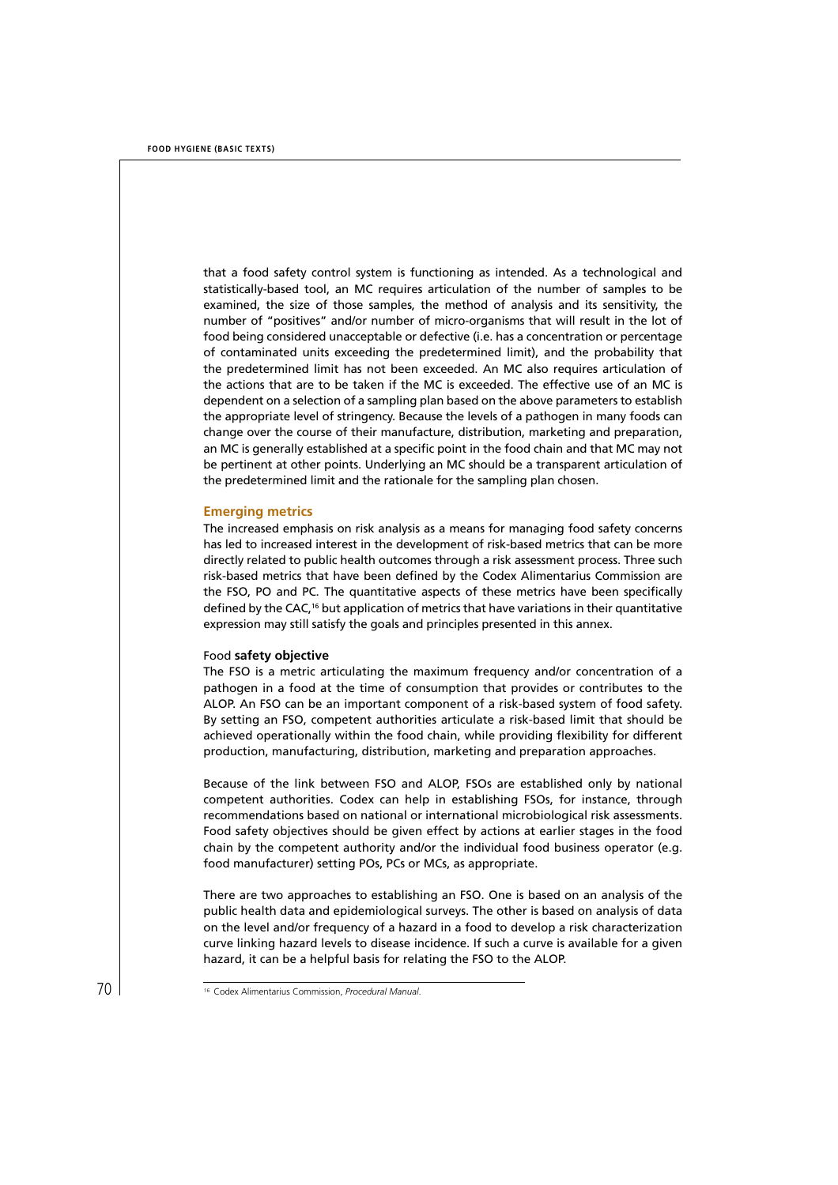that a food safety control system is functioning as intended. As a technological and statistically-based tool, an MC requires articulation of the number of samples to be examined, the size of those samples, the method of analysis and its sensitivity, the number of "positives" and/or number of micro-organisms that will result in the lot of food being considered unacceptable or defective (i.e. has a concentration or percentage of contaminated units exceeding the predetermined limit), and the probability that the predetermined limit has not been exceeded. An MC also requires articulation of the actions that are to be taken if the MC is exceeded. The effective use of an MC is dependent on a selection of a sampling plan based on the above parameters to establish the appropriate level of stringency. Because the levels of a pathogen in many foods can change over the course of their manufacture, distribution, marketing and preparation, an MC is generally established at a specific point in the food chain and that MC may not be pertinent at other points. Underlying an MC should be a transparent articulation of the predetermined limit and the rationale for the sampling plan chosen.

### Emerging metrics

The increased emphasis on risk analysis as a means for managing food safety concerns has led to increased interest in the development of risk-based metrics that can be more directly related to public health outcomes through a risk assessment process. Three such risk-based metrics that have been defined by the Codex Alimentarius Commission are the FSO, PO and PC. The quantitative aspects of these metrics have been specifically defined by the CAC,[16] but application of metrics that have variations in their quantitative expression may still satisfy the goals and principles presented in this annex.

#### Food safety objective

The FSO is a metric articulating the maximum frequency and/or concentration of a pathogen in a food at the time of consumption that provides or contributes to the ALOP. An FSO can be an important component of a risk-based system of food safety. By setting an FSO, competent authorities articulate a risk-based limit that should be achieved operationally within the food chain, while providing flexibility for different production, manufacturing, distribution, marketing and preparation approaches.

Because of the link between FSO and ALOP, FSOs are established only by national competent authorities. Codex can help in establishing FSOs, for instance, through recommendations based on national or international microbiological risk assessments. Food safety objectives should be given effect by actions at earlier stages in the food chain by the competent authority and/or the individual food business operator (e.g. food manufacturer) setting POs, PCs or MCs, as appropriate.

There are two approaches to establishing an FSO. One is based on an analysis of the public health data and epidemiological surveys. The other is based on analysis of data on the level and/or frequency of a hazard in a food to develop a risk characterization curve linking hazard levels to disease incidence. If such a curve is available for a given hazard, it can be a helpful basis for relating the FSO to the ALOP.

---

[16] Codex Alimentarius Commission, *Procedural Manual*.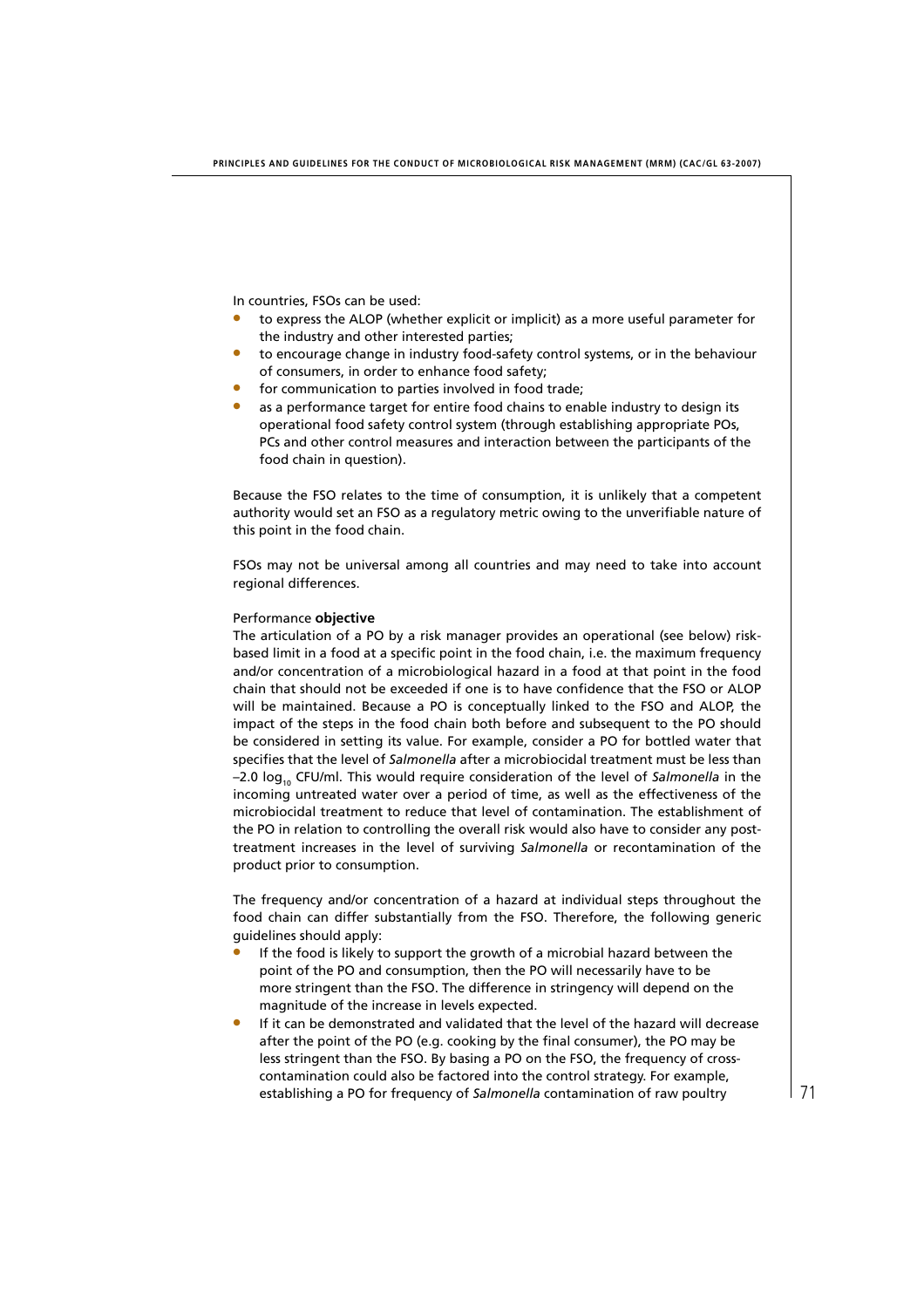In countries, FSOs can be used:

- to express the ALOP (whether explicit or implicit) as a more useful parameter for the industry and other interested parties;
- to encourage change in industry food-safety control systems, or in the behaviour of consumers, in order to enhance food safety;
- for communication to parties involved in food trade;
- as a performance target for entire food chains to enable industry to design its operational food safety control system (through establishing appropriate POs, PCs and other control measures and interaction between the participants of the food chain in question).

Because the FSO relates to the time of consumption, it is unlikely that a competent authority would set an FSO as a regulatory metric owing to the unverifiable nature of this point in the food chain.

FSOs may not be universal among all countries and may need to take into account regional differences.

Performance **objective**

The articulation of a PO by a risk manager provides an operational (see below) risk-based limit in a food at a specific point in the food chain, i.e. the maximum frequency and/or concentration of a microbiological hazard in a food at that point in the food chain that should not be exceeded if one is to have confidence that the FSO or ALOP will be maintained. Because a PO is conceptually linked to the FSO and ALOP, the impact of the steps in the food chain both before and subsequent to the PO should be considered in setting its value. For example, consider a PO for bottled water that specifies that the level of *Salmonella* after a microbiocidal treatment must be less than $-2.0 \log_{10}$ CFU/ml. This would require consideration of the level of *Salmonella* in the incoming untreated water over a period of time, as well as the effectiveness of the microbiocidal treatment to reduce that level of contamination. The establishment of the PO in relation to controlling the overall risk would also have to consider any post-treatment increases in the level of surviving *Salmonella* or recontamination of the product prior to consumption.

The frequency and/or concentration of a hazard at individual steps throughout the food chain can differ substantially from the FSO. Therefore, the following generic guidelines should apply:

- If the food is likely to support the growth of a microbial hazard between the point of the PO and consumption, then the PO will necessarily have to be more stringent than the FSO. The difference in stringency will depend on the magnitude of the increase in levels expected.
- If it can be demonstrated and validated that the level of the hazard will decrease after the point of the PO (e.g. cooking by the final consumer), the PO may be less stringent than the FSO. By basing a PO on the FSO, the frequency of cross-contamination could also be factored into the control strategy. For example, establishing a PO for frequency of *Salmonella* contamination of raw poultry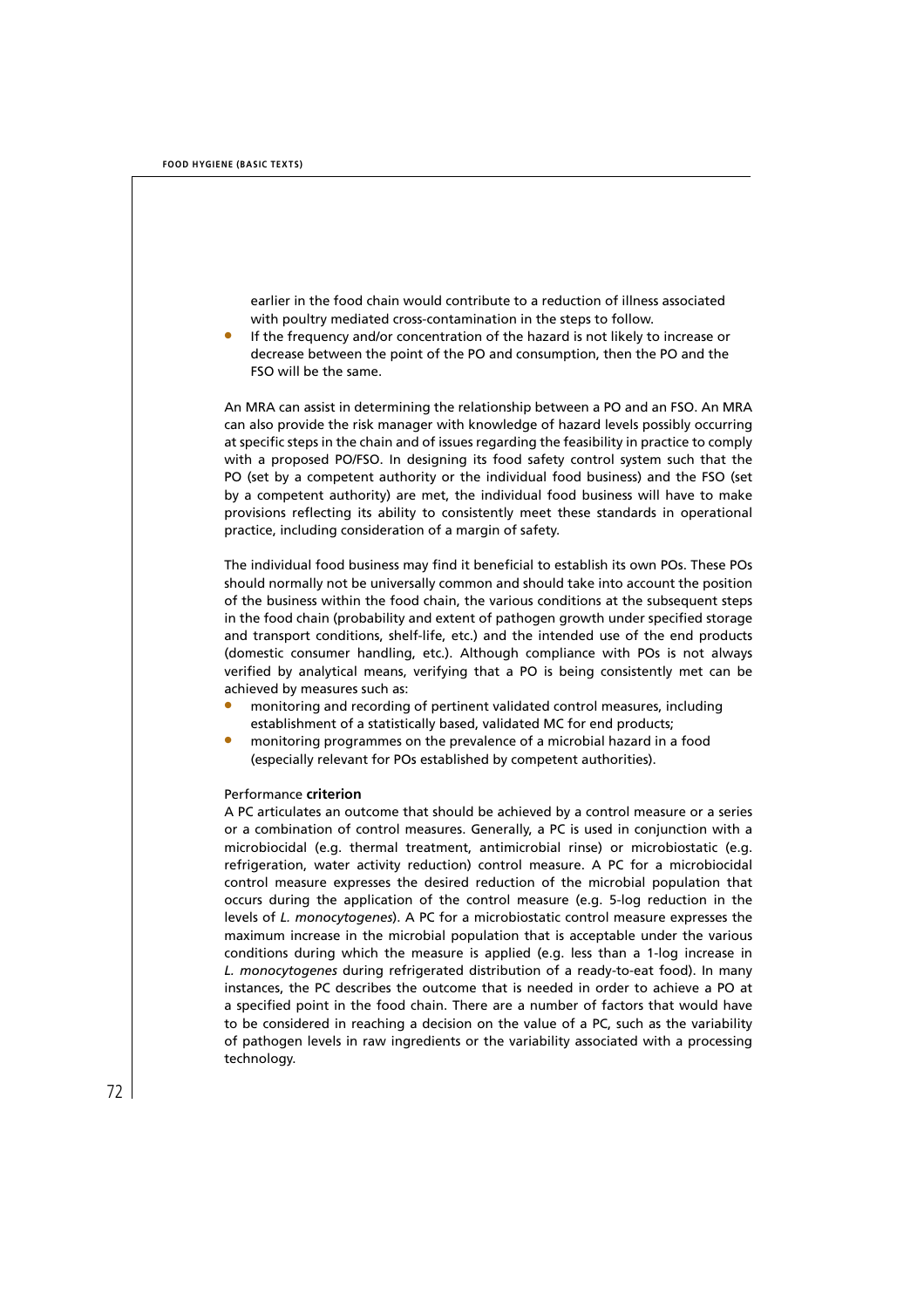earlier in the food chain would contribute to a reduction of illness associated with poultry mediated cross-contamination in the steps to follow.

- If the frequency and/or concentration of the hazard is not likely to increase or decrease between the point of the PO and consumption, then the PO and the FSO will be the same.

An MRA can assist in determining the relationship between a PO and an FSO. An MRA can also provide the risk manager with knowledge of hazard levels possibly occurring at specific steps in the chain and of issues regarding the feasibility in practice to comply with a proposed PO/FSO. In designing its food safety control system such that the PO (set by a competent authority or the individual food business) and the FSO (set by a competent authority) are met, the individual food business will have to make provisions reflecting its ability to consistently meet these standards in operational practice, including consideration of a margin of safety.

The individual food business may find it beneficial to establish its own POs. These POs should normally not be universally common and should take into account the position of the business within the food chain, the various conditions at the subsequent steps in the food chain (probability and extent of pathogen growth under specified storage and transport conditions, shelf-life, etc.) and the intended use of the end products (domestic consumer handling, etc.). Although compliance with POs is not always verified by analytical means, verifying that a PO is being consistently met can be achieved by measures such as:

- monitoring and recording of pertinent validated control measures, including establishment of a statistically based, validated MC for end products;
- monitoring programmes on the prevalence of a microbial hazard in a food (especially relevant for POs established by competent authorities).

Performance **criterion**

A PC articulates an outcome that should be achieved by a control measure or a series or a combination of control measures. Generally, a PC is used in conjunction with a microbiocidal (e.g. thermal treatment, antimicrobial rinse) or microbiostatic (e.g. refrigeration, water activity reduction) control measure. A PC for a microbiocidal control measure expresses the desired reduction of the microbial population that occurs during the application of the control measure (e.g. 5-log reduction in the levels of *L. monocytogenes*). A PC for a microbiostatic control measure expresses the maximum increase in the microbial population that is acceptable under the various conditions during which the measure is applied (e.g. less than a 1-log increase in *L. monocytogenes* during refrigerated distribution of a ready-to-eat food). In many instances, the PC describes the outcome that is needed in order to achieve a PO at a specified point in the food chain. There are a number of factors that would have to be considered in reaching a decision on the value of a PC, such as the variability of pathogen levels in raw ingredients or the variability associated with a processing technology.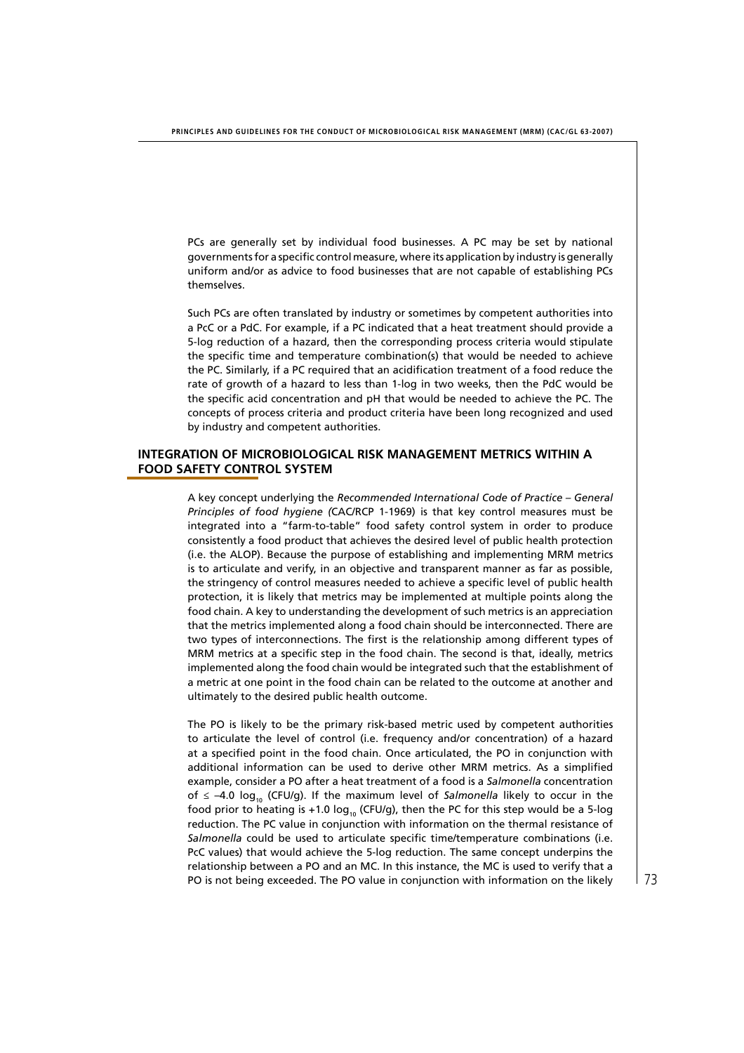PCs are generally set by individual food businesses. A PC may be set by national governments for a specific control measure, where its application by industry is generally uniform and/or as advice to food businesses that are not capable of establishing PCs themselves.

Such PCs are often translated by industry or sometimes by competent authorities into a PcC or a PdC. For example, if a PC indicated that a heat treatment should provide a 5-log reduction of a hazard, then the corresponding process criteria would stipulate the specific time and temperature combination(s) that would be needed to achieve the PC. Similarly, if a PC required that an acidification treatment of a food reduce the rate of growth of a hazard to less than 1-log in two weeks, then the PdC would be the specific acid concentration and pH that would be needed to achieve the PC. The concepts of process criteria and product criteria have been long recognized and used by industry and competent authorities.

## INTEGRATION OF MICROBIOLOGICAL RISK MANAGEMENT METRICS WITHIN A FOOD SAFETY CONTROL SYSTEM

A key concept underlying the *Recommended International Code of Practice – General Principles of food hygiene (*CAC/RCP 1-1969) is that key control measures must be integrated into a "farm-to-table" food safety control system in order to produce consistently a food product that achieves the desired level of public health protection (i.e. the ALOP). Because the purpose of establishing and implementing MRM metrics is to articulate and verify, in an objective and transparent manner as far as possible, the stringency of control measures needed to achieve a specific level of public health protection, it is likely that metrics may be implemented at multiple points along the food chain. A key to understanding the development of such metrics is an appreciation that the metrics implemented along a food chain should be interconnected. There are two types of interconnections. The first is the relationship among different types of MRM metrics at a specific step in the food chain. The second is that, ideally, metrics implemented along the food chain would be integrated such that the establishment of a metric at one point in the food chain can be related to the outcome at another and ultimately to the desired public health outcome.

The PO is likely to be the primary risk-based metric used by competent authorities to articulate the level of control (i.e. frequency and/or concentration) of a hazard at a specified point in the food chain. Once articulated, the PO in conjunction with additional information can be used to derive other MRM metrics. As a simplified example, consider a PO after a heat treatment of a food is a *Salmonella* concentration of $\leq -4.0 \log_{10}$ (CFU/g). If the maximum level of *Salmonella* likely to occur in the food prior to heating is $+1.0 \log_{10}$ (CFU/g), then the PC for this step would be a 5-log reduction. The PC value in conjunction with information on the thermal resistance of *Salmonella* could be used to articulate specific time/temperature combinations (i.e. PcC values) that would achieve the 5-log reduction. The same concept underpins the relationship between a PO and an MC. In this instance, the MC is used to verify that a PO is not being exceeded. The PO value in conjunction with information on the likely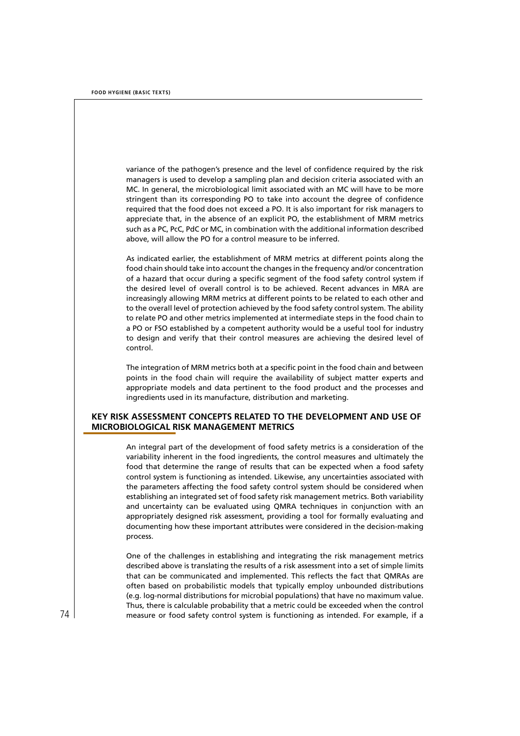variance of the pathogen's presence and the level of confidence required by the risk managers is used to develop a sampling plan and decision criteria associated with an MC. In general, the microbiological limit associated with an MC will have to be more stringent than its corresponding PO to take into account the degree of confidence required that the food does not exceed a PO. It is also important for risk managers to appreciate that, in the absence of an explicit PO, the establishment of MRM metrics such as a PC, PcC, PdC or MC, in combination with the additional information described above, will allow the PO for a control measure to be inferred.

As indicated earlier, the establishment of MRM metrics at different points along the food chain should take into account the changes in the frequency and/or concentration of a hazard that occur during a specific segment of the food safety control system if the desired level of overall control is to be achieved. Recent advances in MRA are increasingly allowing MRM metrics at different points to be related to each other and to the overall level of protection achieved by the food safety control system. The ability to relate PO and other metrics implemented at intermediate steps in the food chain to a PO or FSO established by a competent authority would be a useful tool for industry to design and verify that their control measures are achieving the desired level of control.

The integration of MRM metrics both at a specific point in the food chain and between points in the food chain will require the availability of subject matter experts and appropriate models and data pertinent to the food product and the processes and ingredients used in its manufacture, distribution and marketing.

## KEY RISK ASSESSMENT CONCEPTS RELATED TO THE DEVELOPMENT AND USE OF MICROBIOLOGICAL RISK MANAGEMENT METRICS

An integral part of the development of food safety metrics is a consideration of the variability inherent in the food ingredients, the control measures and ultimately the food that determine the range of results that can be expected when a food safety control system is functioning as intended. Likewise, any uncertainties associated with the parameters affecting the food safety control system should be considered when establishing an integrated set of food safety risk management metrics. Both variability and uncertainty can be evaluated using QMRA techniques in conjunction with an appropriately designed risk assessment, providing a tool for formally evaluating and documenting how these important attributes were considered in the decision-making process.

One of the challenges in establishing and integrating the risk management metrics described above is translating the results of a risk assessment into a set of simple limits that can be communicated and implemented. This reflects the fact that QMRAs are often based on probabilistic models that typically employ unbounded distributions (e.g. log-normal distributions for microbial populations) that have no maximum value. Thus, there is calculable probability that a metric could be exceeded when the control measure or food safety control system is functioning as intended. For example, if a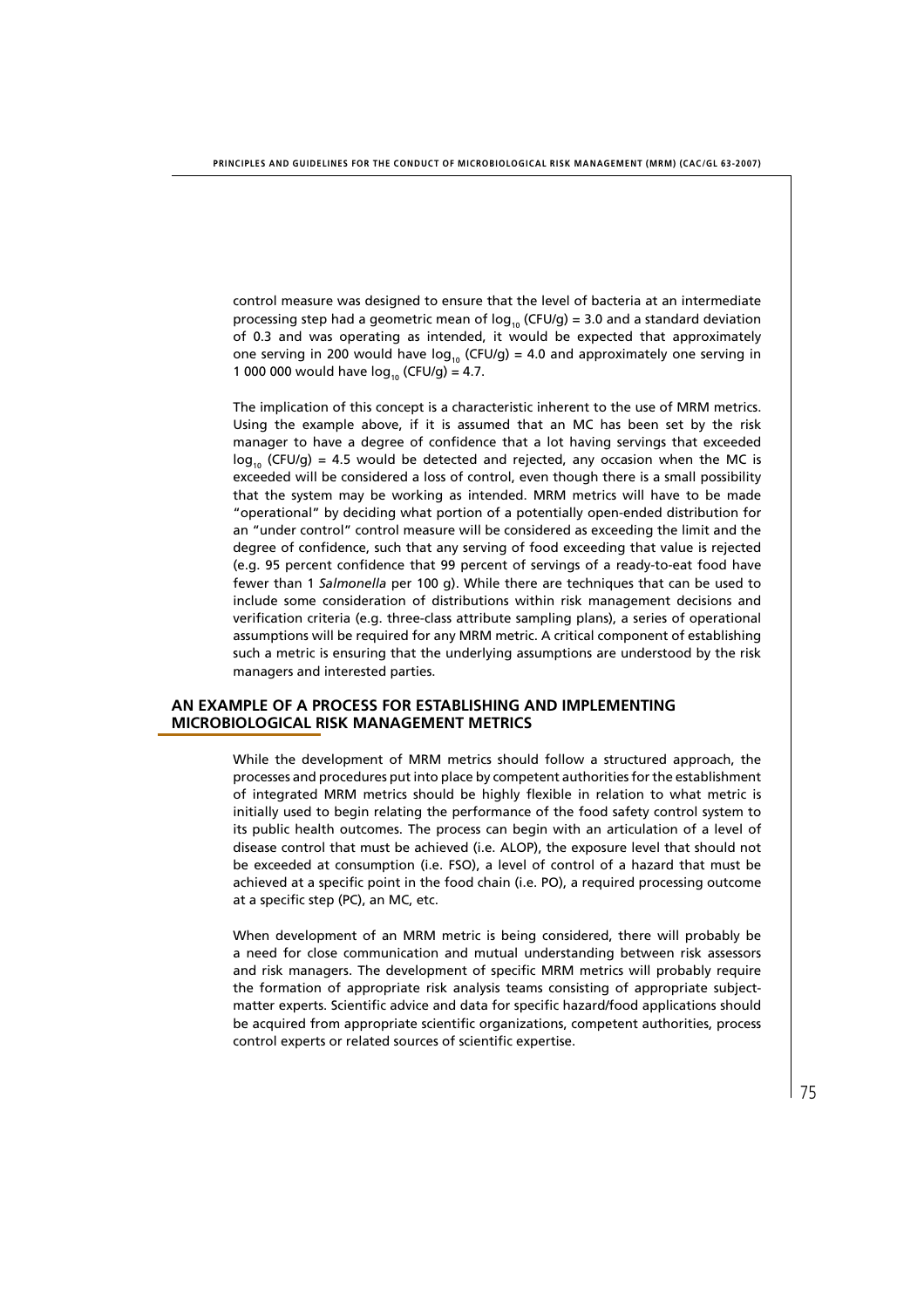control measure was designed to ensure that the level of bacteria at an intermediate processing step had a geometric mean of $\log_{10}$ (CFU/g) = 3.0 and a standard deviation of 0.3 and was operating as intended, it would be expected that approximately one serving in 200 would have $\log_{10}$ (CFU/g) = 4.0 and approximately one serving in 1 000 000 would have $\log_{10}$ (CFU/g) = 4.7.

The implication of this concept is a characteristic inherent to the use of MRM metrics. Using the example above, if it is assumed that an MC has been set by the risk manager to have a degree of confidence that a lot having servings that exceeded $\log_{10}$ (CFU/g) = 4.5 would be detected and rejected, any occasion when the MC is exceeded will be considered a loss of control, even though there is a small possibility that the system may be working as intended. MRM metrics will have to be made "operational" by deciding what portion of a potentially open-ended distribution for an "under control" control measure will be considered as exceeding the limit and the degree of confidence, such that any serving of food exceeding that value is rejected (e.g. 95 percent confidence that 99 percent of servings of a ready-to-eat food have fewer than 1 *Salmonella* per 100 g). While there are techniques that can be used to include some consideration of distributions within risk management decisions and verification criteria (e.g. three-class attribute sampling plans), a series of operational assumptions will be required for any MRM metric. A critical component of establishing such a metric is ensuring that the underlying assumptions are understood by the risk managers and interested parties.

## AN EXAMPLE OF A PROCESS FOR ESTABLISHING AND IMPLEMENTING MICROBIOLOGICAL RISK MANAGEMENT METRICS

While the development of MRM metrics should follow a structured approach, the processes and procedures put into place by competent authorities for the establishment of integrated MRM metrics should be highly flexible in relation to what metric is initially used to begin relating the performance of the food safety control system to its public health outcomes. The process can begin with an articulation of a level of disease control that must be achieved (i.e. ALOP), the exposure level that should not be exceeded at consumption (i.e. FSO), a level of control of a hazard that must be achieved at a specific point in the food chain (i.e. PO), a required processing outcome at a specific step (PC), an MC, etc.

When development of an MRM metric is being considered, there will probably be a need for close communication and mutual understanding between risk assessors and risk managers. The development of specific MRM metrics will probably require the formation of appropriate risk analysis teams consisting of appropriate subject-matter experts. Scientific advice and data for specific hazard/food applications should be acquired from appropriate scientific organizations, competent authorities, process control experts or related sources of scientific expertise.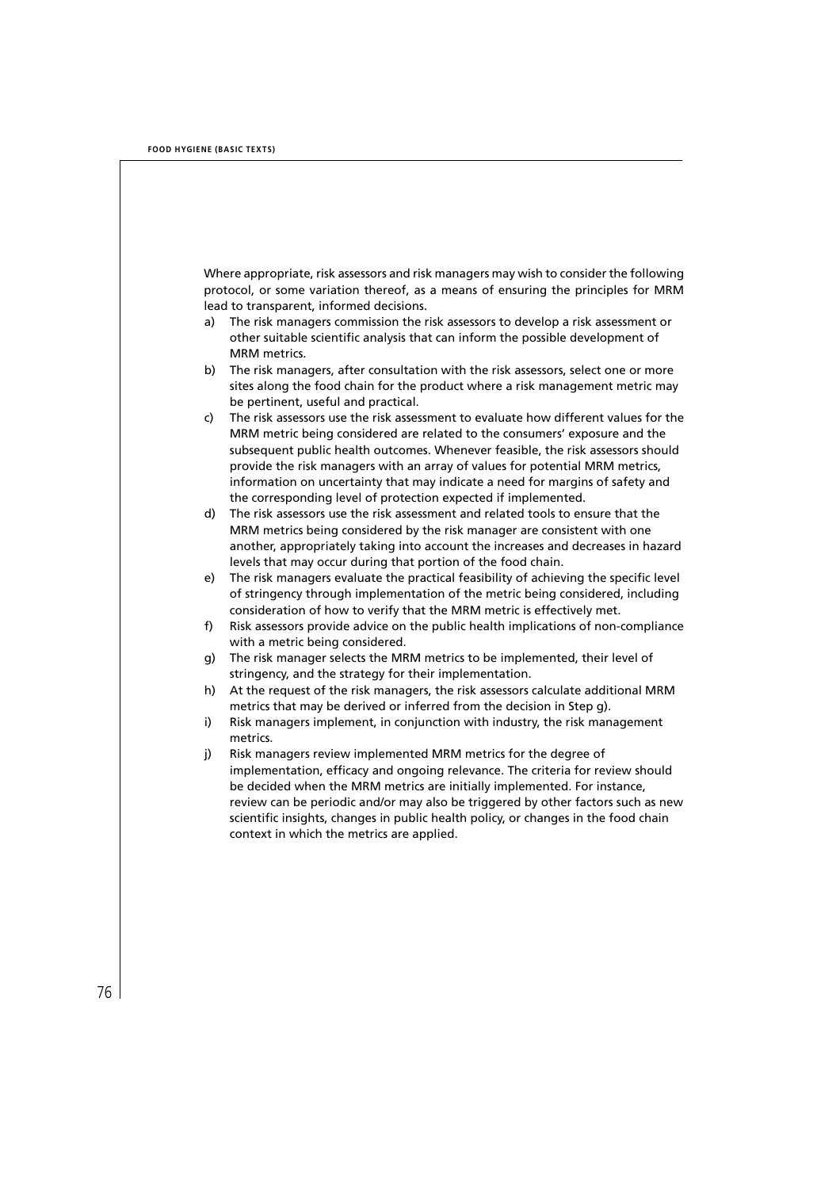Where appropriate, risk assessors and risk managers may wish to consider the following protocol, or some variation thereof, as a means of ensuring the principles for MRM lead to transparent, informed decisions.

a) The risk managers commission the risk assessors to develop a risk assessment or other suitable scientific analysis that can inform the possible development of MRM metrics.
b) The risk managers, after consultation with the risk assessors, select one or more sites along the food chain for the product where a risk management metric may be pertinent, useful and practical.
c) The risk assessors use the risk assessment to evaluate how different values for the MRM metric being considered are related to the consumers' exposure and the subsequent public health outcomes. Whenever feasible, the risk assessors should provide the risk managers with an array of values for potential MRM metrics, information on uncertainty that may indicate a need for margins of safety and the corresponding level of protection expected if implemented.
d) The risk assessors use the risk assessment and related tools to ensure that the MRM metrics being considered by the risk manager are consistent with one another, appropriately taking into account the increases and decreases in hazard levels that may occur during that portion of the food chain.
e) The risk managers evaluate the practical feasibility of achieving the specific level of stringency through implementation of the metric being considered, including consideration of how to verify that the MRM metric is effectively met.
f) Risk assessors provide advice on the public health implications of non-compliance with a metric being considered.
g) The risk manager selects the MRM metrics to be implemented, their level of stringency, and the strategy for their implementation.
h) At the request of the risk managers, the risk assessors calculate additional MRM metrics that may be derived or inferred from the decision in Step g).
i) Risk managers implement, in conjunction with industry, the risk management metrics.
j) Risk managers review implemented MRM metrics for the degree of implementation, efficacy and ongoing relevance. The criteria for review should be decided when the MRM metrics are initially implemented. For instance, review can be periodic and/or may also be triggered by other factors such as new scientific insights, changes in public health policy, or changes in the food chain context in which the metrics are applied.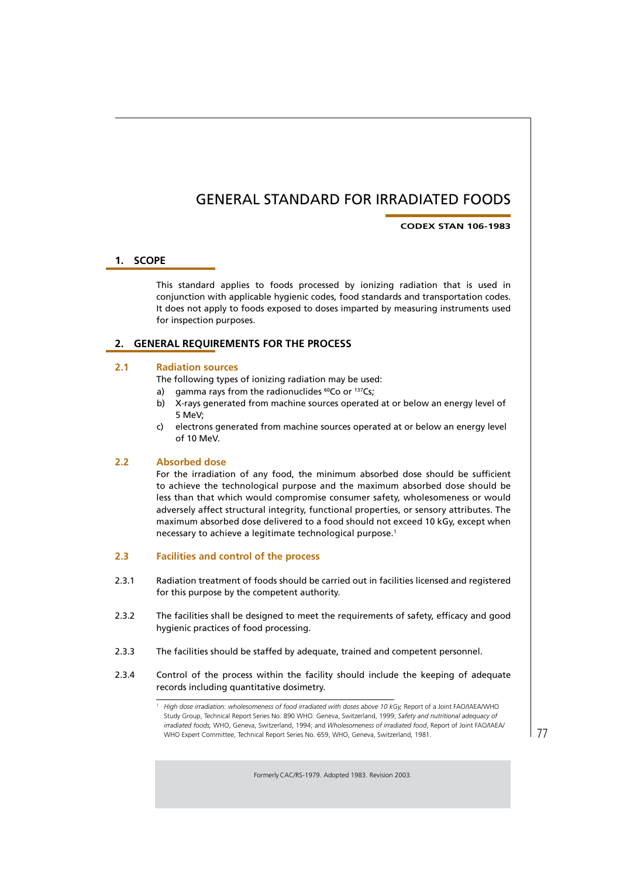# GENERAL STANDARD FOR IRRADIATED FOODS

**CODEX STAN 106-1983**

## 1. SCOPE

This standard applies to foods processed by ionizing radiation that is used in conjunction with applicable hygienic codes, food standards and transportation codes. It does not apply to foods exposed to doses imparted by measuring instruments used for inspection purposes.

## 2. GENERAL REQUIREMENTS FOR THE PROCESS

### 2.1 Radiation sources

The following types of ionizing radiation may be used:

a) gamma rays from the radionuclides $^{60}$Co or $^{137}$Cs;
b) X-rays generated from machine sources operated at or below an energy level of 5 MeV;
c) electrons generated from machine sources operated at or below an energy level of 10 MeV.

### 2.2 Absorbed dose

For the irradiation of any food, the minimum absorbed dose should be sufficient to achieve the technological purpose and the maximum absorbed dose should be less than that which would compromise consumer safety, wholesomeness or would adversely affect structural integrity, functional properties, or sensory attributes. The maximum absorbed dose delivered to a food should not exceed 10 kGy, except when necessary to achieve a legitimate technological purpose.[1]

### 2.3 Facilities and control of the process

2.3.1 Radiation treatment of foods should be carried out in facilities licensed and registered for this purpose by the competent authority.

2.3.2 The facilities shall be designed to meet the requirements of safety, efficacy and good hygienic practices of food processing.

2.3.3 The facilities should be staffed by adequate, trained and competent personnel.

2.3.4 Control of the process within the facility should include the keeping of adequate records including quantitative dosimetry.

[1] *High dose irradiation: wholesomeness of food irradiated with doses above 10 kGy,* Report of a Joint FAO/IAEA/WHO Study Group, Technical Report Series No. 890 WHO. Geneva, Switzerland, 1999; *Safety and nutritional adequacy of irradiated foods,* WHO, Geneva, Switzerland, 1994; and *Wholesomeness of irradiated food*, Report of Joint FAO/IAEA/WHO Expert Committee, Technical Report Series No. 659, WHO, Geneva, Switzerland, 1981.

Formerly CAC/RS-1979. Adopted 1983. Revision 2003.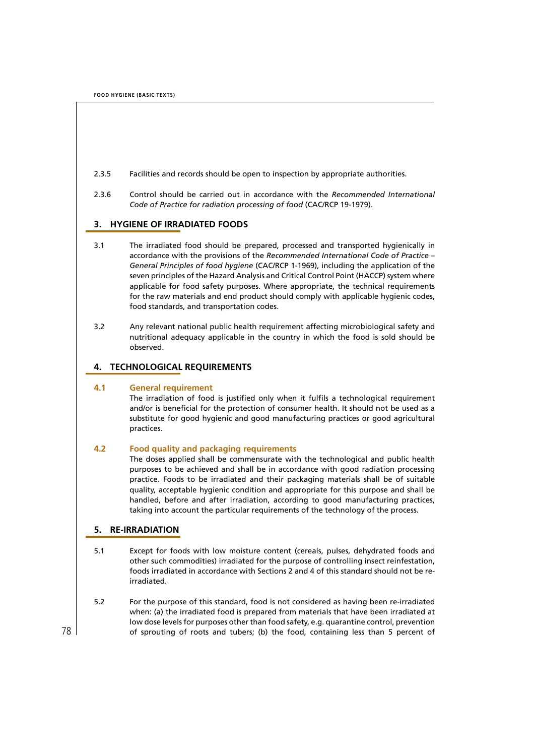2.3.5 Facilities and records should be open to inspection by appropriate authorities.

2.3.6 Control should be carried out in accordance with the *Recommended International Code of Practice for radiation processing of food* (CAC/RCP 19-1979).

## 3. HYGIENE OF IRRADIATED FOODS

3.1 The irradiated food should be prepared, processed and transported hygienically in accordance with the provisions of the *Recommended International Code of Practice – General Principles of food hygiene* (CAC/RCP 1-1969), including the application of the seven principles of the Hazard Analysis and Critical Control Point (HACCP) system where applicable for food safety purposes. Where appropriate, the technical requirements for the raw materials and end product should comply with applicable hygienic codes, food standards, and transportation codes.

3.2 Any relevant national public health requirement affecting microbiological safety and nutritional adequacy applicable in the country in which the food is sold should be observed.

## 4. TECHNOLOGICAL REQUIREMENTS

### 4.1 General requirement

The irradiation of food is justified only when it fulfils a technological requirement and/or is beneficial for the protection of consumer health. It should not be used as a substitute for good hygienic and good manufacturing practices or good agricultural practices.

### 4.2 Food quality and packaging requirements

The doses applied shall be commensurate with the technological and public health purposes to be achieved and shall be in accordance with good radiation processing practice. Foods to be irradiated and their packaging materials shall be of suitable quality, acceptable hygienic condition and appropriate for this purpose and shall be handled, before and after irradiation, according to good manufacturing practices, taking into account the particular requirements of the technology of the process.

## 5. RE-IRRADIATION

5.1 Except for foods with low moisture content (cereals, pulses, dehydrated foods and other such commodities) irradiated for the purpose of controlling insect reinfestation, foods irradiated in accordance with Sections 2 and 4 of this standard should not be re-irradiated.

5.2 For the purpose of this standard, food is not considered as having been re-irradiated when: (a) the irradiated food is prepared from materials that have been irradiated at low dose levels for purposes other than food safety, e.g. quarantine control, prevention of sprouting of roots and tubers; (b) the food, containing less than 5 percent of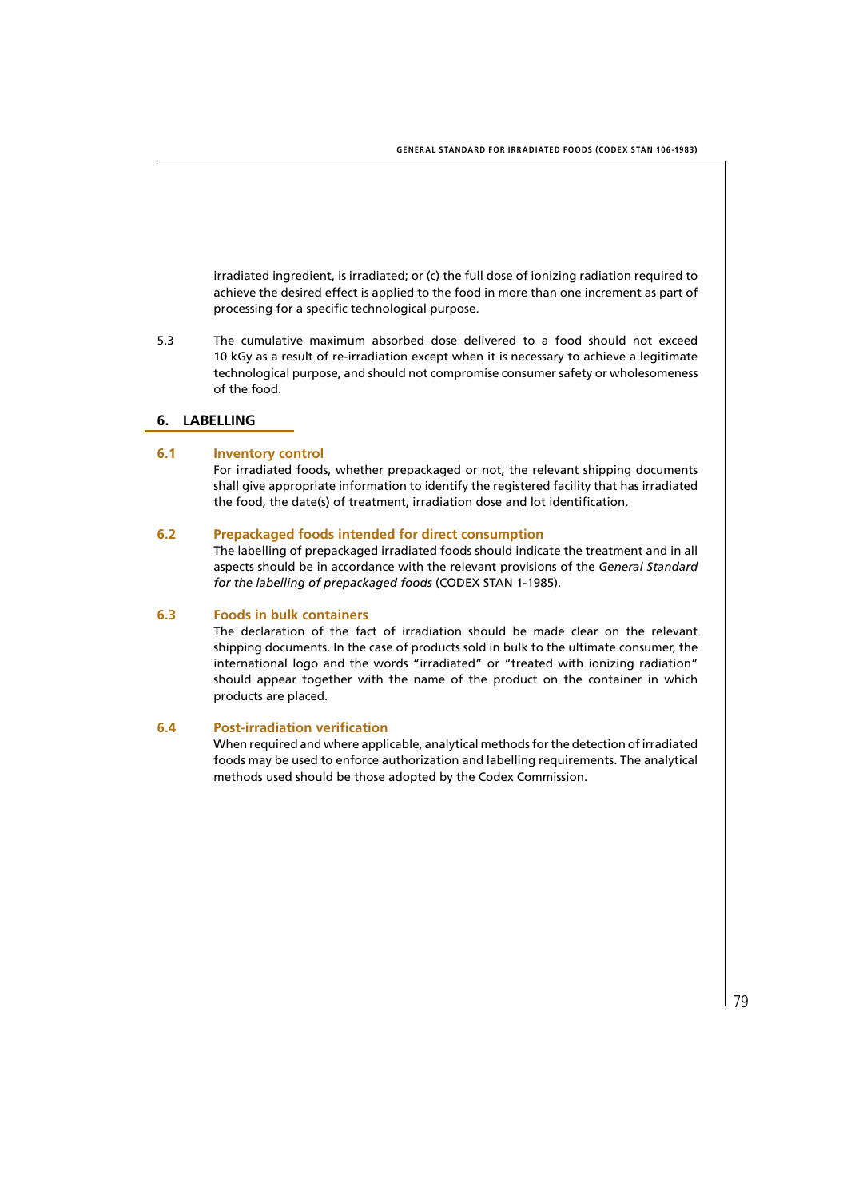irradiated ingredient, is irradiated; or (c) the full dose of ionizing radiation required to achieve the desired effect is applied to the food in more than one increment as part of processing for a specific technological purpose.

5.3 The cumulative maximum absorbed dose delivered to a food should not exceed 10 kGy as a result of re-irradiation except when it is necessary to achieve a legitimate technological purpose, and should not compromise consumer safety or wholesomeness of the food.

## 6. LABELLING

### 6.1 Inventory control

For irradiated foods, whether prepackaged or not, the relevant shipping documents shall give appropriate information to identify the registered facility that has irradiated the food, the date(s) of treatment, irradiation dose and lot identification.

### 6.2 Prepackaged foods intended for direct consumption

The labelling of prepackaged irradiated foods should indicate the treatment and in all aspects should be in accordance with the relevant provisions of the *General Standard for the labelling of prepackaged foods* (CODEX STAN 1-1985).

### 6.3 Foods in bulk containers

The declaration of the fact of irradiation should be made clear on the relevant shipping documents. In the case of products sold in bulk to the ultimate consumer, the international logo and the words "irradiated" or "treated with ionizing radiation" should appear together with the name of the product on the container in which products are placed.

### 6.4 Post-irradiation verification

When required and where applicable, analytical methods for the detection of irradiated foods may be used to enforce authorization and labelling requirements. The analytical methods used should be those adopted by the Codex Commission.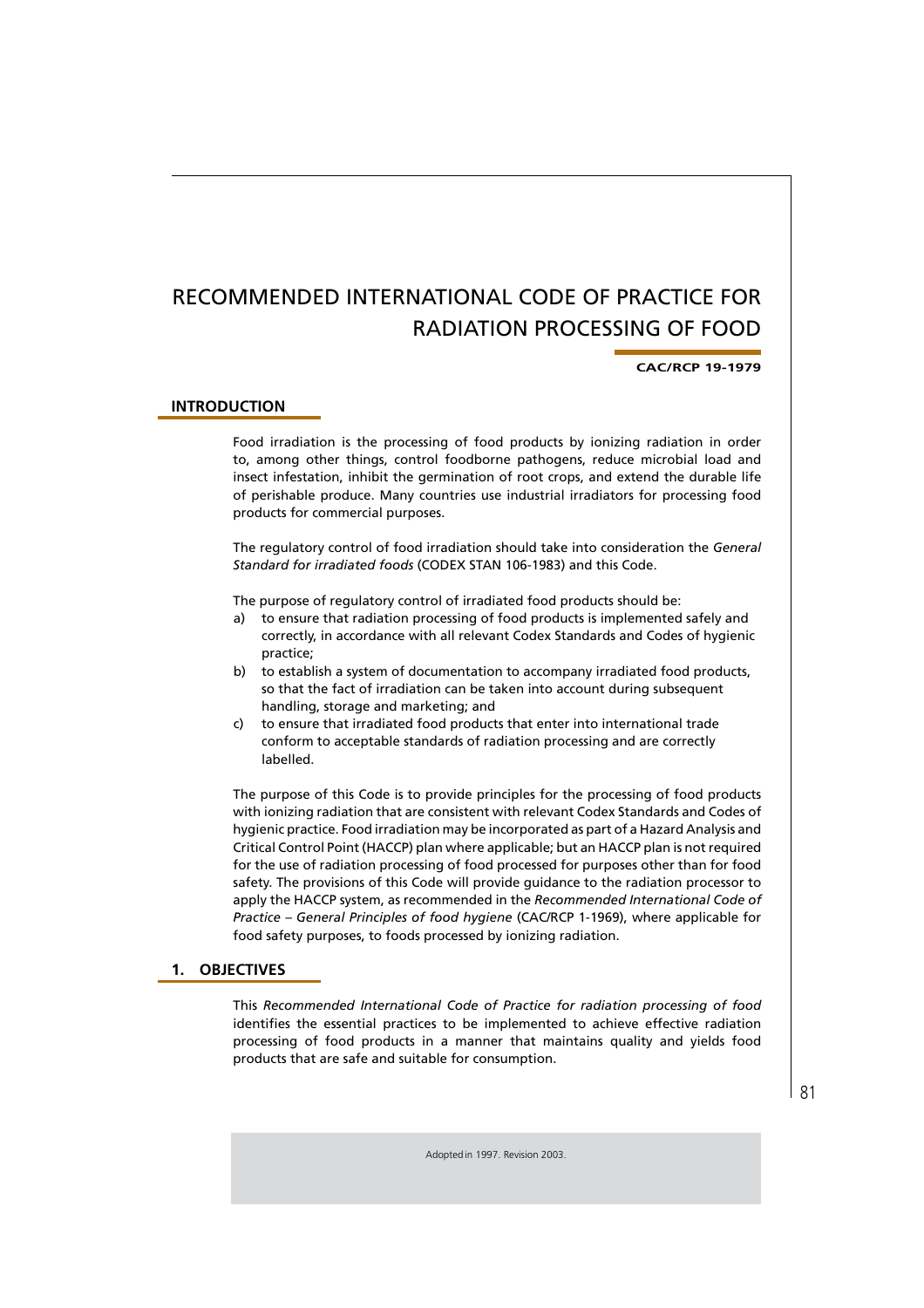# RECOMMENDED INTERNATIONAL CODE OF PRACTICE FOR RADIATION PROCESSING OF FOOD

**CAC/RCP 19-1979**

## INTRODUCTION

Food irradiation is the processing of food products by ionizing radiation in order to, among other things, control foodborne pathogens, reduce microbial load and insect infestation, inhibit the germination of root crops, and extend the durable life of perishable produce. Many countries use industrial irradiators for processing food products for commercial purposes.

The regulatory control of food irradiation should take into consideration the *General Standard for irradiated foods* (CODEX STAN 106-1983) and this Code.

The purpose of regulatory control of irradiated food products should be:

a) to ensure that radiation processing of food products is implemented safely and correctly, in accordance with all relevant Codex Standards and Codes of hygienic practice;
b) to establish a system of documentation to accompany irradiated food products, so that the fact of irradiation can be taken into account during subsequent handling, storage and marketing; and
c) to ensure that irradiated food products that enter into international trade conform to acceptable standards of radiation processing and are correctly labelled.

The purpose of this Code is to provide principles for the processing of food products with ionizing radiation that are consistent with relevant Codex Standards and Codes of hygienic practice. Food irradiation may be incorporated as part of a Hazard Analysis and Critical Control Point (HACCP) plan where applicable; but an HACCP plan is not required for the use of radiation processing of food processed for purposes other than for food safety. The provisions of this Code will provide guidance to the radiation processor to apply the HACCP system, as recommended in the *Recommended International Code of Practice – General Principles of food hygiene* (CAC/RCP 1-1969), where applicable for food safety purposes, to foods processed by ionizing radiation.

## 1. OBJECTIVES

This *Recommended International Code of Practice for radiation processing of food* identifies the essential practices to be implemented to achieve effective radiation processing of food products in a manner that maintains quality and yields food products that are safe and suitable for consumption.

Adopted in 1997. Revision 2003.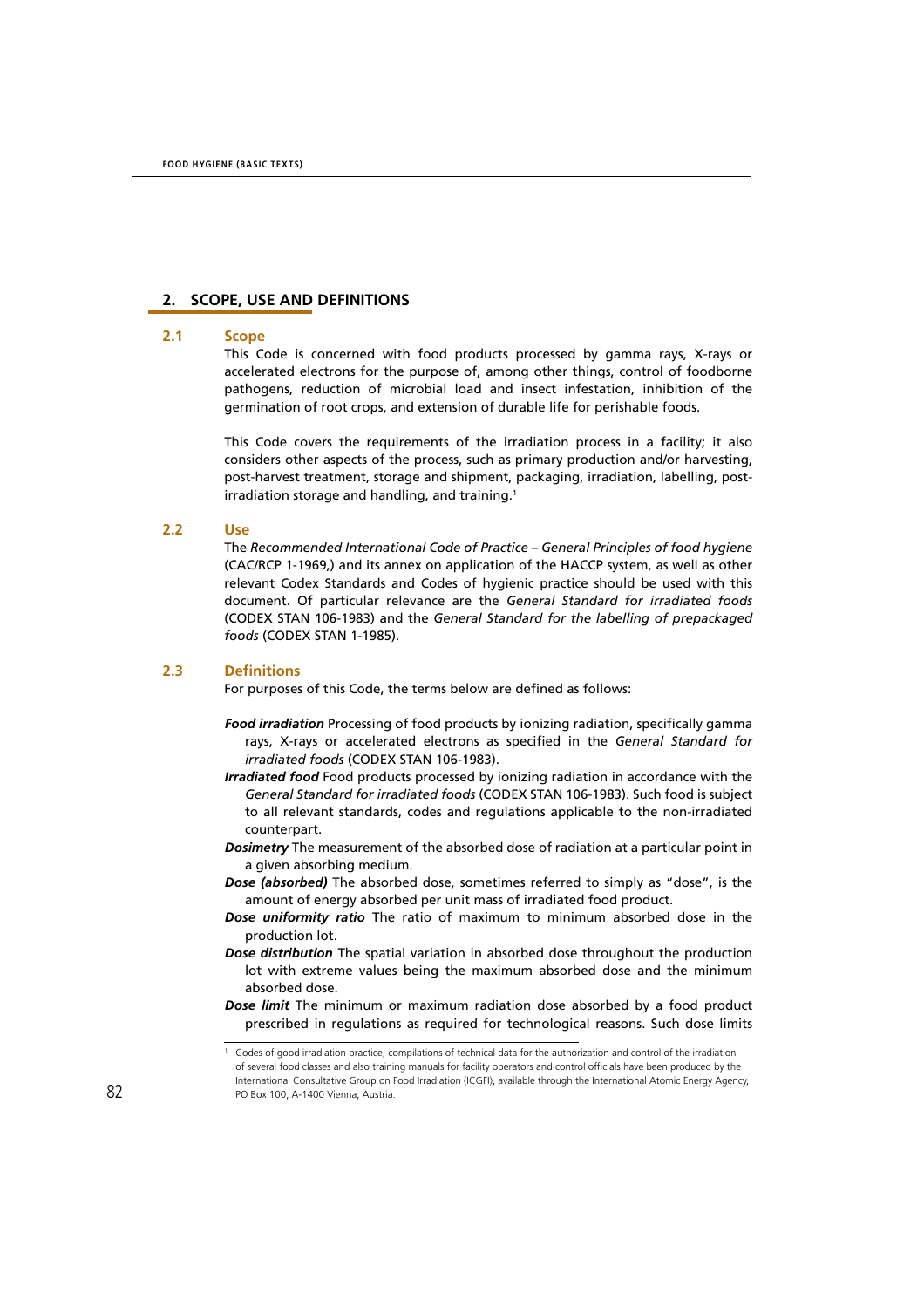## 2. SCOPE, USE AND DEFINITIONS

### 2.1 Scope

This Code is concerned with food products processed by gamma rays, X-rays or accelerated electrons for the purpose of, among other things, control of foodborne pathogens, reduction of microbial load and insect infestation, inhibition of the germination of root crops, and extension of durable life for perishable foods.

This Code covers the requirements of the irradiation process in a facility; it also considers other aspects of the process, such as primary production and/or harvesting, post-harvest treatment, storage and shipment, packaging, irradiation, labelling, post-irradiation storage and handling, and training.[1]

### 2.2 Use

The *Recommended International Code of Practice – General Principles of food hygiene* (CAC/RCP 1-1969,) and its annex on application of the HACCP system, as well as other relevant Codex Standards and Codes of hygienic practice should be used with this document. Of particular relevance are the *General Standard for irradiated foods* (CODEX STAN 106-1983) and the *General Standard for the labelling of prepackaged foods* (CODEX STAN 1-1985).

### 2.3 Definitions

For purposes of this Code, the terms below are defined as follows:

***Food irradiation*** Processing of food products by ionizing radiation, specifically gamma rays, X-rays or accelerated electrons as specified in the *General Standard for irradiated foods* (CODEX STAN 106-1983).

***Irradiated food*** Food products processed by ionizing radiation in accordance with the *General Standard for irradiated foods* (CODEX STAN 106-1983). Such food is subject to all relevant standards, codes and regulations applicable to the non-irradiated counterpart.

***Dosimetry*** The measurement of the absorbed dose of radiation at a particular point in a given absorbing medium.

***Dose (absorbed)*** The absorbed dose, sometimes referred to simply as "dose", is the amount of energy absorbed per unit mass of irradiated food product.

***Dose uniformity ratio*** The ratio of maximum to minimum absorbed dose in the production lot.

***Dose distribution*** The spatial variation in absorbed dose throughout the production lot with extreme values being the maximum absorbed dose and the minimum absorbed dose.

***Dose limit*** The minimum or maximum radiation dose absorbed by a food product prescribed in regulations as required for technological reasons. Such dose limits

---

[1] Codes of good irradiation practice, compilations of technical data for the authorization and control of the irradiation of several food classes and also training manuals for facility operators and control officials have been produced by the International Consultative Group on Food Irradiation (ICGFI), available through the International Atomic Energy Agency, PO Box 100, A-1400 Vienna, Austria.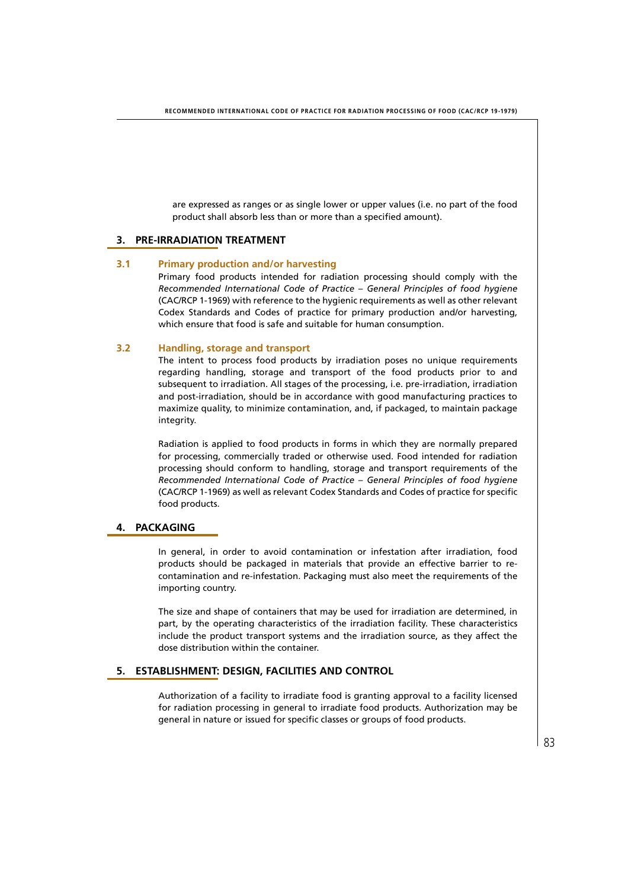are expressed as ranges or as single lower or upper values (i.e. no part of the food product shall absorb less than or more than a specified amount).

## 3. PRE-IRRADIATION TREATMENT

### 3.1 Primary production and/or harvesting

Primary food products intended for radiation processing should comply with the *Recommended International Code of Practice – General Principles of food hygiene* (CAC/RCP 1-1969) with reference to the hygienic requirements as well as other relevant Codex Standards and Codes of practice for primary production and/or harvesting, which ensure that food is safe and suitable for human consumption.

### 3.2 Handling, storage and transport

The intent to process food products by irradiation poses no unique requirements regarding handling, storage and transport of the food products prior to and subsequent to irradiation. All stages of the processing, i.e. pre-irradiation, irradiation and post-irradiation, should be in accordance with good manufacturing practices to maximize quality, to minimize contamination, and, if packaged, to maintain package integrity.

Radiation is applied to food products in forms in which they are normally prepared for processing, commercially traded or otherwise used. Food intended for radiation processing should conform to handling, storage and transport requirements of the *Recommended International Code of Practice – General Principles of food hygiene* (CAC/RCP 1-1969) as well as relevant Codex Standards and Codes of practice for specific food products.

## 4. PACKAGING

In general, in order to avoid contamination or infestation after irradiation, food products should be packaged in materials that provide an effective barrier to re-contamination and re-infestation. Packaging must also meet the requirements of the importing country.

The size and shape of containers that may be used for irradiation are determined, in part, by the operating characteristics of the irradiation facility. These characteristics include the product transport systems and the irradiation source, as they affect the dose distribution within the container.

## 5. ESTABLISHMENT: DESIGN, FACILITIES AND CONTROL

Authorization of a facility to irradiate food is granting approval to a facility licensed for radiation processing in general to irradiate food products. Authorization may be general in nature or issued for specific classes or groups of food products.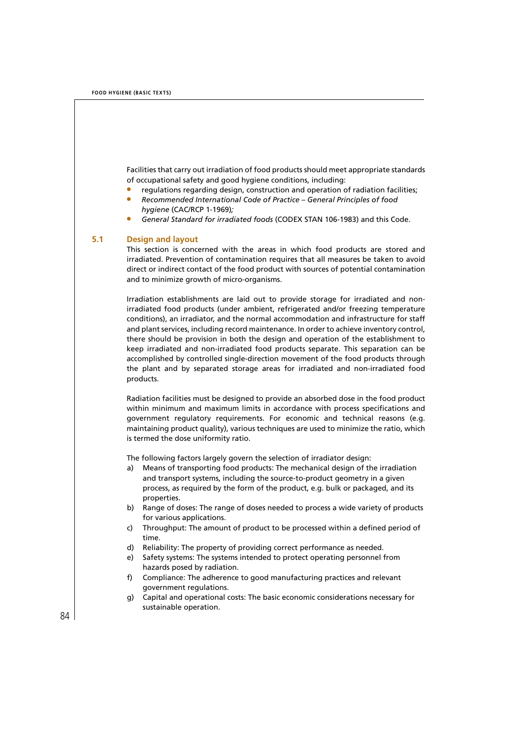Facilities that carry out irradiation of food products should meet appropriate standards of occupational safety and good hygiene conditions, including:

- regulations regarding design, construction and operation of radiation facilities;
- *Recommended International Code of Practice – General Principles of food hygiene* (CAC/RCP 1-1969)*;*
- *General Standard for irradiated foods* (CODEX STAN 106-1983) and this Code.

## 5.1 Design and layout

This section is concerned with the areas in which food products are stored and irradiated. Prevention of contamination requires that all measures be taken to avoid direct or indirect contact of the food product with sources of potential contamination and to minimize growth of micro-organisms.

Irradiation establishments are laid out to provide storage for irradiated and non-irradiated food products (under ambient, refrigerated and/or freezing temperature conditions), an irradiator, and the normal accommodation and infrastructure for staff and plant services, including record maintenance. In order to achieve inventory control, there should be provision in both the design and operation of the establishment to keep irradiated and non-irradiated food products separate. This separation can be accomplished by controlled single-direction movement of the food products through the plant and by separated storage areas for irradiated and non-irradiated food products.

Radiation facilities must be designed to provide an absorbed dose in the food product within minimum and maximum limits in accordance with process specifications and government regulatory requirements. For economic and technical reasons (e.g. maintaining product quality), various techniques are used to minimize the ratio, which is termed the dose uniformity ratio.

The following factors largely govern the selection of irradiator design:

a) Means of transporting food products: The mechanical design of the irradiation and transport systems, including the source-to-product geometry in a given process, as required by the form of the product, e.g. bulk or packaged, and its properties.
b) Range of doses: The range of doses needed to process a wide variety of products for various applications.
c) Throughput: The amount of product to be processed within a defined period of time.
d) Reliability: The property of providing correct performance as needed.
e) Safety systems: The systems intended to protect operating personnel from hazards posed by radiation.
f) Compliance: The adherence to good manufacturing practices and relevant government regulations.
g) Capital and operational costs: The basic economic considerations necessary for sustainable operation.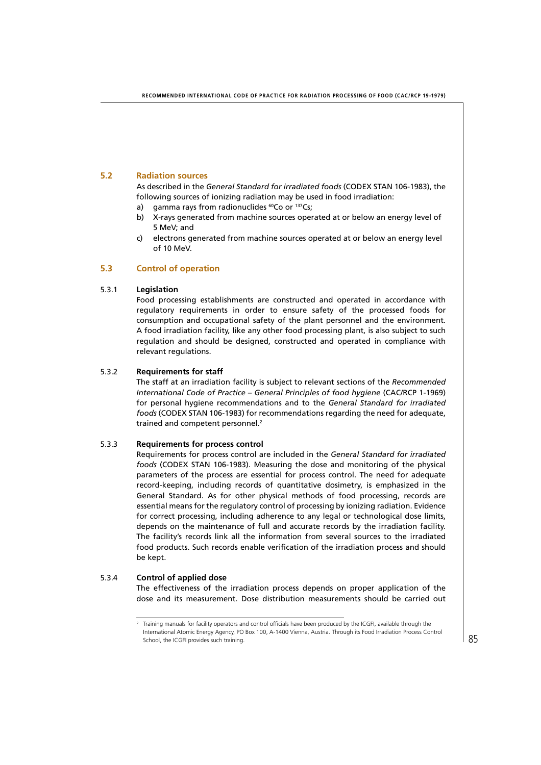## 5.2 Radiation sources

As described in the *General Standard for irradiated foods* (CODEX STAN 106-1983), the following sources of ionizing radiation may be used in food irradiation:

a) gamma rays from radionuclides $^{60}Co$ or $^{137}Cs$;
b) X-rays generated from machine sources operated at or below an energy level of 5 MeV; and
c) electrons generated from machine sources operated at or below an energy level of 10 MeV.

## 5.3 Control of operation

### 5.3.1 Legislation

Food processing establishments are constructed and operated in accordance with regulatory requirements in order to ensure safety of the processed foods for consumption and occupational safety of the plant personnel and the environment. A food irradiation facility, like any other food processing plant, is also subject to such regulation and should be designed, constructed and operated in compliance with relevant regulations.

### 5.3.2 Requirements for staff

The staff at an irradiation facility is subject to relevant sections of the *Recommended International Code of Practice – General Principles of food hygiene* (CAC/RCP 1-1969) for personal hygiene recommendations and to the *General Standard for irradiated foods* (CODEX STAN 106-1983) for recommendations regarding the need for adequate, trained and competent personnel.[2]

### 5.3.3 Requirements for process control

Requirements for process control are included in the *General Standard for irradiated foods* (CODEX STAN 106-1983). Measuring the dose and monitoring of the physical parameters of the process are essential for process control. The need for adequate record-keeping, including records of quantitative dosimetry, is emphasized in the General Standard. As for other physical methods of food processing, records are essential means for the regulatory control of processing by ionizing radiation. Evidence for correct processing, including adherence to any legal or technological dose limits, depends on the maintenance of full and accurate records by the irradiation facility. The facility's records link all the information from several sources to the irradiated food products. Such records enable verification of the irradiation process and should be kept.

### 5.3.4 Control of applied dose

The effectiveness of the irradiation process depends on proper application of the dose and its measurement. Dose distribution measurements should be carried out

[2] Training manuals for facility operators and control officials have been produced by the ICGFI, available through the International Atomic Energy Agency, PO Box 100, A-1400 Vienna, Austria. Through its Food Irradiation Process Control School, the ICGFI provides such training.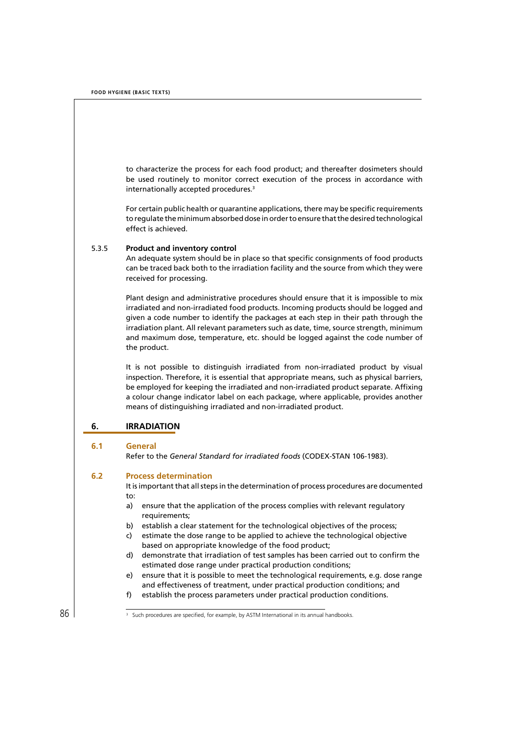to characterize the process for each food product; and thereafter dosimeters should be used routinely to monitor correct execution of the process in accordance with internationally accepted procedures.[3]

For certain public health or quarantine applications, there may be specific requirements to regulate the minimum absorbed dose in order to ensure that the desired technological effect is achieved.

#### 5.3.5 Product and inventory control

An adequate system should be in place so that specific consignments of food products can be traced back both to the irradiation facility and the source from which they were received for processing.

Plant design and administrative procedures should ensure that it is impossible to mix irradiated and non-irradiated food products. Incoming products should be logged and given a code number to identify the packages at each step in their path through the irradiation plant. All relevant parameters such as date, time, source strength, minimum and maximum dose, temperature, etc. should be logged against the code number of the product.

It is not possible to distinguish irradiated from non-irradiated product by visual inspection. Therefore, it is essential that appropriate means, such as physical barriers, be employed for keeping the irradiated and non-irradiated product separate. Affixing a colour change indicator label on each package, where applicable, provides another means of distinguishing irradiated and non-irradiated product.

## 6. IRRADIATION

### 6.1 General

Refer to the *General Standard for irradiated foods* (CODEX-STAN 106-1983).

### 6.2 Process determination

It is important that all steps in the determination of process procedures are documented to:

a) ensure that the application of the process complies with relevant regulatory requirements;
b) establish a clear statement for the technological objectives of the process;
c) estimate the dose range to be applied to achieve the technological objective based on appropriate knowledge of the food product;
d) demonstrate that irradiation of test samples has been carried out to confirm the estimated dose range under practical production conditions;
e) ensure that it is possible to meet the technological requirements, e.g. dose range and effectiveness of treatment, under practical production conditions; and
f) establish the process parameters under practical production conditions.

---

[3] Such procedures are specified, for example, by ASTM International in its annual handbooks.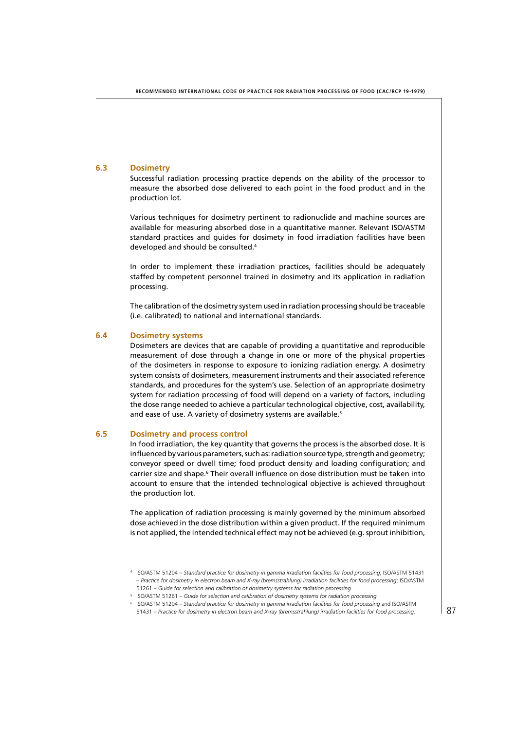### 6.3 Dosimetry

Successful radiation processing practice depends on the ability of the processor to measure the absorbed dose delivered to each point in the food product and in the production lot.

Various techniques for dosimetry pertinent to radionuclide and machine sources are available for measuring absorbed dose in a quantitative manner. Relevant ISO/ASTM standard practices and guides for dosimety in food irradiation facilities have been developed and should be consulted.[4]

In order to implement these irradiation practices, facilities should be adequately staffed by competent personnel trained in dosimetry and its application in radiation processing.

The calibration of the dosimetry system used in radiation processing should be traceable (i.e. calibrated) to national and international standards.

### 6.4 Dosimetry systems

Dosimeters are devices that are capable of providing a quantitative and reproducible measurement of dose through a change in one or more of the physical properties of the dosimeters in response to exposure to ionizing radiation energy. A dosimetry system consists of dosimeters, measurement instruments and their associated reference standards, and procedures for the system's use. Selection of an appropriate dosimetry system for radiation processing of food will depend on a variety of factors, including the dose range needed to achieve a particular technological objective, cost, availability, and ease of use. A variety of dosimetry systems are available.[5]

### 6.5 Dosimetry and process control

In food irradiation, the key quantity that governs the process is the absorbed dose. It is influenced by various parameters, such as: radiation source type, strength and geometry; conveyor speed or dwell time; food product density and loading configuration; and carrier size and shape.[6] Their overall influence on dose distribution must be taken into account to ensure that the intended technological objective is achieved throughout the production lot.

The application of radiation processing is mainly governed by the minimum absorbed dose achieved in the dose distribution within a given product. If the required minimum is not applied, the intended technical effect may not be achieved (e.g. sprout inhibition,

---

[4] ISO/ASTM 51204 – *Standard practice for dosimetry in gamma irradiation facilities for food processing*; ISO/ASTM 51431 – *Practice for dosimetry in electron beam and X-ray (bremsstrahlung) irradiation facilities for food processing*; ISO/ASTM 51261 – *Guide for selection and calibration of dosimetry systems for radiation processing.*

[5] ISO/ASTM 51261 – *Guide for selection and calibration of dosimetry systems for radiation processing.*

[6] ISO/ASTM 51204 – *Standard practice for dosimetry in gamma irradiation facilities for food processing* and ISO/ASTM 51431 – *Practice for dosimetry in electron beam and X-ray (bremsstrahlung) irradiation facilities for food processing.*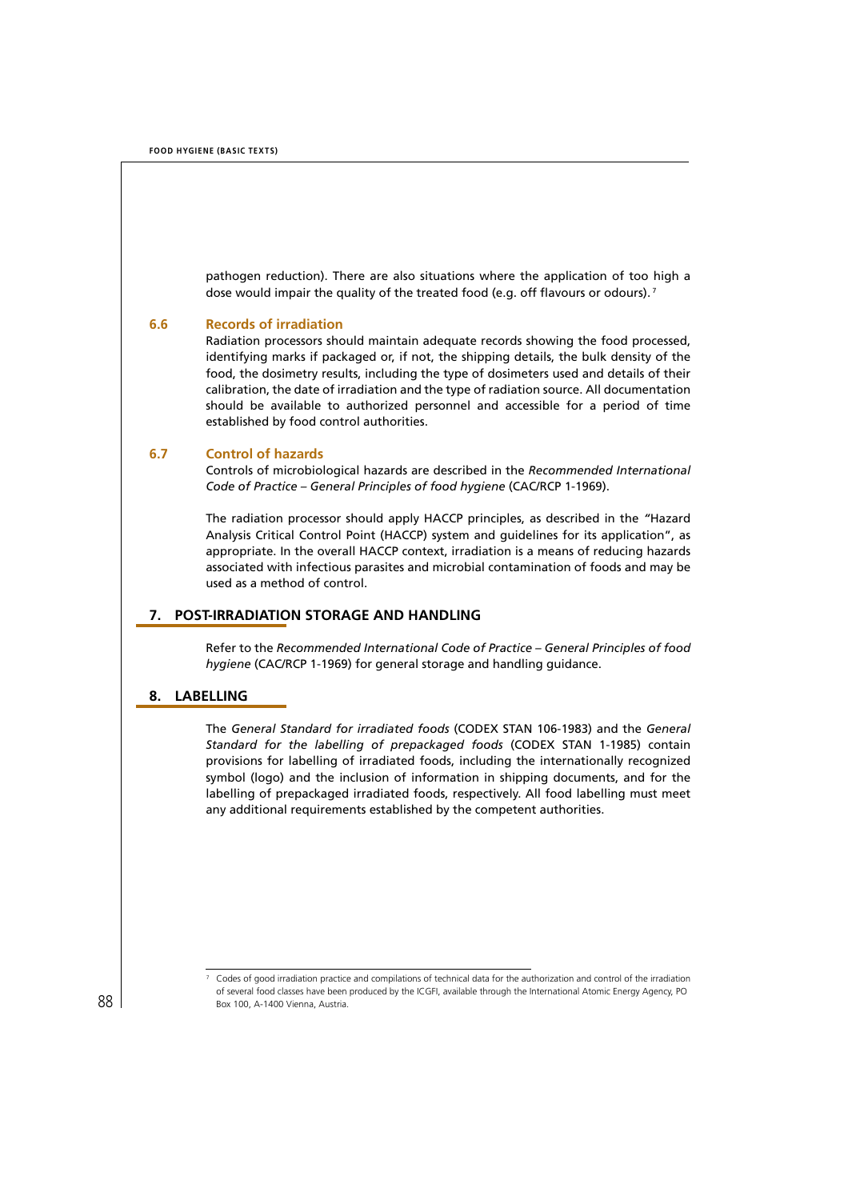pathogen reduction). There are also situations where the application of too high a dose would impair the quality of the treated food (e.g. off flavours or odours).[7]

### 6.6 Records of irradiation

Radiation processors should maintain adequate records showing the food processed, identifying marks if packaged or, if not, the shipping details, the bulk density of the food, the dosimetry results, including the type of dosimeters used and details of their calibration, the date of irradiation and the type of radiation source. All documentation should be available to authorized personnel and accessible for a period of time established by food control authorities.

### 6.7 Control of hazards

Controls of microbiological hazards are described in the *Recommended International Code of Practice – General Principles of food hygiene* (CAC/RCP 1-1969).

The radiation processor should apply HACCP principles, as described in the "Hazard Analysis Critical Control Point (HACCP) system and guidelines for its application", as appropriate. In the overall HACCP context, irradiation is a means of reducing hazards associated with infectious parasites and microbial contamination of foods and may be used as a method of control.

## 7. POST-IRRADIATION STORAGE AND HANDLING

Refer to the *Recommended International Code of Practice – General Principles of food hygiene* (CAC/RCP 1-1969) for general storage and handling guidance.

## 8. LABELLING

The *General Standard for irradiated foods* (CODEX STAN 106-1983) and the *General Standard for the labelling of prepackaged foods* (CODEX STAN 1-1985) contain provisions for labelling of irradiated foods, including the internationally recognized symbol (logo) and the inclusion of information in shipping documents, and for the labelling of prepackaged irradiated foods, respectively. All food labelling must meet any additional requirements established by the competent authorities.

---

[7] Codes of good irradiation practice and compilations of technical data for the authorization and control of the irradiation of several food classes have been produced by the ICGFI, available through the International Atomic Energy Agency, PO Box 100, A-1400 Vienna, Austria.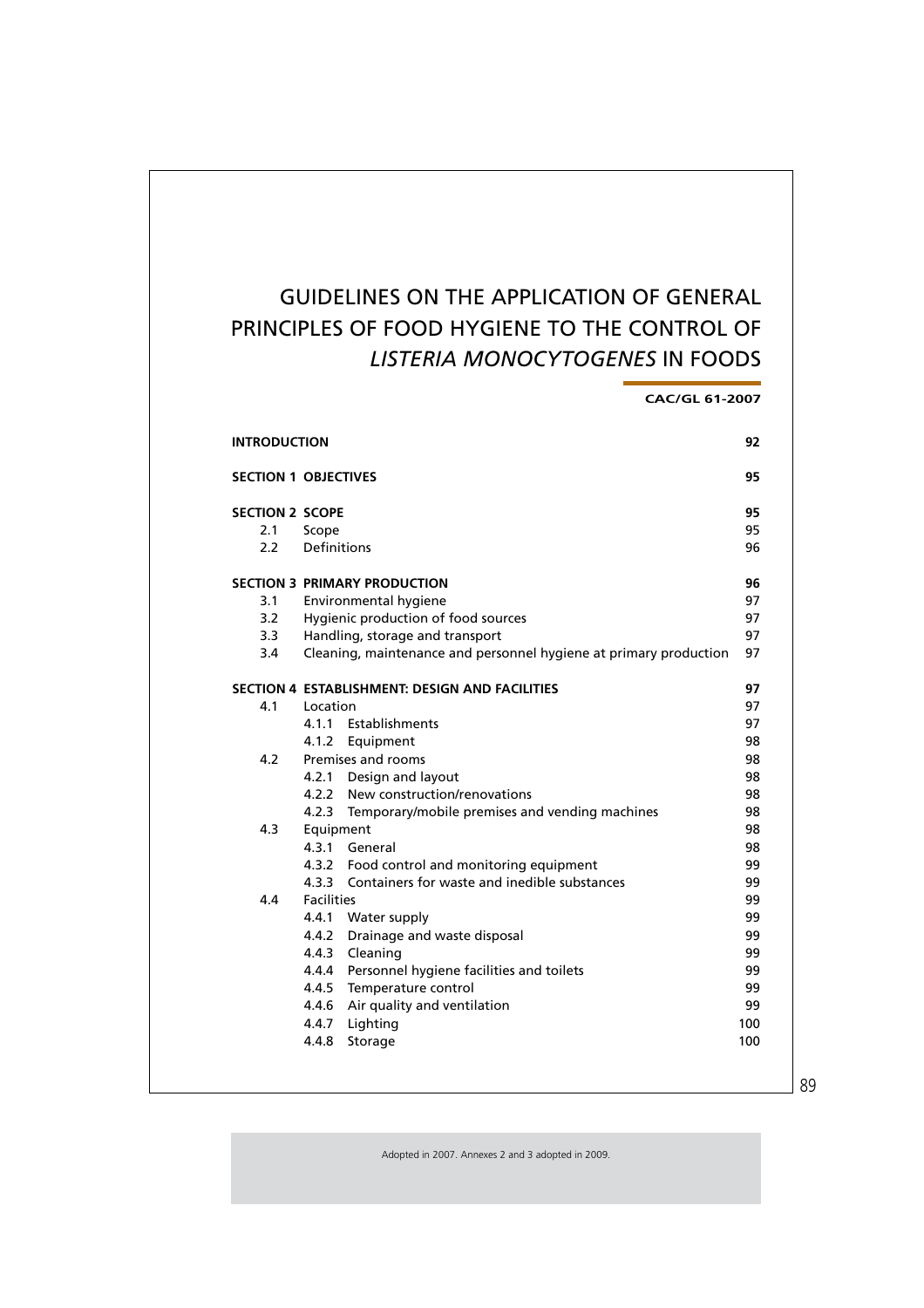# GUIDELINES ON THE APPLICATION OF GENERAL PRINCIPLES OF FOOD HYGIENE TO THE CONTROL OF *LISTERIA MONOCYTOGENES* IN FOODS

**CAC/GL 61-2007**

| | | |
|---|---|---|
| **INTRODUCTION** | | **92** |
| **SECTION 1** | **OBJECTIVES** | **95** |
| **SECTION 2** | **SCOPE** | **95** |
| 2.1 | Scope | 95 |
| 2.2 | Definitions | 96 |
| **SECTION 3** | **PRIMARY PRODUCTION** | **96** |
| 3.1 | Environmental hygiene | 97 |
| 3.2 | Hygienic production of food sources | 97 |
| 3.3 | Handling, storage and transport | 97 |
| 3.4 | Cleaning, maintenance and personnel hygiene at primary production | 97 |
| **SECTION 4** | **ESTABLISHMENT: DESIGN AND FACILITIES** | **97** |
| 4.1 | Location | 97 |
| | 4.1.1 Establishments | 97 |
| | 4.1.2 Equipment | 98 |
| 4.2 | Premises and rooms | 98 |
| | 4.2.1 Design and layout | 98 |
| | 4.2.2 New construction/renovations | 98 |
| | 4.2.3 Temporary/mobile premises and vending machines | 98 |
| 4.3 | Equipment | 98 |
| | 4.3.1 General | 98 |
| | 4.3.2 Food control and monitoring equipment | 99 |
| | 4.3.3 Containers for waste and inedible substances | 99 |
| 4.4 | Facilities | 99 |
| | 4.4.1 Water supply | 99 |
| | 4.4.2 Drainage and waste disposal | 99 |
| | 4.4.3 Cleaning | 99 |
| | 4.4.4 Personnel hygiene facilities and toilets | 99 |
| | 4.4.5 Temperature control | 99 |
| | 4.4.6 Air quality and ventilation | 99 |
| | 4.4.7 Lighting | 100 |
| | 4.4.8 Storage | 100 |

Adopted in 2007. Annexes 2 and 3 adopted in 2009.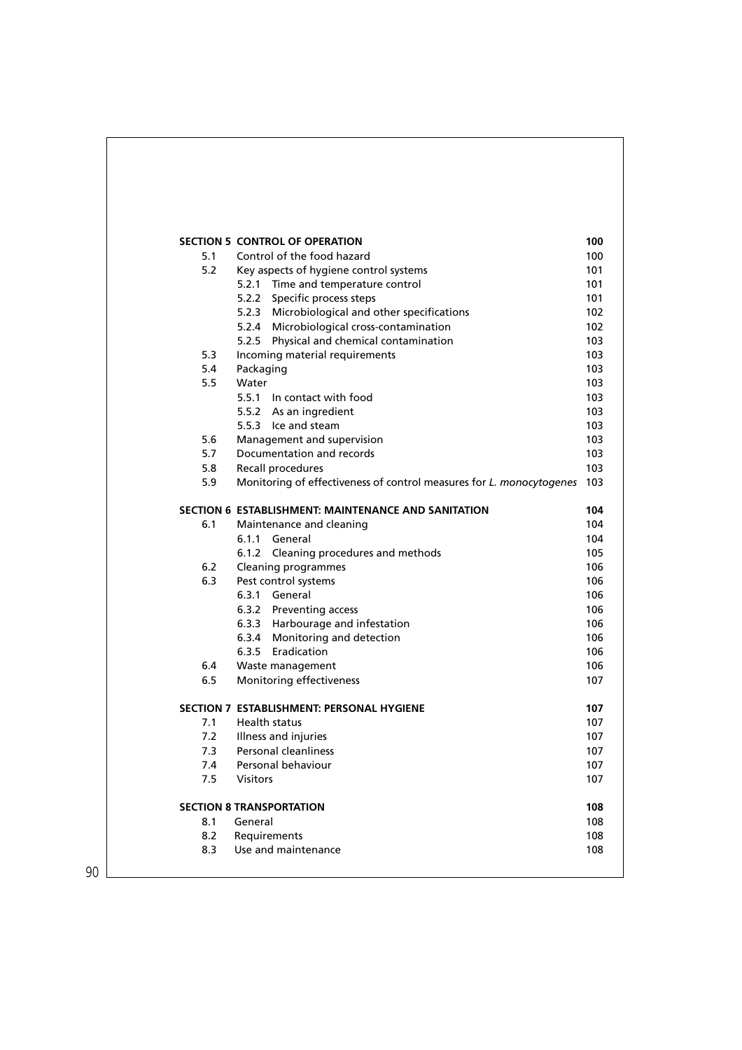| | | |
|---|---|---|
| **SECTION 5** | **CONTROL OF OPERATION** | **100** |
| 5.1 | Control of the food hazard | 100 |
| 5.2 | Key aspects of hygiene control systems | 101 |
| | 5.2.1 Time and temperature control | 101 |
| | 5.2.2 Specific process steps | 101 |
| | 5.2.3 Microbiological and other specifications | 102 |
| | 5.2.4 Microbiological cross-contamination | 102 |
| | 5.2.5 Physical and chemical contamination | 103 |
| 5.3 | Incoming material requirements | 103 |
| 5.4 | Packaging | 103 |
| 5.5 | Water | 103 |
| | 5.5.1 In contact with food | 103 |
| | 5.5.2 As an ingredient | 103 |
| | 5.5.3 Ice and steam | 103 |
| 5.6 | Management and supervision | 103 |
| 5.7 | Documentation and records | 103 |
| 5.8 | Recall procedures | 103 |
| 5.9 | Monitoring of effectiveness of control measures for *L. monocytogenes* | 103 |
| **SECTION 6** | **ESTABLISHMENT: MAINTENANCE AND SANITATION** | **104** |
| 6.1 | Maintenance and cleaning | 104 |
| | 6.1.1 General | 104 |
| | 6.1.2 Cleaning procedures and methods | 105 |
| 6.2 | Cleaning programmes | 106 |
| 6.3 | Pest control systems | 106 |
| | 6.3.1 General | 106 |
| | 6.3.2 Preventing access | 106 |
| | 6.3.3 Harbourage and infestation | 106 |
| | 6.3.4 Monitoring and detection | 106 |
| | 6.3.5 Eradication | 106 |
| 6.4 | Waste management | 106 |
| 6.5 | Monitoring effectiveness | 107 |
| **SECTION 7** | **ESTABLISHMENT: PERSONAL HYGIENE** | **107** |
| 7.1 | Health status | 107 |
| 7.2 | Illness and injuries | 107 |
| 7.3 | Personal cleanliness | 107 |
| 7.4 | Personal behaviour | 107 |
| 7.5 | Visitors | 107 |
| **SECTION 8** | **TRANSPORTATION** | **108** |
| 8.1 | General | 108 |
| 8.2 | Requirements | 108 |
| 8.3 | Use and maintenance | 108 |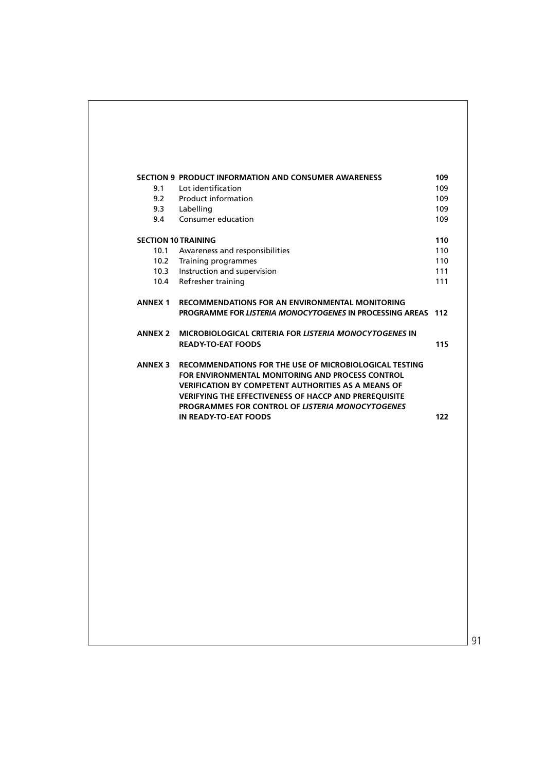| | | |
|---|---|---|
| **SECTION 9** | **PRODUCT INFORMATION AND CONSUMER AWARENESS** | **109** |
| 9.1 | Lot identification | 109 |
| 9.2 | Product information | 109 |
| 9.3 | Labelling | 109 |
| 9.4 | Consumer education | 109 |
| **SECTION 10** | **TRAINING** | **110** |
| 10.1 | Awareness and responsibilities | 110 |
| 10.2 | Training programmes | 110 |
| 10.3 | Instruction and supervision | 111 |
| 10.4 | Refresher training | 111 |
| **ANNEX 1** | **RECOMMENDATIONS FOR AN ENVIRONMENTAL MONITORING PROGRAMME FOR *LISTERIA MONOCYTOGENES* IN PROCESSING AREAS** | **112** |
| **ANNEX 2** | **MICROBIOLOGICAL CRITERIA FOR *LISTERIA MONOCYTOGENES* IN READY-TO-EAT FOODS** | **115** |
| **ANNEX 3** | **RECOMMENDATIONS FOR THE USE OF MICROBIOLOGICAL TESTING FOR ENVIRONMENTAL MONITORING AND PROCESS CONTROL VERIFICATION BY COMPETENT AUTHORITIES AS A MEANS OF VERIFYING THE EFFECTIVENESS OF HACCP AND PREREQUISITE PROGRAMMES FOR CONTROL OF *LISTERIA MONOCYTOGENES* IN READY-TO-EAT FOODS** | **122** |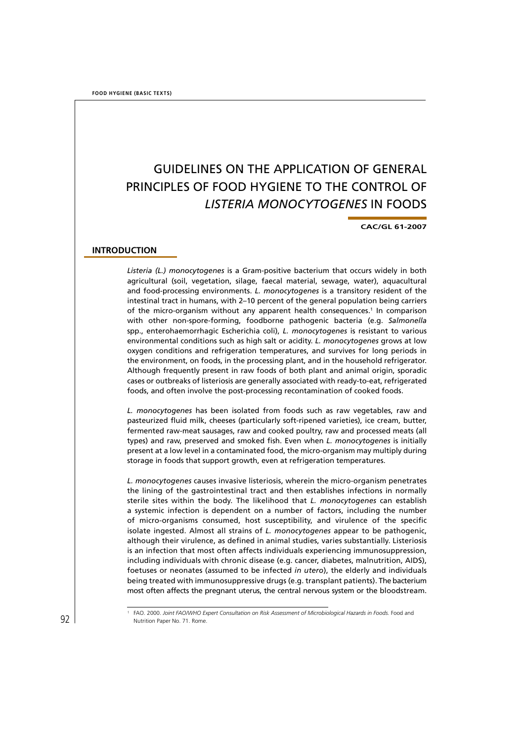# GUIDELINES ON THE APPLICATION OF GENERAL PRINCIPLES OF FOOD HYGIENE TO THE CONTROL OF *LISTERIA MONOCYTOGENES* IN FOODS

**CAC/GL 61-2007**

## INTRODUCTION

*Listeria (L.) monocytogenes* is a Gram-positive bacterium that occurs widely in both agricultural (soil, vegetation, silage, faecal material, sewage, water), aquacultural and food-processing environments. *L. monocytogenes* is a transitory resident of the intestinal tract in humans, with 2–10 percent of the general population being carriers of the micro-organism without any apparent health consequences.[1] In comparison with other non-spore-forming, foodborne pathogenic bacteria (e.g. *Salmonella* spp., enterohaemorrhagic Escherichia coli), *L. monocytogenes* is resistant to various environmental conditions such as high salt or acidity. *L. monocytogenes* grows at low oxygen conditions and refrigeration temperatures, and survives for long periods in the environment, on foods, in the processing plant, and in the household refrigerator. Although frequently present in raw foods of both plant and animal origin, sporadic cases or outbreaks of listeriosis are generally associated with ready-to-eat, refrigerated foods, and often involve the post-processing recontamination of cooked foods.

*L. monocytogenes* has been isolated from foods such as raw vegetables, raw and pasteurized fluid milk, cheeses (particularly soft-ripened varieties), ice cream, butter, fermented raw-meat sausages, raw and cooked poultry, raw and processed meats (all types) and raw, preserved and smoked fish. Even when *L. monocytogenes* is initially present at a low level in a contaminated food, the micro-organism may multiply during storage in foods that support growth, even at refrigeration temperatures.

*L. monocytogenes* causes invasive listeriosis, wherein the micro-organism penetrates the lining of the gastrointestinal tract and then establishes infections in normally sterile sites within the body. The likelihood that *L. monocytogenes* can establish a systemic infection is dependent on a number of factors, including the number of micro-organisms consumed, host susceptibility, and virulence of the specific isolate ingested. Almost all strains of *L. monocytogenes* appear to be pathogenic, although their virulence, as defined in animal studies, varies substantially. Listeriosis is an infection that most often affects individuals experiencing immunosuppression, including individuals with chronic disease (e.g. cancer, diabetes, malnutrition, AIDS), foetuses or neonates (assumed to be infected *in utero*), the elderly and individuals being treated with immunosuppressive drugs (e.g. transplant patients). The bacterium most often affects the pregnant uterus, the central nervous system or the bloodstream.

---

[1] FAO. 2000. *Joint FAO/WHO Expert Consultation on Risk Assessment of Microbiological Hazards in Foods.* Food and Nutrition Paper No. 71. Rome.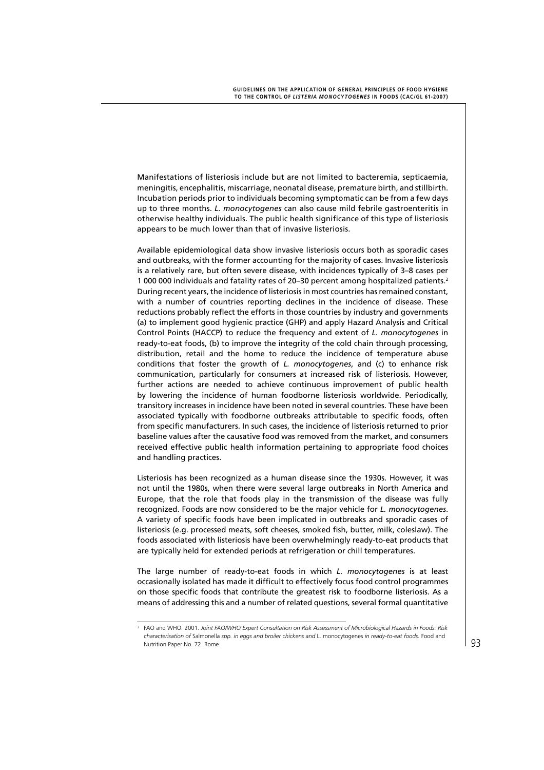Manifestations of listeriosis include but are not limited to bacteremia, septicaemia, meningitis, encephalitis, miscarriage, neonatal disease, premature birth, and stillbirth. Incubation periods prior to individuals becoming symptomatic can be from a few days up to three months. *L. monocytogenes* can also cause mild febrile gastroenteritis in otherwise healthy individuals. The public health significance of this type of listeriosis appears to be much lower than that of invasive listeriosis.

Available epidemiological data show invasive listeriosis occurs both as sporadic cases and outbreaks, with the former accounting for the majority of cases. Invasive listeriosis is a relatively rare, but often severe disease, with incidences typically of 3–8 cases per 1 000 000 individuals and fatality rates of 20–30 percent among hospitalized patients.[2] During recent years, the incidence of listeriosis in most countries has remained constant, with a number of countries reporting declines in the incidence of disease. These reductions probably reflect the efforts in those countries by industry and governments (a) to implement good hygienic practice (GHP) and apply Hazard Analysis and Critical Control Points (HACCP) to reduce the frequency and extent of *L. monocytogenes* in ready-to-eat foods, (b) to improve the integrity of the cold chain through processing, distribution, retail and the home to reduce the incidence of temperature abuse conditions that foster the growth of *L. monocytogenes*, and (c) to enhance risk communication, particularly for consumers at increased risk of listeriosis. However, further actions are needed to achieve continuous improvement of public health by lowering the incidence of human foodborne listeriosis worldwide. Periodically, transitory increases in incidence have been noted in several countries. These have been associated typically with foodborne outbreaks attributable to specific foods, often from specific manufacturers. In such cases, the incidence of listeriosis returned to prior baseline values after the causative food was removed from the market, and consumers received effective public health information pertaining to appropriate food choices and handling practices.

Listeriosis has been recognized as a human disease since the 1930s. However, it was not until the 1980s, when there were several large outbreaks in North America and Europe, that the role that foods play in the transmission of the disease was fully recognized. Foods are now considered to be the major vehicle for *L. monocytogenes*. A variety of specific foods have been implicated in outbreaks and sporadic cases of listeriosis (e.g. processed meats, soft cheeses, smoked fish, butter, milk, coleslaw). The foods associated with listeriosis have been overwhelmingly ready-to-eat products that are typically held for extended periods at refrigeration or chill temperatures.

The large number of ready-to-eat foods in which *L. monocytogenes* is at least occasionally isolated has made it difficult to effectively focus food control programmes on those specific foods that contribute the greatest risk to foodborne listeriosis. As a means of addressing this and a number of related questions, several formal quantitative

---

[2] FAO and WHO. 2001. *Joint FAO/WHO Expert Consultation on Risk Assessment of Microbiological Hazards in Foods: Risk characterisation of* Salmonella *spp. in eggs and broiler chickens and* L. monocytogenes *in ready-to-eat foods.* Food and Nutrition Paper No. 72. Rome.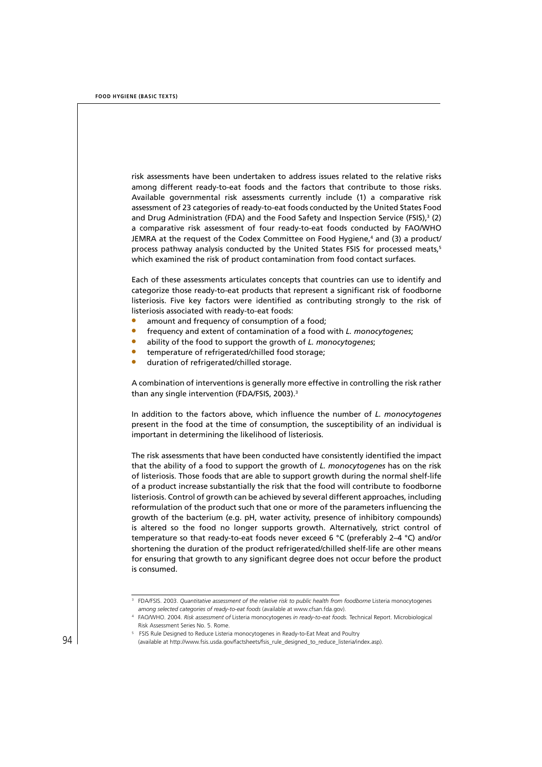risk assessments have been undertaken to address issues related to the relative risks among different ready-to-eat foods and the factors that contribute to those risks. Available governmental risk assessments currently include (1) a comparative risk assessment of 23 categories of ready-to-eat foods conducted by the United States Food and Drug Administration (FDA) and the Food Safety and Inspection Service (FSIS),[3] (2) a comparative risk assessment of four ready-to-eat foods conducted by FAO/WHO JEMRA at the request of the Codex Committee on Food Hygiene,[4] and (3) a product/process pathway analysis conducted by the United States FSIS for processed meats,[5] which examined the risk of product contamination from food contact surfaces.

Each of these assessments articulates concepts that countries can use to identify and categorize those ready-to-eat products that represent a significant risk of foodborne listeriosis. Five key factors were identified as contributing strongly to the risk of listeriosis associated with ready-to-eat foods:

- amount and frequency of consumption of a food;
- frequency and extent of contamination of a food with *L. monocytogenes*;
- ability of the food to support the growth of *L. monocytogenes*;
- temperature of refrigerated/chilled food storage;
- duration of refrigerated/chilled storage.

A combination of interventions is generally more effective in controlling the risk rather than any single intervention (FDA/FSIS, 2003).[3]

In addition to the factors above, which influence the number of *L. monocytogenes* present in the food at the time of consumption, the susceptibility of an individual is important in determining the likelihood of listeriosis.

The risk assessments that have been conducted have consistently identified the impact that the ability of a food to support the growth of *L. monocytogenes* has on the risk of listeriosis. Those foods that are able to support growth during the normal shelf-life of a product increase substantially the risk that the food will contribute to foodborne listeriosis. Control of growth can be achieved by several different approaches, including reformulation of the product such that one or more of the parameters influencing the growth of the bacterium (e.g. pH, water activity, presence of inhibitory compounds) is altered so the food no longer supports growth. Alternatively, strict control of temperature so that ready-to-eat foods never exceed 6 °C (preferably 2–4 °C) and/or shortening the duration of the product refrigerated/chilled shelf-life are other means for ensuring that growth to any significant degree does not occur before the product is consumed.

---

[3] FDA/FSIS. 2003. *Quantitative assessment of the relative risk to public health from foodborne* Listeria monocytogenes *among selected categories of ready-to-eat foods* (available at www.cfsan.fda.gov).

[4] FAO/WHO. 2004. *Risk assessment of* Listeria monocytogenes *in ready-to-eat foods.* Technical Report. Microbiological Risk Assessment Series No. 5. Rome.

[5] FSIS Rule Designed to Reduce Listeria monocytogenes in Ready-to-Eat Meat and Poultry (available at http://www.fsis.usda.gov/factsheets/fsis_rule_designed_to_reduce_listeria/index.asp).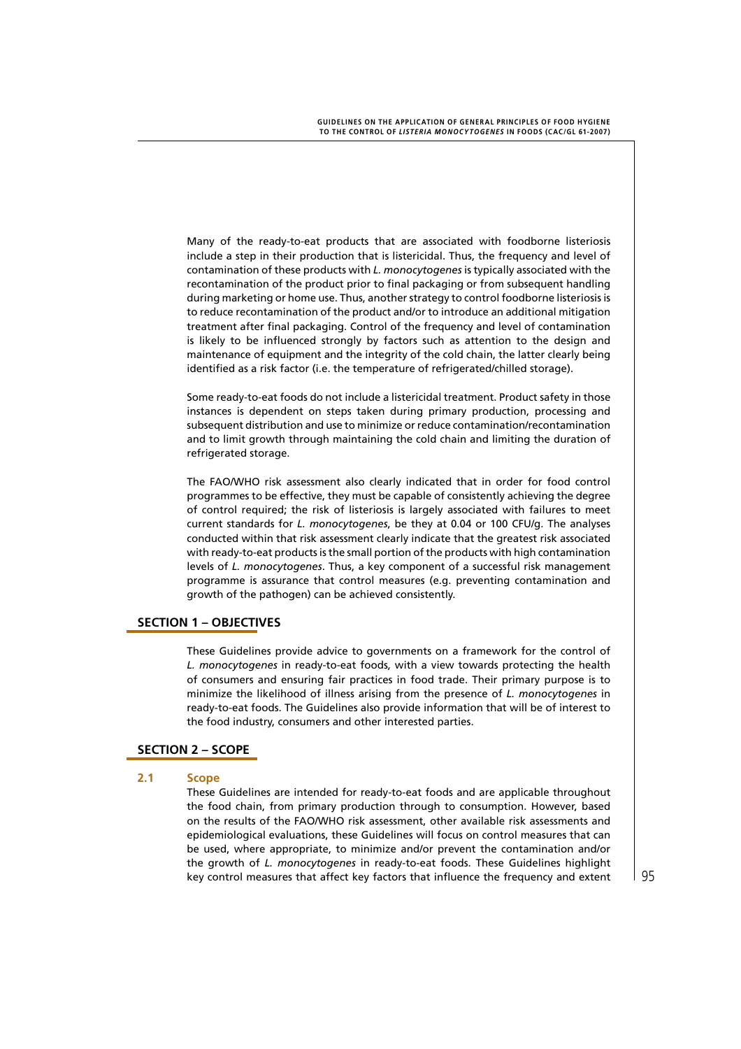Many of the ready-to-eat products that are associated with foodborne listeriosis include a step in their production that is listericidal. Thus, the frequency and level of contamination of these products with *L. monocytogenes* is typically associated with the recontamination of the product prior to final packaging or from subsequent handling during marketing or home use. Thus, another strategy to control foodborne listeriosis is to reduce recontamination of the product and/or to introduce an additional mitigation treatment after final packaging. Control of the frequency and level of contamination is likely to be influenced strongly by factors such as attention to the design and maintenance of equipment and the integrity of the cold chain, the latter clearly being identified as a risk factor (i.e. the temperature of refrigerated/chilled storage).

Some ready-to-eat foods do not include a listericidal treatment. Product safety in those instances is dependent on steps taken during primary production, processing and subsequent distribution and use to minimize or reduce contamination/recontamination and to limit growth through maintaining the cold chain and limiting the duration of refrigerated storage.

The FAO/WHO risk assessment also clearly indicated that in order for food control programmes to be effective, they must be capable of consistently achieving the degree of control required; the risk of listeriosis is largely associated with failures to meet current standards for *L. monocytogenes*, be they at 0.04 or 100 CFU/g. The analyses conducted within that risk assessment clearly indicate that the greatest risk associated with ready-to-eat products is the small portion of the products with high contamination levels of *L. monocytogenes*. Thus, a key component of a successful risk management programme is assurance that control measures (e.g. preventing contamination and growth of the pathogen) can be achieved consistently.

## SECTION 1 – OBJECTIVES

These Guidelines provide advice to governments on a framework for the control of *L. monocytogenes* in ready-to-eat foods, with a view towards protecting the health of consumers and ensuring fair practices in food trade. Their primary purpose is to minimize the likelihood of illness arising from the presence of *L. monocytogenes* in ready-to-eat foods. The Guidelines also provide information that will be of interest to the food industry, consumers and other interested parties.

## SECTION 2 – SCOPE

### 2.1 Scope

These Guidelines are intended for ready-to-eat foods and are applicable throughout the food chain, from primary production through to consumption. However, based on the results of the FAO/WHO risk assessment, other available risk assessments and epidemiological evaluations, these Guidelines will focus on control measures that can be used, where appropriate, to minimize and/or prevent the contamination and/or the growth of *L. monocytogenes* in ready-to-eat foods. These Guidelines highlight key control measures that affect key factors that influence the frequency and extent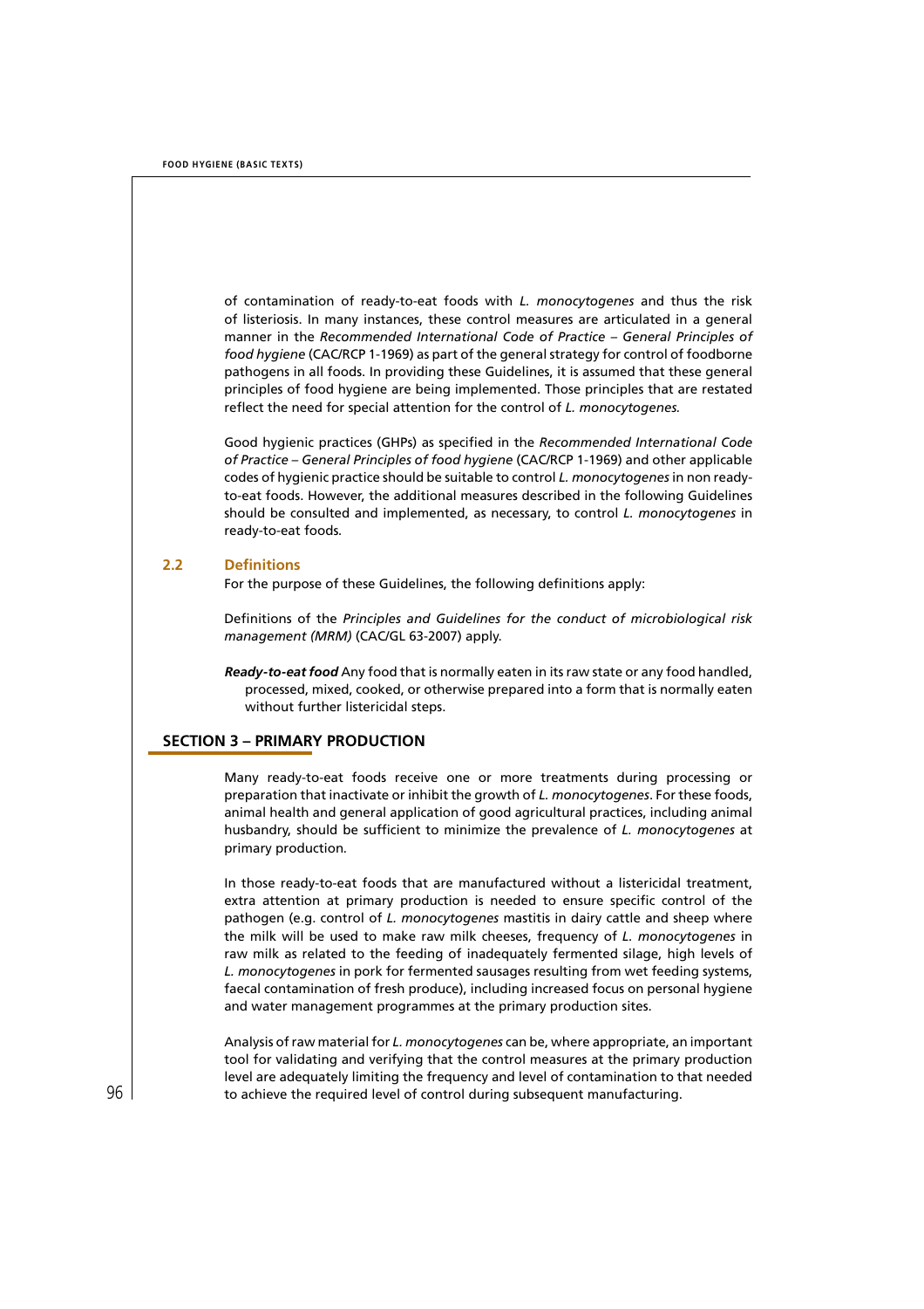of contamination of ready-to-eat foods with *L. monocytogenes* and thus the risk of listeriosis. In many instances, these control measures are articulated in a general manner in the *Recommended International Code of Practice – General Principles of food hygiene* (CAC/RCP 1-1969) as part of the general strategy for control of foodborne pathogens in all foods. In providing these Guidelines, it is assumed that these general principles of food hygiene are being implemented. Those principles that are restated reflect the need for special attention for the control of *L. monocytogenes.*

Good hygienic practices (GHPs) as specified in the *Recommended International Code of Practice – General Principles of food hygiene* (CAC/RCP 1-1969) and other applicable codes of hygienic practice should be suitable to control *L. monocytogenes* in non ready-to-eat foods. However, the additional measures described in the following Guidelines should be consulted and implemented, as necessary, to control *L. monocytogenes* in ready-to-eat foods.

### 2.2 Definitions

For the purpose of these Guidelines, the following definitions apply:

Definitions of the *Principles and Guidelines for the conduct of microbiological risk management (MRM)* (CAC/GL 63-2007) apply.

***Ready-to-eat food*** Any food that is normally eaten in its raw state or any food handled, processed, mixed, cooked, or otherwise prepared into a form that is normally eaten without further listericidal steps.

## SECTION 3 – PRIMARY PRODUCTION

Many ready-to-eat foods receive one or more treatments during processing or preparation that inactivate or inhibit the growth of *L. monocytogenes*. For these foods, animal health and general application of good agricultural practices, including animal husbandry, should be sufficient to minimize the prevalence of *L. monocytogenes* at primary production.

In those ready-to-eat foods that are manufactured without a listericidal treatment, extra attention at primary production is needed to ensure specific control of the pathogen (e.g. control of *L. monocytogenes* mastitis in dairy cattle and sheep where the milk will be used to make raw milk cheeses, frequency of *L. monocytogenes* in raw milk as related to the feeding of inadequately fermented silage, high levels of *L. monocytogenes* in pork for fermented sausages resulting from wet feeding systems, faecal contamination of fresh produce), including increased focus on personal hygiene and water management programmes at the primary production sites.

Analysis of raw material for *L. monocytogenes* can be, where appropriate, an important tool for validating and verifying that the control measures at the primary production level are adequately limiting the frequency and level of contamination to that needed to achieve the required level of control during subsequent manufacturing.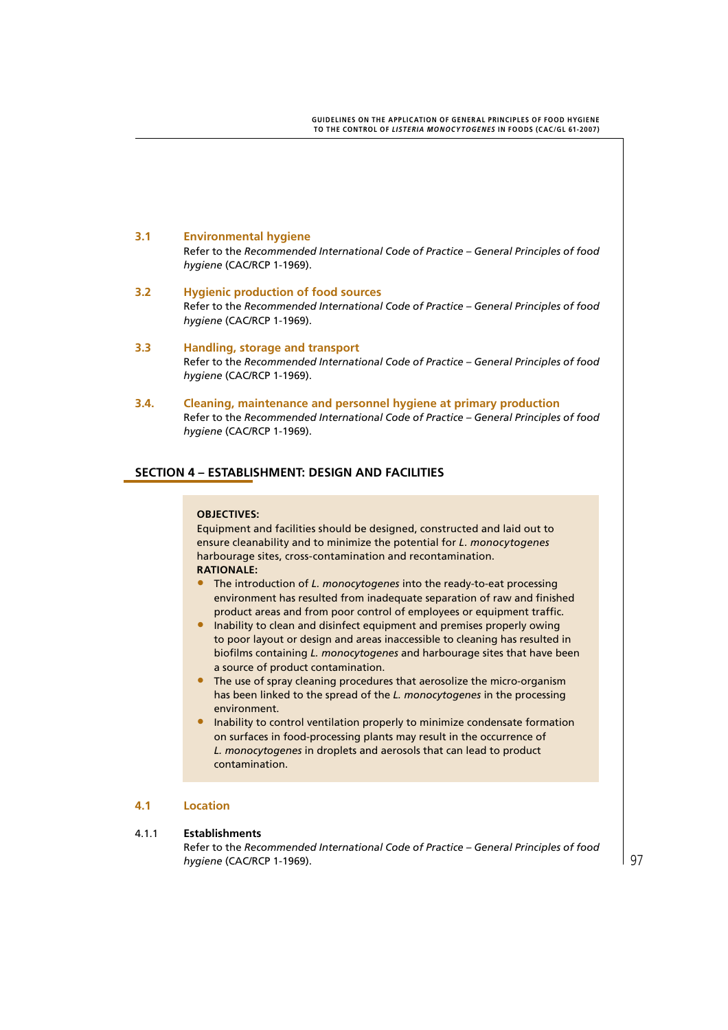### 3.1 Environmental hygiene

Refer to the *Recommended International Code of Practice – General Principles of food hygiene* (CAC/RCP 1-1969).

### 3.2 Hygienic production of food sources

Refer to the *Recommended International Code of Practice – General Principles of food hygiene* (CAC/RCP 1-1969).

### 3.3 Handling, storage and transport

Refer to the *Recommended International Code of Practice – General Principles of food hygiene* (CAC/RCP 1-1969).

### 3.4. Cleaning, maintenance and personnel hygiene at primary production

Refer to the *Recommended International Code of Practice – General Principles of food hygiene* (CAC/RCP 1-1969).

## SECTION 4 – ESTABLISHMENT: DESIGN AND FACILITIES

**OBJECTIVES:**

Equipment and facilities should be designed, constructed and laid out to ensure cleanability and to minimize the potential for *L. monocytogenes* harbourage sites, cross-contamination and recontamination.

**RATIONALE:**

- The introduction of *L. monocytogenes* into the ready-to-eat processing environment has resulted from inadequate separation of raw and finished product areas and from poor control of employees or equipment traffic.
- Inability to clean and disinfect equipment and premises properly owing to poor layout or design and areas inaccessible to cleaning has resulted in biofilms containing *L. monocytogenes* and harbourage sites that have been a source of product contamination.
- The use of spray cleaning procedures that aerosolize the micro-organism has been linked to the spread of the *L. monocytogenes* in the processing environment.
- Inability to control ventilation properly to minimize condensate formation on surfaces in food-processing plants may result in the occurrence of *L. monocytogenes* in droplets and aerosols that can lead to product contamination.

### 4.1 Location

#### 4.1.1 Establishments

Refer to the *Recommended International Code of Practice – General Principles of food hygiene* (CAC/RCP 1-1969).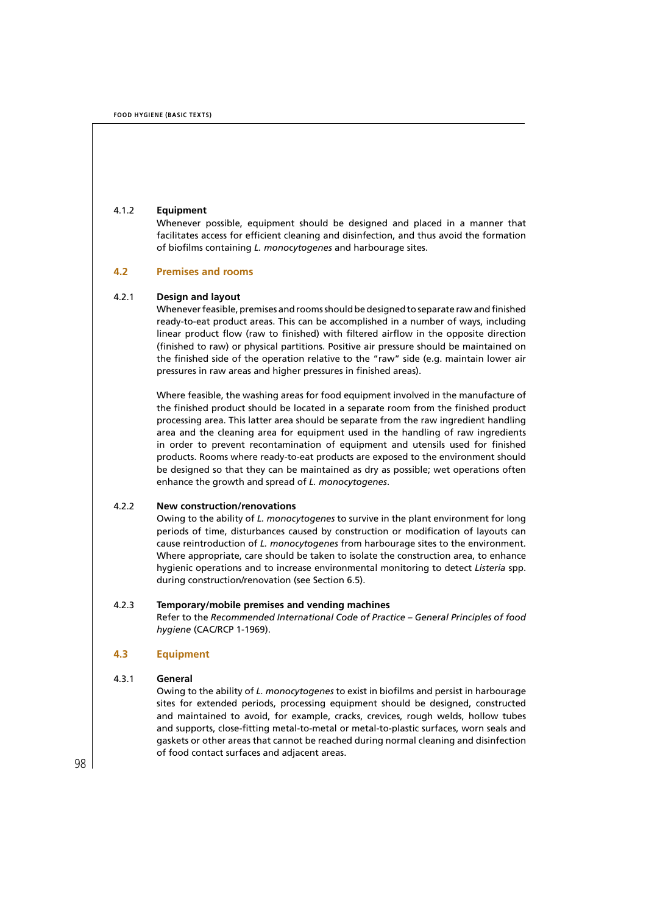#### 4.1.2 Equipment

Whenever possible, equipment should be designed and placed in a manner that facilitates access for efficient cleaning and disinfection, and thus avoid the formation of biofilms containing *L. monocytogenes* and harbourage sites.

## 4.2 Premises and rooms

#### 4.2.1 Design and layout

Whenever feasible, premises and rooms should be designed to separate raw and finished ready-to-eat product areas. This can be accomplished in a number of ways, including linear product flow (raw to finished) with filtered airflow in the opposite direction (finished to raw) or physical partitions. Positive air pressure should be maintained on the finished side of the operation relative to the "raw" side (e.g. maintain lower air pressures in raw areas and higher pressures in finished areas).

Where feasible, the washing areas for food equipment involved in the manufacture of the finished product should be located in a separate room from the finished product processing area. This latter area should be separate from the raw ingredient handling area and the cleaning area for equipment used in the handling of raw ingredients in order to prevent recontamination of equipment and utensils used for finished products. Rooms where ready-to-eat products are exposed to the environment should be designed so that they can be maintained as dry as possible; wet operations often enhance the growth and spread of *L. monocytogenes*.

#### 4.2.2 New construction/renovations

Owing to the ability of *L. monocytogenes* to survive in the plant environment for long periods of time, disturbances caused by construction or modification of layouts can cause reintroduction of *L. monocytogenes* from harbourage sites to the environment. Where appropriate, care should be taken to isolate the construction area, to enhance hygienic operations and to increase environmental monitoring to detect *Listeria* spp. during construction/renovation (see Section 6.5).

#### 4.2.3 Temporary/mobile premises and vending machines

Refer to the *Recommended International Code of Practice – General Principles of food hygiene* (CAC/RCP 1-1969).

## 4.3 Equipment

#### 4.3.1 General

Owing to the ability of *L. monocytogenes* to exist in biofilms and persist in harbourage sites for extended periods, processing equipment should be designed, constructed and maintained to avoid, for example, cracks, crevices, rough welds, hollow tubes and supports, close-fitting metal-to-metal or metal-to-plastic surfaces, worn seals and gaskets or other areas that cannot be reached during normal cleaning and disinfection of food contact surfaces and adjacent areas.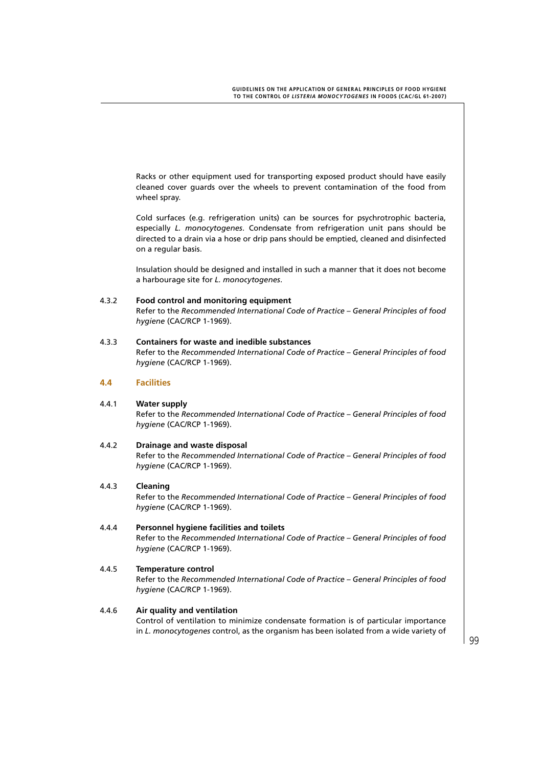Racks or other equipment used for transporting exposed product should have easily cleaned cover guards over the wheels to prevent contamination of the food from wheel spray.

Cold surfaces (e.g. refrigeration units) can be sources for psychrotrophic bacteria, especially *L. monocytogenes*. Condensate from refrigeration unit pans should be directed to a drain via a hose or drip pans should be emptied, cleaned and disinfected on a regular basis.

Insulation should be designed and installed in such a manner that it does not become a harbourage site for *L. monocytogenes*.

#### 4.3.2 Food control and monitoring equipment

Refer to the *Recommended International Code of Practice – General Principles of food hygiene* (CAC/RCP 1-1969).

#### 4.3.3 Containers for waste and inedible substances

Refer to the *Recommended International Code of Practice – General Principles of food hygiene* (CAC/RCP 1-1969).

### 4.4 Facilities

#### 4.4.1 Water supply

Refer to the *Recommended International Code of Practice – General Principles of food hygiene* (CAC/RCP 1-1969).

#### 4.4.2 Drainage and waste disposal

Refer to the *Recommended International Code of Practice – General Principles of food hygiene* (CAC/RCP 1-1969).

#### 4.4.3 Cleaning

Refer to the *Recommended International Code of Practice – General Principles of food hygiene* (CAC/RCP 1-1969).

#### 4.4.4 Personnel hygiene facilities and toilets

Refer to the *Recommended International Code of Practice – General Principles of food hygiene* (CAC/RCP 1-1969).

#### 4.4.5 Temperature control

Refer to the *Recommended International Code of Practice – General Principles of food hygiene* (CAC/RCP 1-1969).

#### 4.4.6 Air quality and ventilation

Control of ventilation to minimize condensate formation is of particular importance in *L. monocytogenes* control, as the organism has been isolated from a wide variety of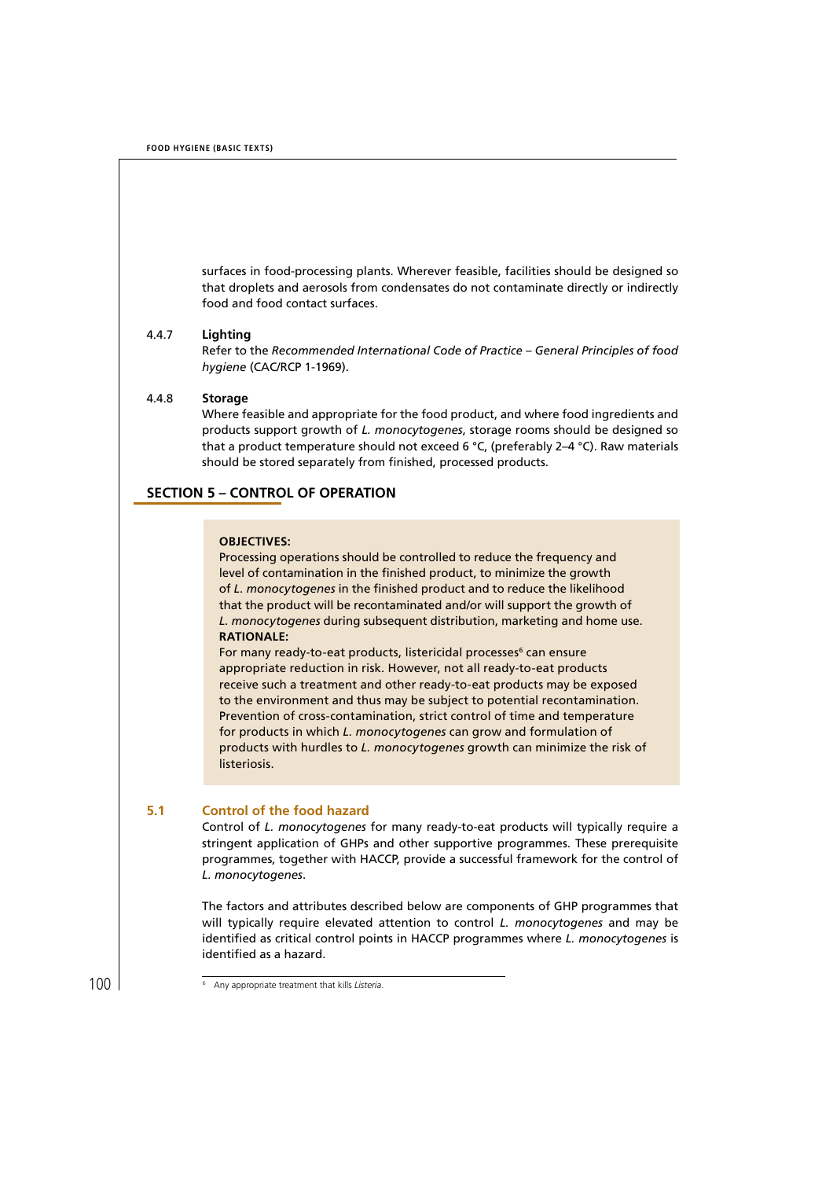surfaces in food-processing plants. Wherever feasible, facilities should be designed so that droplets and aerosols from condensates do not contaminate directly or indirectly food and food contact surfaces.

#### 4.4.7 Lighting

Refer to the *Recommended International Code of Practice – General Principles of food hygiene* (CAC/RCP 1-1969).

#### 4.4.8 Storage

Where feasible and appropriate for the food product, and where food ingredients and products support growth of *L. monocytogenes*, storage rooms should be designed so that a product temperature should not exceed 6 °C, (preferably 2–4 °C). Raw materials should be stored separately from finished, processed products.

## SECTION 5 – CONTROL OF OPERATION

**OBJECTIVES:**
Processing operations should be controlled to reduce the frequency and level of contamination in the finished product, to minimize the growth of *L. monocytogenes* in the finished product and to reduce the likelihood that the product will be recontaminated and/or will support the growth of *L. monocytogenes* during subsequent distribution, marketing and home use.
**RATIONALE:**
For many ready-to-eat products, listericidal processes[6] can ensure appropriate reduction in risk. However, not all ready-to-eat products receive such a treatment and other ready-to-eat products may be exposed to the environment and thus may be subject to potential recontamination. Prevention of cross-contamination, strict control of time and temperature for products in which *L. monocytogenes* can grow and formulation of products with hurdles to *L. monocytogenes* growth can minimize the risk of listeriosis.

### 5.1 Control of the food hazard

Control of *L. monocytogenes* for many ready-to-eat products will typically require a stringent application of GHPs and other supportive programmes. These prerequisite programmes, together with HACCP, provide a successful framework for the control of *L. monocytogenes*.

The factors and attributes described below are components of GHP programmes that will typically require elevated attention to control *L. monocytogenes* and may be identified as critical control points in HACCP programmes where *L. monocytogenes* is identified as a hazard.

[6] Any appropriate treatment that kills *Listeria*.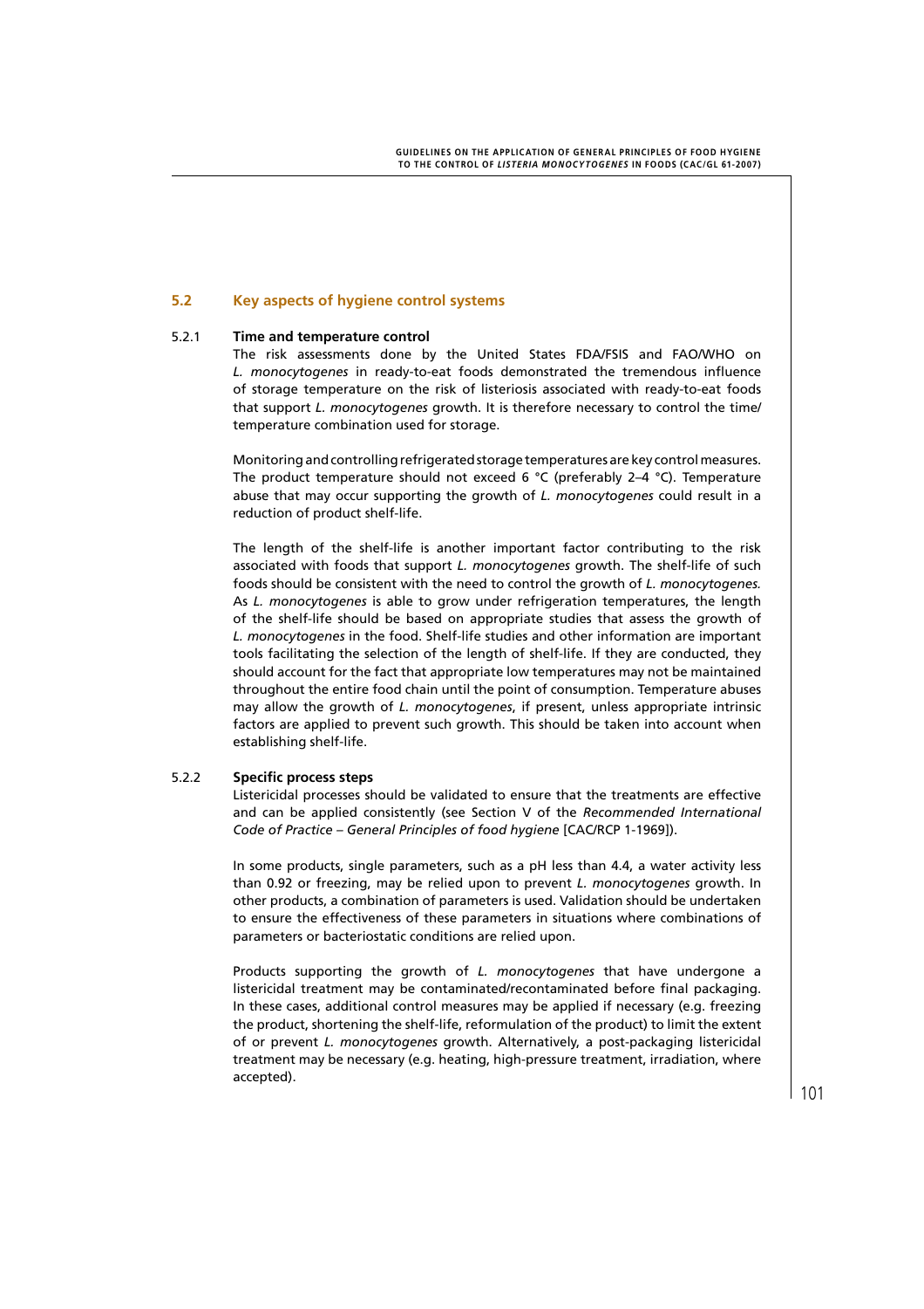## 5.2 Key aspects of hygiene control systems

### 5.2.1 Time and temperature control

The risk assessments done by the United States FDA/FSIS and FAO/WHO on *L. monocytogenes* in ready-to-eat foods demonstrated the tremendous influence of storage temperature on the risk of listeriosis associated with ready-to-eat foods that support *L. monocytogenes* growth. It is therefore necessary to control the time/temperature combination used for storage.

Monitoring and controlling refrigerated storage temperatures are key control measures. The product temperature should not exceed 6 °C (preferably 2–4 °C). Temperature abuse that may occur supporting the growth of *L. monocytogenes* could result in a reduction of product shelf-life.

The length of the shelf-life is another important factor contributing to the risk associated with foods that support *L. monocytogenes* growth. The shelf-life of such foods should be consistent with the need to control the growth of *L. monocytogenes.* As *L. monocytogenes* is able to grow under refrigeration temperatures, the length of the shelf-life should be based on appropriate studies that assess the growth of *L. monocytogenes* in the food. Shelf-life studies and other information are important tools facilitating the selection of the length of shelf-life. If they are conducted, they should account for the fact that appropriate low temperatures may not be maintained throughout the entire food chain until the point of consumption. Temperature abuses may allow the growth of *L. monocytogenes*, if present, unless appropriate intrinsic factors are applied to prevent such growth. This should be taken into account when establishing shelf-life.

### 5.2.2 Specific process steps

Listericidal processes should be validated to ensure that the treatments are effective and can be applied consistently (see Section V of the *Recommended International Code of Practice – General Principles of food hygiene* [CAC/RCP 1-1969]).

In some products, single parameters, such as a pH less than 4.4, a water activity less than 0.92 or freezing, may be relied upon to prevent *L. monocytogenes* growth. In other products, a combination of parameters is used. Validation should be undertaken to ensure the effectiveness of these parameters in situations where combinations of parameters or bacteriostatic conditions are relied upon.

Products supporting the growth of *L. monocytogenes* that have undergone a listericidal treatment may be contaminated/recontaminated before final packaging. In these cases, additional control measures may be applied if necessary (e.g. freezing the product, shortening the shelf-life, reformulation of the product) to limit the extent of or prevent *L. monocytogenes* growth. Alternatively, a post-packaging listericidal treatment may be necessary (e.g. heating, high-pressure treatment, irradiation, where accepted).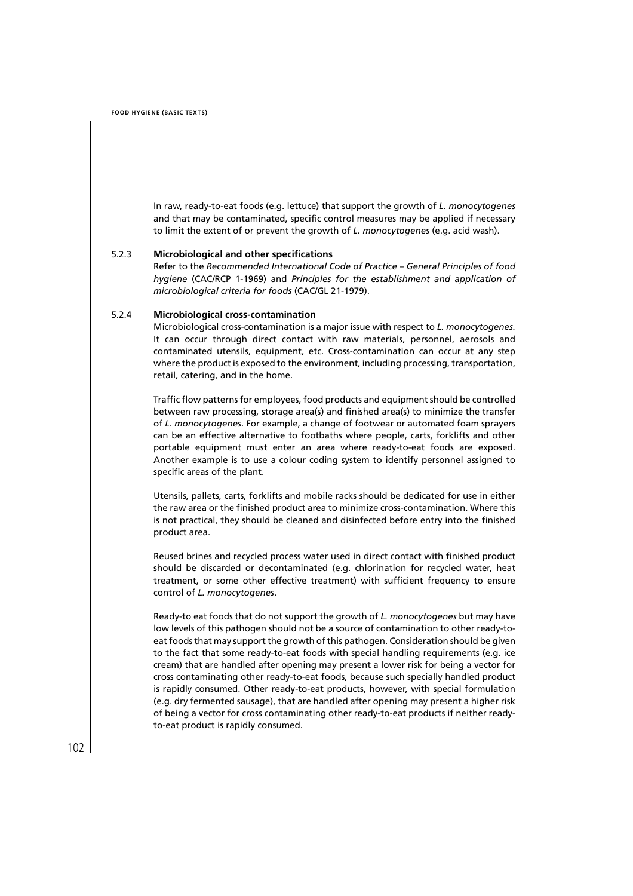In raw, ready-to-eat foods (e.g. lettuce) that support the growth of *L. monocytogenes* and that may be contaminated, specific control measures may be applied if necessary to limit the extent of or prevent the growth of *L. monocytogenes* (e.g. acid wash).

### 5.2.3 Microbiological and other specifications

Refer to the *Recommended International Code of Practice – General Principles of food hygiene* (CAC/RCP 1-1969) and *Principles for the establishment and application of microbiological criteria for foods* (CAC/GL 21-1979).

### 5.2.4 Microbiological cross-contamination

Microbiological cross-contamination is a major issue with respect to *L. monocytogenes.* It can occur through direct contact with raw materials, personnel, aerosols and contaminated utensils, equipment, etc. Cross-contamination can occur at any step where the product is exposed to the environment, including processing, transportation, retail, catering, and in the home.

Traffic flow patterns for employees, food products and equipment should be controlled between raw processing, storage area(s) and finished area(s) to minimize the transfer of *L. monocytogenes*. For example, a change of footwear or automated foam sprayers can be an effective alternative to footbaths where people, carts, forklifts and other portable equipment must enter an area where ready-to-eat foods are exposed. Another example is to use a colour coding system to identify personnel assigned to specific areas of the plant.

Utensils, pallets, carts, forklifts and mobile racks should be dedicated for use in either the raw area or the finished product area to minimize cross-contamination. Where this is not practical, they should be cleaned and disinfected before entry into the finished product area.

Reused brines and recycled process water used in direct contact with finished product should be discarded or decontaminated (e.g. chlorination for recycled water, heat treatment, or some other effective treatment) with sufficient frequency to ensure control of *L. monocytogenes*.

Ready-to eat foods that do not support the growth of *L. monocytogenes* but may have low levels of this pathogen should not be a source of contamination to other ready-to-eat foods that may support the growth of this pathogen. Consideration should be given to the fact that some ready-to-eat foods with special handling requirements (e.g. ice cream) that are handled after opening may present a lower risk for being a vector for cross contaminating other ready-to-eat foods, because such specially handled product is rapidly consumed. Other ready-to-eat products, however, with special formulation (e.g. dry fermented sausage), that are handled after opening may present a higher risk of being a vector for cross contaminating other ready-to-eat products if neither ready-to-eat product is rapidly consumed.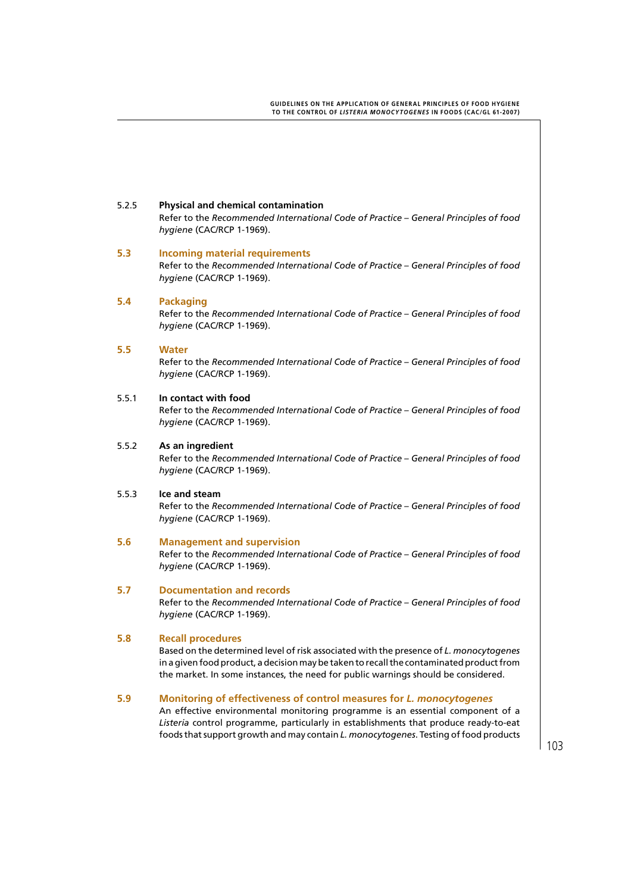#### 5.2.5 Physical and chemical contamination

Refer to the *Recommended International Code of Practice – General Principles of food hygiene* (CAC/RCP 1-1969).

### 5.3 Incoming material requirements

Refer to the *Recommended International Code of Practice – General Principles of food hygiene* (CAC/RCP 1-1969).

### 5.4 Packaging

Refer to the *Recommended International Code of Practice – General Principles of food hygiene* (CAC/RCP 1-1969).

### 5.5 Water

Refer to the *Recommended International Code of Practice – General Principles of food hygiene* (CAC/RCP 1-1969).

#### 5.5.1 In contact with food

Refer to the *Recommended International Code of Practice – General Principles of food hygiene* (CAC/RCP 1-1969).

#### 5.5.2 As an ingredient

Refer to the *Recommended International Code of Practice – General Principles of food hygiene* (CAC/RCP 1-1969).

#### 5.5.3 Ice and steam

Refer to the *Recommended International Code of Practice – General Principles of food hygiene* (CAC/RCP 1-1969).

### 5.6 Management and supervision

Refer to the *Recommended International Code of Practice – General Principles of food hygiene* (CAC/RCP 1-1969).

### 5.7 Documentation and records

Refer to the *Recommended International Code of Practice – General Principles of food hygiene* (CAC/RCP 1-1969).

### 5.8 Recall procedures

Based on the determined level of risk associated with the presence of *L. monocytogenes* in a given food product, a decision may be taken to recall the contaminated product from the market. In some instances, the need for public warnings should be considered.

### 5.9 Monitoring of effectiveness of control measures for *L. monocytogenes*

An effective environmental monitoring programme is an essential component of a *Listeria* control programme, particularly in establishments that produce ready-to-eat foods that support growth and may contain *L. monocytogenes*. Testing of food products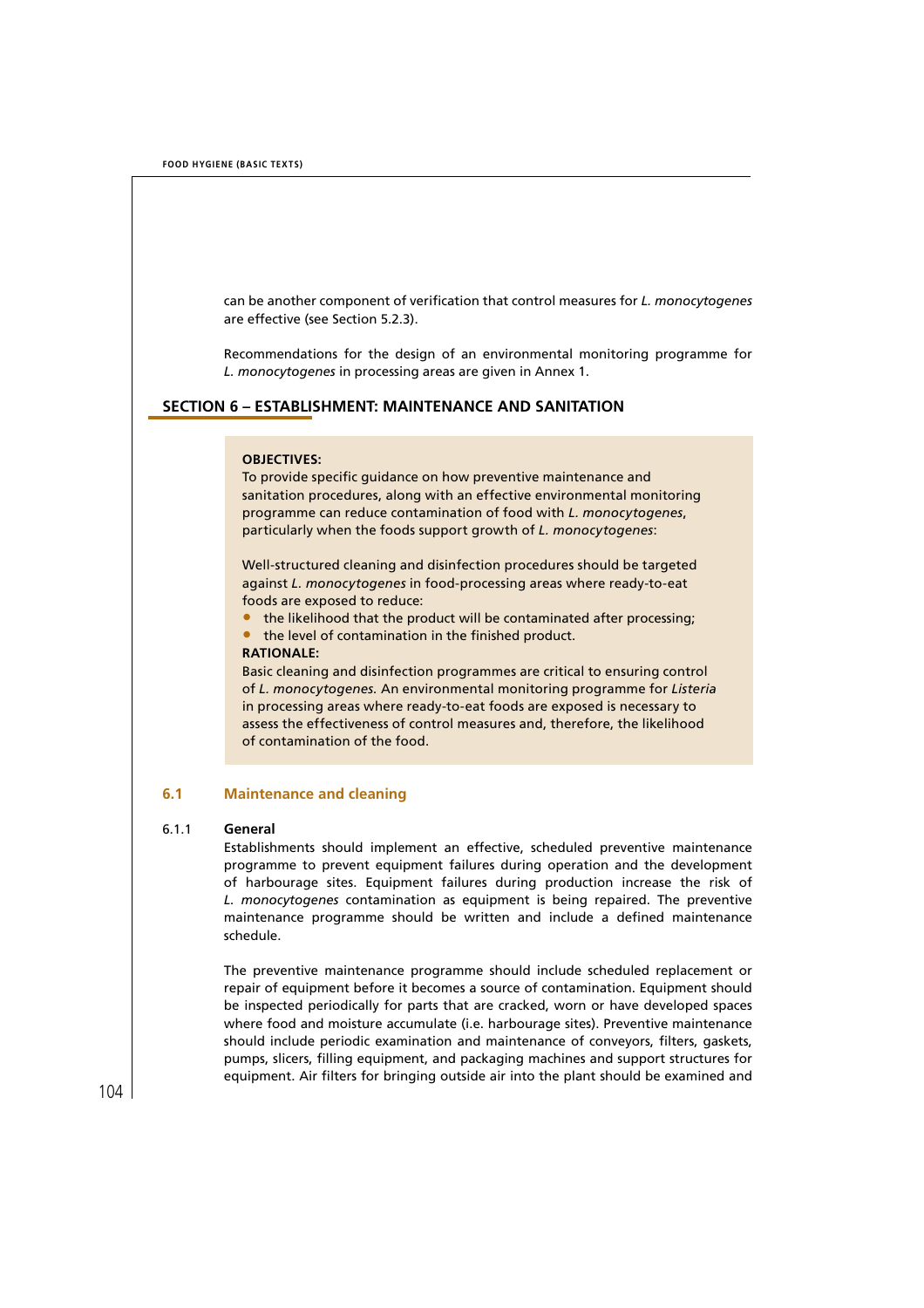can be another component of verification that control measures for *L. monocytogenes* are effective (see Section 5.2.3).

Recommendations for the design of an environmental monitoring programme for *L. monocytogenes* in processing areas are given in Annex 1.

## SECTION 6 – ESTABLISHMENT: MAINTENANCE AND SANITATION

**OBJECTIVES:**
To provide specific guidance on how preventive maintenance and sanitation procedures, along with an effective environmental monitoring programme can reduce contamination of food with *L. monocytogenes*, particularly when the foods support growth of *L. monocytogenes*:

Well-structured cleaning and disinfection procedures should be targeted against *L. monocytogenes* in food-processing areas where ready-to-eat foods are exposed to reduce:

- the likelihood that the product will be contaminated after processing;
- the level of contamination in the finished product.

**RATIONALE:**
Basic cleaning and disinfection programmes are critical to ensuring control of *L. monocytogenes*. An environmental monitoring programme for *Listeria* in processing areas where ready-to-eat foods are exposed is necessary to assess the effectiveness of control measures and, therefore, the likelihood of contamination of the food.

### 6.1 Maintenance and cleaning

#### 6.1.1 General

Establishments should implement an effective, scheduled preventive maintenance programme to prevent equipment failures during operation and the development of harbourage sites. Equipment failures during production increase the risk of *L. monocytogenes* contamination as equipment is being repaired. The preventive maintenance programme should be written and include a defined maintenance schedule.

The preventive maintenance programme should include scheduled replacement or repair of equipment before it becomes a source of contamination. Equipment should be inspected periodically for parts that are cracked, worn or have developed spaces where food and moisture accumulate (i.e. harbourage sites). Preventive maintenance should include periodic examination and maintenance of conveyors, filters, gaskets, pumps, slicers, filling equipment, and packaging machines and support structures for equipment. Air filters for bringing outside air into the plant should be examined and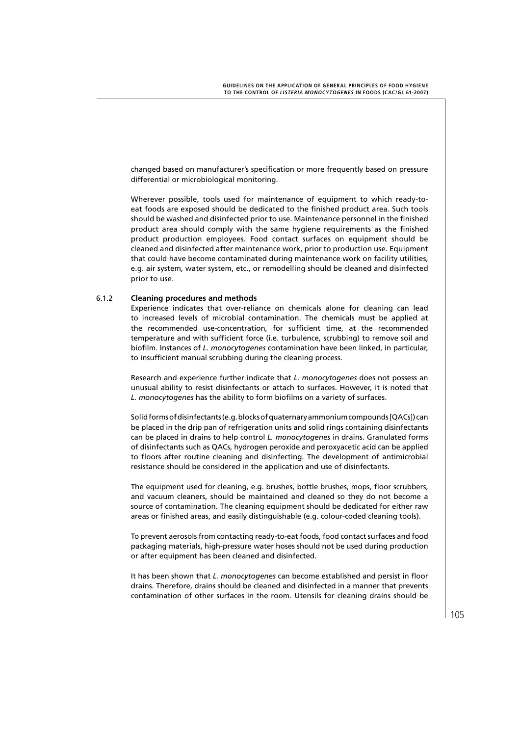changed based on manufacturer's specification or more frequently based on pressure differential or microbiological monitoring.

Wherever possible, tools used for maintenance of equipment to which ready-to-eat foods are exposed should be dedicated to the finished product area. Such tools should be washed and disinfected prior to use. Maintenance personnel in the finished product area should comply with the same hygiene requirements as the finished product production employees. Food contact surfaces on equipment should be cleaned and disinfected after maintenance work, prior to production use. Equipment that could have become contaminated during maintenance work on facility utilities, e.g. air system, water system, etc., or remodelling should be cleaned and disinfected prior to use.

### 6.1.2 Cleaning procedures and methods

Experience indicates that over-reliance on chemicals alone for cleaning can lead to increased levels of microbial contamination. The chemicals must be applied at the recommended use-concentration, for sufficient time, at the recommended temperature and with sufficient force (i.e. turbulence, scrubbing) to remove soil and biofilm. Instances of *L. monocytogenes* contamination have been linked, in particular, to insufficient manual scrubbing during the cleaning process.

Research and experience further indicate that *L. monocytogenes* does not possess an unusual ability to resist disinfectants or attach to surfaces. However, it is noted that *L. monocytogenes* has the ability to form biofilms on a variety of surfaces.

Solid forms of disinfectants (e.g. blocks of quaternary ammonium compounds [QACs]) can be placed in the drip pan of refrigeration units and solid rings containing disinfectants can be placed in drains to help control *L. monocytogenes* in drains. Granulated forms of disinfectants such as QACs, hydrogen peroxide and peroxyacetic acid can be applied to floors after routine cleaning and disinfecting. The development of antimicrobial resistance should be considered in the application and use of disinfectants.

The equipment used for cleaning, e.g. brushes, bottle brushes, mops, floor scrubbers, and vacuum cleaners, should be maintained and cleaned so they do not become a source of contamination. The cleaning equipment should be dedicated for either raw areas or finished areas, and easily distinguishable (e.g. colour-coded cleaning tools).

To prevent aerosols from contacting ready-to-eat foods, food contact surfaces and food packaging materials, high-pressure water hoses should not be used during production or after equipment has been cleaned and disinfected.

It has been shown that *L. monocytogenes* can become established and persist in floor drains. Therefore, drains should be cleaned and disinfected in a manner that prevents contamination of other surfaces in the room. Utensils for cleaning drains should be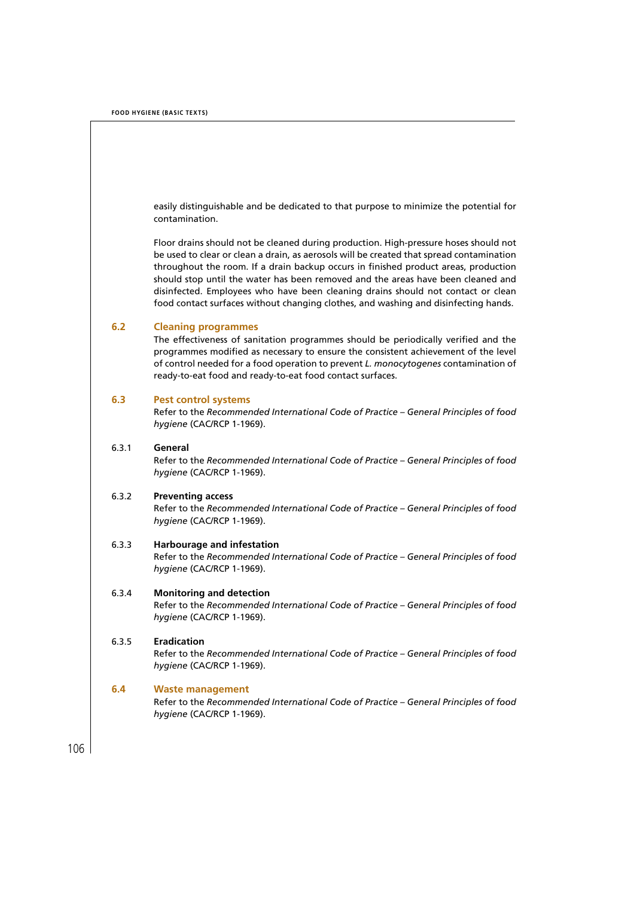easily distinguishable and be dedicated to that purpose to minimize the potential for contamination.

Floor drains should not be cleaned during production. High-pressure hoses should not be used to clear or clean a drain, as aerosols will be created that spread contamination throughout the room. If a drain backup occurs in finished product areas, production should stop until the water has been removed and the areas have been cleaned and disinfected. Employees who have been cleaning drains should not contact or clean food contact surfaces without changing clothes, and washing and disinfecting hands.

## 6.2 Cleaning programmes

The effectiveness of sanitation programmes should be periodically verified and the programmes modified as necessary to ensure the consistent achievement of the level of control needed for a food operation to prevent *L. monocytogenes* contamination of ready-to-eat food and ready-to-eat food contact surfaces.

## 6.3 Pest control systems

Refer to the *Recommended International Code of Practice – General Principles of food hygiene* (CAC/RCP 1-1969).

### 6.3.1 General

Refer to the *Recommended International Code of Practice – General Principles of food hygiene* (CAC/RCP 1-1969).

### 6.3.2 Preventing access

Refer to the *Recommended International Code of Practice – General Principles of food hygiene* (CAC/RCP 1-1969).

### 6.3.3 Harbourage and infestation

Refer to the *Recommended International Code of Practice – General Principles of food hygiene* (CAC/RCP 1-1969).

### 6.3.4 Monitoring and detection

Refer to the *Recommended International Code of Practice – General Principles of food hygiene* (CAC/RCP 1-1969).

### 6.3.5 Eradication

Refer to the *Recommended International Code of Practice – General Principles of food hygiene* (CAC/RCP 1-1969).

## 6.4 Waste management

Refer to the *Recommended International Code of Practice – General Principles of food hygiene* (CAC/RCP 1-1969).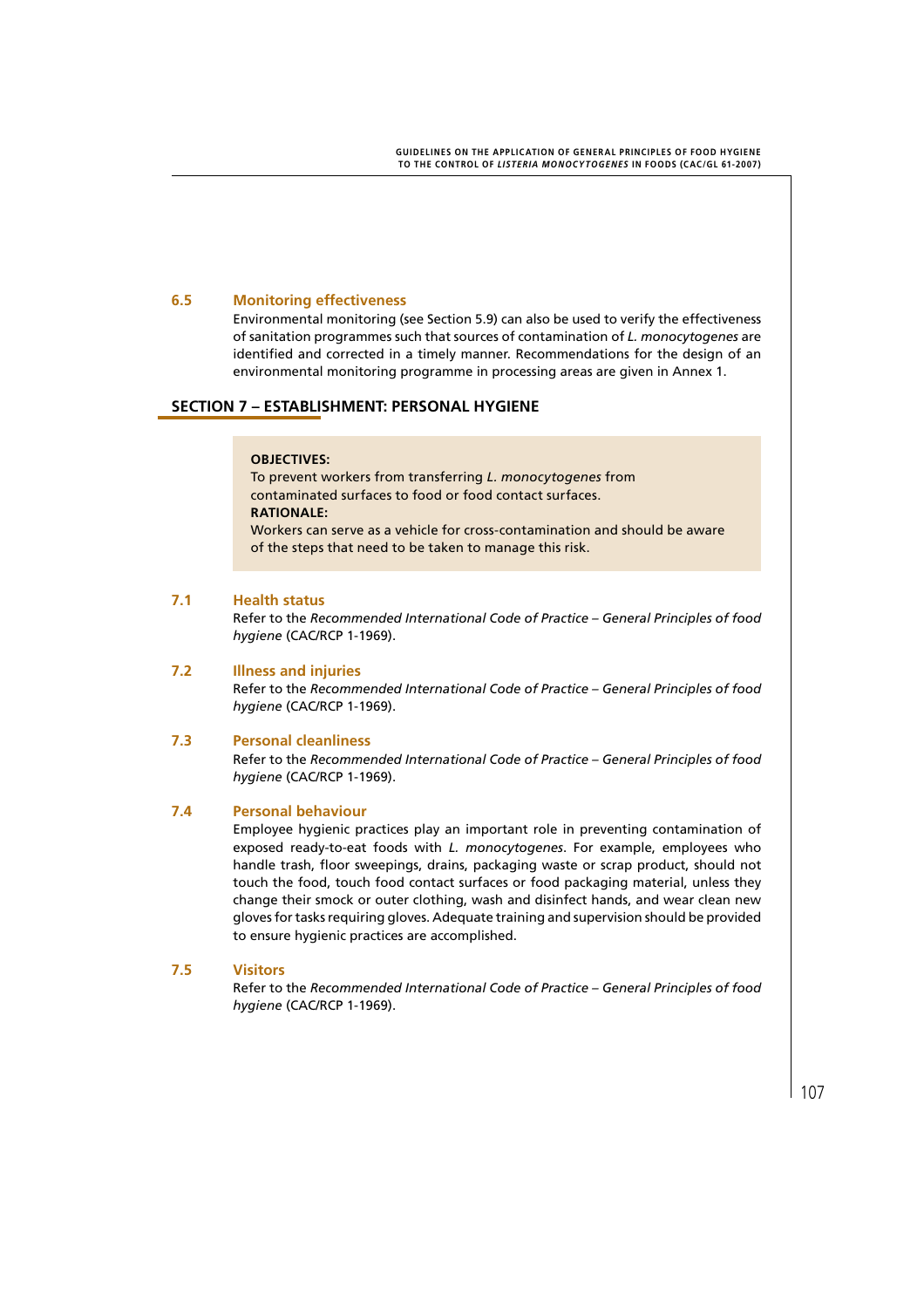### 6.5 Monitoring effectiveness

Environmental monitoring (see Section 5.9) can also be used to verify the effectiveness of sanitation programmes such that sources of contamination of *L. monocytogenes* are identified and corrected in a timely manner. Recommendations for the design of an environmental monitoring programme in processing areas are given in Annex 1.

## SECTION 7 – ESTABLISHMENT: PERSONAL HYGIENE

**OBJECTIVES:**
To prevent workers from transferring *L. monocytogenes* from contaminated surfaces to food or food contact surfaces.
**RATIONALE:**
Workers can serve as a vehicle for cross-contamination and should be aware of the steps that need to be taken to manage this risk.

### 7.1 Health status

Refer to the *Recommended International Code of Practice – General Principles of food hygiene* (CAC/RCP 1-1969).

### 7.2 Illness and injuries

Refer to the *Recommended International Code of Practice – General Principles of food hygiene* (CAC/RCP 1-1969).

### 7.3 Personal cleanliness

Refer to the *Recommended International Code of Practice – General Principles of food hygiene* (CAC/RCP 1-1969).

### 7.4 Personal behaviour

Employee hygienic practices play an important role in preventing contamination of exposed ready-to-eat foods with *L. monocytogenes*. For example, employees who handle trash, floor sweepings, drains, packaging waste or scrap product, should not touch the food, touch food contact surfaces or food packaging material, unless they change their smock or outer clothing, wash and disinfect hands, and wear clean new gloves for tasks requiring gloves. Adequate training and supervision should be provided to ensure hygienic practices are accomplished.

### 7.5 Visitors

Refer to the *Recommended International Code of Practice – General Principles of food hygiene* (CAC/RCP 1-1969).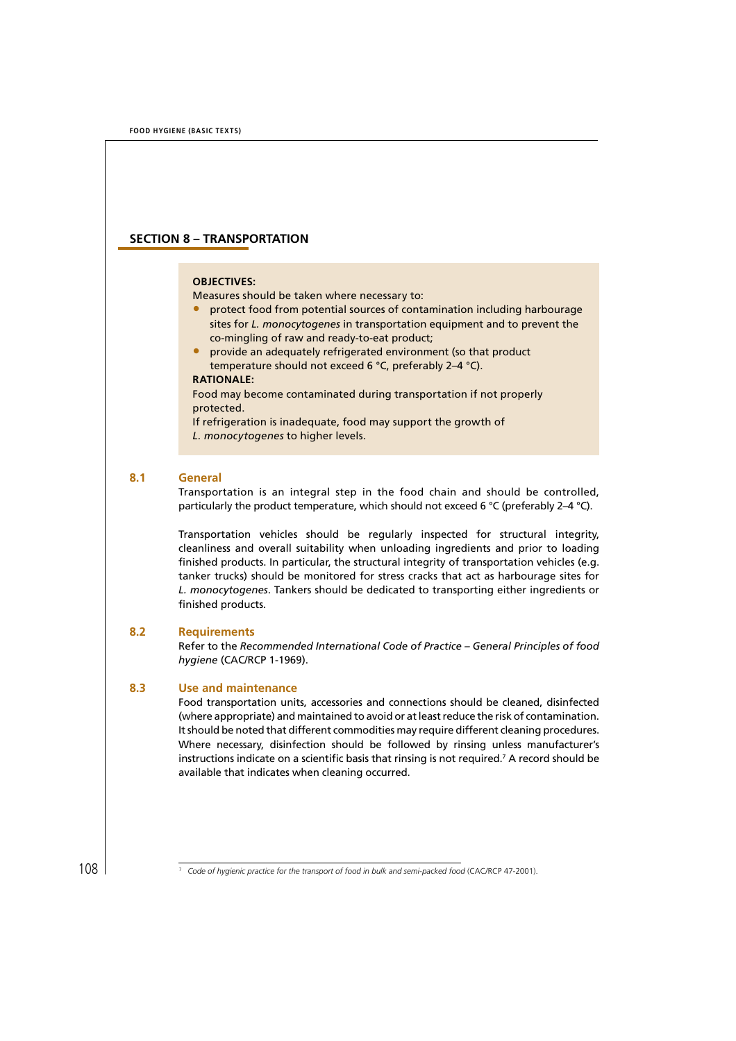## SECTION 8 – TRANSPORTATION

**OBJECTIVES:**

Measures should be taken where necessary to:

- protect food from potential sources of contamination including harbourage sites for *L. monocytogenes* in transportation equipment and to prevent the co-mingling of raw and ready-to-eat product;
- provide an adequately refrigerated environment (so that product temperature should not exceed 6 °C, preferably 2–4 °C).

**RATIONALE:**

Food may become contaminated during transportation if not properly protected.

If refrigeration is inadequate, food may support the growth of *L. monocytogenes* to higher levels.

### 8.1 General

Transportation is an integral step in the food chain and should be controlled, particularly the product temperature, which should not exceed 6 °C (preferably 2–4 °C).

Transportation vehicles should be regularly inspected for structural integrity, cleanliness and overall suitability when unloading ingredients and prior to loading finished products. In particular, the structural integrity of transportation vehicles (e.g. tanker trucks) should be monitored for stress cracks that act as harbourage sites for *L. monocytogenes*. Tankers should be dedicated to transporting either ingredients or finished products.

### 8.2 Requirements

Refer to the *Recommended International Code of Practice – General Principles of food hygiene* (CAC/RCP 1-1969).

### 8.3 Use and maintenance

Food transportation units, accessories and connections should be cleaned, disinfected (where appropriate) and maintained to avoid or at least reduce the risk of contamination. It should be noted that different commodities may require different cleaning procedures. Where necessary, disinfection should be followed by rinsing unless manufacturer's instructions indicate on a scientific basis that rinsing is not required.[7] A record should be available that indicates when cleaning occurred.

---

[7] *Code of hygienic practice for the transport of food in bulk and semi-packed food* (CAC/RCP 47-2001).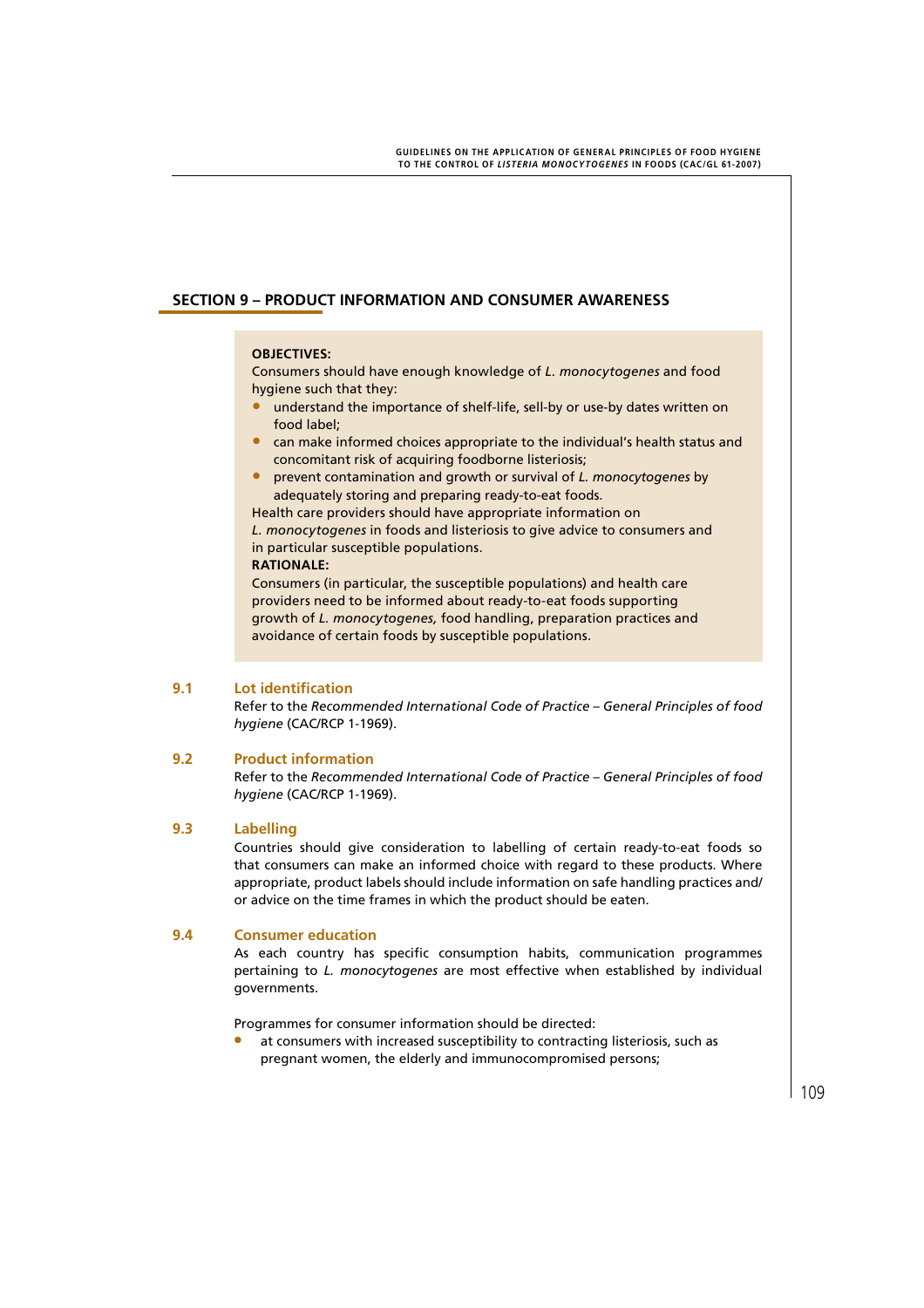## SECTION 9 – PRODUCT INFORMATION AND CONSUMER AWARENESS

**OBJECTIVES:**

Consumers should have enough knowledge of *L. monocytogenes* and food hygiene such that they:

- understand the importance of shelf-life, sell-by or use-by dates written on food label;
- can make informed choices appropriate to the individual's health status and concomitant risk of acquiring foodborne listeriosis;
- prevent contamination and growth or survival of *L. monocytogenes* by adequately storing and preparing ready-to-eat foods.

Health care providers should have appropriate information on *L. monocytogenes* in foods and listeriosis to give advice to consumers and in particular susceptible populations.

**RATIONALE:**

Consumers (in particular, the susceptible populations) and health care providers need to be informed about ready-to-eat foods supporting growth of *L. monocytogenes,* food handling, preparation practices and avoidance of certain foods by susceptible populations.

### 9.1 Lot identification

Refer to the *Recommended International Code of Practice – General Principles of food hygiene* (CAC/RCP 1-1969).

### 9.2 Product information

Refer to the *Recommended International Code of Practice – General Principles of food hygiene* (CAC/RCP 1-1969).

### 9.3 Labelling

Countries should give consideration to labelling of certain ready-to-eat foods so that consumers can make an informed choice with regard to these products. Where appropriate, product labels should include information on safe handling practices and/or advice on the time frames in which the product should be eaten.

### 9.4 Consumer education

As each country has specific consumption habits, communication programmes pertaining to *L. monocytogenes* are most effective when established by individual governments.

Programmes for consumer information should be directed:

- at consumers with increased susceptibility to contracting listeriosis, such as pregnant women, the elderly and immunocompromised persons;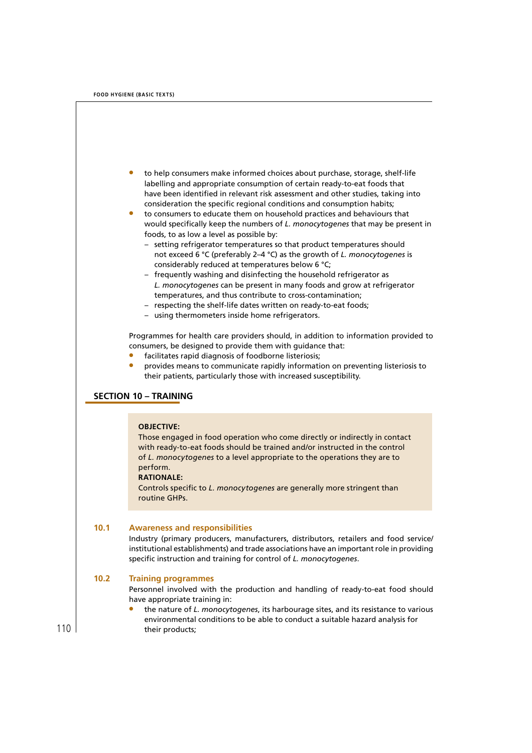- to help consumers make informed choices about purchase, storage, shelf-life labelling and appropriate consumption of certain ready-to-eat foods that have been identified in relevant risk assessment and other studies, taking into consideration the specific regional conditions and consumption habits;
- to consumers to educate them on household practices and behaviours that would specifically keep the numbers of *L. monocytogenes* that may be present in foods, to as low a level as possible by:
  - setting refrigerator temperatures so that product temperatures should not exceed 6 °C (preferably 2–4 °C) as the growth of *L. monocytogenes* is considerably reduced at temperatures below 6 °C;
  - frequently washing and disinfecting the household refrigerator as *L. monocytogenes* can be present in many foods and grow at refrigerator temperatures, and thus contribute to cross-contamination;
  - respecting the shelf-life dates written on ready-to-eat foods;
  - using thermometers inside home refrigerators.

Programmes for health care providers should, in addition to information provided to consumers, be designed to provide them with guidance that:

- facilitates rapid diagnosis of foodborne listeriosis;
- provides means to communicate rapidly information on preventing listeriosis to their patients, particularly those with increased susceptibility.

## SECTION 10 – TRAINING

**OBJECTIVE:**
Those engaged in food operation who come directly or indirectly in contact with ready-to-eat foods should be trained and/or instructed in the control of *L. monocytogenes* to a level appropriate to the operations they are to perform.
**RATIONALE:**
Controls specific to *L. monocytogenes* are generally more stringent than routine GHPs.

### 10.1 Awareness and responsibilities

Industry (primary producers, manufacturers, distributors, retailers and food service/institutional establishments) and trade associations have an important role in providing specific instruction and training for control of *L. monocytogenes*.

### 10.2 Training programmes

Personnel involved with the production and handling of ready-to-eat food should have appropriate training in:

- the nature of *L. monocytogenes*, its harbourage sites, and its resistance to various environmental conditions to be able to conduct a suitable hazard analysis for their products;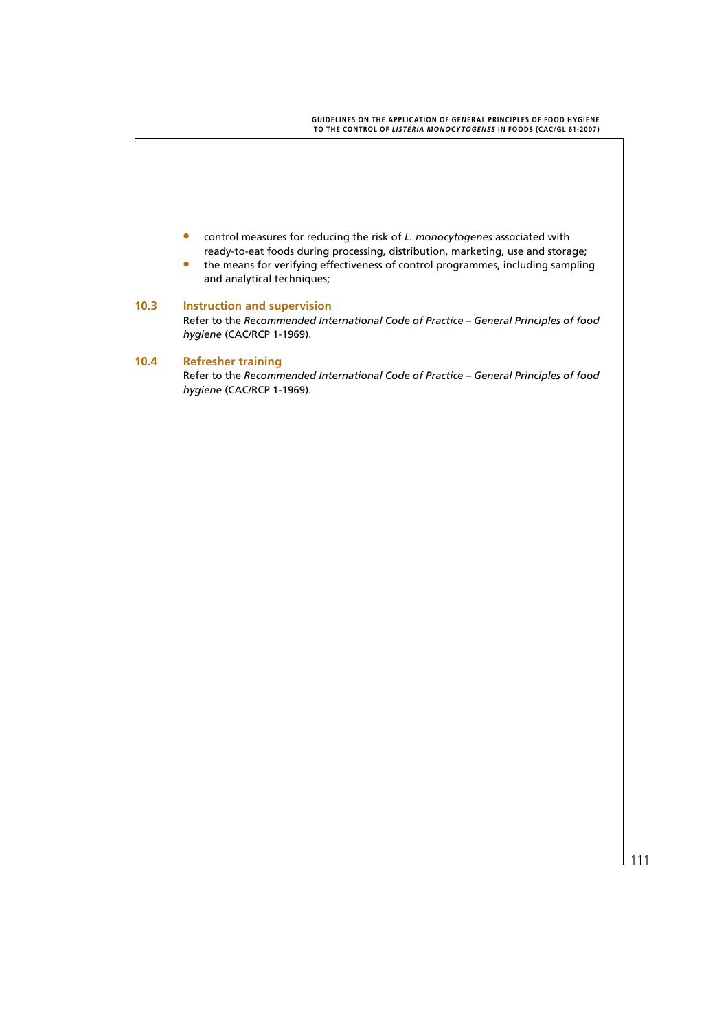- control measures for reducing the risk of *L. monocytogenes* associated with ready-to-eat foods during processing, distribution, marketing, use and storage;
- the means for verifying effectiveness of control programmes, including sampling and analytical techniques;

### 10.3 Instruction and supervision

Refer to the *Recommended International Code of Practice – General Principles of food hygiene* (CAC/RCP 1-1969).

### 10.4 Refresher training

Refer to the *Recommended International Code of Practice – General Principles of food hygiene* (CAC/RCP 1-1969).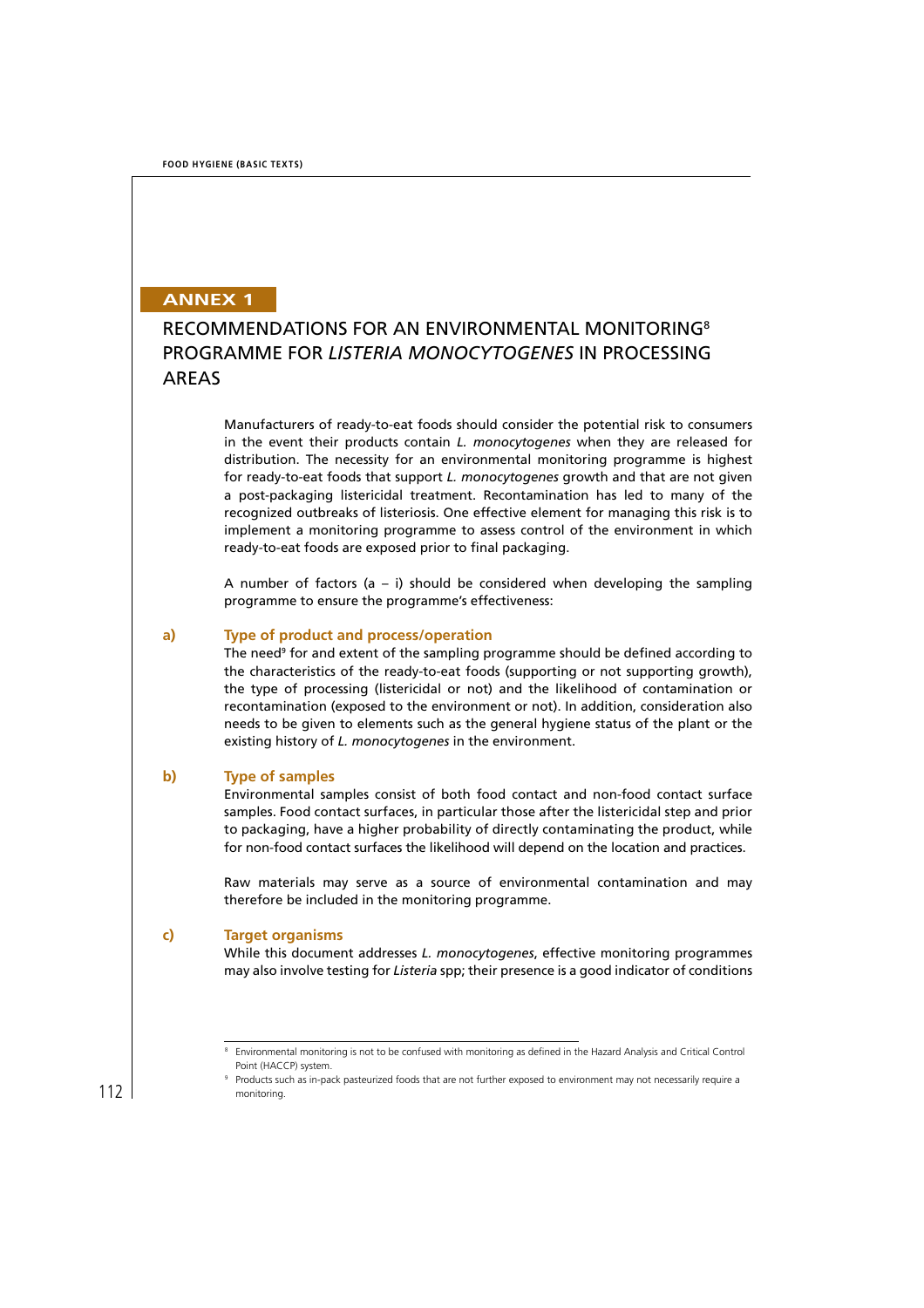## ANNEX 1

# RECOMMENDATIONS FOR AN ENVIRONMENTAL MONITORING[8] PROGRAMME FOR *LISTERIA MONOCYTOGENES* IN PROCESSING AREAS

Manufacturers of ready-to-eat foods should consider the potential risk to consumers in the event their products contain *L. monocytogenes* when they are released for distribution. The necessity for an environmental monitoring programme is highest for ready-to-eat foods that support *L. monocytogenes* growth and that are not given a post-packaging listericidal treatment. Recontamination has led to many of the recognized outbreaks of listeriosis. One effective element for managing this risk is to implement a monitoring programme to assess control of the environment in which ready-to-eat foods are exposed prior to final packaging.

A number of factors (a – i) should be considered when developing the sampling programme to ensure the programme's effectiveness:

**a) Type of product and process/operation**

The need[9] for and extent of the sampling programme should be defined according to the characteristics of the ready-to-eat foods (supporting or not supporting growth), the type of processing (listericidal or not) and the likelihood of contamination or recontamination (exposed to the environment or not). In addition, consideration also needs to be given to elements such as the general hygiene status of the plant or the existing history of *L. monocytogenes* in the environment.

**b) Type of samples**

Environmental samples consist of both food contact and non-food contact surface samples. Food contact surfaces, in particular those after the listericidal step and prior to packaging, have a higher probability of directly contaminating the product, while for non-food contact surfaces the likelihood will depend on the location and practices.

Raw materials may serve as a source of environmental contamination and may therefore be included in the monitoring programme.

**c) Target organisms**

While this document addresses *L. monocytogenes*, effective monitoring programmes may also involve testing for *Listeria* spp; their presence is a good indicator of conditions

---

[8] Environmental monitoring is not to be confused with monitoring as defined in the Hazard Analysis and Critical Control Point (HACCP) system.

[9] Products such as in-pack pasteurized foods that are not further exposed to environment may not necessarily require a monitoring.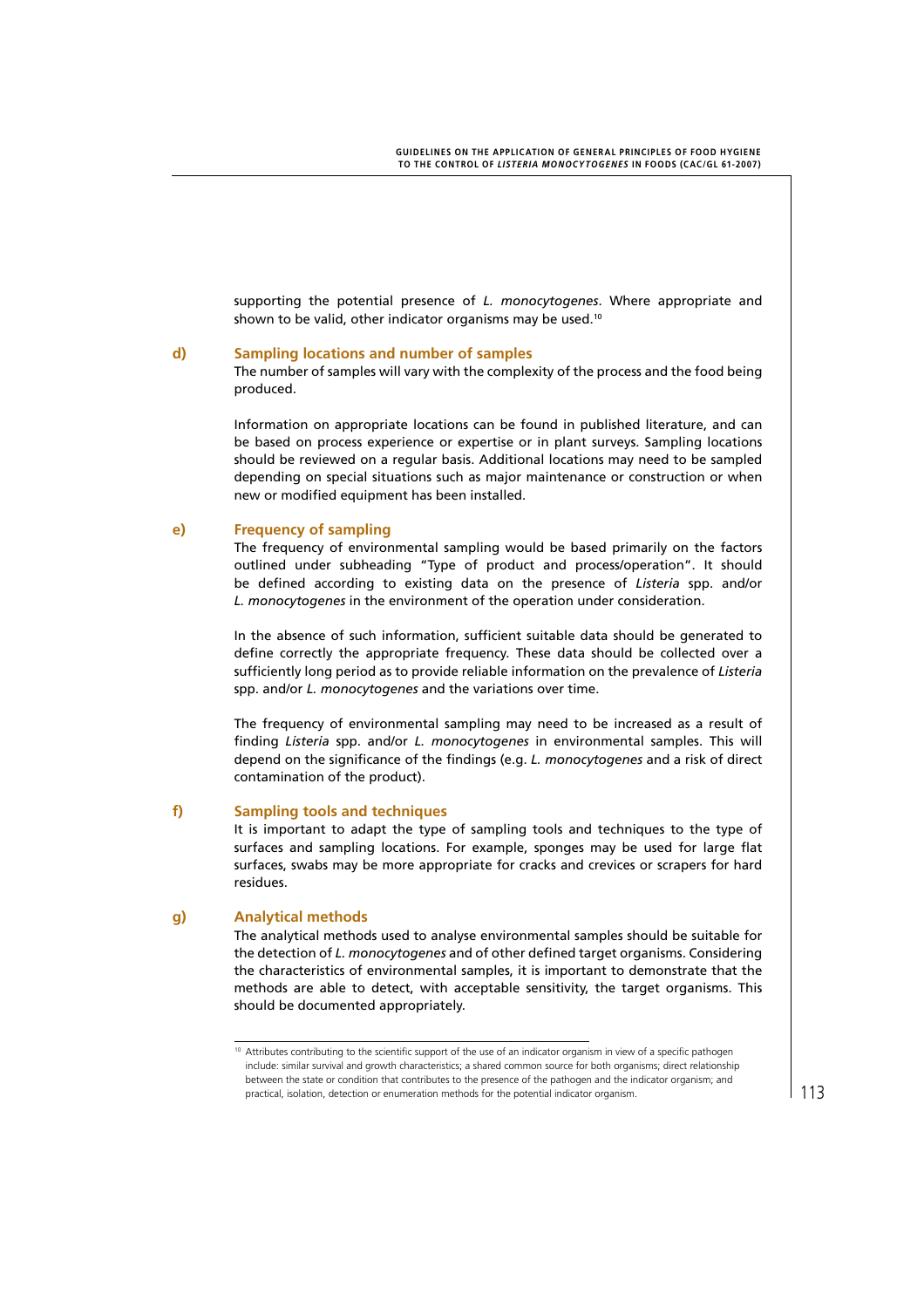supporting the potential presence of *L. monocytogenes*. Where appropriate and shown to be valid, other indicator organisms may be used.[10]

#### d) Sampling locations and number of samples

The number of samples will vary with the complexity of the process and the food being produced.

Information on appropriate locations can be found in published literature, and can be based on process experience or expertise or in plant surveys. Sampling locations should be reviewed on a regular basis. Additional locations may need to be sampled depending on special situations such as major maintenance or construction or when new or modified equipment has been installed.

#### e) Frequency of sampling

The frequency of environmental sampling would be based primarily on the factors outlined under subheading "Type of product and process/operation". It should be defined according to existing data on the presence of *Listeria* spp. and/or *L. monocytogenes* in the environment of the operation under consideration.

In the absence of such information, sufficient suitable data should be generated to define correctly the appropriate frequency. These data should be collected over a sufficiently long period as to provide reliable information on the prevalence of *Listeria* spp. and/or *L. monocytogenes* and the variations over time.

The frequency of environmental sampling may need to be increased as a result of finding *Listeria* spp. and/or *L. monocytogenes* in environmental samples. This will depend on the significance of the findings (e.g. *L. monocytogenes* and a risk of direct contamination of the product).

#### f) Sampling tools and techniques

It is important to adapt the type of sampling tools and techniques to the type of surfaces and sampling locations. For example, sponges may be used for large flat surfaces, swabs may be more appropriate for cracks and crevices or scrapers for hard residues.

#### g) Analytical methods

The analytical methods used to analyse environmental samples should be suitable for the detection of *L. monocytogenes* and of other defined target organisms. Considering the characteristics of environmental samples, it is important to demonstrate that the methods are able to detect, with acceptable sensitivity, the target organisms. This should be documented appropriately.

---

[10] Attributes contributing to the scientific support of the use of an indicator organism in view of a specific pathogen include: similar survival and growth characteristics; a shared common source for both organisms; direct relationship between the state or condition that contributes to the presence of the pathogen and the indicator organism; and practical, isolation, detection or enumeration methods for the potential indicator organism.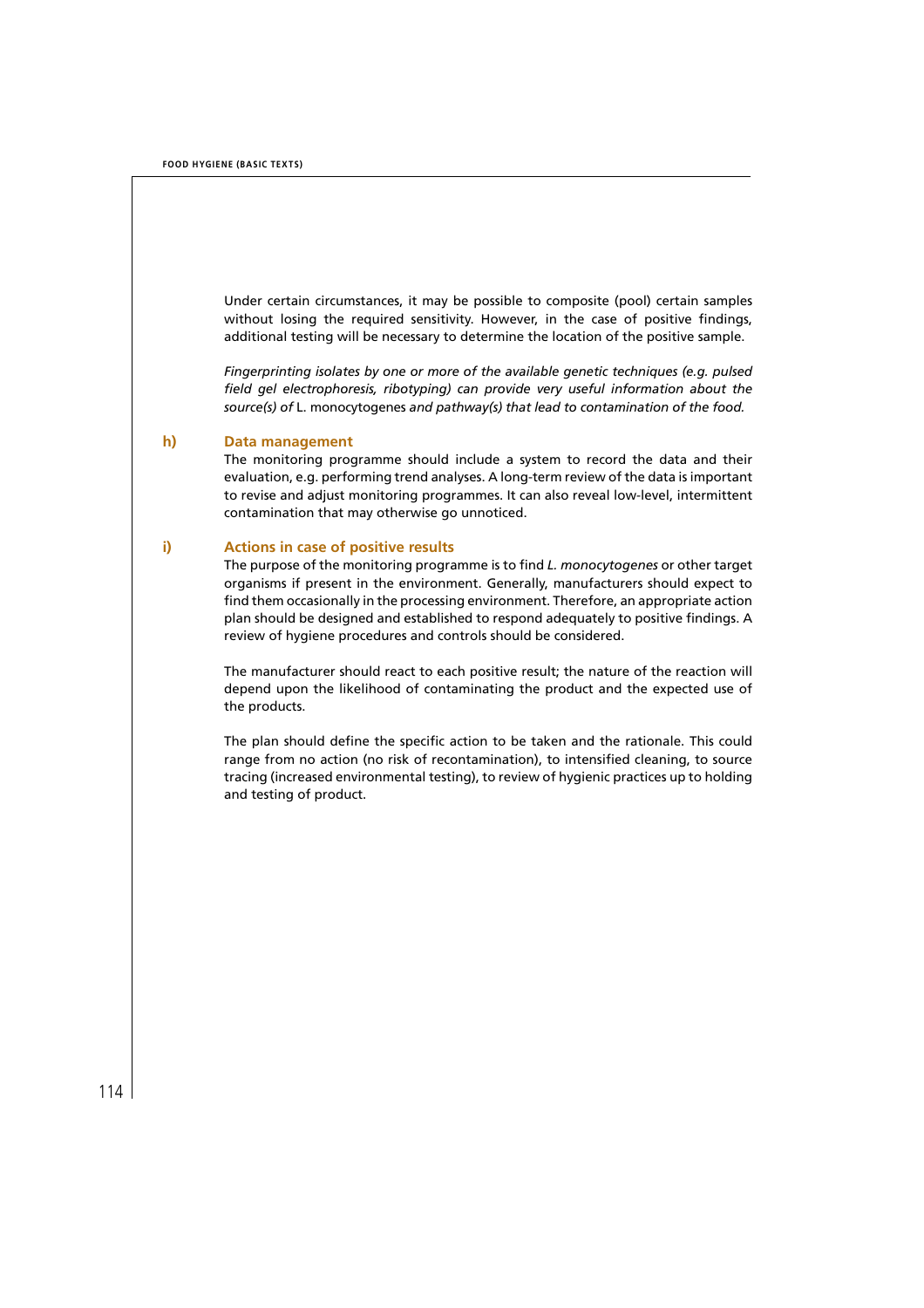Under certain circumstances, it may be possible to composite (pool) certain samples without losing the required sensitivity. However, in the case of positive findings, additional testing will be necessary to determine the location of the positive sample.

*Fingerprinting isolates by one or more of the available genetic techniques (e.g. pulsed field gel electrophoresis, ribotyping) can provide very useful information about the source(s) of* L. monocytogenes *and pathway(s) that lead to contamination of the food.*

### h) Data management

The monitoring programme should include a system to record the data and their evaluation, e.g. performing trend analyses. A long-term review of the data is important to revise and adjust monitoring programmes. It can also reveal low-level, intermittent contamination that may otherwise go unnoticed.

### i) Actions in case of positive results

The purpose of the monitoring programme is to find *L. monocytogenes* or other target organisms if present in the environment. Generally, manufacturers should expect to find them occasionally in the processing environment. Therefore, an appropriate action plan should be designed and established to respond adequately to positive findings. A review of hygiene procedures and controls should be considered.

The manufacturer should react to each positive result; the nature of the reaction will depend upon the likelihood of contaminating the product and the expected use of the products.

The plan should define the specific action to be taken and the rationale. This could range from no action (no risk of recontamination), to intensified cleaning, to source tracing (increased environmental testing), to review of hygienic practices up to holding and testing of product.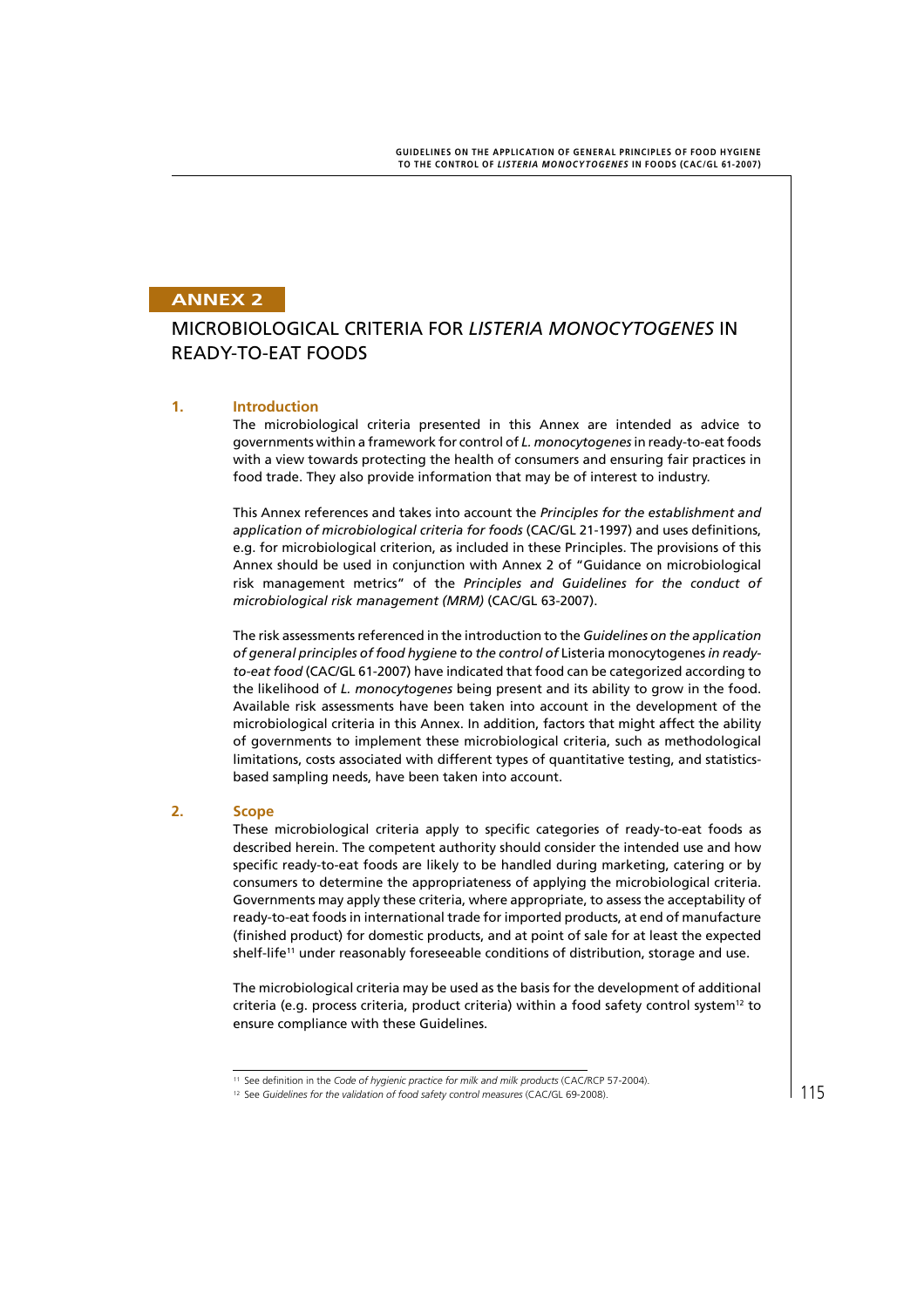# ANNEX 2

## MICROBIOLOGICAL CRITERIA FOR *LISTERIA MONOCYTOGENES* IN READY-TO-EAT FOODS

### 1. Introduction

The microbiological criteria presented in this Annex are intended as advice to governments within a framework for control of *L. monocytogenes* in ready-to-eat foods with a view towards protecting the health of consumers and ensuring fair practices in food trade. They also provide information that may be of interest to industry.

This Annex references and takes into account the *Principles for the establishment and application of microbiological criteria for foods* (CAC/GL 21-1997) and uses definitions, e.g. for microbiological criterion, as included in these Principles. The provisions of this Annex should be used in conjunction with Annex 2 of "Guidance on microbiological risk management metrics" of the *Principles and Guidelines for the conduct of microbiological risk management (MRM)* (CAC/GL 63-2007).

The risk assessments referenced in the introduction to the *Guidelines on the application of general principles of food hygiene to the control of* Listeria monocytogenes *in ready-to-eat food* (CAC/GL 61-2007) have indicated that food can be categorized according to the likelihood of *L. monocytogenes* being present and its ability to grow in the food. Available risk assessments have been taken into account in the development of the microbiological criteria in this Annex. In addition, factors that might affect the ability of governments to implement these microbiological criteria, such as methodological limitations, costs associated with different types of quantitative testing, and statistics-based sampling needs, have been taken into account.

### 2. Scope

These microbiological criteria apply to specific categories of ready-to-eat foods as described herein. The competent authority should consider the intended use and how specific ready-to-eat foods are likely to be handled during marketing, catering or by consumers to determine the appropriateness of applying the microbiological criteria. Governments may apply these criteria, where appropriate, to assess the acceptability of ready-to-eat foods in international trade for imported products, at end of manufacture (finished product) for domestic products, and at point of sale for at least the expected shelf-life[11] under reasonably foreseeable conditions of distribution, storage and use.

The microbiological criteria may be used as the basis for the development of additional criteria (e.g. process criteria, product criteria) within a food safety control system[12] to ensure compliance with these Guidelines.

---

[11] See definition in the *Code of hygienic practice for milk and milk products* (CAC/RCP 57-2004).

[12] See *Guidelines for the validation of food safety control measures* (CAC/GL 69-2008).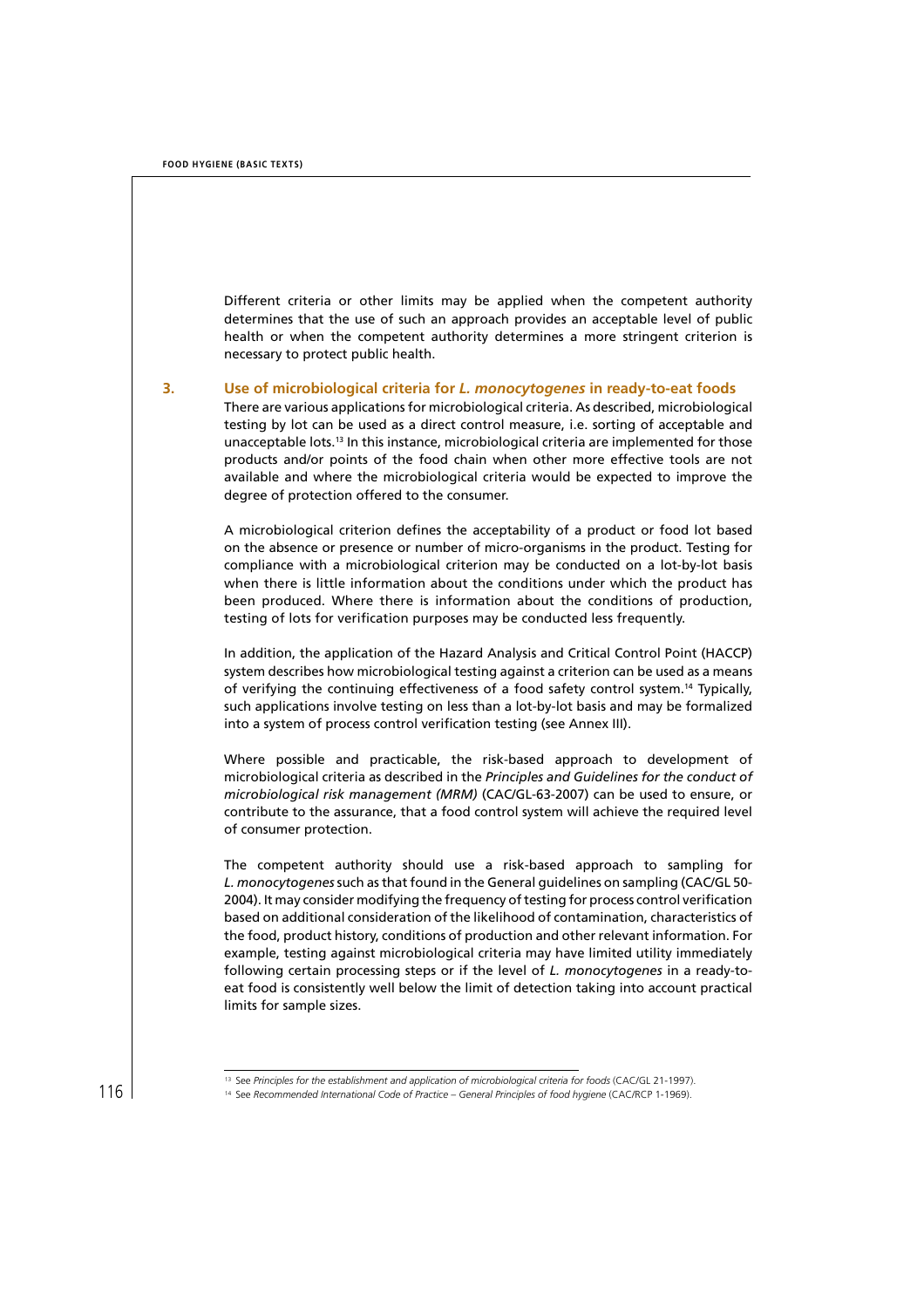Different criteria or other limits may be applied when the competent authority determines that the use of such an approach provides an acceptable level of public health or when the competent authority determines a more stringent criterion is necessary to protect public health.

## 3. Use of microbiological criteria for *L. monocytogenes* in ready-to-eat foods

There are various applications for microbiological criteria. As described, microbiological testing by lot can be used as a direct control measure, i.e. sorting of acceptable and unacceptable lots.[13] In this instance, microbiological criteria are implemented for those products and/or points of the food chain when other more effective tools are not available and where the microbiological criteria would be expected to improve the degree of protection offered to the consumer.

A microbiological criterion defines the acceptability of a product or food lot based on the absence or presence or number of micro-organisms in the product. Testing for compliance with a microbiological criterion may be conducted on a lot-by-lot basis when there is little information about the conditions under which the product has been produced. Where there is information about the conditions of production, testing of lots for verification purposes may be conducted less frequently.

In addition, the application of the Hazard Analysis and Critical Control Point (HACCP) system describes how microbiological testing against a criterion can be used as a means of verifying the continuing effectiveness of a food safety control system.[14] Typically, such applications involve testing on less than a lot-by-lot basis and may be formalized into a system of process control verification testing (see Annex III).

Where possible and practicable, the risk-based approach to development of microbiological criteria as described in the *Principles and Guidelines for the conduct of microbiological risk management (MRM)* (CAC/GL-63-2007) can be used to ensure, or contribute to the assurance, that a food control system will achieve the required level of consumer protection.

The competent authority should use a risk-based approach to sampling for *L. monocytogenes* such as that found in the General guidelines on sampling (CAC/GL 50-2004). It may consider modifying the frequency of testing for process control verification based on additional consideration of the likelihood of contamination, characteristics of the food, product history, conditions of production and other relevant information. For example, testing against microbiological criteria may have limited utility immediately following certain processing steps or if the level of *L. monocytogenes* in a ready-to-eat food is consistently well below the limit of detection taking into account practical limits for sample sizes.

---

[13] See *Principles for the establishment and application of microbiological criteria for foods* (CAC/GL 21-1997).

[14] See *Recommended International Code of Practice – General Principles of food hygiene* (CAC/RCP 1-1969).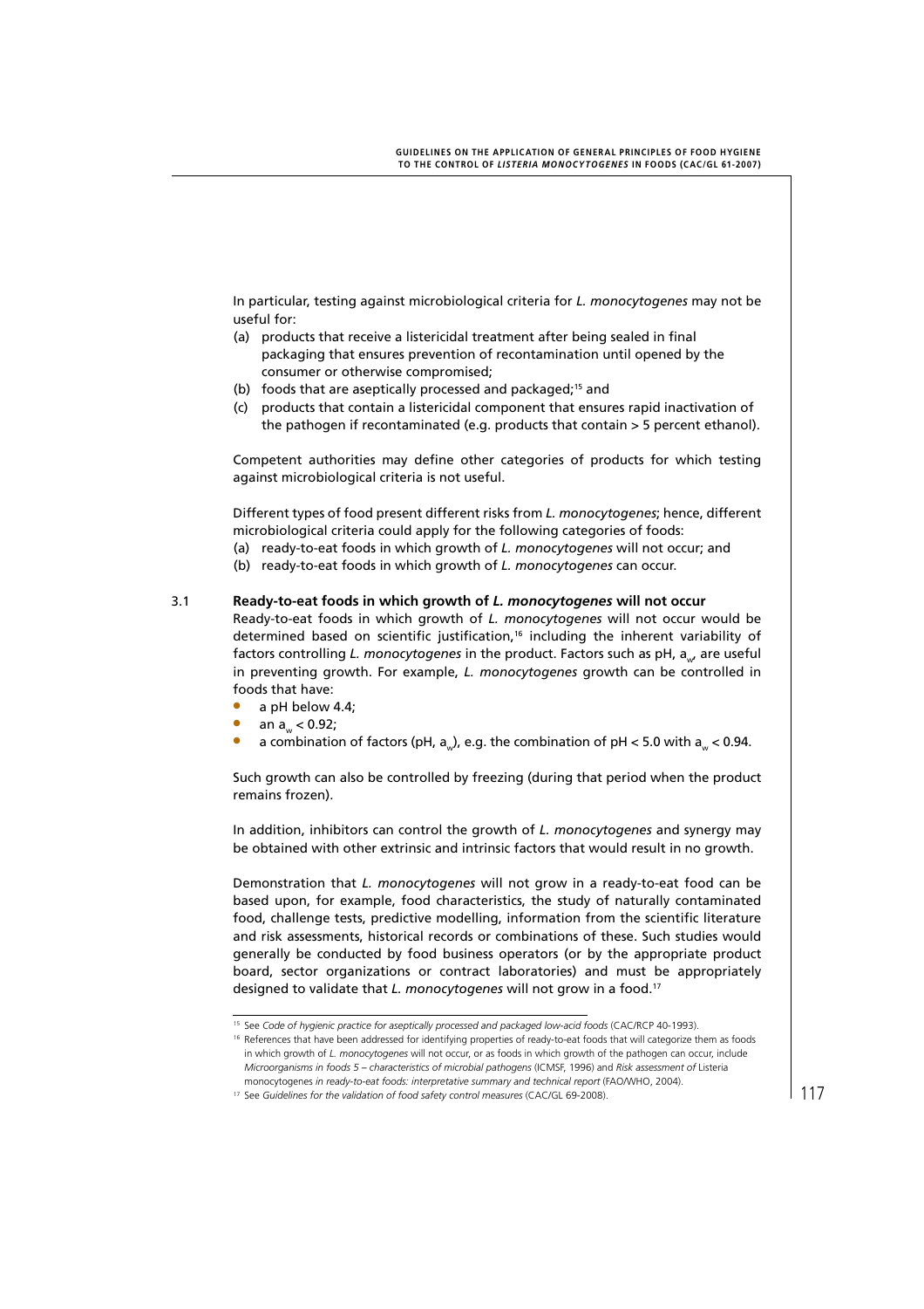In particular, testing against microbiological criteria for *L. monocytogenes* may not be useful for:

(a) products that receive a listericidal treatment after being sealed in final packaging that ensures prevention of recontamination until opened by the consumer or otherwise compromised;
(b) foods that are aseptically processed and packaged;[15] and
(c) products that contain a listericidal component that ensures rapid inactivation of the pathogen if recontaminated (e.g. products that contain > 5 percent ethanol).

Competent authorities may define other categories of products for which testing against microbiological criteria is not useful.

Different types of food present different risks from *L. monocytogenes*; hence, different microbiological criteria could apply for the following categories of foods:

(a) ready-to-eat foods in which growth of *L. monocytogenes* will not occur; and
(b) ready-to-eat foods in which growth of *L. monocytogenes* can occur.

## 3.1 Ready-to-eat foods in which growth of *L. monocytogenes* will not occur

Ready-to-eat foods in which growth of *L. monocytogenes* will not occur would be determined based on scientific justification,[16] including the inherent variability of factors controlling *L. monocytogenes* in the product. Factors such as pH, $a_w$, are useful in preventing growth. For example, *L. monocytogenes* growth can be controlled in foods that have:

- a pH below 4.4;
- an $a_w < 0.92$;
- a combination of factors (pH, $a_w$), e.g. the combination of pH < 5.0 with $a_w < 0.94$.

Such growth can also be controlled by freezing (during that period when the product remains frozen).

In addition, inhibitors can control the growth of *L. monocytogenes* and synergy may be obtained with other extrinsic and intrinsic factors that would result in no growth.

Demonstration that *L. monocytogenes* will not grow in a ready-to-eat food can be based upon, for example, food characteristics, the study of naturally contaminated food, challenge tests, predictive modelling, information from the scientific literature and risk assessments, historical records or combinations of these. Such studies would generally be conducted by food business operators (or by the appropriate product board, sector organizations or contract laboratories) and must be appropriately designed to validate that *L. monocytogenes* will not grow in a food.[17]

---

[15] See *Code of hygienic practice for aseptically processed and packaged low-acid foods* (CAC/RCP 40-1993).

[16] References that have been addressed for identifying properties of ready-to-eat foods that will categorize them as foods in which growth of *L. monocytogenes* will not occur, or as foods in which growth of the pathogen can occur, include *Microorganisms in foods 5 – characteristics of microbial pathogens* (ICMSF, 1996) and *Risk assessment of* Listeria monocytogenes *in ready-to-eat foods: interpretative summary and technical report* (FAO/WHO, 2004).

[17] See *Guidelines for the validation of food safety control measures* (CAC/GL 69-2008).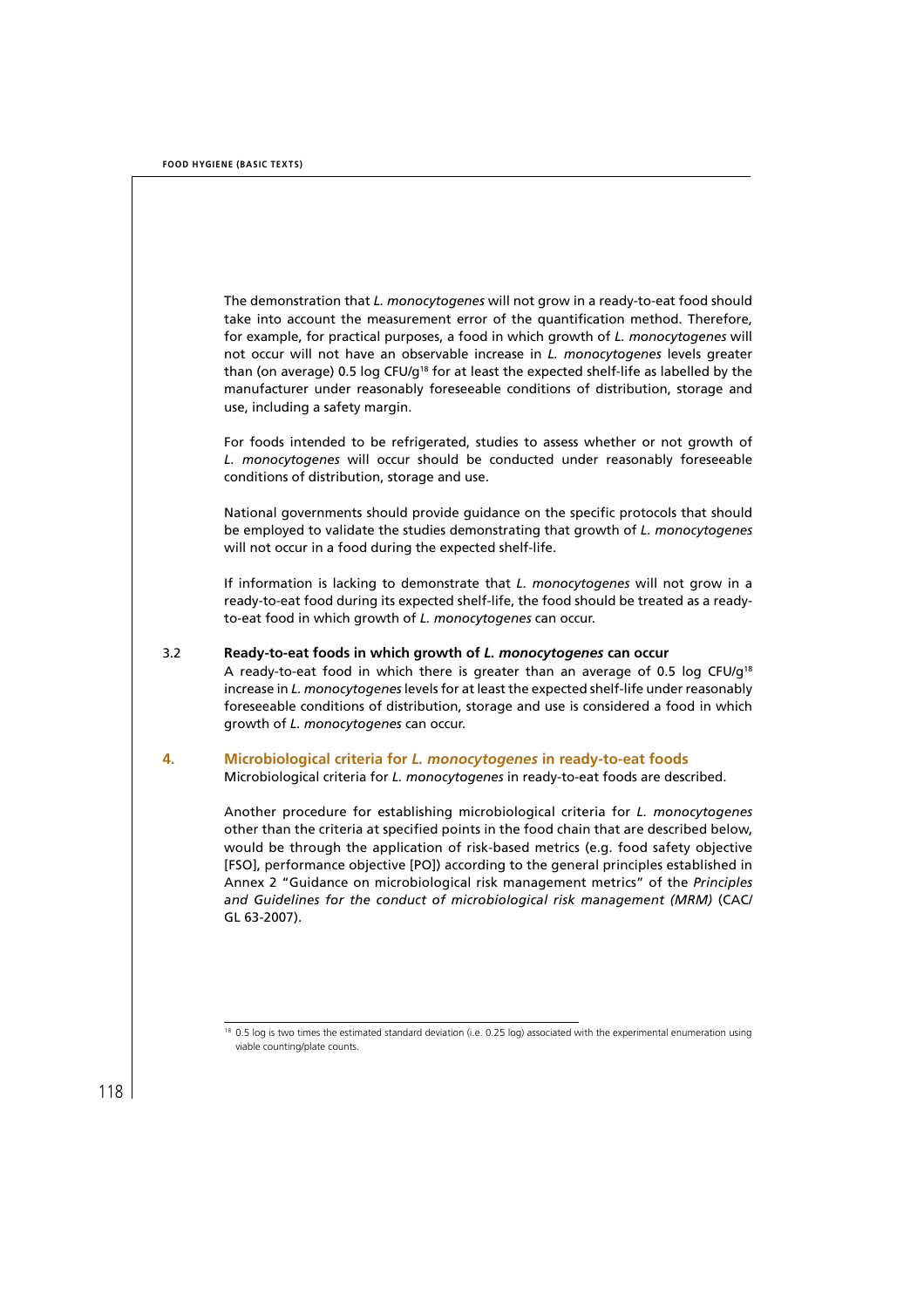The demonstration that *L. monocytogenes* will not grow in a ready-to-eat food should take into account the measurement error of the quantification method. Therefore, for example, for practical purposes, a food in which growth of *L. monocytogenes* will not occur will not have an observable increase in *L. monocytogenes* levels greater than (on average) 0.5 log CFU/g[18] for at least the expected shelf-life as labelled by the manufacturer under reasonably foreseeable conditions of distribution, storage and use, including a safety margin.

For foods intended to be refrigerated, studies to assess whether or not growth of *L. monocytogenes* will occur should be conducted under reasonably foreseeable conditions of distribution, storage and use.

National governments should provide guidance on the specific protocols that should be employed to validate the studies demonstrating that growth of *L. monocytogenes* will not occur in a food during the expected shelf-life.

If information is lacking to demonstrate that *L. monocytogenes* will not grow in a ready-to-eat food during its expected shelf-life, the food should be treated as a ready-to-eat food in which growth of *L. monocytogenes* can occur.

### 3.2 Ready-to-eat foods in which growth of *L. monocytogenes* can occur

A ready-to-eat food in which there is greater than an average of 0.5 log CFU/g[18] increase in *L. monocytogenes* levels for at least the expected shelf-life under reasonably foreseeable conditions of distribution, storage and use is considered a food in which growth of *L. monocytogenes* can occur.

## 4. Microbiological criteria for *L. monocytogenes* in ready-to-eat foods

Microbiological criteria for *L. monocytogenes* in ready-to-eat foods are described.

Another procedure for establishing microbiological criteria for *L. monocytogenes* other than the criteria at specified points in the food chain that are described below, would be through the application of risk-based metrics (e.g. food safety objective [FSO], performance objective [PO]) according to the general principles established in Annex 2 "Guidance on microbiological risk management metrics" of the *Principles and Guidelines for the conduct of microbiological risk management (MRM)* (CAC/GL 63-2007).

---

[18] 0.5 log is two times the estimated standard deviation (i.e. 0.25 log) associated with the experimental enumeration using viable counting/plate counts.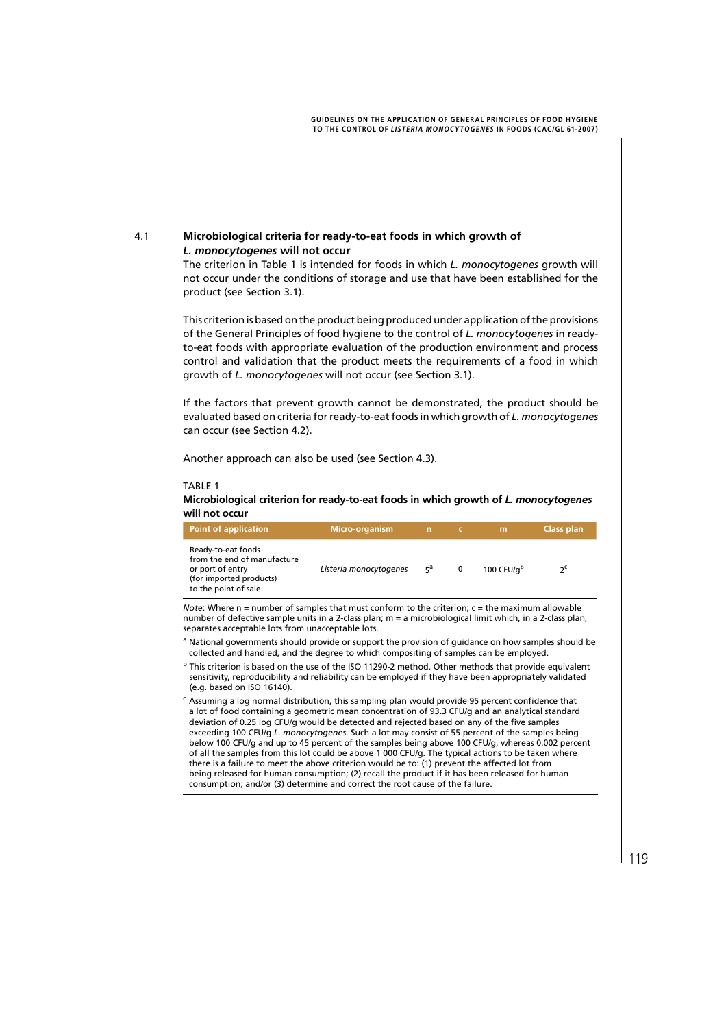## 4.1 Microbiological criteria for ready-to-eat foods in which growth of *L. monocytogenes* will not occur

The criterion in Table 1 is intended for foods in which *L. monocytogenes* growth will not occur under the conditions of storage and use that have been established for the product (see Section 3.1).

This criterion is based on the product being produced under application of the provisions of the General Principles of food hygiene to the control of *L. monocytogenes* in ready-to-eat foods with appropriate evaluation of the production environment and process control and validation that the product meets the requirements of a food in which growth of *L. monocytogenes* will not occur (see Section 3.1).

If the factors that prevent growth cannot be demonstrated, the product should be evaluated based on criteria for ready-to-eat foods in which growth of *L. monocytogenes* can occur (see Section 4.2).

Another approach can also be used (see Section 4.3).

TABLE 1

**Microbiological criterion for ready-to-eat foods in which growth of *L. monocytogenes* will not occur**

| Point of application | Micro-organism | n | c | m | Class plan |
|---|---|---|---|---|---|
| Ready-to-eat foods from the end of manufacture or port of entry (for imported products) to the point of sale | *Listeria monocytogenes* | 5[a] | 0 | 100 CFU/g[b] | 2[c] |

*Note*: Where n = number of samples that must conform to the criterion; c = the maximum allowable number of defective sample units in a 2-class plan; m = a microbiological limit which, in a 2-class plan, separates acceptable lots from unacceptable lots.

[a] National governments should provide or support the provision of guidance on how samples should be collected and handled, and the degree to which compositing of samples can be employed.

[b] This criterion is based on the use of the ISO 11290-2 method. Other methods that provide equivalent sensitivity, reproducibility and reliability can be employed if they have been appropriately validated (e.g. based on ISO 16140).

[c] Assuming a log normal distribution, this sampling plan would provide 95 percent confidence that a lot of food containing a geometric mean concentration of 93.3 CFU/g and an analytical standard deviation of 0.25 log CFU/g would be detected and rejected based on any of the five samples exceeding 100 CFU/g *L. monocytogenes.* Such a lot may consist of 55 percent of the samples being below 100 CFU/g and up to 45 percent of the samples being above 100 CFU/g, whereas 0.002 percent of all the samples from this lot could be above 1 000 CFU/g. The typical actions to be taken where there is a failure to meet the above criterion would be to: (1) prevent the affected lot from being released for human consumption; (2) recall the product if it has been released for human consumption; and/or (3) determine and correct the root cause of the failure.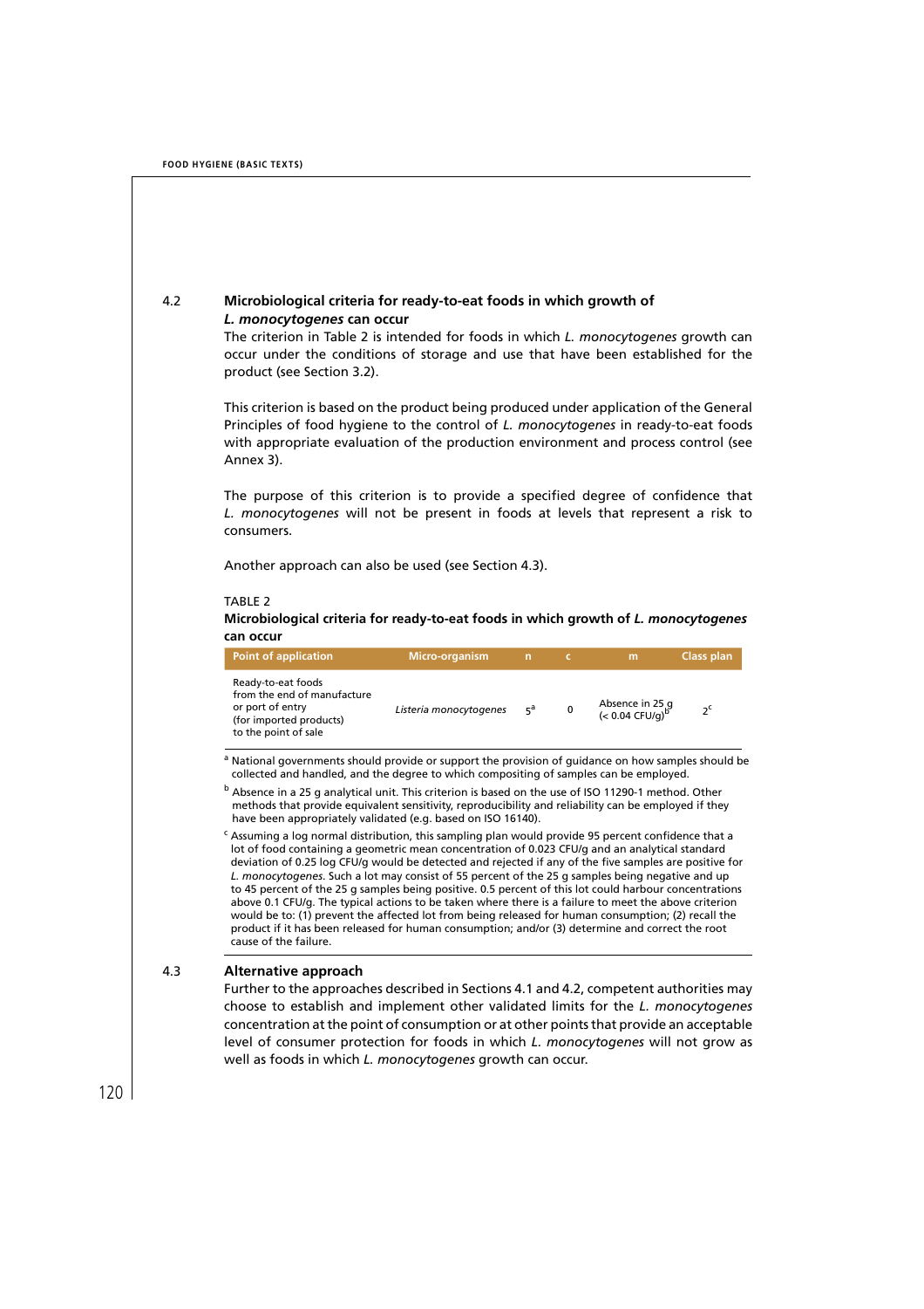## 4.2 Microbiological criteria for ready-to-eat foods in which growth of *L. monocytogenes* can occur

The criterion in Table 2 is intended for foods in which *L. monocytogenes* growth can occur under the conditions of storage and use that have been established for the product (see Section 3.2).

This criterion is based on the product being produced under application of the General Principles of food hygiene to the control of *L. monocytogenes* in ready-to-eat foods with appropriate evaluation of the production environment and process control (see Annex 3).

The purpose of this criterion is to provide a specified degree of confidence that *L. monocytogenes* will not be present in foods at levels that represent a risk to consumers.

Another approach can also be used (see Section 4.3).

TABLE 2

**Microbiological criteria for ready-to-eat foods in which growth of *L. monocytogenes* can occur**

| Point of application | Micro-organism | n | c | m | Class plan |
|---|---|---|---|---|---|
| Ready-to-eat foods from the end of manufacture or port of entry (for imported products) to the point of sale | *Listeria monocytogenes* | 5[a] | 0 | Absence in 25 g (< 0.04 CFU/g)[b] | 2[c] |

[a] National governments should provide or support the provision of guidance on how samples should be collected and handled, and the degree to which compositing of samples can be employed.

[b] Absence in a 25 g analytical unit. This criterion is based on the use of ISO 11290-1 method. Other methods that provide equivalent sensitivity, reproducibility and reliability can be employed if they have been appropriately validated (e.g. based on ISO 16140).

[c] Assuming a log normal distribution, this sampling plan would provide 95 percent confidence that a lot of food containing a geometric mean concentration of 0.023 CFU/g and an analytical standard deviation of 0.25 log CFU/g would be detected and rejected if any of the five samples are positive for *L. monocytogenes*. Such a lot may consist of 55 percent of the 25 g samples being negative and up to 45 percent of the 25 g samples being positive. 0.5 percent of this lot could harbour concentrations above 0.1 CFU/g. The typical actions to be taken where there is a failure to meet the above criterion would be to: (1) prevent the affected lot from being released for human consumption; (2) recall the product if it has been released for human consumption; and/or (3) determine and correct the root cause of the failure.

## 4.3 Alternative approach

Further to the approaches described in Sections 4.1 and 4.2, competent authorities may choose to establish and implement other validated limits for the *L. monocytogenes* concentration at the point of consumption or at other points that provide an acceptable level of consumer protection for foods in which *L. monocytogenes* will not grow as well as foods in which *L. monocytogenes* growth can occur.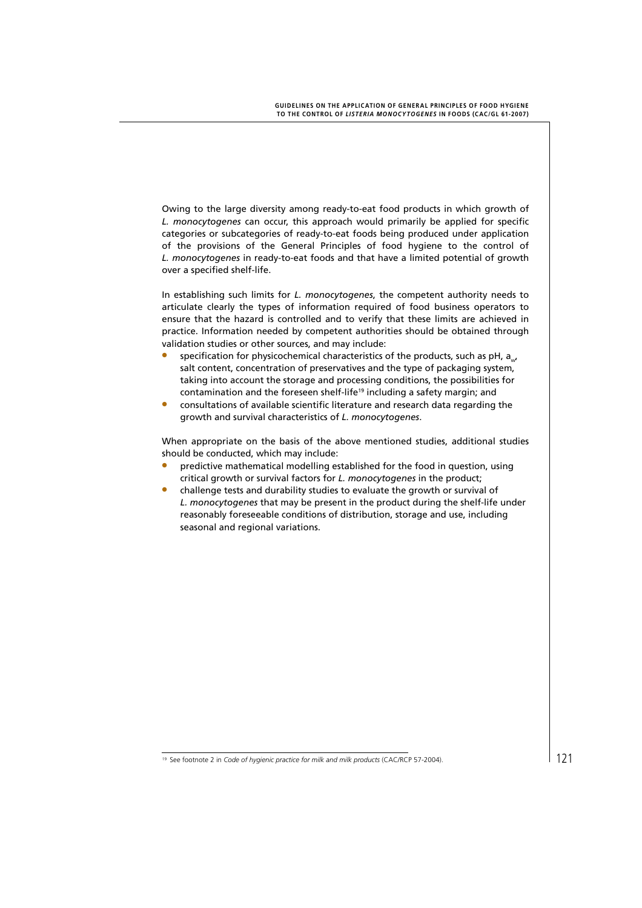Owing to the large diversity among ready-to-eat food products in which growth of *L. monocytogenes* can occur, this approach would primarily be applied for specific categories or subcategories of ready-to-eat foods being produced under application of the provisions of the General Principles of food hygiene to the control of *L. monocytogenes* in ready-to-eat foods and that have a limited potential of growth over a specified shelf-life.

In establishing such limits for *L. monocytogenes*, the competent authority needs to articulate clearly the types of information required of food business operators to ensure that the hazard is controlled and to verify that these limits are achieved in practice. Information needed by competent authorities should be obtained through validation studies or other sources, and may include:

- specification for physicochemical characteristics of the products, such as pH, $a_w$, salt content, concentration of preservatives and the type of packaging system, taking into account the storage and processing conditions, the possibilities for contamination and the foreseen shelf-life[19] including a safety margin; and
- consultations of available scientific literature and research data regarding the growth and survival characteristics of *L. monocytogenes*.

When appropriate on the basis of the above mentioned studies, additional studies should be conducted, which may include:

- predictive mathematical modelling established for the food in question, using critical growth or survival factors for *L. monocytogenes* in the product;
- challenge tests and durability studies to evaluate the growth or survival of *L. monocytogenes* that may be present in the product during the shelf-life under reasonably foreseeable conditions of distribution, storage and use, including seasonal and regional variations.

[19] See footnote 2 in *Code of hygienic practice for milk and milk products* (CAC/RCP 57-2004).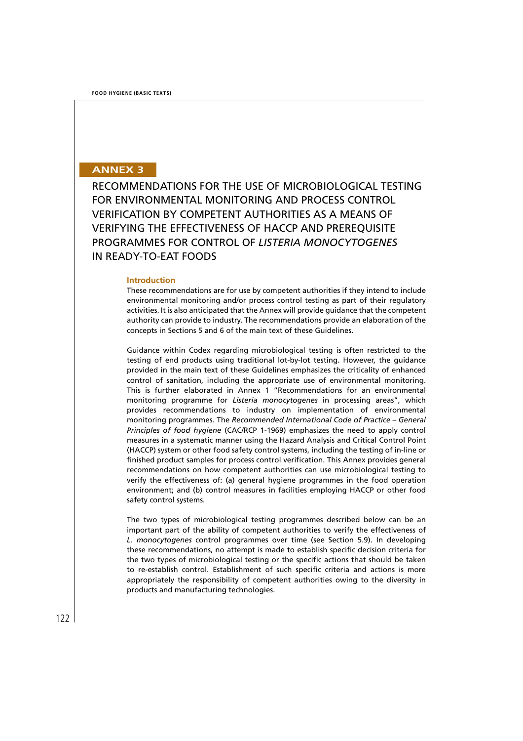## ANNEX 3

# RECOMMENDATIONS FOR THE USE OF MICROBIOLOGICAL TESTING FOR ENVIRONMENTAL MONITORING AND PROCESS CONTROL VERIFICATION BY COMPETENT AUTHORITIES AS A MEANS OF VERIFYING THE EFFECTIVENESS OF HACCP AND PREREQUISITE PROGRAMMES FOR CONTROL OF *LISTERIA MONOCYTOGENES* IN READY-TO-EAT FOODS

### Introduction

These recommendations are for use by competent authorities if they intend to include environmental monitoring and/or process control testing as part of their regulatory activities. It is also anticipated that the Annex will provide guidance that the competent authority can provide to industry. The recommendations provide an elaboration of the concepts in Sections 5 and 6 of the main text of these Guidelines.

Guidance within Codex regarding microbiological testing is often restricted to the testing of end products using traditional lot-by-lot testing. However, the guidance provided in the main text of these Guidelines emphasizes the criticality of enhanced control of sanitation, including the appropriate use of environmental monitoring. This is further elaborated in Annex 1 "Recommendations for an environmental monitoring programme for *Listeria monocytogenes* in processing areas", which provides recommendations to industry on implementation of environmental monitoring programmes. The *Recommended International Code of Practice – General Principles of food hygiene* (CAC/RCP 1-1969) emphasizes the need to apply control measures in a systematic manner using the Hazard Analysis and Critical Control Point (HACCP) system or other food safety control systems, including the testing of in-line or finished product samples for process control verification. This Annex provides general recommendations on how competent authorities can use microbiological testing to verify the effectiveness of: (a) general hygiene programmes in the food operation environment; and (b) control measures in facilities employing HACCP or other food safety control systems.

The two types of microbiological testing programmes described below can be an important part of the ability of competent authorities to verify the effectiveness of *L. monocytogenes* control programmes over time (see Section 5.9). In developing these recommendations, no attempt is made to establish specific decision criteria for the two types of microbiological testing or the specific actions that should be taken to re-establish control. Establishment of such specific criteria and actions is more appropriately the responsibility of competent authorities owing to the diversity in products and manufacturing technologies.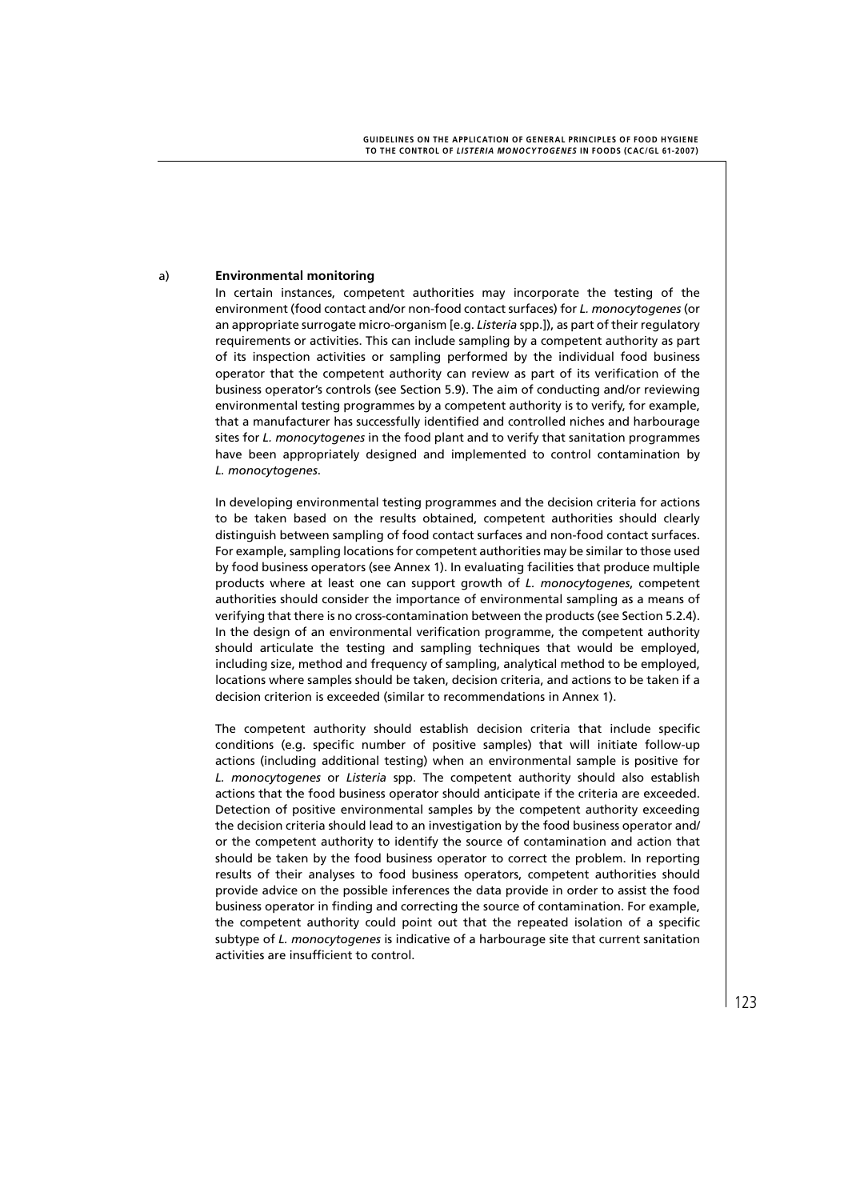a) **Environmental monitoring**

In certain instances, competent authorities may incorporate the testing of the environment (food contact and/or non-food contact surfaces) for *L. monocytogenes* (or an appropriate surrogate micro-organism [e.g. *Listeria* spp.]), as part of their regulatory requirements or activities. This can include sampling by a competent authority as part of its inspection activities or sampling performed by the individual food business operator that the competent authority can review as part of its verification of the business operator's controls (see Section 5.9). The aim of conducting and/or reviewing environmental testing programmes by a competent authority is to verify, for example, that a manufacturer has successfully identified and controlled niches and harbourage sites for *L. monocytogenes* in the food plant and to verify that sanitation programmes have been appropriately designed and implemented to control contamination by *L. monocytogenes*.

In developing environmental testing programmes and the decision criteria for actions to be taken based on the results obtained, competent authorities should clearly distinguish between sampling of food contact surfaces and non-food contact surfaces. For example, sampling locations for competent authorities may be similar to those used by food business operators (see Annex 1). In evaluating facilities that produce multiple products where at least one can support growth of *L. monocytogenes*, competent authorities should consider the importance of environmental sampling as a means of verifying that there is no cross-contamination between the products (see Section 5.2.4). In the design of an environmental verification programme, the competent authority should articulate the testing and sampling techniques that would be employed, including size, method and frequency of sampling, analytical method to be employed, locations where samples should be taken, decision criteria, and actions to be taken if a decision criterion is exceeded (similar to recommendations in Annex 1).

The competent authority should establish decision criteria that include specific conditions (e.g. specific number of positive samples) that will initiate follow-up actions (including additional testing) when an environmental sample is positive for *L. monocytogenes* or *Listeria* spp. The competent authority should also establish actions that the food business operator should anticipate if the criteria are exceeded. Detection of positive environmental samples by the competent authority exceeding the decision criteria should lead to an investigation by the food business operator and/or the competent authority to identify the source of contamination and action that should be taken by the food business operator to correct the problem. In reporting results of their analyses to food business operators, competent authorities should provide advice on the possible inferences the data provide in order to assist the food business operator in finding and correcting the source of contamination. For example, the competent authority could point out that the repeated isolation of a specific subtype of *L. monocytogenes* is indicative of a harbourage site that current sanitation activities are insufficient to control.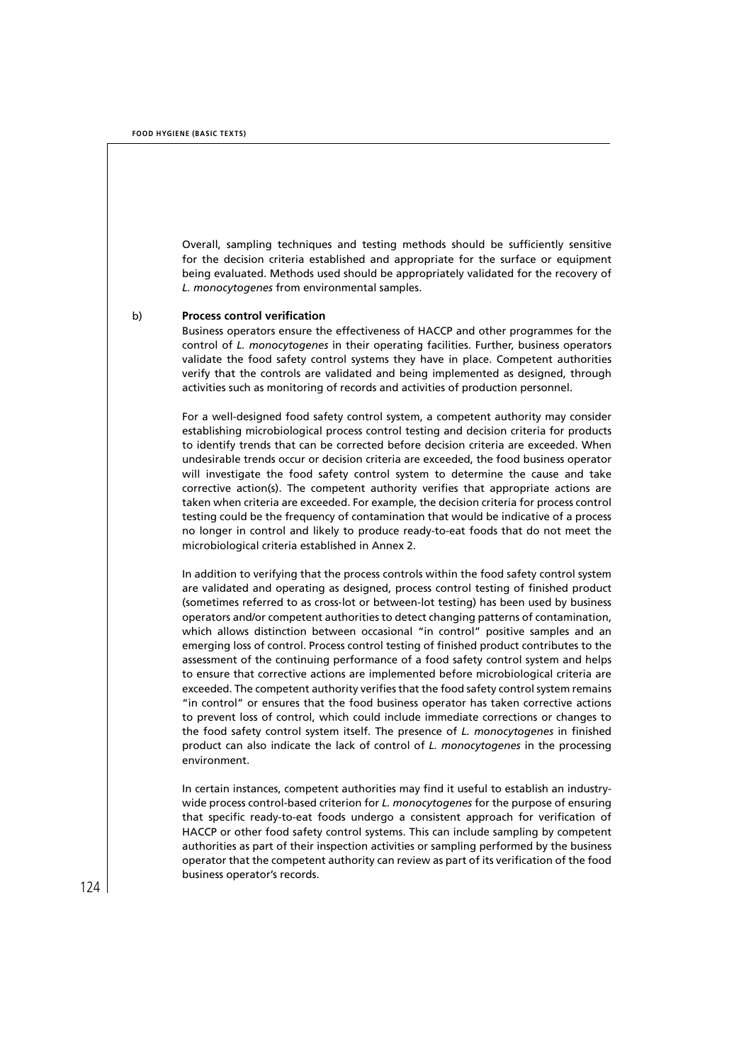Overall, sampling techniques and testing methods should be sufficiently sensitive for the decision criteria established and appropriate for the surface or equipment being evaluated. Methods used should be appropriately validated for the recovery of *L. monocytogenes* from environmental samples.

b) **Process control verification**

Business operators ensure the effectiveness of HACCP and other programmes for the control of *L. monocytogenes* in their operating facilities. Further, business operators validate the food safety control systems they have in place. Competent authorities verify that the controls are validated and being implemented as designed, through activities such as monitoring of records and activities of production personnel.

For a well-designed food safety control system, a competent authority may consider establishing microbiological process control testing and decision criteria for products to identify trends that can be corrected before decision criteria are exceeded. When undesirable trends occur or decision criteria are exceeded, the food business operator will investigate the food safety control system to determine the cause and take corrective action(s). The competent authority verifies that appropriate actions are taken when criteria are exceeded. For example, the decision criteria for process control testing could be the frequency of contamination that would be indicative of a process no longer in control and likely to produce ready-to-eat foods that do not meet the microbiological criteria established in Annex 2.

In addition to verifying that the process controls within the food safety control system are validated and operating as designed, process control testing of finished product (sometimes referred to as cross-lot or between-lot testing) has been used by business operators and/or competent authorities to detect changing patterns of contamination, which allows distinction between occasional "in control" positive samples and an emerging loss of control. Process control testing of finished product contributes to the assessment of the continuing performance of a food safety control system and helps to ensure that corrective actions are implemented before microbiological criteria are exceeded. The competent authority verifies that the food safety control system remains "in control" or ensures that the food business operator has taken corrective actions to prevent loss of control, which could include immediate corrections or changes to the food safety control system itself. The presence of *L. monocytogenes* in finished product can also indicate the lack of control of *L. monocytogenes* in the processing environment.

In certain instances, competent authorities may find it useful to establish an industry-wide process control-based criterion for *L. monocytogenes* for the purpose of ensuring that specific ready-to-eat foods undergo a consistent approach for verification of HACCP or other food safety control systems. This can include sampling by competent authorities as part of their inspection activities or sampling performed by the business operator that the competent authority can review as part of its verification of the food business operator's records.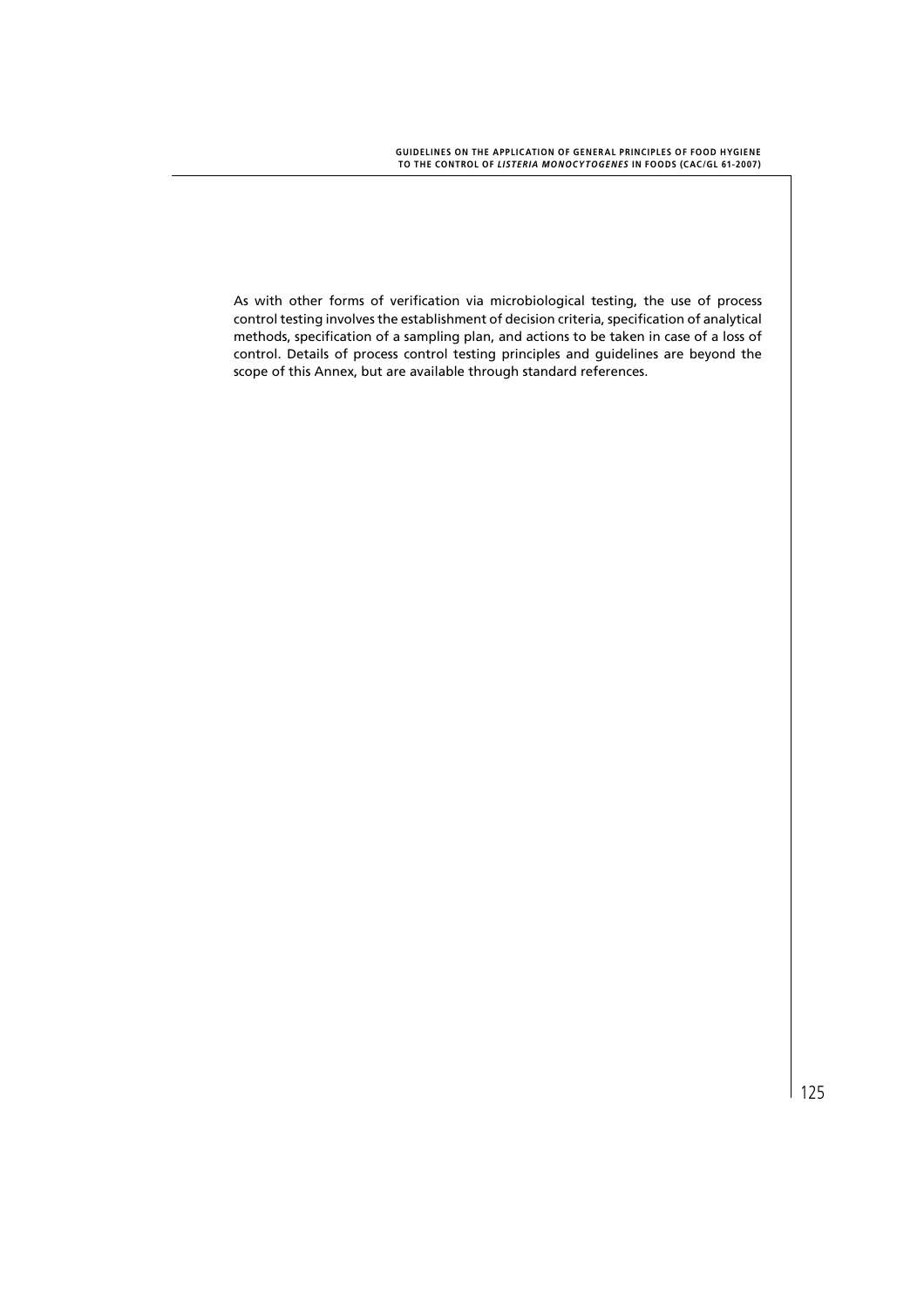As with other forms of verification via microbiological testing, the use of process control testing involves the establishment of decision criteria, specification of analytical methods, specification of a sampling plan, and actions to be taken in case of a loss of control. Details of process control testing principles and guidelines are beyond the scope of this Annex, but are available through standard references.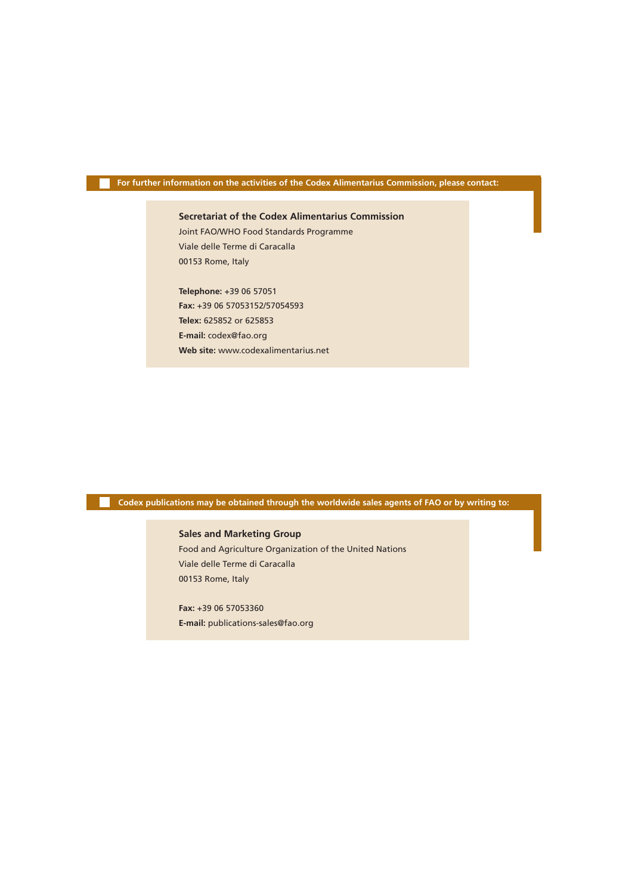**For further information on the activities of the Codex Alimentarius Commission, please contact:**

**Secretariat of the Codex Alimentarius Commission**
Joint FAO/WHO Food Standards Programme
Viale delle Terme di Caracalla
00153 Rome, Italy

**Telephone:** +39 06 57051
**Fax:** +39 06 57053152/57054593
**Telex:** 625852 or 625853
**E-mail:** codex@fao.org
**Web site:** www.codexalimentarius.net

**Codex publications may be obtained through the worldwide sales agents of FAO or by writing to:**

**Sales and Marketing Group**
Food and Agriculture Organization of the United Nations
Viale delle Terme di Caracalla
00153 Rome, Italy

**Fax:** +39 06 57053360
**E-mail:** publications-sales@fao.org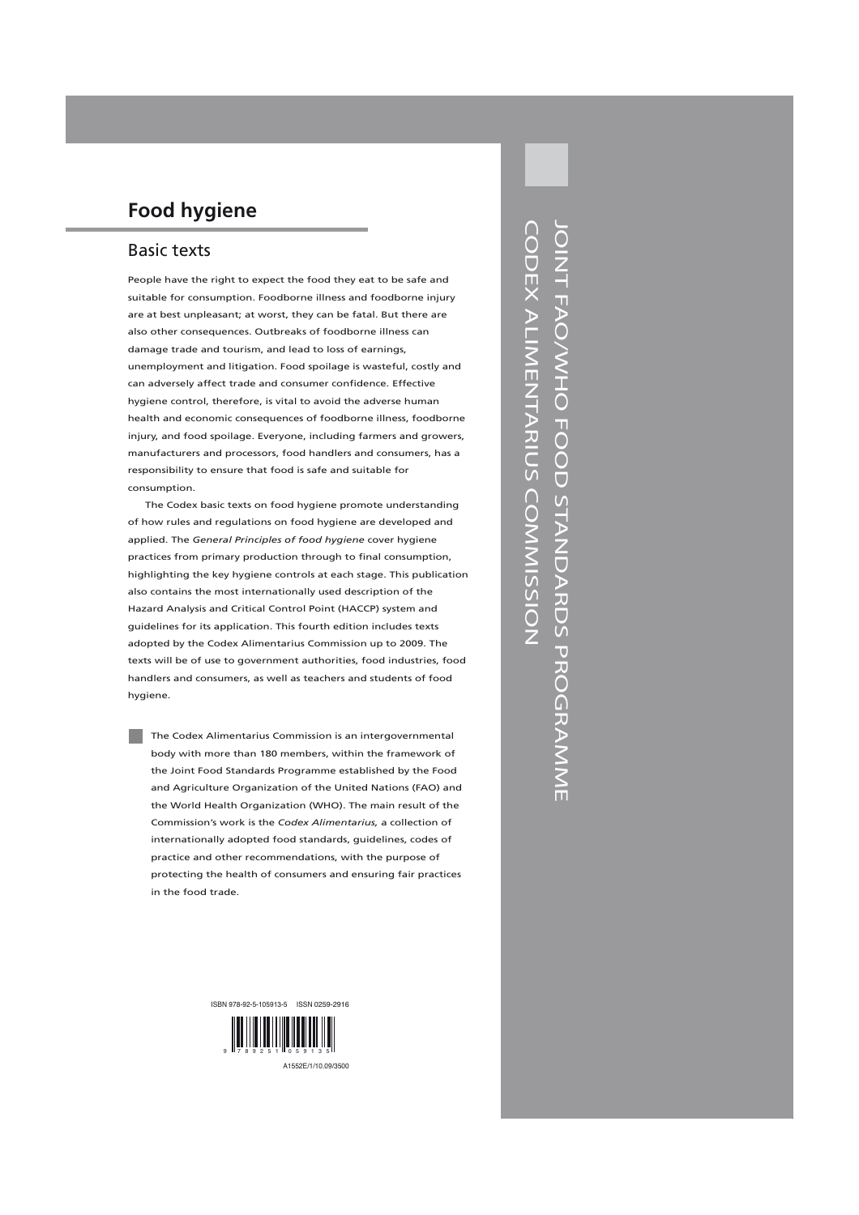# Food hygiene

## Basic texts

People have the right to expect the food they eat to be safe and suitable for consumption. Foodborne illness and foodborne injury are at best unpleasant; at worst, they can be fatal. But there are also other consequences. Outbreaks of foodborne illness can damage trade and tourism, and lead to loss of earnings, unemployment and litigation. Food spoilage is wasteful, costly and can adversely affect trade and consumer confidence. Effective hygiene control, therefore, is vital to avoid the adverse human health and economic consequences of foodborne illness, foodborne injury, and food spoilage. Everyone, including farmers and growers, manufacturers and processors, food handlers and consumers, has a responsibility to ensure that food is safe and suitable for consumption.

The Codex basic texts on food hygiene promote understanding of how rules and regulations on food hygiene are developed and applied. The *General Principles of food hygiene* cover hygiene practices from primary production through to final consumption, highlighting the key hygiene controls at each stage. This publication also contains the most internationally used description of the Hazard Analysis and Critical Control Point (HACCP) system and guidelines for its application. This fourth edition includes texts adopted by the Codex Alimentarius Commission up to 2009. The texts will be of use to government authorities, food industries, food handlers and consumers, as well as teachers and students of food hygiene.

The Codex Alimentarius Commission is an intergovernmental body with more than 180 members, within the framework of the Joint Food Standards Programme established by the Food and Agriculture Organization of the United Nations (FAO) and the World Health Organization (WHO). The main result of the Commission's work is the *Codex Alimentarius,* a collection of internationally adopted food standards, guidelines, codes of practice and other recommendations, with the purpose of protecting the health of consumers and ensuring fair practices in the food trade.

JOINT FAO/WHO FOOD STANDARDS PROGRAMME

CODEX ALIMENTARIUS COMMISSION

ISBN 978-92-5-105913-5 ISSN 0259-2916

A1552E/1/10.09/3500